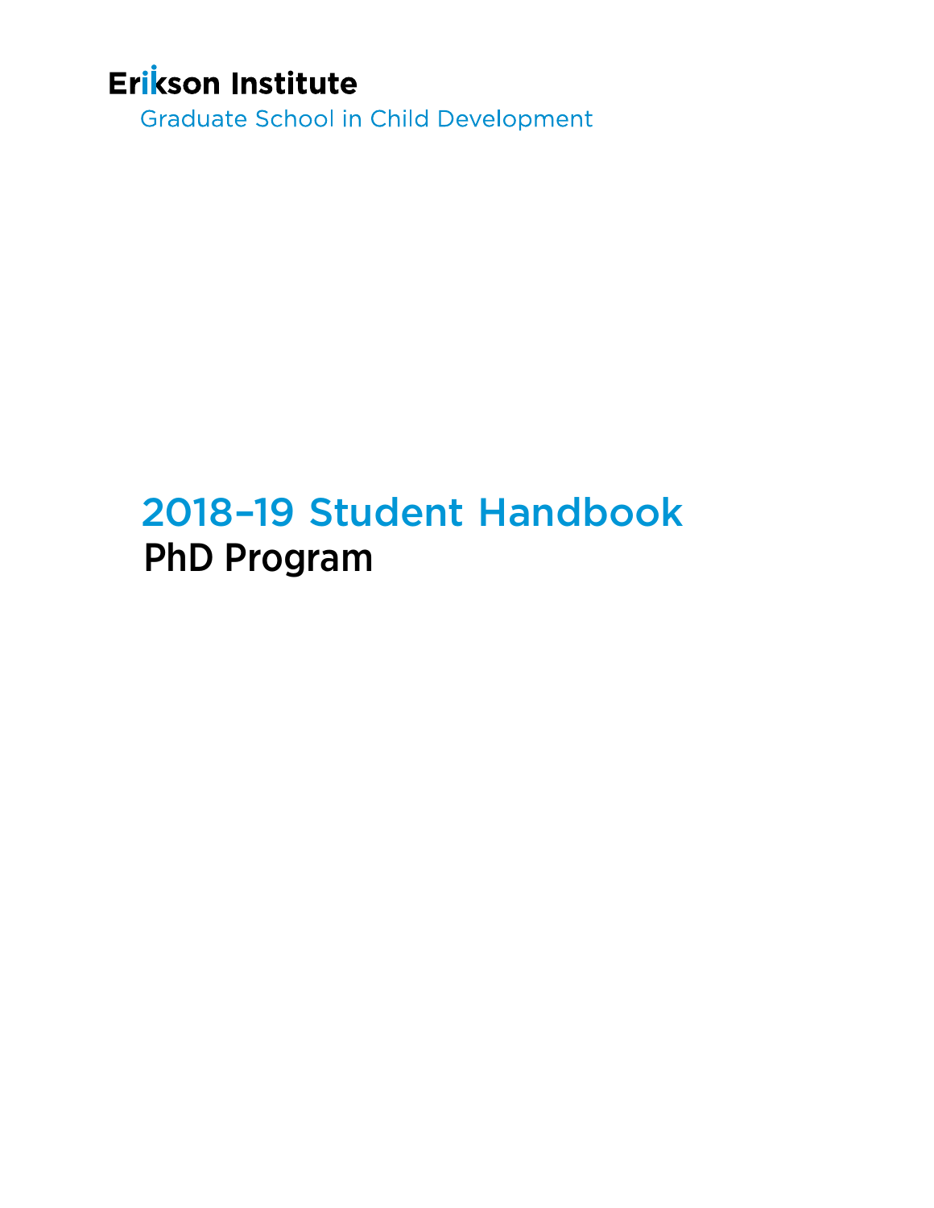Erikson Institute

Graduate School in Child Development

# 2018–19 Student Handbook

## PhD Program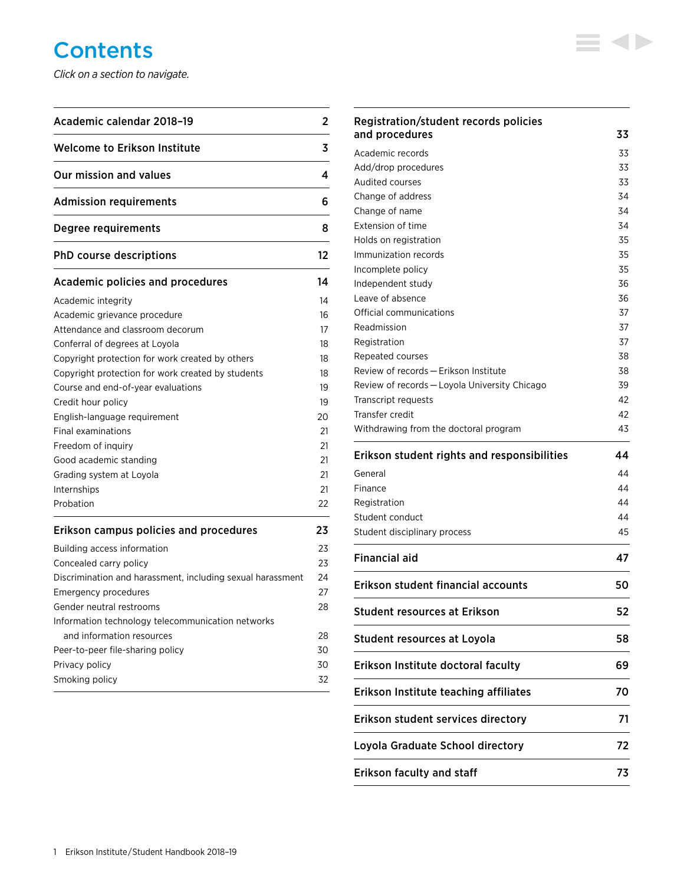# Contents

*Click on a section to navigate.*

| | |
|---|---|
| **Academic calendar 2018–19** | **2** |
| **Welcome to Erikson Institute** | **3** |
| **Our mission and values** | **4** |
| **Admission requirements** | **6** |
| **Degree requirements** | **8** |
| **PhD course descriptions** | **12** |
| **Academic policies and procedures** | **14** |
| Academic integrity | 14 |
| Academic grievance procedure | 16 |
| Attendance and classroom decorum | 17 |
| Conferral of degrees at Loyola | 18 |
| Copyright protection for work created by others | 18 |
| Copyright protection for work created by students | 18 |
| Course and end-of-year evaluations | 19 |
| Credit hour policy | 19 |
| English-language requirement | 20 |
| Final examinations | 21 |
| Freedom of inquiry | 21 |
| Good academic standing | 21 |
| Grading system at Loyola | 21 |
| Internships | 21 |
| Probation | 22 |
| **Erikson campus policies and procedures** | **23** |
| Building access information | 23 |
| Concealed carry policy | 23 |
| Discrimination and harassment, including sexual harassment | 24 |
| Emergency procedures | 27 |
| Gender neutral restrooms | 28 |
| Information technology telecommunication networks and information resources | 28 |
| Peer-to-peer file-sharing policy | 30 |
| Privacy policy | 30 |
| Smoking policy | 32 |
| **Registration/student records policies and procedures** | **33** |
| Academic records | 33 |
| Add/drop procedures | 33 |
| Audited courses | 33 |
| Change of address | 34 |
| Change of name | 34 |
| Extension of time | 34 |
| Holds on registration | 35 |
| Immunization records | 35 |
| Incomplete policy | 35 |
| Independent study | 36 |
| Leave of absence | 36 |
| Official communications | 37 |
| Readmission | 37 |
| Registration | 37 |
| Repeated courses | 38 |
| Review of records — Erikson Institute | 38 |
| Review of records — Loyola University Chicago | 39 |
| Transcript requests | 42 |
| Transfer credit | 42 |
| Withdrawing from the doctoral program | 43 |
| **Erikson student rights and responsibilities** | **44** |
| General | 44 |
| Finance | 44 |
| Registration | 44 |
| Student conduct | 44 |
| Student disciplinary process | 45 |
| **Financial aid** | **47** |
| **Erikson student financial accounts** | **50** |
| **Student resources at Erikson** | **52** |
| **Student resources at Loyola** | **58** |
| **Erikson Institute doctoral faculty** | **69** |
| **Erikson Institute teaching affiliates** | **70** |
| **Erikson student services directory** | **71** |
| **Loyola Graduate School directory** | **72** |
| **Erikson faculty and staff** | **73** |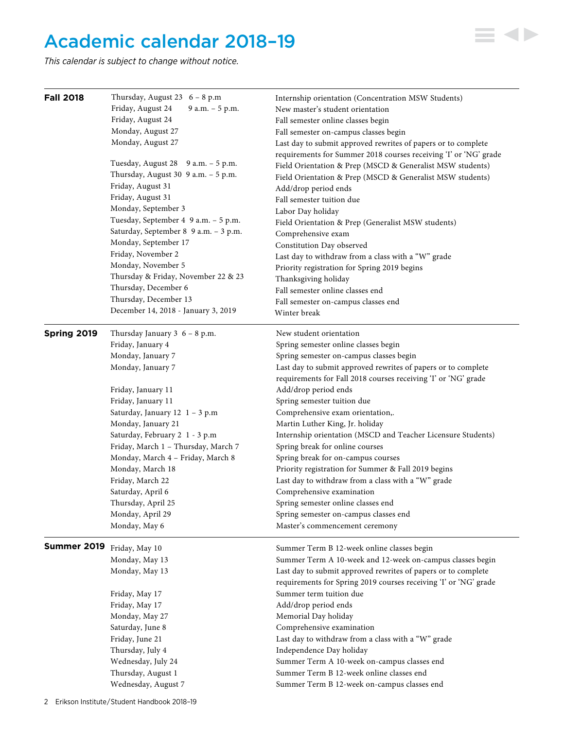# Academic calendar 2018–19

*This calendar is subject to change without notice.*

| | | |
|---|---|---|
| **Fall 2018** | Thursday, August 23 6 – 8 p.m | Internship orientation (Concentration MSW Students) |
| | Friday, August 24 9 a.m. – 5 p.m. | New master's student orientation |
| | Friday, August 24 | Fall semester online classes begin |
| | Monday, August 27 | Fall semester on-campus classes begin |
| | Monday, August 27 | Last day to submit approved rewrites of papers or to complete requirements for Summer 2018 courses receiving 'I' or 'NG' grade |
| | Tuesday, August 28 9 a.m. – 5 p.m. | Field Orientation & Prep (MSCD & Generalist MSW students) |
| | Thursday, August 30 9 a.m. – 5 p.m. | Field Orientation & Prep (MSCD & Generalist MSW students) |
| | Friday, August 31 | Add/drop period ends |
| | Friday, August 31 | Fall semester tuition due |
| | Monday, September 3 | Labor Day holiday |
| | Tuesday, September 4 9 a.m. – 5 p.m. | Field Orientation & Prep (Generalist MSW students) |
| | Saturday, September 8 9 a.m. – 3 p.m. | Comprehensive exam |
| | Monday, September 17 | Constitution Day observed |
| | Friday, November 2 | Last day to withdraw from a class with a "W" grade |
| | Monday, November 5 | Priority registration for Spring 2019 begins |
| | Thursday & Friday, November 22 & 23 | Thanksgiving holiday |
| | Thursday, December 6 | Fall semester online classes end |
| | Thursday, December 13 | Fall semester on-campus classes end |
| | December 14, 2018 - January 3, 2019 | Winter break |
| **Spring 2019** | Thursday January 3 6 – 8 p.m. | New student orientation |
| | Friday, January 4 | Spring semester online classes begin |
| | Monday, January 7 | Spring semester on-campus classes begin |
| | Monday, January 7 | Last day to submit approved rewrites of papers or to complete requirements for Fall 2018 courses receiving 'I' or 'NG' grade |
| | Friday, January 11 | Add/drop period ends |
| | Friday, January 11 | Spring semester tuition due |
| | Saturday, January 12 1 – 3 p.m | Comprehensive exam orientation,. |
| | Monday, January 21 | Martin Luther King, Jr. holiday |
| | Saturday, February 2 1 - 3 p.m | Internship orientation (MSCD and Teacher Licensure Students) |
| | Friday, March 1 – Thursday, March 7 | Spring break for online courses |
| | Monday, March 4 – Friday, March 8 | Spring break for on-campus courses |
| | Monday, March 18 | Priority registration for Summer & Fall 2019 begins |
| | Friday, March 22 | Last day to withdraw from a class with a "W" grade |
| | Saturday, April 6 | Comprehensive examination |
| | Thursday, April 25 | Spring semester online classes end |
| | Monday, April 29 | Spring semester on-campus classes end |
| | Monday, May 6 | Master's commencement ceremony |
| **Summer 2019** | Friday, May 10 | Summer Term B 12-week online classes begin |
| | Monday, May 13 | Summer Term A 10-week and 12-week on-campus classes begin |
| | Monday, May 13 | Last day to submit approved rewrites of papers or to complete requirements for Spring 2019 courses receiving 'I' or 'NG' grade |
| | Friday, May 17 | Summer term tuition due |
| | Friday, May 17 | Add/drop period ends |
| | Monday, May 27 | Memorial Day holiday |
| | Saturday, June 8 | Comprehensive examination |
| | Friday, June 21 | Last day to withdraw from a class with a "W" grade |
| | Thursday, July 4 | Independence Day holiday |
| | Wednesday, July 24 | Summer Term A 10-week on-campus classes end |
| | Thursday, August 1 | Summer Term B 12-week online classes end |
| | Wednesday, August 7 | Summer Term B 12-week on-campus classes end |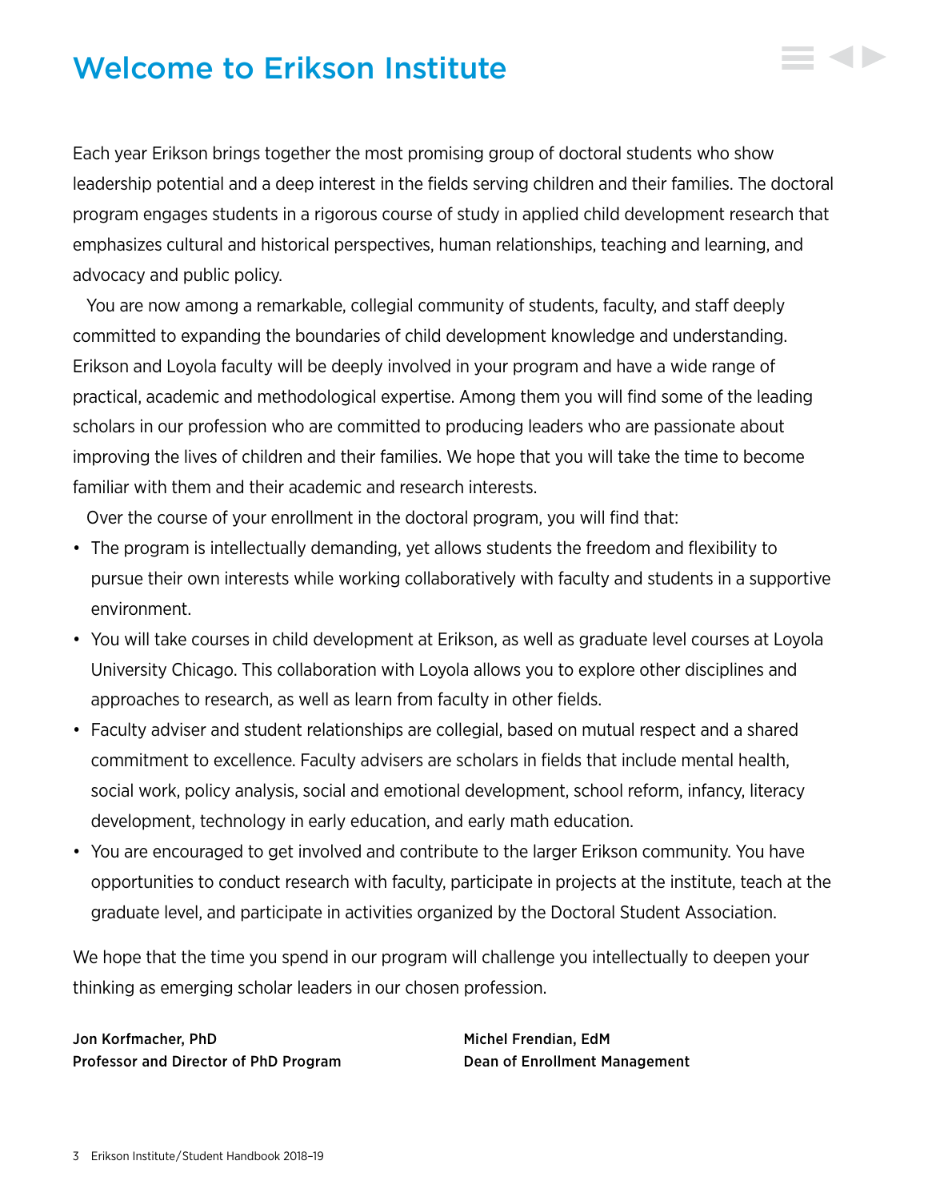# Welcome to Erikson Institute

Each year Erikson brings together the most promising group of doctoral students who show leadership potential and a deep interest in the fields serving children and their families. The doctoral program engages students in a rigorous course of study in applied child development research that emphasizes cultural and historical perspectives, human relationships, teaching and learning, and advocacy and public policy.

You are now among a remarkable, collegial community of students, faculty, and staff deeply committed to expanding the boundaries of child development knowledge and understanding. Erikson and Loyola faculty will be deeply involved in your program and have a wide range of practical, academic and methodological expertise. Among them you will find some of the leading scholars in our profession who are committed to producing leaders who are passionate about improving the lives of children and their families. We hope that you will take the time to become familiar with them and their academic and research interests.

Over the course of your enrollment in the doctoral program, you will find that:

- The program is intellectually demanding, yet allows students the freedom and flexibility to pursue their own interests while working collaboratively with faculty and students in a supportive environment.
- You will take courses in child development at Erikson, as well as graduate level courses at Loyola University Chicago. This collaboration with Loyola allows you to explore other disciplines and approaches to research, as well as learn from faculty in other fields.
- Faculty adviser and student relationships are collegial, based on mutual respect and a shared commitment to excellence. Faculty advisers are scholars in fields that include mental health, social work, policy analysis, social and emotional development, school reform, infancy, literacy development, technology in early education, and early math education.
- You are encouraged to get involved and contribute to the larger Erikson community. You have opportunities to conduct research with faculty, participate in projects at the institute, teach at the graduate level, and participate in activities organized by the Doctoral Student Association.

We hope that the time you spend in our program will challenge you intellectually to deepen your thinking as emerging scholar leaders in our chosen profession.

**Jon Korfmacher, PhD**
**Professor and Director of PhD Program**

**Michel Frendian, EdM**
**Dean of Enrollment Management**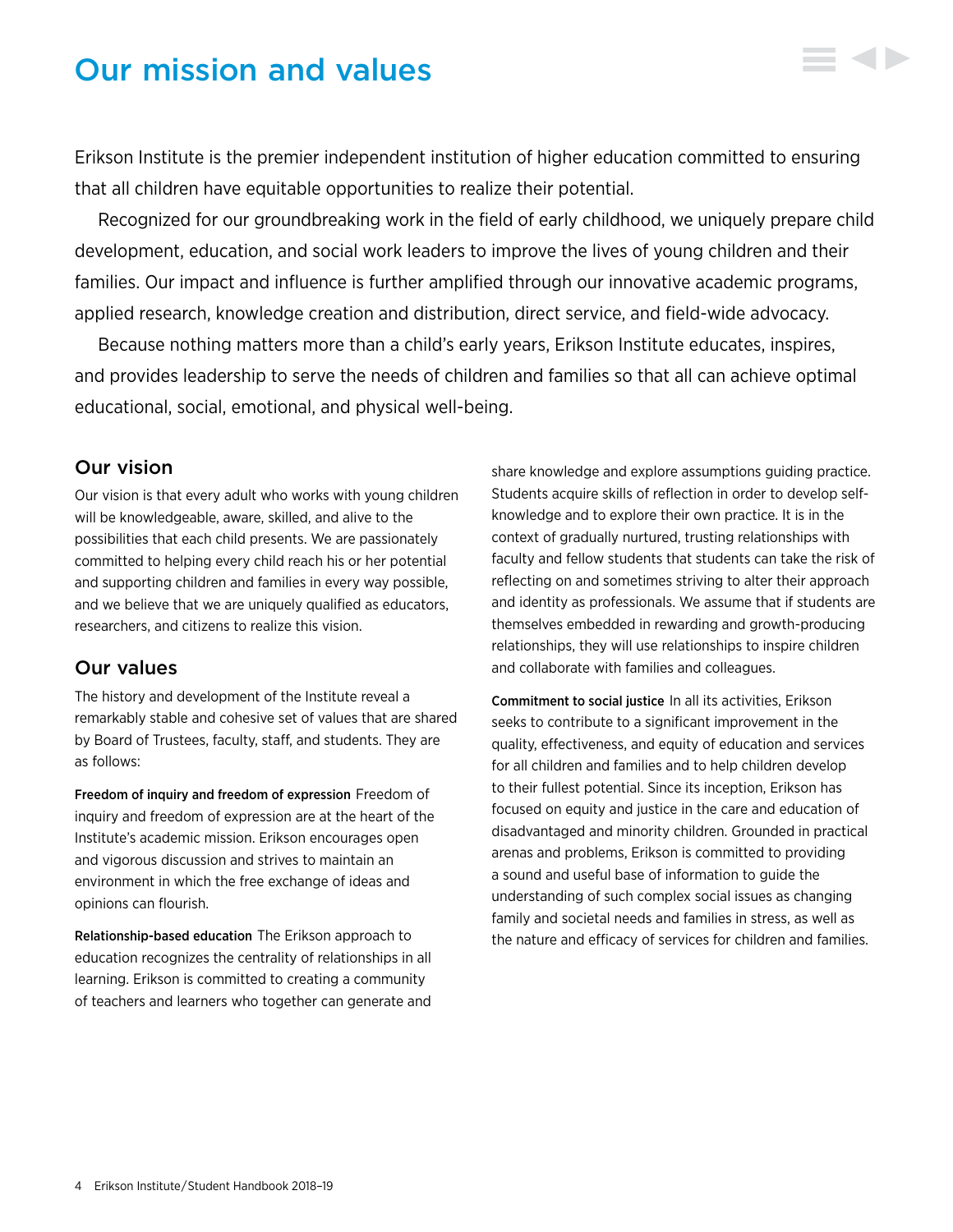# Our mission and values

Erikson Institute is the premier independent institution of higher education committed to ensuring that all children have equitable opportunities to realize their potential.

Recognized for our groundbreaking work in the field of early childhood, we uniquely prepare child development, education, and social work leaders to improve the lives of young children and their families. Our impact and influence is further amplified through our innovative academic programs, applied research, knowledge creation and distribution, direct service, and field-wide advocacy.

Because nothing matters more than a child's early years, Erikson Institute educates, inspires, and provides leadership to serve the needs of children and families so that all can achieve optimal educational, social, emotional, and physical well-being.

## Our vision

Our vision is that every adult who works with young children will be knowledgeable, aware, skilled, and alive to the possibilities that each child presents. We are passionately committed to helping every child reach his or her potential and supporting children and families in every way possible, and we believe that we are uniquely qualified as educators, researchers, and citizens to realize this vision.

## Our values

The history and development of the Institute reveal a remarkably stable and cohesive set of values that are shared by Board of Trustees, faculty, staff, and students. They are as follows:

**Freedom of inquiry and freedom of expression** Freedom of inquiry and freedom of expression are at the heart of the Institute's academic mission. Erikson encourages open and vigorous discussion and strives to maintain an environment in which the free exchange of ideas and opinions can flourish.

**Relationship-based education** The Erikson approach to education recognizes the centrality of relationships in all learning. Erikson is committed to creating a community of teachers and learners who together can generate and share knowledge and explore assumptions guiding practice. Students acquire skills of reflection in order to develop self-knowledge and to explore their own practice. It is in the context of gradually nurtured, trusting relationships with faculty and fellow students that students can take the risk of reflecting on and sometimes striving to alter their approach and identity as professionals. We assume that if students are themselves embedded in rewarding and growth-producing relationships, they will use relationships to inspire children and collaborate with families and colleagues.

**Commitment to social justice** In all its activities, Erikson seeks to contribute to a significant improvement in the quality, effectiveness, and equity of education and services for all children and families and to help children develop to their fullest potential. Since its inception, Erikson has focused on equity and justice in the care and education of disadvantaged and minority children. Grounded in practical arenas and problems, Erikson is committed to providing a sound and useful base of information to guide the understanding of such complex social issues as changing family and societal needs and families in stress, as well as the nature and efficacy of services for children and families.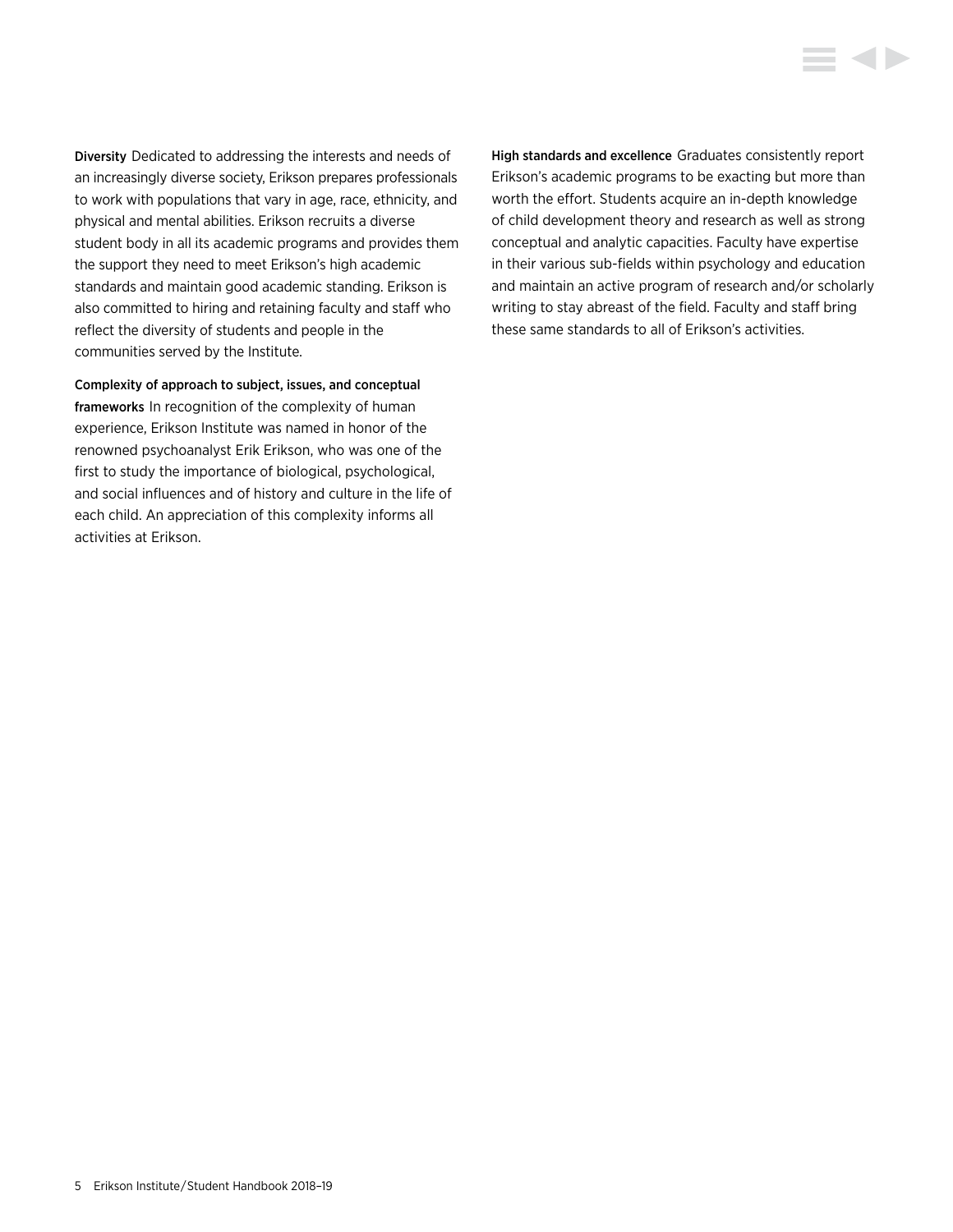**Diversity** Dedicated to addressing the interests and needs of an increasingly diverse society, Erikson prepares professionals to work with populations that vary in age, race, ethnicity, and physical and mental abilities. Erikson recruits a diverse student body in all its academic programs and provides them the support they need to meet Erikson's high academic standards and maintain good academic standing. Erikson is also committed to hiring and retaining faculty and staff who reflect the diversity of students and people in the communities served by the Institute.

**Complexity of approach to subject, issues, and conceptual frameworks** In recognition of the complexity of human experience, Erikson Institute was named in honor of the renowned psychoanalyst Erik Erikson, who was one of the first to study the importance of biological, psychological, and social influences and of history and culture in the life of each child. An appreciation of this complexity informs all activities at Erikson.

**High standards and excellence** Graduates consistently report Erikson's academic programs to be exacting but more than worth the effort. Students acquire an in-depth knowledge of child development theory and research as well as strong conceptual and analytic capacities. Faculty have expertise in their various sub-fields within psychology and education and maintain an active program of research and/or scholarly writing to stay abreast of the field. Faculty and staff bring these same standards to all of Erikson's activities.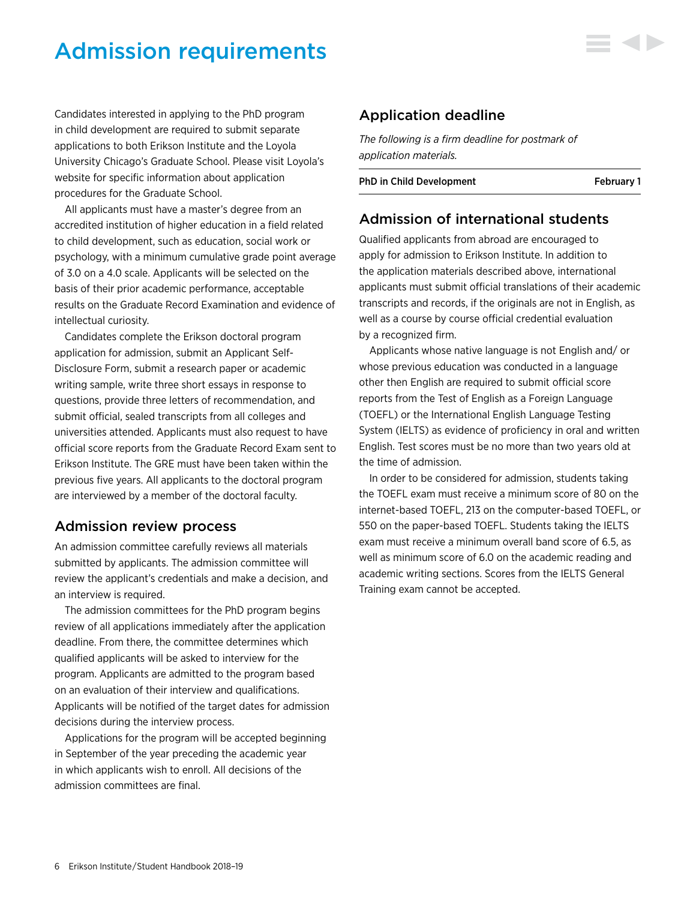# Admission requirements

Candidates interested in applying to the PhD program in child development are required to submit separate applications to both Erikson Institute and the Loyola University Chicago's Graduate School. Please visit Loyola's website for specific information about application procedures for the Graduate School.

All applicants must have a master's degree from an accredited institution of higher education in a field related to child development, such as education, social work or psychology, with a minimum cumulative grade point average of 3.0 on a 4.0 scale. Applicants will be selected on the basis of their prior academic performance, acceptable results on the Graduate Record Examination and evidence of intellectual curiosity.

Candidates complete the Erikson doctoral program application for admission, submit an Applicant Self-Disclosure Form, submit a research paper or academic writing sample, write three short essays in response to questions, provide three letters of recommendation, and submit official, sealed transcripts from all colleges and universities attended. Applicants must also request to have official score reports from the Graduate Record Exam sent to Erikson Institute. The GRE must have been taken within the previous five years. All applicants to the doctoral program are interviewed by a member of the doctoral faculty.

## Admission review process

An admission committee carefully reviews all materials submitted by applicants. The admission committee will review the applicant's credentials and make a decision, and an interview is required.

The admission committees for the PhD program begins review of all applications immediately after the application deadline. From there, the committee determines which qualified applicants will be asked to interview for the program. Applicants are admitted to the program based on an evaluation of their interview and qualifications. Applicants will be notified of the target dates for admission decisions during the interview process.

Applications for the program will be accepted beginning in September of the year preceding the academic year in which applicants wish to enroll. All decisions of the admission committees are final.

## Application deadline

*The following is a firm deadline for postmark of application materials.*

| | |
|---|---|
| **PhD in Child Development** | **February 1** |

## Admission of international students

Qualified applicants from abroad are encouraged to apply for admission to Erikson Institute. In addition to the application materials described above, international applicants must submit official translations of their academic transcripts and records, if the originals are not in English, as well as a course by course official credential evaluation by a recognized firm.

Applicants whose native language is not English and/ or whose previous education was conducted in a language other then English are required to submit official score reports from the Test of English as a Foreign Language (TOEFL) or the International English Language Testing System (IELTS) as evidence of proficiency in oral and written English. Test scores must be no more than two years old at the time of admission.

In order to be considered for admission, students taking the TOEFL exam must receive a minimum score of 80 on the internet-based TOEFL, 213 on the computer-based TOEFL, or 550 on the paper-based TOEFL. Students taking the IELTS exam must receive a minimum overall band score of 6.5, as well as minimum score of 6.0 on the academic reading and academic writing sections. Scores from the IELTS General Training exam cannot be accepted.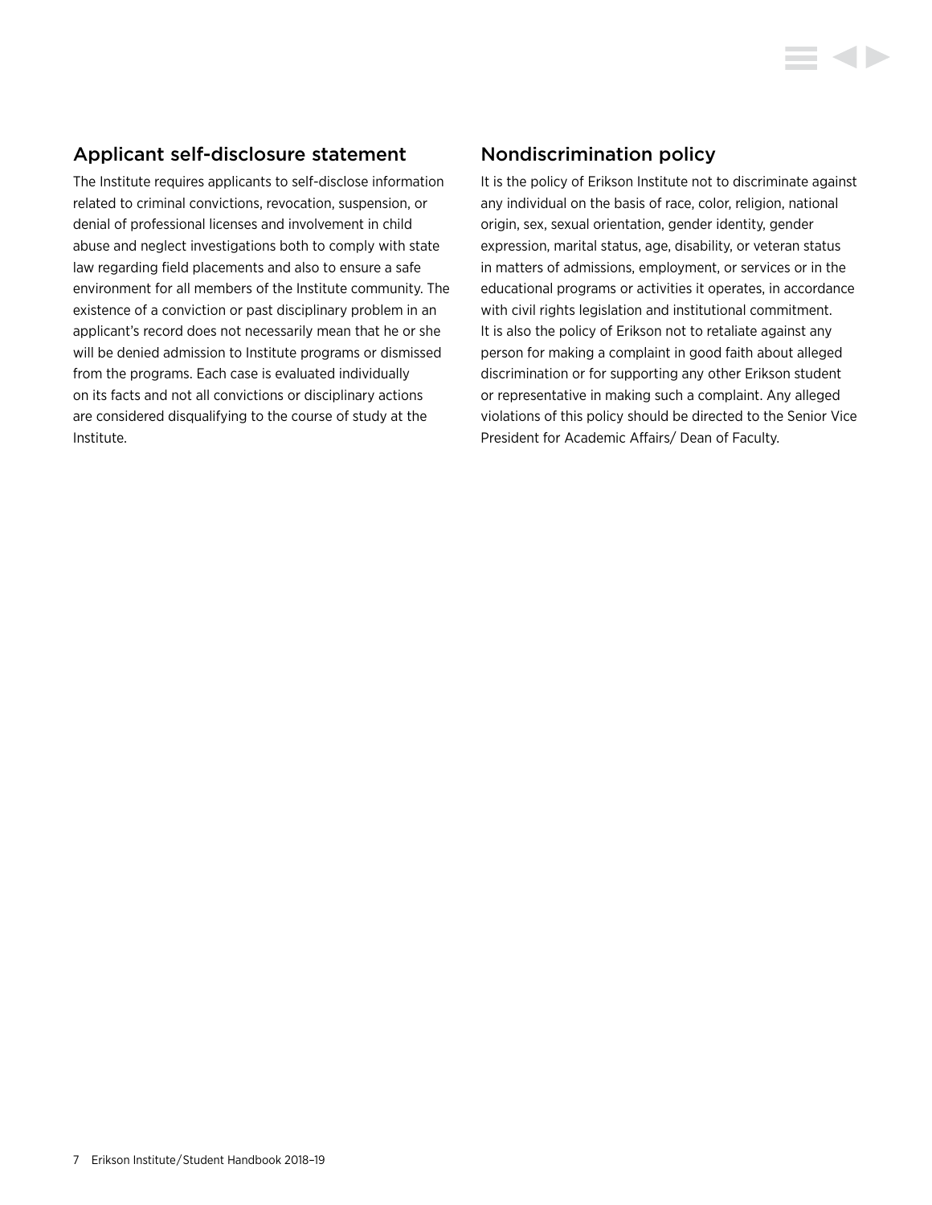## Applicant self-disclosure statement

The Institute requires applicants to self-disclose information related to criminal convictions, revocation, suspension, or denial of professional licenses and involvement in child abuse and neglect investigations both to comply with state law regarding field placements and also to ensure a safe environment for all members of the Institute community. The existence of a conviction or past disciplinary problem in an applicant's record does not necessarily mean that he or she will be denied admission to Institute programs or dismissed from the programs. Each case is evaluated individually on its facts and not all convictions or disciplinary actions are considered disqualifying to the course of study at the Institute.

## Nondiscrimination policy

It is the policy of Erikson Institute not to discriminate against any individual on the basis of race, color, religion, national origin, sex, sexual orientation, gender identity, gender expression, marital status, age, disability, or veteran status in matters of admissions, employment, or services or in the educational programs or activities it operates, in accordance with civil rights legislation and institutional commitment. It is also the policy of Erikson not to retaliate against any person for making a complaint in good faith about alleged discrimination or for supporting any other Erikson student or representative in making such a complaint. Any alleged violations of this policy should be directed to the Senior Vice President for Academic Affairs/ Dean of Faculty.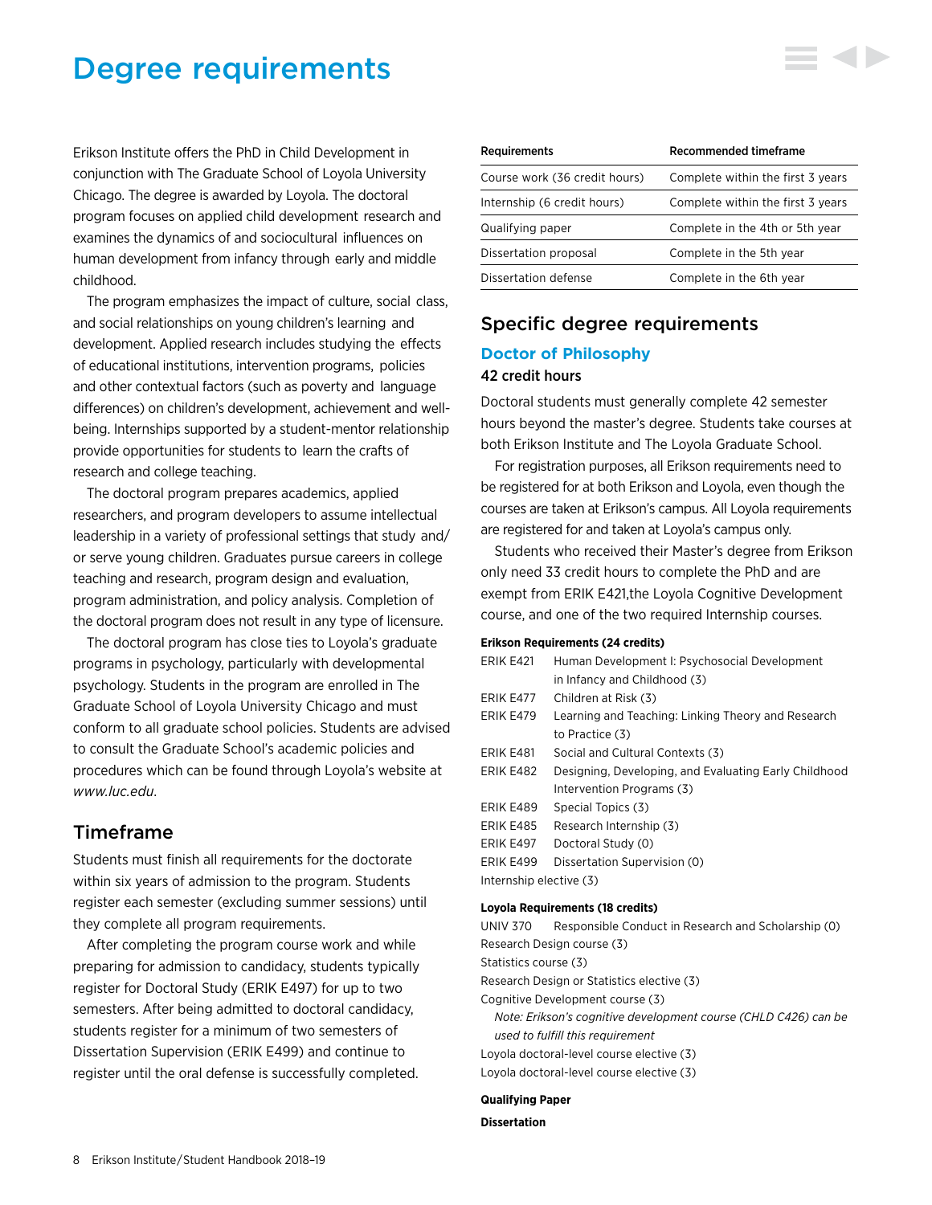# Degree requirements

Erikson Institute offers the PhD in Child Development in conjunction with The Graduate School of Loyola University Chicago. The degree is awarded by Loyola. The doctoral program focuses on applied child development research and examines the dynamics of and sociocultural influences on human development from infancy through early and middle childhood.

The program emphasizes the impact of culture, social class, and social relationships on young children's learning and development. Applied research includes studying the effects of educational institutions, intervention programs, policies and other contextual factors (such as poverty and language differences) on children's development, achievement and well-being. Internships supported by a student-mentor relationship provide opportunities for students to learn the crafts of research and college teaching.

The doctoral program prepares academics, applied researchers, and program developers to assume intellectual leadership in a variety of professional settings that study and/or serve young children. Graduates pursue careers in college teaching and research, program design and evaluation, program administration, and policy analysis. Completion of the doctoral program does not result in any type of licensure.

The doctoral program has close ties to Loyola's graduate programs in psychology, particularly with developmental psychology. Students in the program are enrolled in The Graduate School of Loyola University Chicago and must conform to all graduate school policies. Students are advised to consult the Graduate School's academic policies and procedures which can be found through Loyola's website at *www.luc.edu*.

## Timeframe

Students must finish all requirements for the doctorate within six years of admission to the program. Students register each semester (excluding summer sessions) until they complete all program requirements.

After completing the program course work and while preparing for admission to candidacy, students typically register for Doctoral Study (ERIK E497) for up to two semesters. After being admitted to doctoral candidacy, students register for a minimum of two semesters of Dissertation Supervision (ERIK E499) and continue to register until the oral defense is successfully completed.

| Requirements | Recommended timeframe |
|---|---|
| Course work (36 credit hours) | Complete within the first 3 years |
| Internship (6 credit hours) | Complete within the first 3 years |
| Qualifying paper | Complete in the 4th or 5th year |
| Dissertation proposal | Complete in the 5th year |
| Dissertation defense | Complete in the 6th year |

## Specific degree requirements

### Doctor of Philosophy

**42 credit hours**

Doctoral students must generally complete 42 semester hours beyond the master's degree. Students take courses at both Erikson Institute and The Loyola Graduate School.

For registration purposes, all Erikson requirements need to be registered for at both Erikson and Loyola, even though the courses are taken at Erikson's campus. All Loyola requirements are registered for and taken at Loyola's campus only.

Students who received their Master's degree from Erikson only need 33 credit hours to complete the PhD and are exempt from ERIK E421,the Loyola Cognitive Development course, and one of the two required Internship courses.

**Erikson Requirements (24 credits)**

- ERIK E421 Human Development I: Psychosocial Development in Infancy and Childhood (3)
- ERIK E477 Children at Risk (3)
- ERIK E479 Learning and Teaching: Linking Theory and Research to Practice (3)
- ERIK E481 Social and Cultural Contexts (3)
- ERIK E482 Designing, Developing, and Evaluating Early Childhood Intervention Programs (3)
- ERIK E489 Special Topics (3)
- ERIK E485 Research Internship (3)
- ERIK E497 Doctoral Study (0)
- ERIK E499 Dissertation Supervision (0)
- Internship elective (3)

**Loyola Requirements (18 credits)**

- UNIV 370 Responsible Conduct in Research and Scholarship (0)
- Research Design course (3)
- Statistics course (3)
- Research Design or Statistics elective (3)
- Cognitive Development course (3)
  *Note: Erikson's cognitive development course (CHLD C426) can be used to fulfill this requirement*
- Loyola doctoral-level course elective (3)
- Loyola doctoral-level course elective (3)

**Qualifying Paper**

**Dissertation**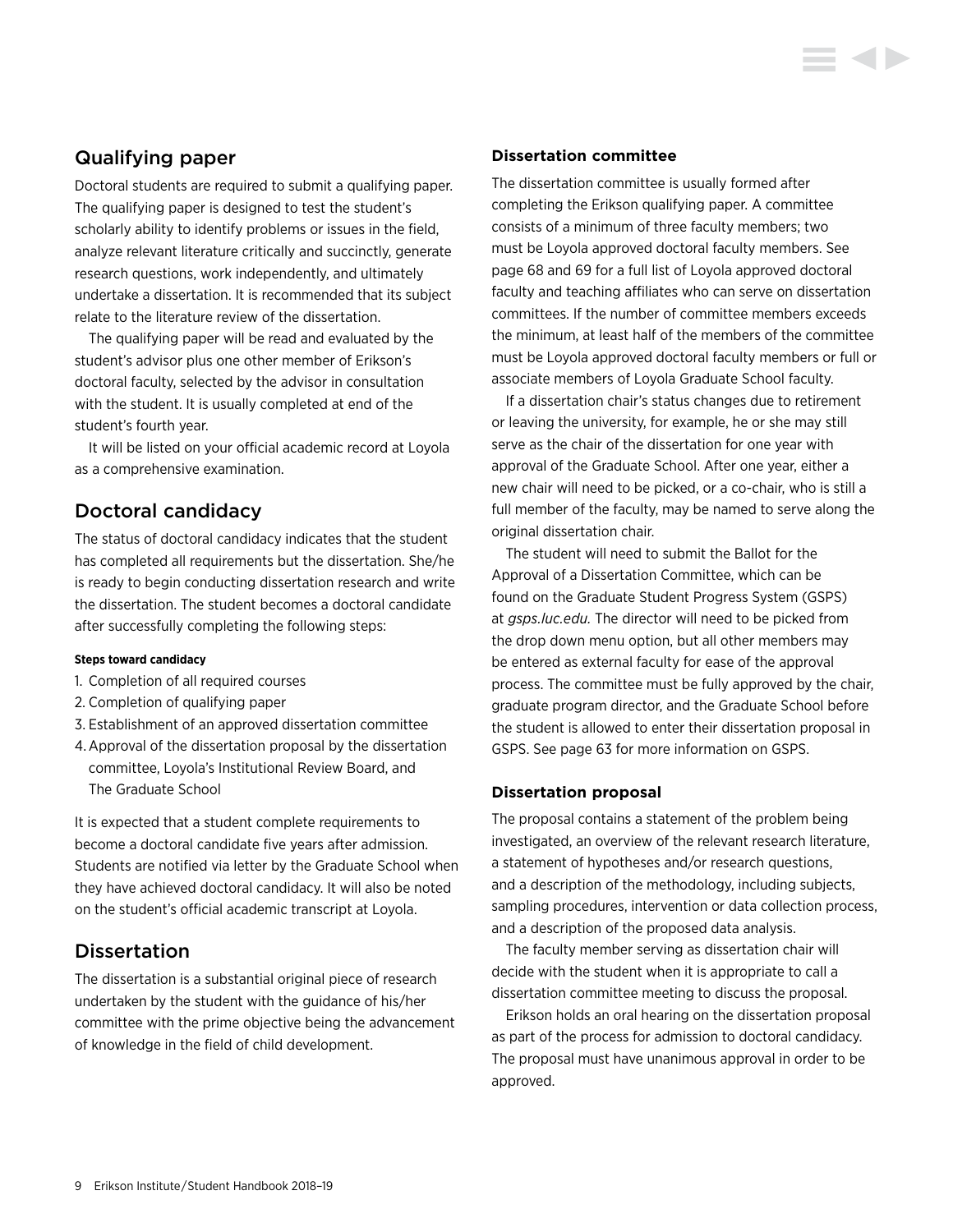## Qualifying paper

Doctoral students are required to submit a qualifying paper. The qualifying paper is designed to test the student's scholarly ability to identify problems or issues in the field, analyze relevant literature critically and succinctly, generate research questions, work independently, and ultimately undertake a dissertation. It is recommended that its subject relate to the literature review of the dissertation.

The qualifying paper will be read and evaluated by the student's advisor plus one other member of Erikson's doctoral faculty, selected by the advisor in consultation with the student. It is usually completed at end of the student's fourth year.

It will be listed on your official academic record at Loyola as a comprehensive examination.

## Doctoral candidacy

The status of doctoral candidacy indicates that the student has completed all requirements but the dissertation. She/he is ready to begin conducting dissertation research and write the dissertation. The student becomes a doctoral candidate after successfully completing the following steps:

#### Steps toward candidacy

1. Completion of all required courses
2. Completion of qualifying paper
3. Establishment of an approved dissertation committee
4. Approval of the dissertation proposal by the dissertation committee, Loyola's Institutional Review Board, and The Graduate School

It is expected that a student complete requirements to become a doctoral candidate five years after admission. Students are notified via letter by the Graduate School when they have achieved doctoral candidacy. It will also be noted on the student's official academic transcript at Loyola.

## Dissertation

The dissertation is a substantial original piece of research undertaken by the student with the guidance of his/her committee with the prime objective being the advancement of knowledge in the field of child development.

### Dissertation committee

The dissertation committee is usually formed after completing the Erikson qualifying paper. A committee consists of a minimum of three faculty members; two must be Loyola approved doctoral faculty members. See page 68 and 69 for a full list of Loyola approved doctoral faculty and teaching affiliates who can serve on dissertation committees. If the number of committee members exceeds the minimum, at least half of the members of the committee must be Loyola approved doctoral faculty members or full or associate members of Loyola Graduate School faculty.

If a dissertation chair's status changes due to retirement or leaving the university, for example, he or she may still serve as the chair of the dissertation for one year with approval of the Graduate School. After one year, either a new chair will need to be picked, or a co-chair, who is still a full member of the faculty, may be named to serve along the original dissertation chair.

The student will need to submit the Ballot for the Approval of a Dissertation Committee, which can be found on the Graduate Student Progress System (GSPS) at *gsps.luc.edu.* The director will need to be picked from the drop down menu option, but all other members may be entered as external faculty for ease of the approval process. The committee must be fully approved by the chair, graduate program director, and the Graduate School before the student is allowed to enter their dissertation proposal in GSPS. See page 63 for more information on GSPS.

### Dissertation proposal

The proposal contains a statement of the problem being investigated, an overview of the relevant research literature, a statement of hypotheses and/or research questions, and a description of the methodology, including subjects, sampling procedures, intervention or data collection process, and a description of the proposed data analysis.

The faculty member serving as dissertation chair will decide with the student when it is appropriate to call a dissertation committee meeting to discuss the proposal.

Erikson holds an oral hearing on the dissertation proposal as part of the process for admission to doctoral candidacy. The proposal must have unanimous approval in order to be approved.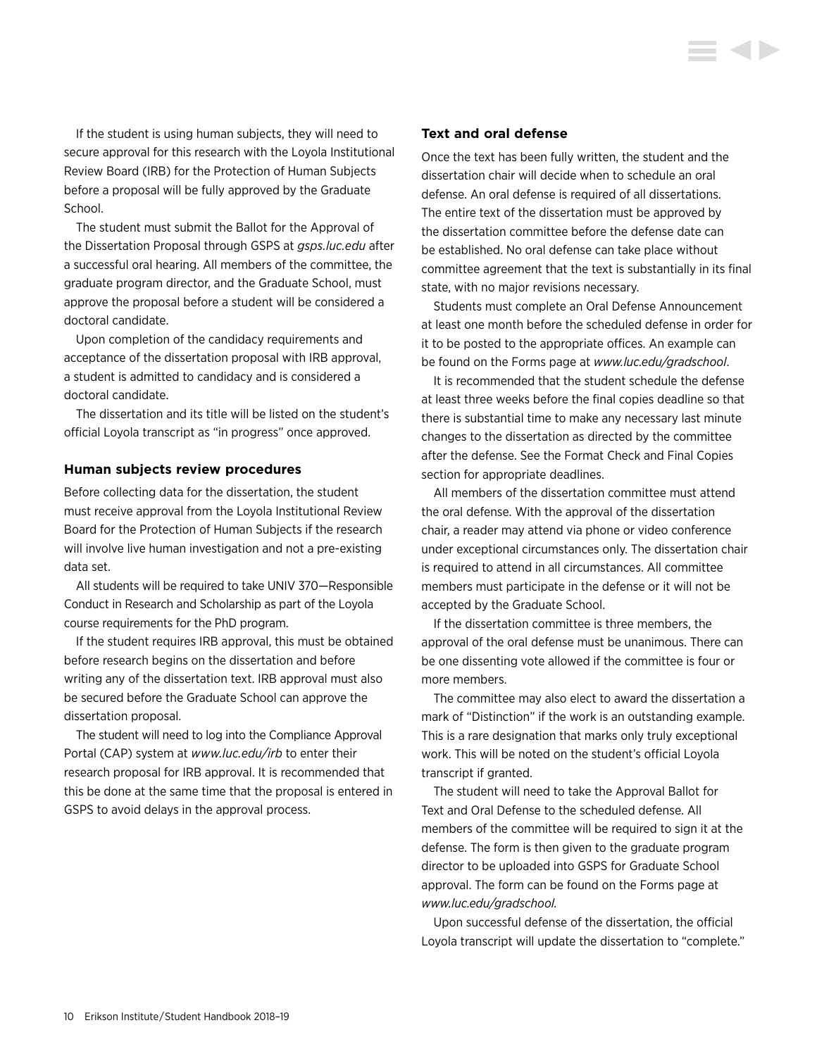If the student is using human subjects, they will need to secure approval for this research with the Loyola Institutional Review Board (IRB) for the Protection of Human Subjects before a proposal will be fully approved by the Graduate School.

The student must submit the Ballot for the Approval of the Dissertation Proposal through GSPS at *gsps.luc.edu* after a successful oral hearing. All members of the committee, the graduate program director, and the Graduate School, must approve the proposal before a student will be considered a doctoral candidate.

Upon completion of the candidacy requirements and acceptance of the dissertation proposal with IRB approval, a student is admitted to candidacy and is considered a doctoral candidate.

The dissertation and its title will be listed on the student's official Loyola transcript as "in progress" once approved.

### Human subjects review procedures

Before collecting data for the dissertation, the student must receive approval from the Loyola Institutional Review Board for the Protection of Human Subjects if the research will involve live human investigation and not a pre-existing data set.

All students will be required to take UNIV 370—Responsible Conduct in Research and Scholarship as part of the Loyola course requirements for the PhD program.

If the student requires IRB approval, this must be obtained before research begins on the dissertation and before writing any of the dissertation text. IRB approval must also be secured before the Graduate School can approve the dissertation proposal.

The student will need to log into the Compliance Approval Portal (CAP) system at *www.luc.edu/irb* to enter their research proposal for IRB approval. It is recommended that this be done at the same time that the proposal is entered in GSPS to avoid delays in the approval process.

### Text and oral defense

Once the text has been fully written, the student and the dissertation chair will decide when to schedule an oral defense. An oral defense is required of all dissertations. The entire text of the dissertation must be approved by the dissertation committee before the defense date can be established. No oral defense can take place without committee agreement that the text is substantially in its final state, with no major revisions necessary.

Students must complete an Oral Defense Announcement at least one month before the scheduled defense in order for it to be posted to the appropriate offices. An example can be found on the Forms page at *www.luc.edu/gradschool*.

It is recommended that the student schedule the defense at least three weeks before the final copies deadline so that there is substantial time to make any necessary last minute changes to the dissertation as directed by the committee after the defense. See the Format Check and Final Copies section for appropriate deadlines.

All members of the dissertation committee must attend the oral defense. With the approval of the dissertation chair, a reader may attend via phone or video conference under exceptional circumstances only. The dissertation chair is required to attend in all circumstances. All committee members must participate in the defense or it will not be accepted by the Graduate School.

If the dissertation committee is three members, the approval of the oral defense must be unanimous. There can be one dissenting vote allowed if the committee is four or more members.

The committee may also elect to award the dissertation a mark of "Distinction" if the work is an outstanding example. This is a rare designation that marks only truly exceptional work. This will be noted on the student's official Loyola transcript if granted.

The student will need to take the Approval Ballot for Text and Oral Defense to the scheduled defense. All members of the committee will be required to sign it at the defense. The form is then given to the graduate program director to be uploaded into GSPS for Graduate School approval. The form can be found on the Forms page at *www.luc.edu/gradschool.*

Upon successful defense of the dissertation, the official Loyola transcript will update the dissertation to "complete."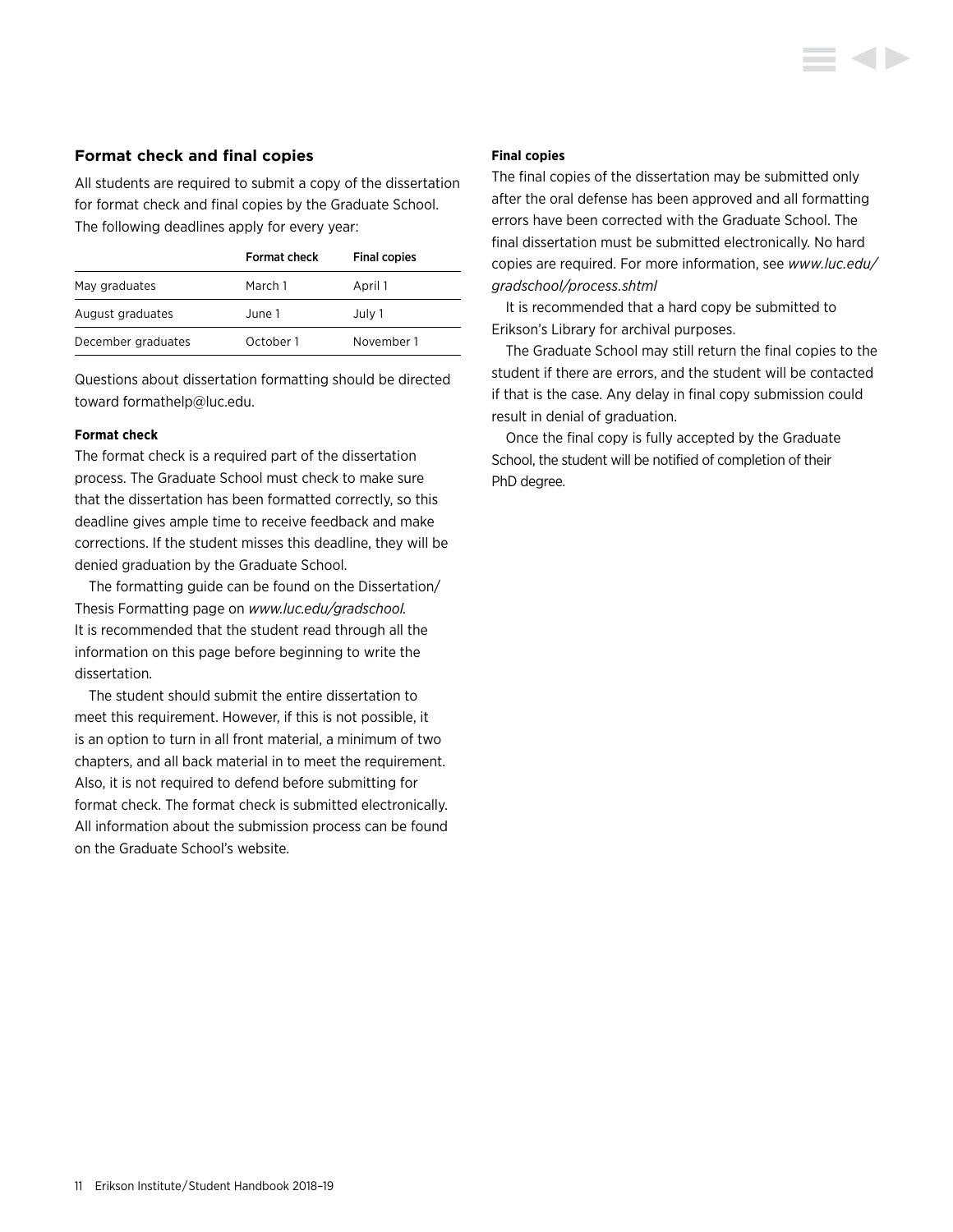## Format check and final copies

All students are required to submit a copy of the dissertation for format check and final copies by the Graduate School. The following deadlines apply for every year:

| | Format check | Final copies |
|---|---|---|
| May graduates | March 1 | April 1 |
| August graduates | June 1 | July 1 |
| December graduates | October 1 | November 1 |

Questions about dissertation formatting should be directed toward formathelp@luc.edu.

#### Format check

The format check is a required part of the dissertation process. The Graduate School must check to make sure that the dissertation has been formatted correctly, so this deadline gives ample time to receive feedback and make corrections. If the student misses this deadline, they will be denied graduation by the Graduate School.

The formatting guide can be found on the Dissertation/Thesis Formatting page on *www.luc.edu/gradschool.* It is recommended that the student read through all the information on this page before beginning to write the dissertation.

The student should submit the entire dissertation to meet this requirement. However, if this is not possible, it is an option to turn in all front material, a minimum of two chapters, and all back material in to meet the requirement. Also, it is not required to defend before submitting for format check. The format check is submitted electronically. All information about the submission process can be found on the Graduate School's website.

#### Final copies

The final copies of the dissertation may be submitted only after the oral defense has been approved and all formatting errors have been corrected with the Graduate School. The final dissertation must be submitted electronically. No hard copies are required. For more information, see *www.luc.edu/gradschool/process.shtml*

It is recommended that a hard copy be submitted to Erikson's Library for archival purposes.

The Graduate School may still return the final copies to the student if there are errors, and the student will be contacted if that is the case. Any delay in final copy submission could result in denial of graduation.

Once the final copy is fully accepted by the Graduate School, the student will be notified of completion of their PhD degree.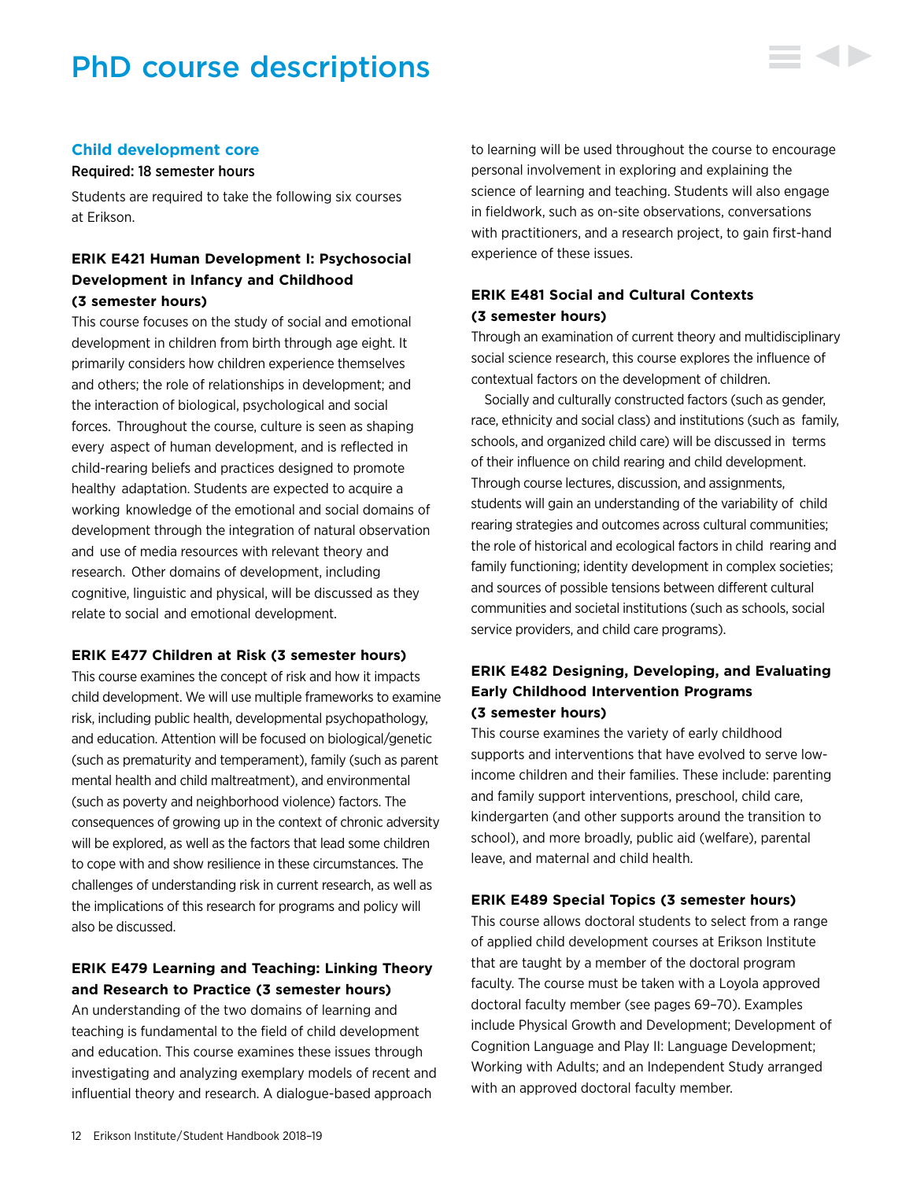# PhD course descriptions

## Child development core

Required: 18 semester hours

Students are required to take the following six courses at Erikson.

### ERIK E421 Human Development I: Psychosocial Development in Infancy and Childhood (3 semester hours)

This course focuses on the study of social and emotional development in children from birth through age eight. It primarily considers how children experience themselves and others; the role of relationships in development; and the interaction of biological, psychological and social forces. Throughout the course, culture is seen as shaping every aspect of human development, and is reflected in child-rearing beliefs and practices designed to promote healthy adaptation. Students are expected to acquire a working knowledge of the emotional and social domains of development through the integration of natural observation and use of media resources with relevant theory and research. Other domains of development, including cognitive, linguistic and physical, will be discussed as they relate to social and emotional development.

### ERIK E477 Children at Risk (3 semester hours)

This course examines the concept of risk and how it impacts child development. We will use multiple frameworks to examine risk, including public health, developmental psychopathology, and education. Attention will be focused on biological/genetic (such as prematurity and temperament), family (such as parent mental health and child maltreatment), and environmental (such as poverty and neighborhood violence) factors. The consequences of growing up in the context of chronic adversity will be explored, as well as the factors that lead some children to cope with and show resilience in these circumstances. The challenges of understanding risk in current research, as well as the implications of this research for programs and policy will also be discussed.

### ERIK E479 Learning and Teaching: Linking Theory and Research to Practice (3 semester hours)

An understanding of the two domains of learning and teaching is fundamental to the field of child development and education. This course examines these issues through investigating and analyzing exemplary models of recent and influential theory and research. A dialogue-based approach to learning will be used throughout the course to encourage personal involvement in exploring and explaining the science of learning and teaching. Students will also engage in fieldwork, such as on-site observations, conversations with practitioners, and a research project, to gain first-hand experience of these issues.

### ERIK E481 Social and Cultural Contexts (3 semester hours)

Through an examination of current theory and multidisciplinary social science research, this course explores the influence of contextual factors on the development of children.

Socially and culturally constructed factors (such as gender, race, ethnicity and social class) and institutions (such as family, schools, and organized child care) will be discussed in terms of their influence on child rearing and child development. Through course lectures, discussion, and assignments, students will gain an understanding of the variability of child rearing strategies and outcomes across cultural communities; the role of historical and ecological factors in child rearing and family functioning; identity development in complex societies; and sources of possible tensions between different cultural communities and societal institutions (such as schools, social service providers, and child care programs).

### ERIK E482 Designing, Developing, and Evaluating Early Childhood Intervention Programs (3 semester hours)

This course examines the variety of early childhood supports and interventions that have evolved to serve low-income children and their families. These include: parenting and family support interventions, preschool, child care, kindergarten (and other supports around the transition to school), and more broadly, public aid (welfare), parental leave, and maternal and child health.

### ERIK E489 Special Topics (3 semester hours)

This course allows doctoral students to select from a range of applied child development courses at Erikson Institute that are taught by a member of the doctoral program faculty. The course must be taken with a Loyola approved doctoral faculty member (see pages 69–70). Examples include Physical Growth and Development; Development of Cognition Language and Play II: Language Development; Working with Adults; and an Independent Study arranged with an approved doctoral faculty member.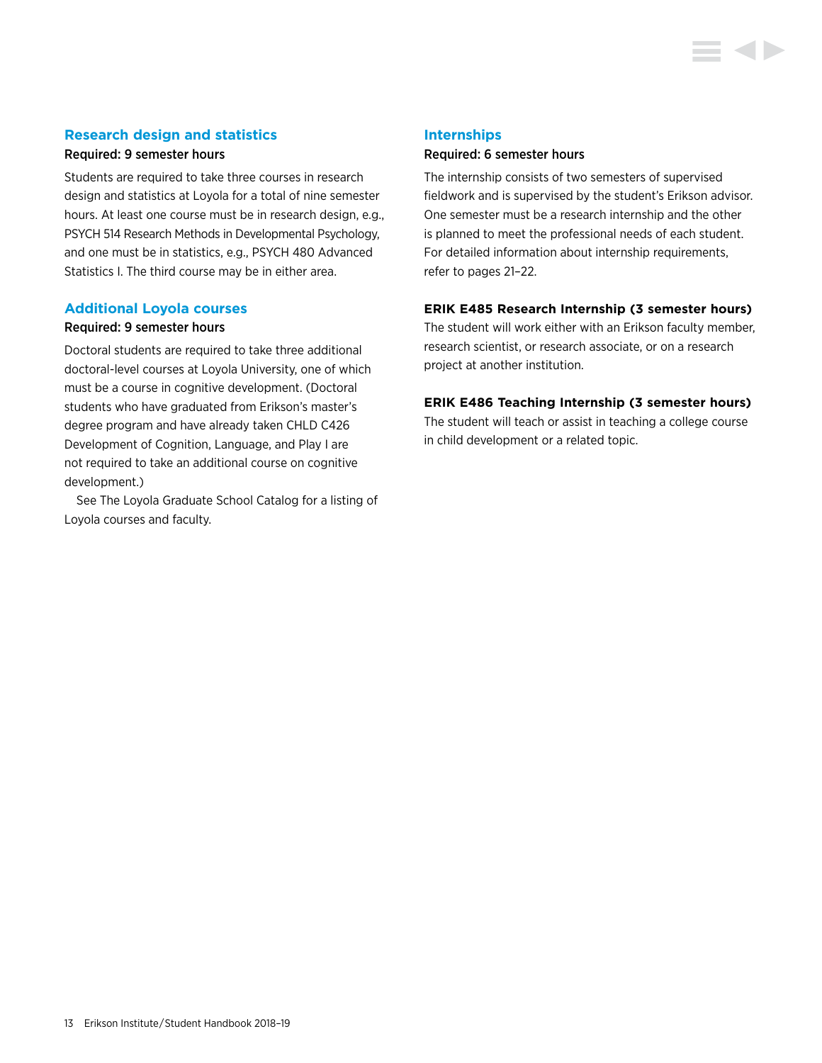### Research design and statistics

**Required: 9 semester hours**

Students are required to take three courses in research design and statistics at Loyola for a total of nine semester hours. At least one course must be in research design, e.g., PSYCH 514 Research Methods in Developmental Psychology, and one must be in statistics, e.g., PSYCH 480 Advanced Statistics I. The third course may be in either area.

### Additional Loyola courses

**Required: 9 semester hours**

Doctoral students are required to take three additional doctoral-level courses at Loyola University, one of which must be a course in cognitive development. (Doctoral students who have graduated from Erikson's master's degree program and have already taken CHLD C426 Development of Cognition, Language, and Play I are not required to take an additional course on cognitive development.)

See The Loyola Graduate School Catalog for a listing of Loyola courses and faculty.

### Internships

**Required: 6 semester hours**

The internship consists of two semesters of supervised fieldwork and is supervised by the student's Erikson advisor. One semester must be a research internship and the other is planned to meet the professional needs of each student. For detailed information about internship requirements, refer to pages 21–22.

**ERIK E485 Research Internship (3 semester hours)**

The student will work either with an Erikson faculty member, research scientist, or research associate, or on a research project at another institution.

**ERIK E486 Teaching Internship (3 semester hours)**

The student will teach or assist in teaching a college course in child development or a related topic.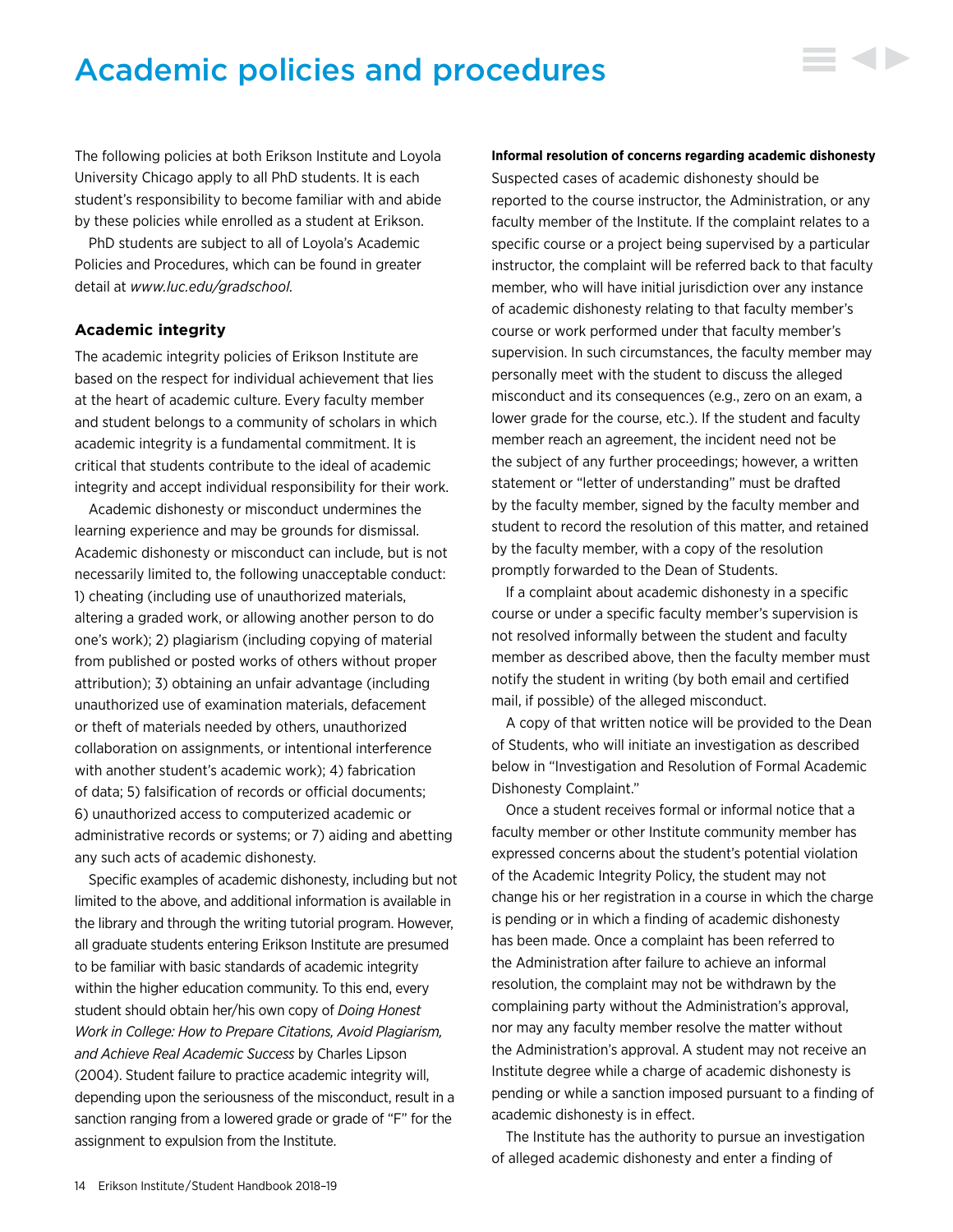# Academic policies and procedures

The following policies at both Erikson Institute and Loyola University Chicago apply to all PhD students. It is each student's responsibility to become familiar with and abide by these policies while enrolled as a student at Erikson.

PhD students are subject to all of Loyola's Academic Policies and Procedures, which can be found in greater detail at *www.luc.edu/gradschool.*

### Academic integrity

The academic integrity policies of Erikson Institute are based on the respect for individual achievement that lies at the heart of academic culture. Every faculty member and student belongs to a community of scholars in which academic integrity is a fundamental commitment. It is critical that students contribute to the ideal of academic integrity and accept individual responsibility for their work.

Academic dishonesty or misconduct undermines the learning experience and may be grounds for dismissal. Academic dishonesty or misconduct can include, but is not necessarily limited to, the following unacceptable conduct: 1) cheating (including use of unauthorized materials, altering a graded work, or allowing another person to do one's work); 2) plagiarism (including copying of material from published or posted works of others without proper attribution); 3) obtaining an unfair advantage (including unauthorized use of examination materials, defacement or theft of materials needed by others, unauthorized collaboration on assignments, or intentional interference with another student's academic work); 4) fabrication of data; 5) falsification of records or official documents; 6) unauthorized access to computerized academic or administrative records or systems; or 7) aiding and abetting any such acts of academic dishonesty.

Specific examples of academic dishonesty, including but not limited to the above, and additional information is available in the library and through the writing tutorial program. However, all graduate students entering Erikson Institute are presumed to be familiar with basic standards of academic integrity within the higher education community. To this end, every student should obtain her/his own copy of *Doing Honest Work in College: How to Prepare Citations, Avoid Plagiarism, and Achieve Real Academic Success* by Charles Lipson (2004). Student failure to practice academic integrity will, depending upon the seriousness of the misconduct, result in a sanction ranging from a lowered grade or grade of "F" for the assignment to expulsion from the Institute.

**Informal resolution of concerns regarding academic dishonesty**

Suspected cases of academic dishonesty should be reported to the course instructor, the Administration, or any faculty member of the Institute. If the complaint relates to a specific course or a project being supervised by a particular instructor, the complaint will be referred back to that faculty member, who will have initial jurisdiction over any instance of academic dishonesty relating to that faculty member's course or work performed under that faculty member's supervision. In such circumstances, the faculty member may personally meet with the student to discuss the alleged misconduct and its consequences (e.g., zero on an exam, a lower grade for the course, etc.). If the student and faculty member reach an agreement, the incident need not be the subject of any further proceedings; however, a written statement or "letter of understanding" must be drafted by the faculty member, signed by the faculty member and student to record the resolution of this matter, and retained by the faculty member, with a copy of the resolution promptly forwarded to the Dean of Students.

If a complaint about academic dishonesty in a specific course or under a specific faculty member's supervision is not resolved informally between the student and faculty member as described above, then the faculty member must notify the student in writing (by both email and certified mail, if possible) of the alleged misconduct.

A copy of that written notice will be provided to the Dean of Students, who will initiate an investigation as described below in "Investigation and Resolution of Formal Academic Dishonesty Complaint."

Once a student receives formal or informal notice that a faculty member or other Institute community member has expressed concerns about the student's potential violation of the Academic Integrity Policy, the student may not change his or her registration in a course in which the charge is pending or in which a finding of academic dishonesty has been made. Once a complaint has been referred to the Administration after failure to achieve an informal resolution, the complaint may not be withdrawn by the complaining party without the Administration's approval, nor may any faculty member resolve the matter without the Administration's approval. A student may not receive an Institute degree while a charge of academic dishonesty is pending or while a sanction imposed pursuant to a finding of academic dishonesty is in effect.

The Institute has the authority to pursue an investigation of alleged academic dishonesty and enter a finding of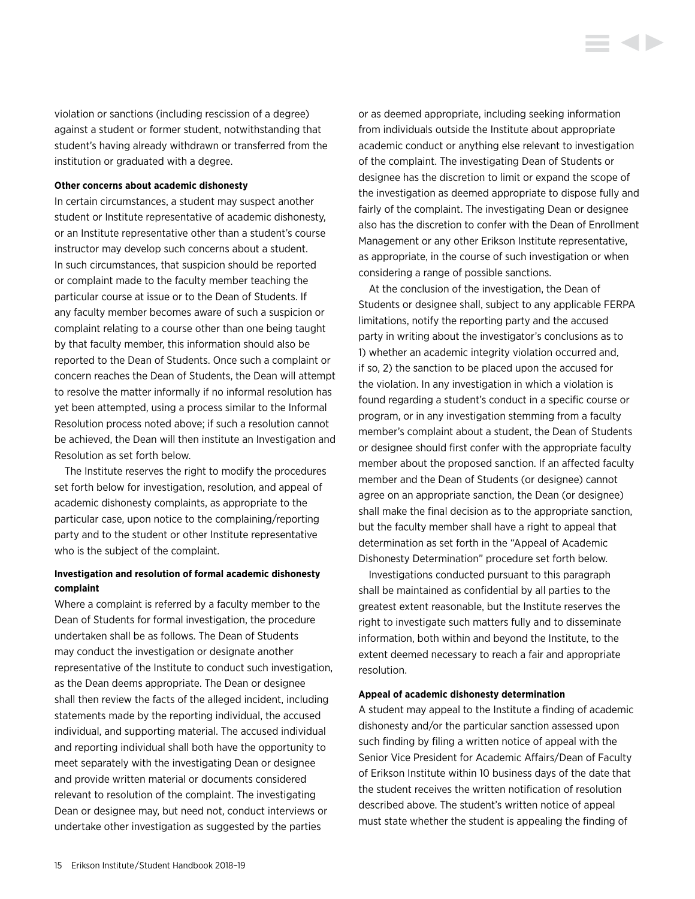violation or sanctions (including rescission of a degree) against a student or former student, notwithstanding that student's having already withdrawn or transferred from the institution or graduated with a degree.

**Other concerns about academic dishonesty**

In certain circumstances, a student may suspect another student or Institute representative of academic dishonesty, or an Institute representative other than a student's course instructor may develop such concerns about a student. In such circumstances, that suspicion should be reported or complaint made to the faculty member teaching the particular course at issue or to the Dean of Students. If any faculty member becomes aware of such a suspicion or complaint relating to a course other than one being taught by that faculty member, this information should also be reported to the Dean of Students. Once such a complaint or concern reaches the Dean of Students, the Dean will attempt to resolve the matter informally if no informal resolution has yet been attempted, using a process similar to the Informal Resolution process noted above; if such a resolution cannot be achieved, the Dean will then institute an Investigation and Resolution as set forth below.

The Institute reserves the right to modify the procedures set forth below for investigation, resolution, and appeal of academic dishonesty complaints, as appropriate to the particular case, upon notice to the complaining/reporting party and to the student or other Institute representative who is the subject of the complaint.

**Investigation and resolution of formal academic dishonesty complaint**

Where a complaint is referred by a faculty member to the Dean of Students for formal investigation, the procedure undertaken shall be as follows. The Dean of Students may conduct the investigation or designate another representative of the Institute to conduct such investigation, as the Dean deems appropriate. The Dean or designee shall then review the facts of the alleged incident, including statements made by the reporting individual, the accused individual, and supporting material. The accused individual and reporting individual shall both have the opportunity to meet separately with the investigating Dean or designee and provide written material or documents considered relevant to resolution of the complaint. The investigating Dean or designee may, but need not, conduct interviews or undertake other investigation as suggested by the parties or as deemed appropriate, including seeking information from individuals outside the Institute about appropriate academic conduct or anything else relevant to investigation of the complaint. The investigating Dean of Students or designee has the discretion to limit or expand the scope of the investigation as deemed appropriate to dispose fully and fairly of the complaint. The investigating Dean or designee also has the discretion to confer with the Dean of Enrollment Management or any other Erikson Institute representative, as appropriate, in the course of such investigation or when considering a range of possible sanctions.

At the conclusion of the investigation, the Dean of Students or designee shall, subject to any applicable FERPA limitations, notify the reporting party and the accused party in writing about the investigator's conclusions as to 1) whether an academic integrity violation occurred and, if so, 2) the sanction to be placed upon the accused for the violation. In any investigation in which a violation is found regarding a student's conduct in a specific course or program, or in any investigation stemming from a faculty member's complaint about a student, the Dean of Students or designee should first confer with the appropriate faculty member about the proposed sanction. If an affected faculty member and the Dean of Students (or designee) cannot agree on an appropriate sanction, the Dean (or designee) shall make the final decision as to the appropriate sanction, but the faculty member shall have a right to appeal that determination as set forth in the "Appeal of Academic Dishonesty Determination" procedure set forth below.

Investigations conducted pursuant to this paragraph shall be maintained as confidential by all parties to the greatest extent reasonable, but the Institute reserves the right to investigate such matters fully and to disseminate information, both within and beyond the Institute, to the extent deemed necessary to reach a fair and appropriate resolution.

**Appeal of academic dishonesty determination**

A student may appeal to the Institute a finding of academic dishonesty and/or the particular sanction assessed upon such finding by filing a written notice of appeal with the Senior Vice President for Academic Affairs/Dean of Faculty of Erikson Institute within 10 business days of the date that the student receives the written notification of resolution described above. The student's written notice of appeal must state whether the student is appealing the finding of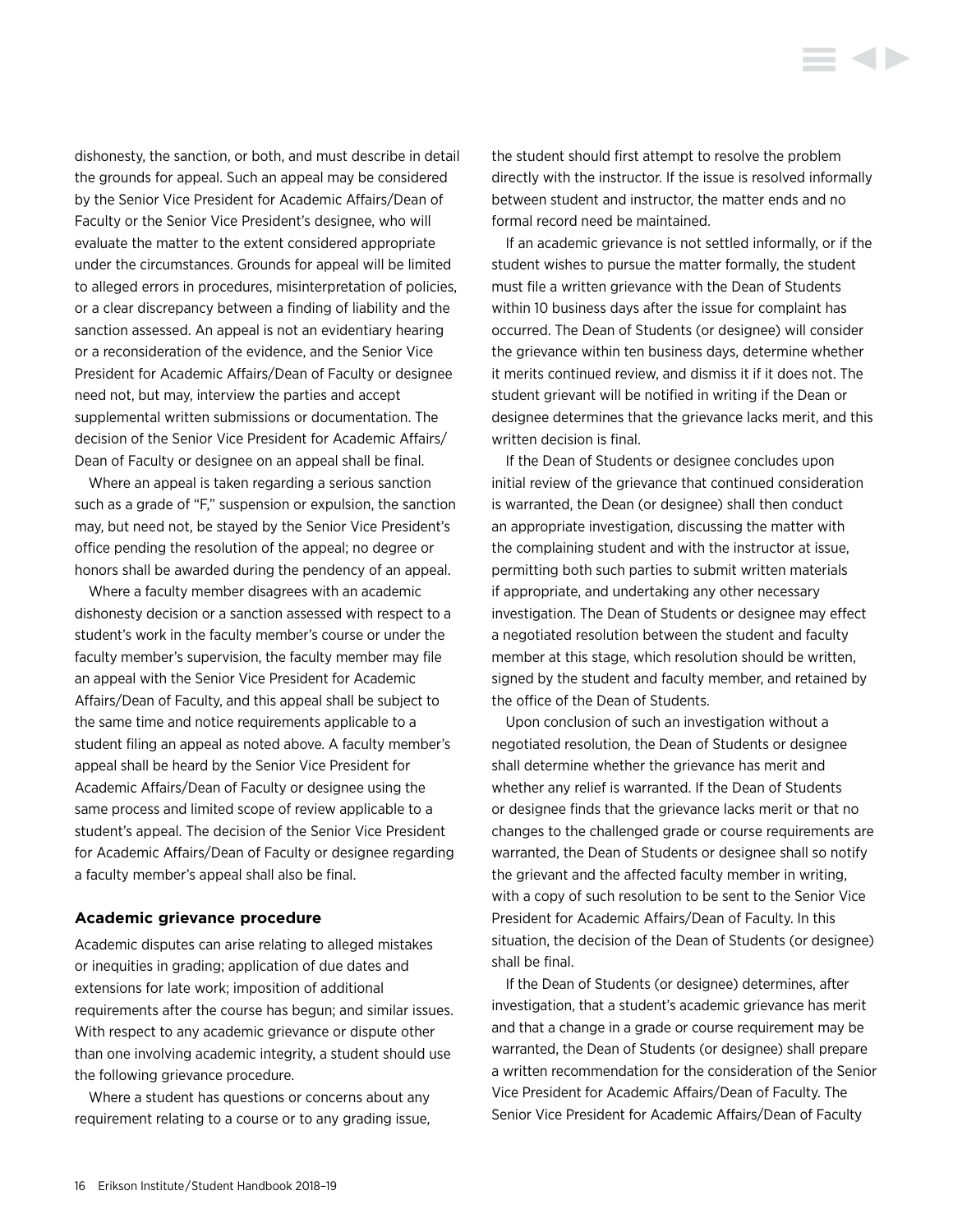dishonesty, the sanction, or both, and must describe in detail the grounds for appeal. Such an appeal may be considered by the Senior Vice President for Academic Affairs/Dean of Faculty or the Senior Vice President's designee, who will evaluate the matter to the extent considered appropriate under the circumstances. Grounds for appeal will be limited to alleged errors in procedures, misinterpretation of policies, or a clear discrepancy between a finding of liability and the sanction assessed. An appeal is not an evidentiary hearing or a reconsideration of the evidence, and the Senior Vice President for Academic Affairs/Dean of Faculty or designee need not, but may, interview the parties and accept supplemental written submissions or documentation. The decision of the Senior Vice President for Academic Affairs/Dean of Faculty or designee on an appeal shall be final.

Where an appeal is taken regarding a serious sanction such as a grade of "F," suspension or expulsion, the sanction may, but need not, be stayed by the Senior Vice President's office pending the resolution of the appeal; no degree or honors shall be awarded during the pendency of an appeal.

Where a faculty member disagrees with an academic dishonesty decision or a sanction assessed with respect to a student's work in the faculty member's course or under the faculty member's supervision, the faculty member may file an appeal with the Senior Vice President for Academic Affairs/Dean of Faculty, and this appeal shall be subject to the same time and notice requirements applicable to a student filing an appeal as noted above. A faculty member's appeal shall be heard by the Senior Vice President for Academic Affairs/Dean of Faculty or designee using the same process and limited scope of review applicable to a student's appeal. The decision of the Senior Vice President for Academic Affairs/Dean of Faculty or designee regarding a faculty member's appeal shall also be final.

### Academic grievance procedure

Academic disputes can arise relating to alleged mistakes or inequities in grading; application of due dates and extensions for late work; imposition of additional requirements after the course has begun; and similar issues. With respect to any academic grievance or dispute other than one involving academic integrity, a student should use the following grievance procedure.

Where a student has questions or concerns about any requirement relating to a course or to any grading issue, the student should first attempt to resolve the problem directly with the instructor. If the issue is resolved informally between student and instructor, the matter ends and no formal record need be maintained.

If an academic grievance is not settled informally, or if the student wishes to pursue the matter formally, the student must file a written grievance with the Dean of Students within 10 business days after the issue for complaint has occurred. The Dean of Students (or designee) will consider the grievance within ten business days, determine whether it merits continued review, and dismiss it if it does not. The student grievant will be notified in writing if the Dean or designee determines that the grievance lacks merit, and this written decision is final.

If the Dean of Students or designee concludes upon initial review of the grievance that continued consideration is warranted, the Dean (or designee) shall then conduct an appropriate investigation, discussing the matter with the complaining student and with the instructor at issue, permitting both such parties to submit written materials if appropriate, and undertaking any other necessary investigation. The Dean of Students or designee may effect a negotiated resolution between the student and faculty member at this stage, which resolution should be written, signed by the student and faculty member, and retained by the office of the Dean of Students.

Upon conclusion of such an investigation without a negotiated resolution, the Dean of Students or designee shall determine whether the grievance has merit and whether any relief is warranted. If the Dean of Students or designee finds that the grievance lacks merit or that no changes to the challenged grade or course requirements are warranted, the Dean of Students or designee shall so notify the grievant and the affected faculty member in writing, with a copy of such resolution to be sent to the Senior Vice President for Academic Affairs/Dean of Faculty. In this situation, the decision of the Dean of Students (or designee) shall be final.

If the Dean of Students (or designee) determines, after investigation, that a student's academic grievance has merit and that a change in a grade or course requirement may be warranted, the Dean of Students (or designee) shall prepare a written recommendation for the consideration of the Senior Vice President for Academic Affairs/Dean of Faculty. The Senior Vice President for Academic Affairs/Dean of Faculty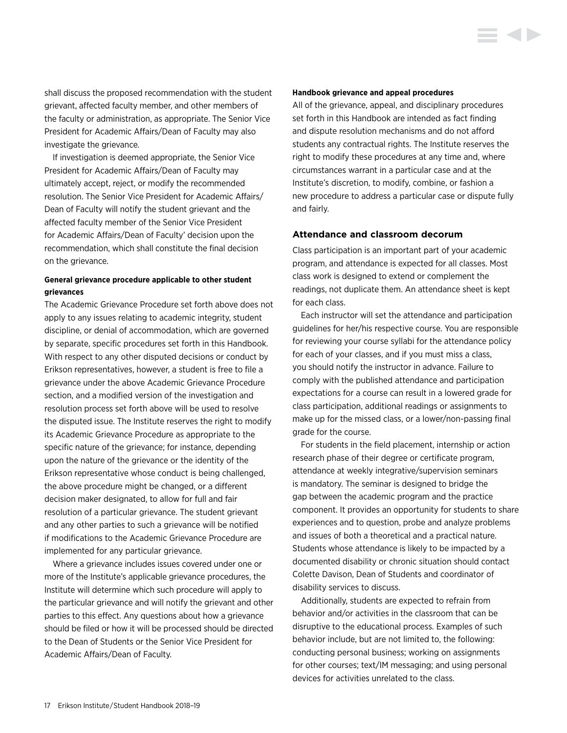shall discuss the proposed recommendation with the student grievant, affected faculty member, and other members of the faculty or administration, as appropriate. The Senior Vice President for Academic Affairs/Dean of Faculty may also investigate the grievance.

If investigation is deemed appropriate, the Senior Vice President for Academic Affairs/Dean of Faculty may ultimately accept, reject, or modify the recommended resolution. The Senior Vice President for Academic Affairs/Dean of Faculty will notify the student grievant and the affected faculty member of the Senior Vice President for Academic Affairs/Dean of Faculty' decision upon the recommendation, which shall constitute the final decision on the grievance.

**General grievance procedure applicable to other student grievances**

The Academic Grievance Procedure set forth above does not apply to any issues relating to academic integrity, student discipline, or denial of accommodation, which are governed by separate, specific procedures set forth in this Handbook. With respect to any other disputed decisions or conduct by Erikson representatives, however, a student is free to file a grievance under the above Academic Grievance Procedure section, and a modified version of the investigation and resolution process set forth above will be used to resolve the disputed issue. The Institute reserves the right to modify its Academic Grievance Procedure as appropriate to the specific nature of the grievance; for instance, depending upon the nature of the grievance or the identity of the Erikson representative whose conduct is being challenged, the above procedure might be changed, or a different decision maker designated, to allow for full and fair resolution of a particular grievance. The student grievant and any other parties to such a grievance will be notified if modifications to the Academic Grievance Procedure are implemented for any particular grievance.

Where a grievance includes issues covered under one or more of the Institute's applicable grievance procedures, the Institute will determine which such procedure will apply to the particular grievance and will notify the grievant and other parties to this effect. Any questions about how a grievance should be filed or how it will be processed should be directed to the Dean of Students or the Senior Vice President for Academic Affairs/Dean of Faculty.

**Handbook grievance and appeal procedures**

All of the grievance, appeal, and disciplinary procedures set forth in this Handbook are intended as fact finding and dispute resolution mechanisms and do not afford students any contractual rights. The Institute reserves the right to modify these procedures at any time and, where circumstances warrant in a particular case and at the Institute's discretion, to modify, combine, or fashion a new procedure to address a particular case or dispute fully and fairly.

### Attendance and classroom decorum

Class participation is an important part of your academic program, and attendance is expected for all classes. Most class work is designed to extend or complement the readings, not duplicate them. An attendance sheet is kept for each class.

Each instructor will set the attendance and participation guidelines for her/his respective course. You are responsible for reviewing your course syllabi for the attendance policy for each of your classes, and if you must miss a class, you should notify the instructor in advance. Failure to comply with the published attendance and participation expectations for a course can result in a lowered grade for class participation, additional readings or assignments to make up for the missed class, or a lower/non-passing final grade for the course.

For students in the field placement, internship or action research phase of their degree or certificate program, attendance at weekly integrative/supervision seminars is mandatory. The seminar is designed to bridge the gap between the academic program and the practice component. It provides an opportunity for students to share experiences and to question, probe and analyze problems and issues of both a theoretical and a practical nature. Students whose attendance is likely to be impacted by a documented disability or chronic situation should contact Colette Davison, Dean of Students and coordinator of disability services to discuss.

Additionally, students are expected to refrain from behavior and/or activities in the classroom that can be disruptive to the educational process. Examples of such behavior include, but are not limited to, the following: conducting personal business; working on assignments for other courses; text/IM messaging; and using personal devices for activities unrelated to the class.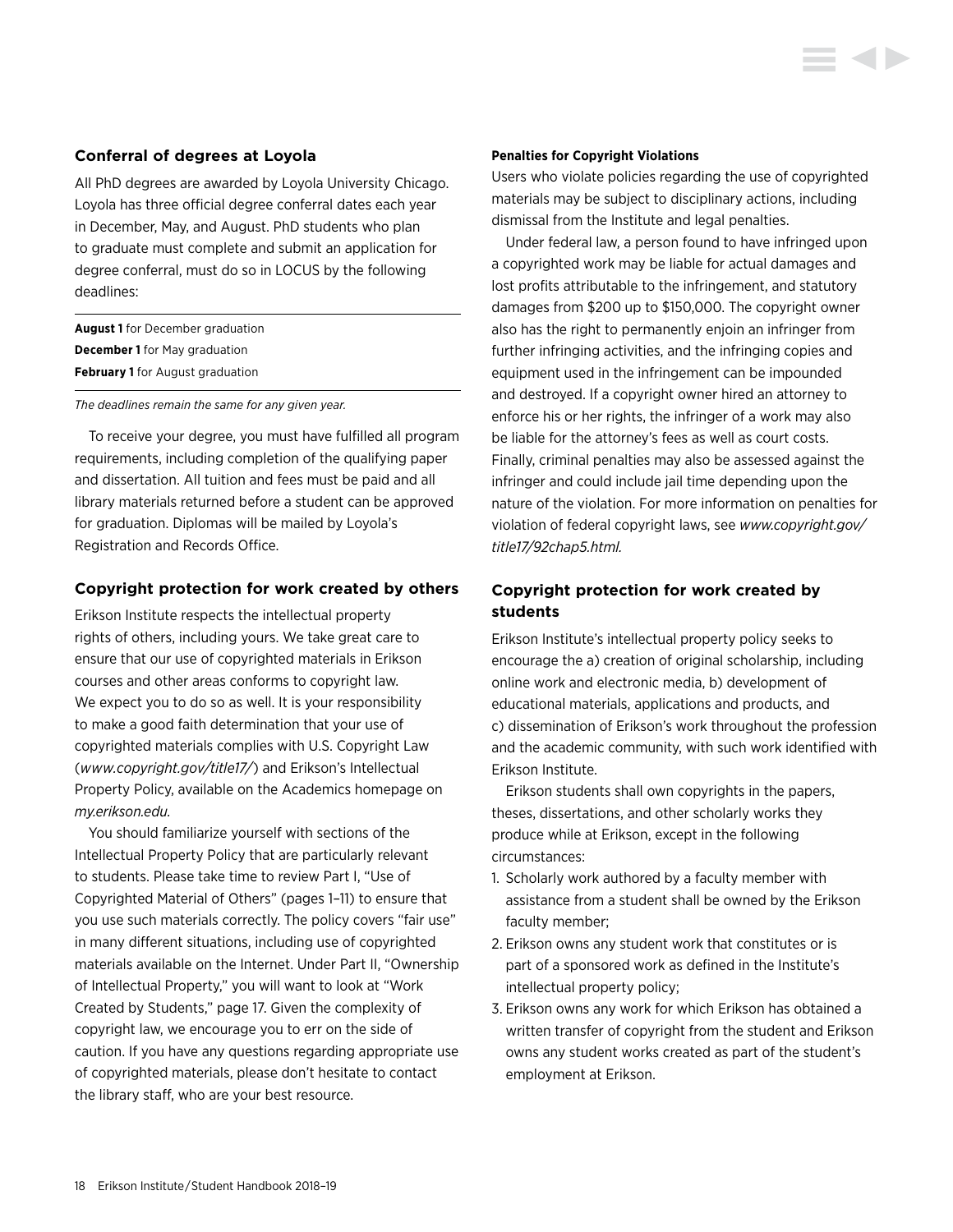### Conferral of degrees at Loyola

All PhD degrees are awarded by Loyola University Chicago. Loyola has three official degree conferral dates each year in December, May, and August. PhD students who plan to graduate must complete and submit an application for degree conferral, must do so in LOCUS by the following deadlines:

**August 1** for December graduation
**December 1** for May graduation
**February 1** for August graduation

*The deadlines remain the same for any given year.*

To receive your degree, you must have fulfilled all program requirements, including completion of the qualifying paper and dissertation. All tuition and fees must be paid and all library materials returned before a student can be approved for graduation. Diplomas will be mailed by Loyola's Registration and Records Office.

### Copyright protection for work created by others

Erikson Institute respects the intellectual property rights of others, including yours. We take great care to ensure that our use of copyrighted materials in Erikson courses and other areas conforms to copyright law. We expect you to do so as well. It is your responsibility to make a good faith determination that your use of copyrighted materials complies with U.S. Copyright Law (*www.copyright.gov/title17/*) and Erikson's Intellectual Property Policy, available on the Academics homepage on *my.erikson.edu.*

You should familiarize yourself with sections of the Intellectual Property Policy that are particularly relevant to students. Please take time to review Part I, "Use of Copyrighted Material of Others" (pages 1–11) to ensure that you use such materials correctly. The policy covers "fair use" in many different situations, including use of copyrighted materials available on the Internet. Under Part II, "Ownership of Intellectual Property," you will want to look at "Work Created by Students," page 17. Given the complexity of copyright law, we encourage you to err on the side of caution. If you have any questions regarding appropriate use of copyrighted materials, please don't hesitate to contact the library staff, who are your best resource.

#### Penalties for Copyright Violations

Users who violate policies regarding the use of copyrighted materials may be subject to disciplinary actions, including dismissal from the Institute and legal penalties.

Under federal law, a person found to have infringed upon a copyrighted work may be liable for actual damages and lost profits attributable to the infringement, and statutory damages from $200 up to $150,000. The copyright owner also has the right to permanently enjoin an infringer from further infringing activities, and the infringing copies and equipment used in the infringement can be impounded and destroyed. If a copyright owner hired an attorney to enforce his or her rights, the infringer of a work may also be liable for the attorney's fees as well as court costs. Finally, criminal penalties may also be assessed against the infringer and could include jail time depending upon the nature of the violation. For more information on penalties for violation of federal copyright laws, see *www.copyright.gov/title17/92chap5.html.*

### Copyright protection for work created by students

Erikson Institute's intellectual property policy seeks to encourage the a) creation of original scholarship, including online work and electronic media, b) development of educational materials, applications and products, and c) dissemination of Erikson's work throughout the profession and the academic community, with such work identified with Erikson Institute.

Erikson students shall own copyrights in the papers, theses, dissertations, and other scholarly works they produce while at Erikson, except in the following circumstances:

1. Scholarly work authored by a faculty member with assistance from a student shall be owned by the Erikson faculty member;
2. Erikson owns any student work that constitutes or is part of a sponsored work as defined in the Institute's intellectual property policy;
3. Erikson owns any work for which Erikson has obtained a written transfer of copyright from the student and Erikson owns any student works created as part of the student's employment at Erikson.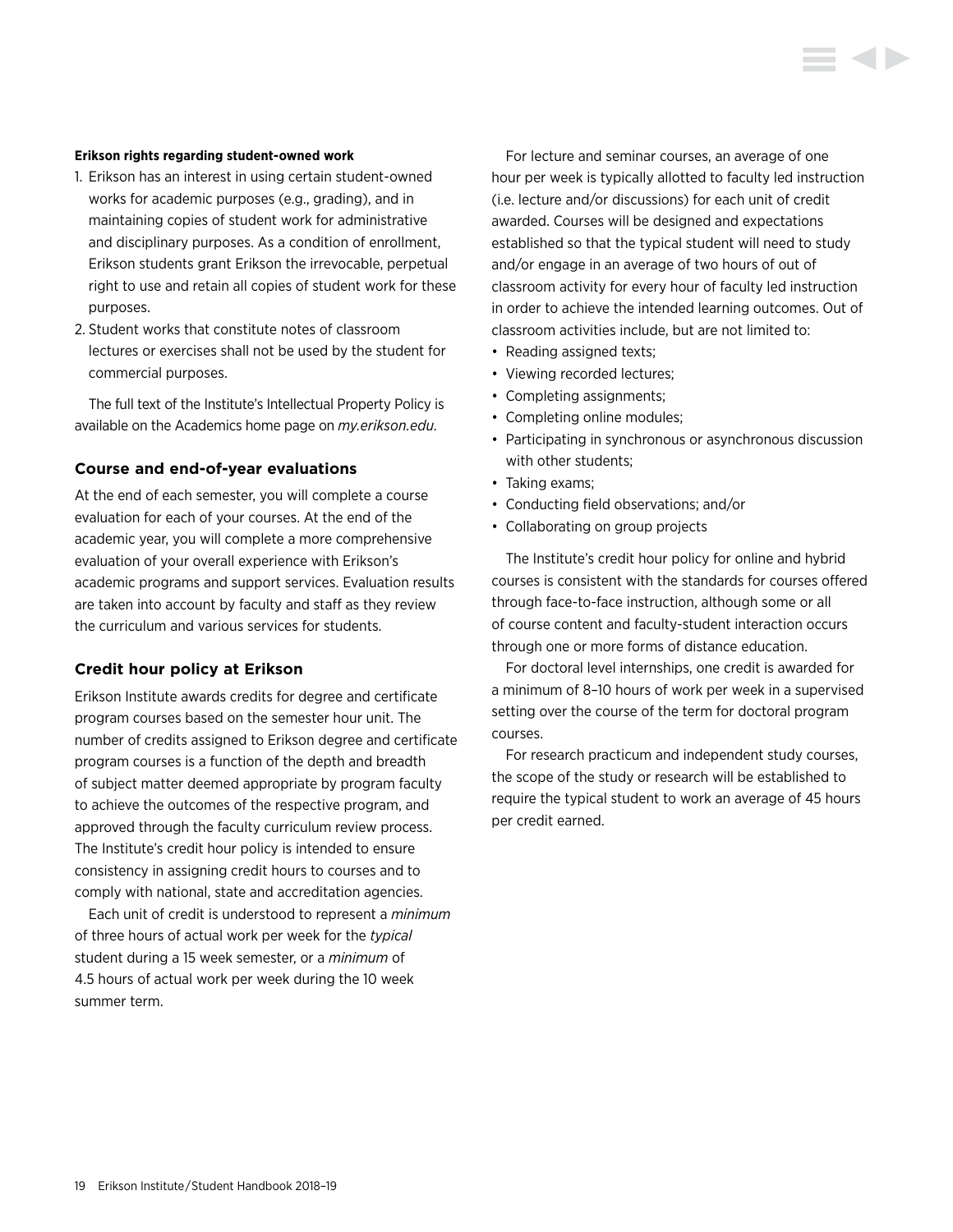**Erikson rights regarding student-owned work**

1. Erikson has an interest in using certain student-owned works for academic purposes (e.g., grading), and in maintaining copies of student work for administrative and disciplinary purposes. As a condition of enrollment, Erikson students grant Erikson the irrevocable, perpetual right to use and retain all copies of student work for these purposes.
2. Student works that constitute notes of classroom lectures or exercises shall not be used by the student for commercial purposes.

The full text of the Institute's Intellectual Property Policy is available on the Academics home page on *my.erikson.edu.*

### Course and end-of-year evaluations

At the end of each semester, you will complete a course evaluation for each of your courses. At the end of the academic year, you will complete a more comprehensive evaluation of your overall experience with Erikson's academic programs and support services. Evaluation results are taken into account by faculty and staff as they review the curriculum and various services for students.

### Credit hour policy at Erikson

Erikson Institute awards credits for degree and certificate program courses based on the semester hour unit. The number of credits assigned to Erikson degree and certificate program courses is a function of the depth and breadth of subject matter deemed appropriate by program faculty to achieve the outcomes of the respective program, and approved through the faculty curriculum review process. The Institute's credit hour policy is intended to ensure consistency in assigning credit hours to courses and to comply with national, state and accreditation agencies.

Each unit of credit is understood to represent a *minimum* of three hours of actual work per week for the *typical* student during a 15 week semester, or a *minimum* of 4.5 hours of actual work per week during the 10 week summer term.

For lecture and seminar courses, an average of one hour per week is typically allotted to faculty led instruction (i.e. lecture and/or discussions) for each unit of credit awarded. Courses will be designed and expectations established so that the typical student will need to study and/or engage in an average of two hours of out of classroom activity for every hour of faculty led instruction in order to achieve the intended learning outcomes. Out of classroom activities include, but are not limited to:

- Reading assigned texts;
- Viewing recorded lectures;
- Completing assignments;
- Completing online modules;
- Participating in synchronous or asynchronous discussion with other students;
- Taking exams;
- Conducting field observations; and/or
- Collaborating on group projects

The Institute's credit hour policy for online and hybrid courses is consistent with the standards for courses offered through face-to-face instruction, although some or all of course content and faculty-student interaction occurs through one or more forms of distance education.

For doctoral level internships, one credit is awarded for a minimum of 8–10 hours of work per week in a supervised setting over the course of the term for doctoral program courses.

For research practicum and independent study courses, the scope of the study or research will be established to require the typical student to work an average of 45 hours per credit earned.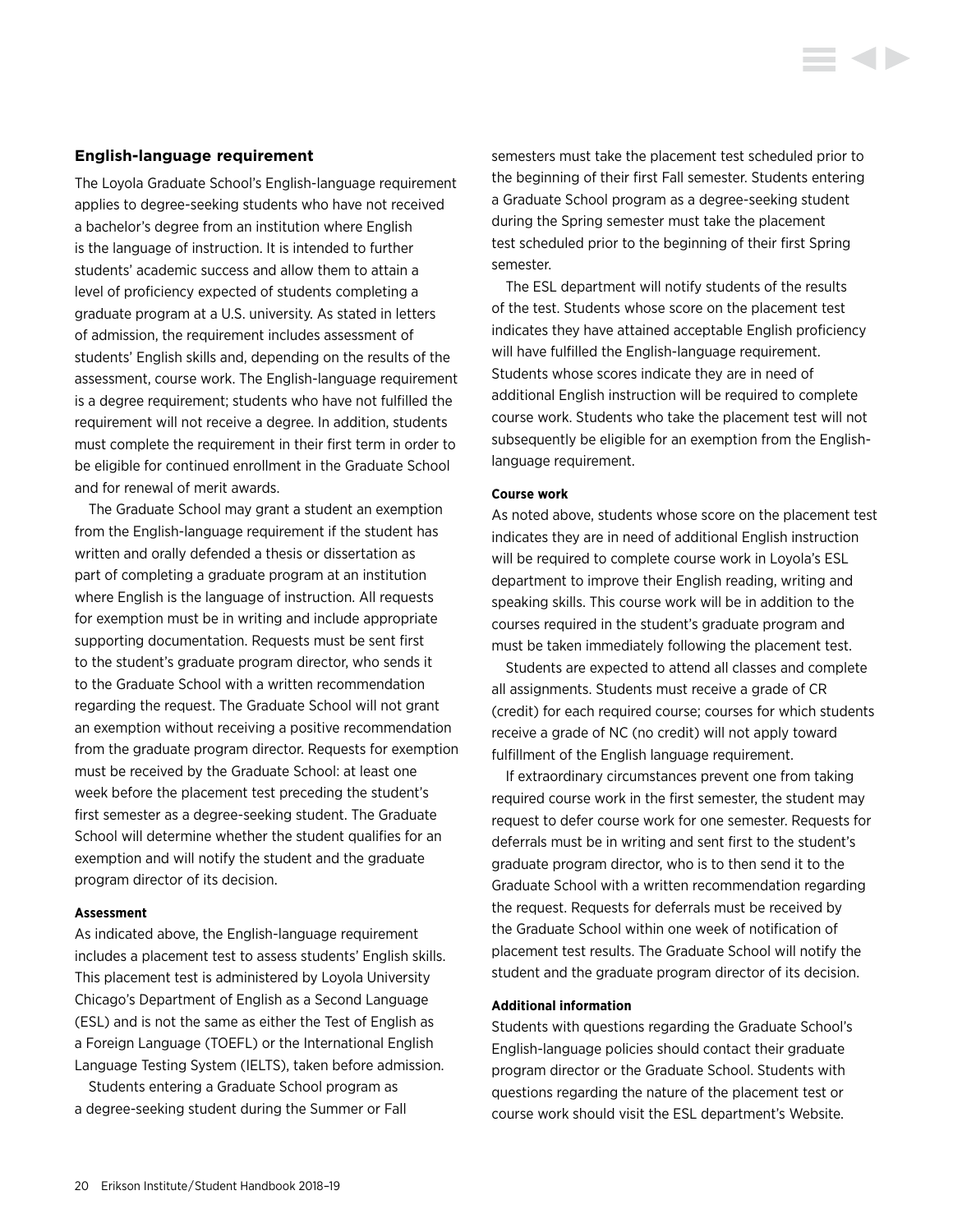## English-language requirement

The Loyola Graduate School's English-language requirement applies to degree-seeking students who have not received a bachelor's degree from an institution where English is the language of instruction. It is intended to further students' academic success and allow them to attain a level of proficiency expected of students completing a graduate program at a U.S. university. As stated in letters of admission, the requirement includes assessment of students' English skills and, depending on the results of the assessment, course work. The English-language requirement is a degree requirement; students who have not fulfilled the requirement will not receive a degree. In addition, students must complete the requirement in their first term in order to be eligible for continued enrollment in the Graduate School and for renewal of merit awards.

The Graduate School may grant a student an exemption from the English-language requirement if the student has written and orally defended a thesis or dissertation as part of completing a graduate program at an institution where English is the language of instruction. All requests for exemption must be in writing and include appropriate supporting documentation. Requests must be sent first to the student's graduate program director, who sends it to the Graduate School with a written recommendation regarding the request. The Graduate School will not grant an exemption without receiving a positive recommendation from the graduate program director. Requests for exemption must be received by the Graduate School: at least one week before the placement test preceding the student's first semester as a degree-seeking student. The Graduate School will determine whether the student qualifies for an exemption and will notify the student and the graduate program director of its decision.

#### Assessment

As indicated above, the English-language requirement includes a placement test to assess students' English skills. This placement test is administered by Loyola University Chicago's Department of English as a Second Language (ESL) and is not the same as either the Test of English as a Foreign Language (TOEFL) or the International English Language Testing System (IELTS), taken before admission.

Students entering a Graduate School program as a degree-seeking student during the Summer or Fall semesters must take the placement test scheduled prior to the beginning of their first Fall semester. Students entering a Graduate School program as a degree-seeking student during the Spring semester must take the placement test scheduled prior to the beginning of their first Spring semester.

The ESL department will notify students of the results of the test. Students whose score on the placement test indicates they have attained acceptable English proficiency will have fulfilled the English-language requirement. Students whose scores indicate they are in need of additional English instruction will be required to complete course work. Students who take the placement test will not subsequently be eligible for an exemption from the English-language requirement.

#### Course work

As noted above, students whose score on the placement test indicates they are in need of additional English instruction will be required to complete course work in Loyola's ESL department to improve their English reading, writing and speaking skills. This course work will be in addition to the courses required in the student's graduate program and must be taken immediately following the placement test.

Students are expected to attend all classes and complete all assignments. Students must receive a grade of CR (credit) for each required course; courses for which students receive a grade of NC (no credit) will not apply toward fulfillment of the English language requirement.

If extraordinary circumstances prevent one from taking required course work in the first semester, the student may request to defer course work for one semester. Requests for deferrals must be in writing and sent first to the student's graduate program director, who is to then send it to the Graduate School with a written recommendation regarding the request. Requests for deferrals must be received by the Graduate School within one week of notification of placement test results. The Graduate School will notify the student and the graduate program director of its decision.

#### Additional information

Students with questions regarding the Graduate School's English-language policies should contact their graduate program director or the Graduate School. Students with questions regarding the nature of the placement test or course work should visit the ESL department's Website.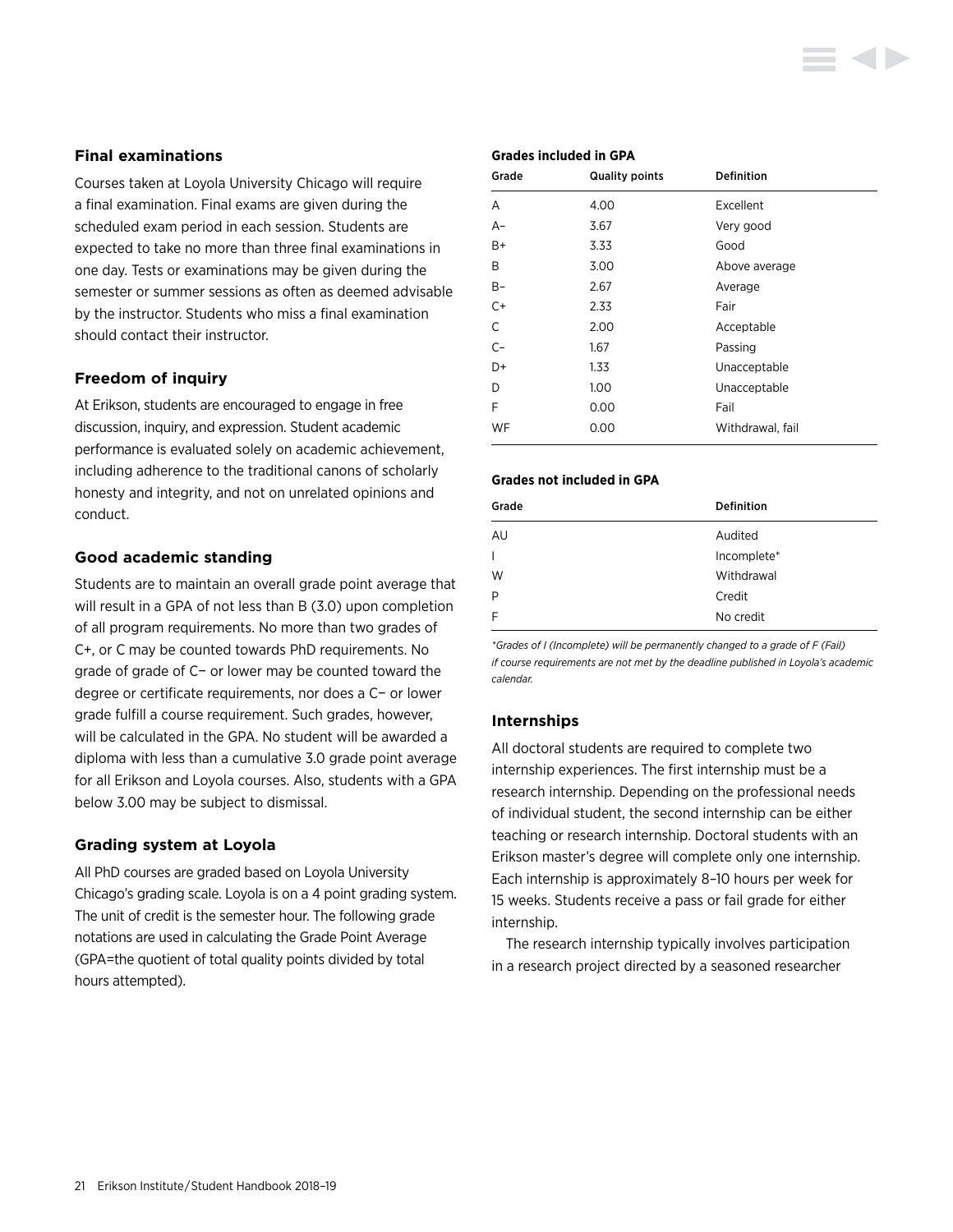### Final examinations

Courses taken at Loyola University Chicago will require a final examination. Final exams are given during the scheduled exam period in each session. Students are expected to take no more than three final examinations in one day. Tests or examinations may be given during the semester or summer sessions as often as deemed advisable by the instructor. Students who miss a final examination should contact their instructor.

### Freedom of inquiry

At Erikson, students are encouraged to engage in free discussion, inquiry, and expression. Student academic performance is evaluated solely on academic achievement, including adherence to the traditional canons of scholarly honesty and integrity, and not on unrelated opinions and conduct.

### Good academic standing

Students are to maintain an overall grade point average that will result in a GPA of not less than B (3.0) upon completion of all program requirements. No more than two grades of C+, or C may be counted towards PhD requirements. No grade of grade of C– or lower may be counted toward the degree or certificate requirements, nor does a C– or lower grade fulfill a course requirement. Such grades, however, will be calculated in the GPA. No student will be awarded a diploma with less than a cumulative 3.0 grade point average for all Erikson and Loyola courses. Also, students with a GPA below 3.00 may be subject to dismissal.

### Grading system at Loyola

All PhD courses are graded based on Loyola University Chicago's grading scale. Loyola is on a 4 point grading system. The unit of credit is the semester hour. The following grade notations are used in calculating the Grade Point Average (GPA=the quotient of total quality points divided by total hours attempted).

**Grades included in GPA**

| Grade | Quality points | Definition |
|---|---|---|
| A | 4.00 | Excellent |
| A– | 3.67 | Very good |
| B+ | 3.33 | Good |
| B | 3.00 | Above average |
| B– | 2.67 | Average |
| C+ | 2.33 | Fair |
| C | 2.00 | Acceptable |
| C– | 1.67 | Passing |
| D+ | 1.33 | Unacceptable |
| D | 1.00 | Unacceptable |
| F | 0.00 | Fail |
| WF | 0.00 | Withdrawal, fail |

**Grades not included in GPA**

| Grade | Definition |
|---|---|
| AU | Audited |
| I | Incomplete* |
| W | Withdrawal |
| P | Credit |
| F | No credit |

*\*Grades of I (Incomplete) will be permanently changed to a grade of F (Fail) if course requirements are not met by the deadline published in Loyola's academic calendar.*

### Internships

All doctoral students are required to complete two internship experiences. The first internship must be a research internship. Depending on the professional needs of individual student, the second internship can be either teaching or research internship. Doctoral students with an Erikson master's degree will complete only one internship. Each internship is approximately 8–10 hours per week for 15 weeks. Students receive a pass or fail grade for either internship.

The research internship typically involves participation in a research project directed by a seasoned researcher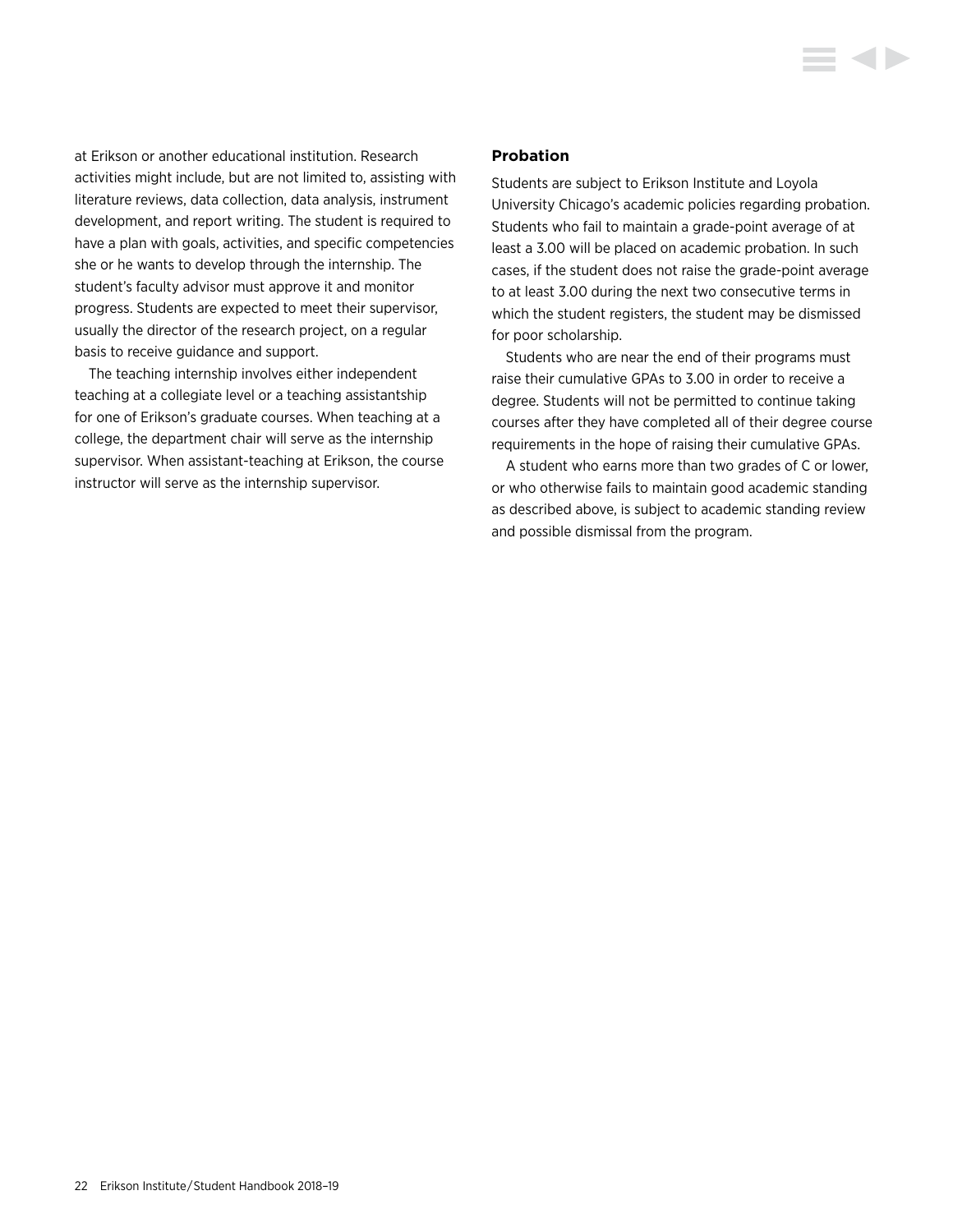at Erikson or another educational institution. Research activities might include, but are not limited to, assisting with literature reviews, data collection, data analysis, instrument development, and report writing. The student is required to have a plan with goals, activities, and specific competencies she or he wants to develop through the internship. The student's faculty advisor must approve it and monitor progress. Students are expected to meet their supervisor, usually the director of the research project, on a regular basis to receive guidance and support.

The teaching internship involves either independent teaching at a collegiate level or a teaching assistantship for one of Erikson's graduate courses. When teaching at a college, the department chair will serve as the internship supervisor. When assistant-teaching at Erikson, the course instructor will serve as the internship supervisor.

### Probation

Students are subject to Erikson Institute and Loyola University Chicago's academic policies regarding probation. Students who fail to maintain a grade-point average of at least a 3.00 will be placed on academic probation. In such cases, if the student does not raise the grade-point average to at least 3.00 during the next two consecutive terms in which the student registers, the student may be dismissed for poor scholarship.

Students who are near the end of their programs must raise their cumulative GPAs to 3.00 in order to receive a degree. Students will not be permitted to continue taking courses after they have completed all of their degree course requirements in the hope of raising their cumulative GPAs.

A student who earns more than two grades of C or lower, or who otherwise fails to maintain good academic standing as described above, is subject to academic standing review and possible dismissal from the program.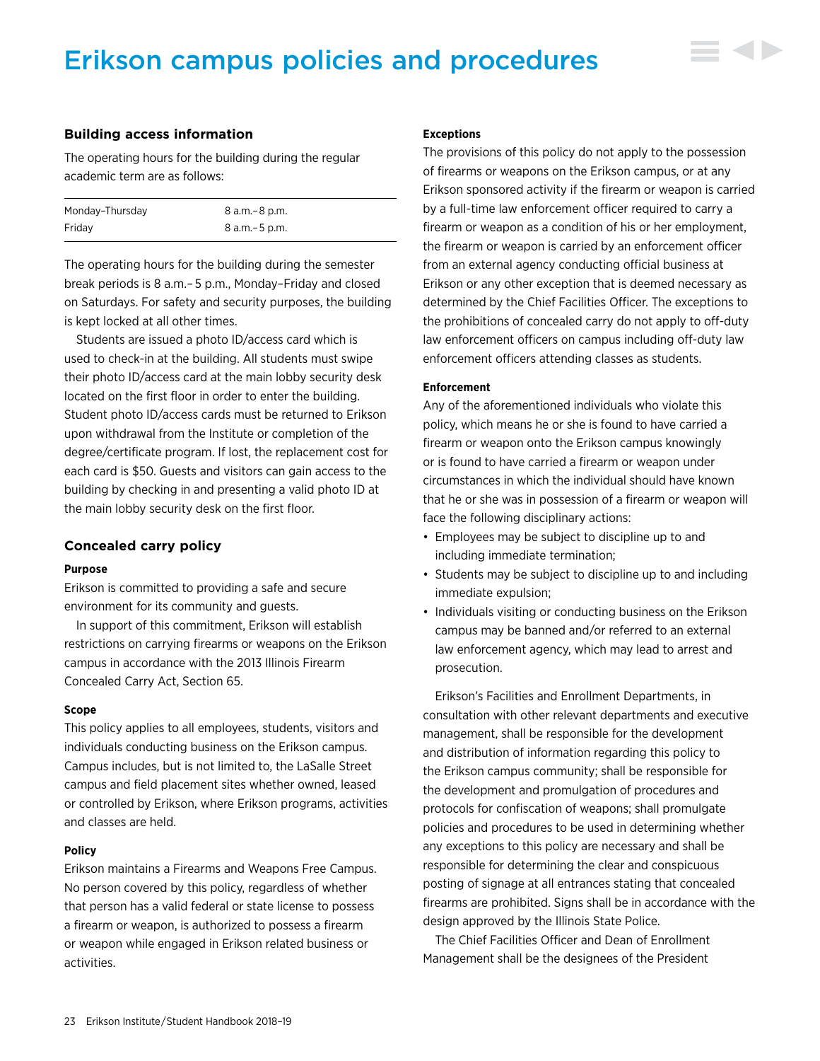# Erikson campus policies and procedures

## Building access information

The operating hours for the building during the regular academic term are as follows:

| | |
|---|---|
| Monday–Thursday | 8 a.m.–8 p.m. |
| Friday | 8 a.m.–5 p.m. |

The operating hours for the building during the semester break periods is 8 a.m.–5 p.m., Monday–Friday and closed on Saturdays. For safety and security purposes, the building is kept locked at all other times.

Students are issued a photo ID/access card which is used to check-in at the building. All students must swipe their photo ID/access card at the main lobby security desk located on the first floor in order to enter the building. Student photo ID/access cards must be returned to Erikson upon withdrawal from the Institute or completion of the degree/certificate program. If lost, the replacement cost for each card is $50. Guests and visitors can gain access to the building by checking in and presenting a valid photo ID at the main lobby security desk on the first floor.

## Concealed carry policy

#### Purpose

Erikson is committed to providing a safe and secure environment for its community and guests.

In support of this commitment, Erikson will establish restrictions on carrying firearms or weapons on the Erikson campus in accordance with the 2013 Illinois Firearm Concealed Carry Act, Section 65.

#### Scope

This policy applies to all employees, students, visitors and individuals conducting business on the Erikson campus. Campus includes, but is not limited to, the LaSalle Street campus and field placement sites whether owned, leased or controlled by Erikson, where Erikson programs, activities and classes are held.

#### Policy

Erikson maintains a Firearms and Weapons Free Campus. No person covered by this policy, regardless of whether that person has a valid federal or state license to possess a firearm or weapon, is authorized to possess a firearm or weapon while engaged in Erikson related business or activities.

#### Exceptions

The provisions of this policy do not apply to the possession of firearms or weapons on the Erikson campus, or at any Erikson sponsored activity if the firearm or weapon is carried by a full-time law enforcement officer required to carry a firearm or weapon as a condition of his or her employment, the firearm or weapon is carried by an enforcement officer from an external agency conducting official business at Erikson or any other exception that is deemed necessary as determined by the Chief Facilities Officer. The exceptions to the prohibitions of concealed carry do not apply to off-duty law enforcement officers on campus including off-duty law enforcement officers attending classes as students.

#### Enforcement

Any of the aforementioned individuals who violate this policy, which means he or she is found to have carried a firearm or weapon onto the Erikson campus knowingly or is found to have carried a firearm or weapon under circumstances in which the individual should have known that he or she was in possession of a firearm or weapon will face the following disciplinary actions:

- Employees may be subject to discipline up to and including immediate termination;
- Students may be subject to discipline up to and including immediate expulsion;
- Individuals visiting or conducting business on the Erikson campus may be banned and/or referred to an external law enforcement agency, which may lead to arrest and prosecution.

Erikson's Facilities and Enrollment Departments, in consultation with other relevant departments and executive management, shall be responsible for the development and distribution of information regarding this policy to the Erikson campus community; shall be responsible for the development and promulgation of procedures and protocols for confiscation of weapons; shall promulgate policies and procedures to be used in determining whether any exceptions to this policy are necessary and shall be responsible for determining the clear and conspicuous posting of signage at all entrances stating that concealed firearms are prohibited. Signs shall be in accordance with the design approved by the Illinois State Police.

The Chief Facilities Officer and Dean of Enrollment Management shall be the designees of the President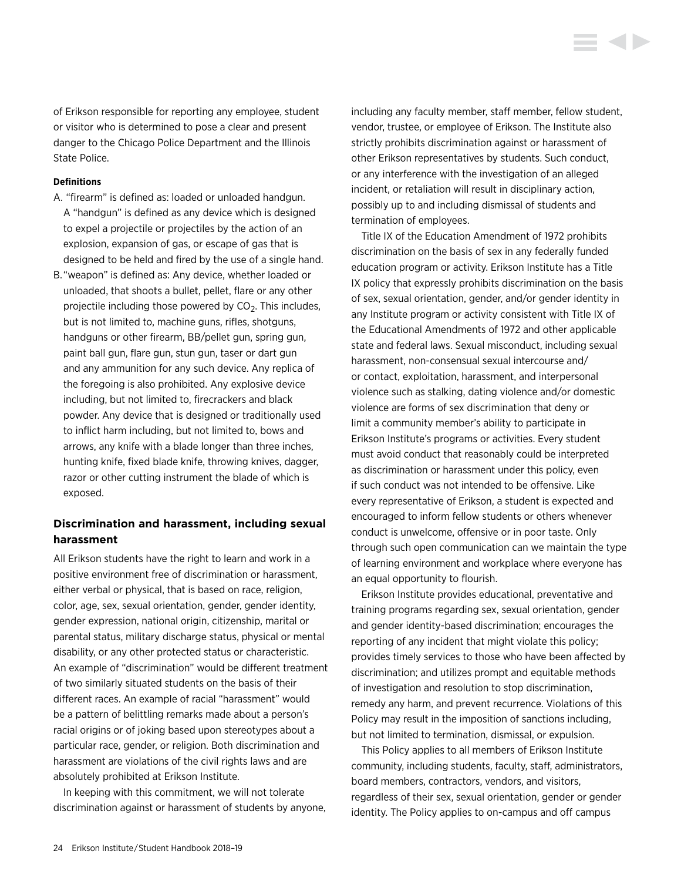of Erikson responsible for reporting any employee, student or visitor who is determined to pose a clear and present danger to the Chicago Police Department and the Illinois State Police.

**Definitions**

A. "firearm" is defined as: loaded or unloaded handgun. A "handgun" is defined as any device which is designed to expel a projectile or projectiles by the action of an explosion, expansion of gas, or escape of gas that is designed to be held and fired by the use of a single hand.

B. "weapon" is defined as: Any device, whether loaded or unloaded, that shoots a bullet, pellet, flare or any other projectile including those powered by $CO_2$. This includes, but is not limited to, machine guns, rifles, shotguns, handguns or other firearm, BB/pellet gun, spring gun, paint ball gun, flare gun, stun gun, taser or dart gun and any ammunition for any such device. Any replica of the foregoing is also prohibited. Any explosive device including, but not limited to, firecrackers and black powder. Any device that is designed or traditionally used to inflict harm including, but not limited to, bows and arrows, any knife with a blade longer than three inches, hunting knife, fixed blade knife, throwing knives, dagger, razor or other cutting instrument the blade of which is exposed.

## Discrimination and harassment, including sexual harassment

All Erikson students have the right to learn and work in a positive environment free of discrimination or harassment, either verbal or physical, that is based on race, religion, color, age, sex, sexual orientation, gender, gender identity, gender expression, national origin, citizenship, marital or parental status, military discharge status, physical or mental disability, or any other protected status or characteristic. An example of "discrimination" would be different treatment of two similarly situated students on the basis of their different races. An example of racial "harassment" would be a pattern of belittling remarks made about a person's racial origins or of joking based upon stereotypes about a particular race, gender, or religion. Both discrimination and harassment are violations of the civil rights laws and are absolutely prohibited at Erikson Institute.

In keeping with this commitment, we will not tolerate discrimination against or harassment of students by anyone, including any faculty member, staff member, fellow student, vendor, trustee, or employee of Erikson. The Institute also strictly prohibits discrimination against or harassment of other Erikson representatives by students. Such conduct, or any interference with the investigation of an alleged incident, or retaliation will result in disciplinary action, possibly up to and including dismissal of students and termination of employees.

Title IX of the Education Amendment of 1972 prohibits discrimination on the basis of sex in any federally funded education program or activity. Erikson Institute has a Title IX policy that expressly prohibits discrimination on the basis of sex, sexual orientation, gender, and/or gender identity in any Institute program or activity consistent with Title IX of the Educational Amendments of 1972 and other applicable state and federal laws. Sexual misconduct, including sexual harassment, non-consensual sexual intercourse and/or contact, exploitation, harassment, and interpersonal violence such as stalking, dating violence and/or domestic violence are forms of sex discrimination that deny or limit a community member's ability to participate in Erikson Institute's programs or activities. Every student must avoid conduct that reasonably could be interpreted as discrimination or harassment under this policy, even if such conduct was not intended to be offensive. Like every representative of Erikson, a student is expected and encouraged to inform fellow students or others whenever conduct is unwelcome, offensive or in poor taste. Only through such open communication can we maintain the type of learning environment and workplace where everyone has an equal opportunity to flourish.

Erikson Institute provides educational, preventative and training programs regarding sex, sexual orientation, gender and gender identity-based discrimination; encourages the reporting of any incident that might violate this policy; provides timely services to those who have been affected by discrimination; and utilizes prompt and equitable methods of investigation and resolution to stop discrimination, remedy any harm, and prevent recurrence. Violations of this Policy may result in the imposition of sanctions including, but not limited to termination, dismissal, or expulsion.

This Policy applies to all members of Erikson Institute community, including students, faculty, staff, administrators, board members, contractors, vendors, and visitors, regardless of their sex, sexual orientation, gender or gender identity. The Policy applies to on-campus and off campus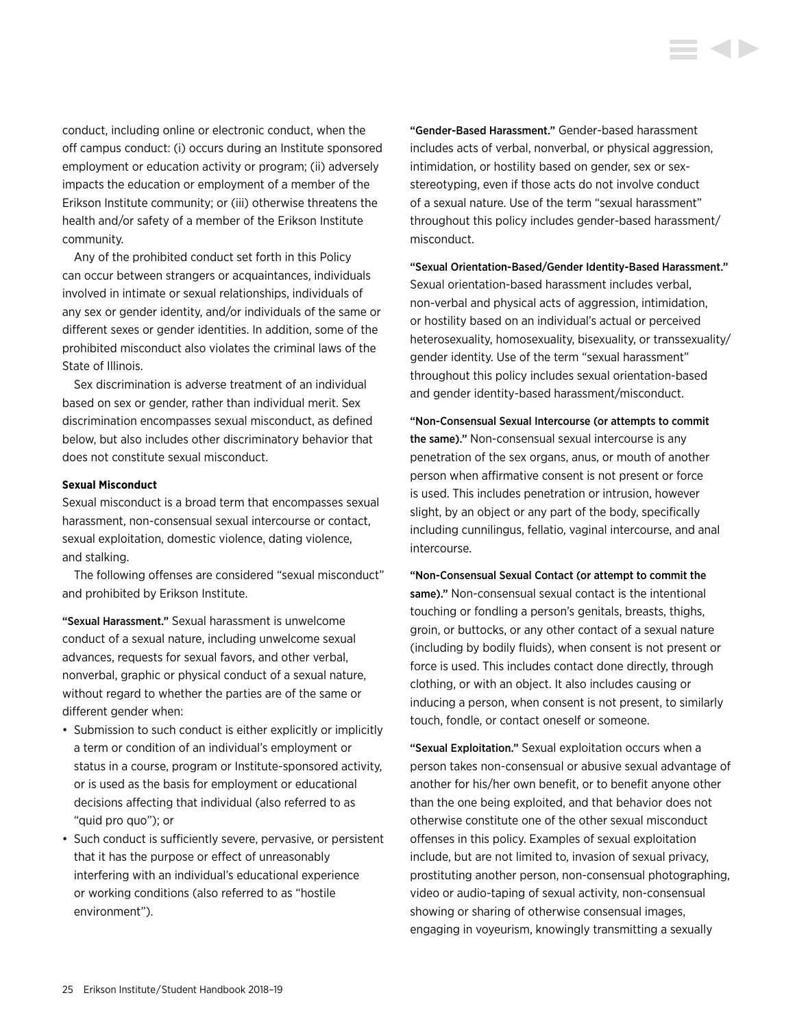conduct, including online or electronic conduct, when the off campus conduct: (i) occurs during an Institute sponsored employment or education activity or program; (ii) adversely impacts the education or employment of a member of the Erikson Institute community; or (iii) otherwise threatens the health and/or safety of a member of the Erikson Institute community.

Any of the prohibited conduct set forth in this Policy can occur between strangers or acquaintances, individuals involved in intimate or sexual relationships, individuals of any sex or gender identity, and/or individuals of the same or different sexes or gender identities. In addition, some of the prohibited misconduct also violates the criminal laws of the State of Illinois.

Sex discrimination is adverse treatment of an individual based on sex or gender, rather than individual merit. Sex discrimination encompasses sexual misconduct, as defined below, but also includes other discriminatory behavior that does not constitute sexual misconduct.

**Sexual Misconduct**

Sexual misconduct is a broad term that encompasses sexual harassment, non-consensual sexual intercourse or contact, sexual exploitation, domestic violence, dating violence, and stalking.

The following offenses are considered "sexual misconduct" and prohibited by Erikson Institute.

**"Sexual Harassment."** Sexual harassment is unwelcome conduct of a sexual nature, including unwelcome sexual advances, requests for sexual favors, and other verbal, nonverbal, graphic or physical conduct of a sexual nature, without regard to whether the parties are of the same or different gender when:

- Submission to such conduct is either explicitly or implicitly a term or condition of an individual's employment or status in a course, program or Institute-sponsored activity, or is used as the basis for employment or educational decisions affecting that individual (also referred to as "quid pro quo"); or
- Such conduct is sufficiently severe, pervasive, or persistent that it has the purpose or effect of unreasonably interfering with an individual's educational experience or working conditions (also referred to as "hostile environment").

**"Gender-Based Harassment."** Gender-based harassment includes acts of verbal, nonverbal, or physical aggression, intimidation, or hostility based on gender, sex or sex-stereotyping, even if those acts do not involve conduct of a sexual nature. Use of the term "sexual harassment" throughout this policy includes gender-based harassment/misconduct.

**"Sexual Orientation-Based/Gender Identity-Based Harassment."** Sexual orientation-based harassment includes verbal, non-verbal and physical acts of aggression, intimidation, or hostility based on an individual's actual or perceived heterosexuality, homosexuality, bisexuality, or transsexuality/gender identity. Use of the term "sexual harassment" throughout this policy includes sexual orientation-based and gender identity-based harassment/misconduct.

**"Non-Consensual Sexual Intercourse (or attempts to commit the same)."** Non-consensual sexual intercourse is any penetration of the sex organs, anus, or mouth of another person when affirmative consent is not present or force is used. This includes penetration or intrusion, however slight, by an object or any part of the body, specifically including cunnilingus, fellatio, vaginal intercourse, and anal intercourse.

**"Non-Consensual Sexual Contact (or attempt to commit the same)."** Non-consensual sexual contact is the intentional touching or fondling a person's genitals, breasts, thighs, groin, or buttocks, or any other contact of a sexual nature (including by bodily fluids), when consent is not present or force is used. This includes contact done directly, through clothing, or with an object. It also includes causing or inducing a person, when consent is not present, to similarly touch, fondle, or contact oneself or someone.

**"Sexual Exploitation."** Sexual exploitation occurs when a person takes non-consensual or abusive sexual advantage of another for his/her own benefit, or to benefit anyone other than the one being exploited, and that behavior does not otherwise constitute one of the other sexual misconduct offenses in this policy. Examples of sexual exploitation include, but are not limited to, invasion of sexual privacy, prostituting another person, non-consensual photographing, video or audio-taping of sexual activity, non-consensual showing or sharing of otherwise consensual images, engaging in voyeurism, knowingly transmitting a sexually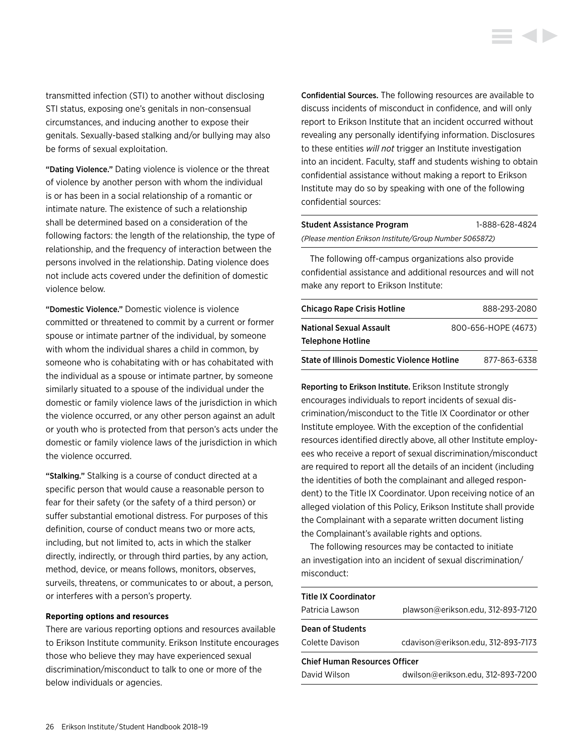transmitted infection (STI) to another without disclosing STI status, exposing one's genitals in non-consensual circumstances, and inducing another to expose their genitals. Sexually-based stalking and/or bullying may also be forms of sexual exploitation.

"Dating Violence." Dating violence is violence or the threat of violence by another person with whom the individual is or has been in a social relationship of a romantic or intimate nature. The existence of such a relationship shall be determined based on a consideration of the following factors: the length of the relationship, the type of relationship, and the frequency of interaction between the persons involved in the relationship. Dating violence does not include acts covered under the definition of domestic violence below.

"Domestic Violence." Domestic violence is violence committed or threatened to commit by a current or former spouse or intimate partner of the individual, by someone with whom the individual shares a child in common, by someone who is cohabitating with or has cohabitated with the individual as a spouse or intimate partner, by someone similarly situated to a spouse of the individual under the domestic or family violence laws of the jurisdiction in which the violence occurred, or any other person against an adult or youth who is protected from that person's acts under the domestic or family violence laws of the jurisdiction in which the violence occurred.

"Stalking." Stalking is a course of conduct directed at a specific person that would cause a reasonable person to fear for their safety (or the safety of a third person) or suffer substantial emotional distress. For purposes of this definition, course of conduct means two or more acts, including, but not limited to, acts in which the stalker directly, indirectly, or through third parties, by any action, method, device, or means follows, monitors, observes, surveils, threatens, or communicates to or about, a person, or interferes with a person's property.

**Reporting options and resources**

There are various reporting options and resources available to Erikson Institute community. Erikson Institute encourages those who believe they may have experienced sexual discrimination/misconduct to talk to one or more of the below individuals or agencies.

Confidential Sources. The following resources are available to discuss incidents of misconduct in confidence, and will only report to Erikson Institute that an incident occurred without revealing any personally identifying information. Disclosures to these entities *will not* trigger an Institute investigation into an incident. Faculty, staff and students wishing to obtain confidential assistance without making a report to Erikson Institute may do so by speaking with one of the following confidential sources:

| Student Assistance Program | 1-888-628-4824 |
|---|---|
| *(Please mention Erikson Institute/Group Number 5065872)* | |

The following off-campus organizations also provide confidential assistance and additional resources and will not make any report to Erikson Institute:

| Chicago Rape Crisis Hotline | 888-293-2080 |
|---|---|
| National Sexual Assault Telephone Hotline | 800-656-HOPE (4673) |
| State of Illinois Domestic Violence Hotline | 877-863-6338 |

Reporting to Erikson Institute. Erikson Institute strongly encourages individuals to report incidents of sexual discrimination/misconduct to the Title IX Coordinator or other Institute employee. With the exception of the confidential resources identified directly above, all other Institute employees who receive a report of sexual discrimination/misconduct are required to report all the details of an incident (including the identities of both the complainant and alleged respondent) to the Title IX Coordinator. Upon receiving notice of an alleged violation of this Policy, Erikson Institute shall provide the Complainant with a separate written document listing the Complainant's available rights and options.

The following resources may be contacted to initiate an investigation into an incident of sexual discrimination/misconduct:

| Title IX Coordinator | |
|---|---|
| Patricia Lawson | plawson@erikson.edu, 312-893-7120 |
| **Dean of Students** | |
| Colette Davison | cdavison@erikson.edu, 312-893-7173 |
| **Chief Human Resources Officer** | |
| David Wilson | dwilson@erikson.edu, 312-893-7200 |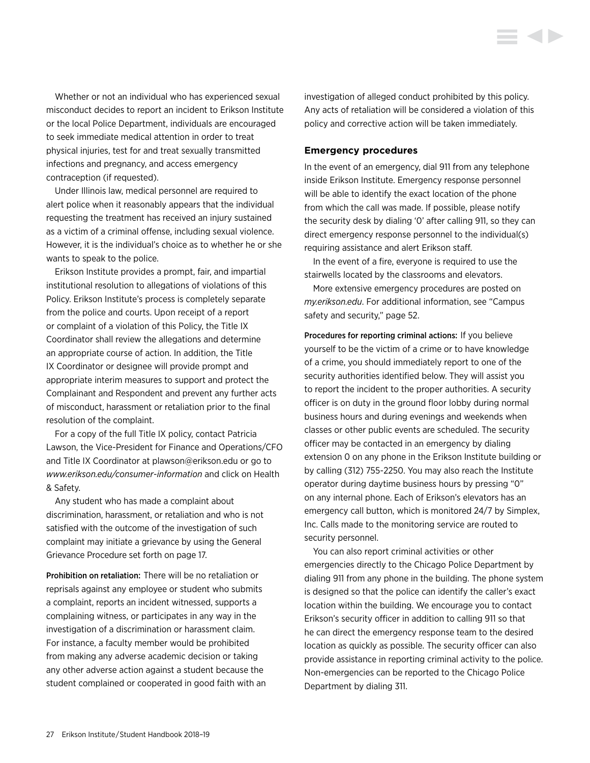Whether or not an individual who has experienced sexual misconduct decides to report an incident to Erikson Institute or the local Police Department, individuals are encouraged to seek immediate medical attention in order to treat physical injuries, test for and treat sexually transmitted infections and pregnancy, and access emergency contraception (if requested).

Under Illinois law, medical personnel are required to alert police when it reasonably appears that the individual requesting the treatment has received an injury sustained as a victim of a criminal offense, including sexual violence. However, it is the individual's choice as to whether he or she wants to speak to the police.

Erikson Institute provides a prompt, fair, and impartial institutional resolution to allegations of violations of this Policy. Erikson Institute's process is completely separate from the police and courts. Upon receipt of a report or complaint of a violation of this Policy, the Title IX Coordinator shall review the allegations and determine an appropriate course of action. In addition, the Title IX Coordinator or designee will provide prompt and appropriate interim measures to support and protect the Complainant and Respondent and prevent any further acts of misconduct, harassment or retaliation prior to the final resolution of the complaint.

For a copy of the full Title IX policy, contact Patricia Lawson, the Vice-President for Finance and Operations/CFO and Title IX Coordinator at plawson@erikson.edu or go to *www.erikson.edu/consumer-information* and click on Health & Safety.

Any student who has made a complaint about discrimination, harassment, or retaliation and who is not satisfied with the outcome of the investigation of such complaint may initiate a grievance by using the General Grievance Procedure set forth on page 17.

**Prohibition on retaliation:** There will be no retaliation or reprisals against any employee or student who submits a complaint, reports an incident witnessed, supports a complaining witness, or participates in any way in the investigation of a discrimination or harassment claim. For instance, a faculty member would be prohibited from making any adverse academic decision or taking any other adverse action against a student because the student complained or cooperated in good faith with an investigation of alleged conduct prohibited by this policy. Any acts of retaliation will be considered a violation of this policy and corrective action will be taken immediately.

### Emergency procedures

In the event of an emergency, dial 911 from any telephone inside Erikson Institute. Emergency response personnel will be able to identify the exact location of the phone from which the call was made. If possible, please notify the security desk by dialing '0' after calling 911, so they can direct emergency response personnel to the individual(s) requiring assistance and alert Erikson staff.

In the event of a fire, everyone is required to use the stairwells located by the classrooms and elevators.

More extensive emergency procedures are posted on *my.erikson.edu*. For additional information, see "Campus safety and security," page 52.

**Procedures for reporting criminal actions:** If you believe yourself to be the victim of a crime or to have knowledge of a crime, you should immediately report to one of the security authorities identified below. They will assist you to report the incident to the proper authorities. A security officer is on duty in the ground floor lobby during normal business hours and during evenings and weekends when classes or other public events are scheduled. The security officer may be contacted in an emergency by dialing extension 0 on any phone in the Erikson Institute building or by calling (312) 755-2250. You may also reach the Institute operator during daytime business hours by pressing "0" on any internal phone. Each of Erikson's elevators has an emergency call button, which is monitored 24/7 by Simplex, Inc. Calls made to the monitoring service are routed to security personnel.

You can also report criminal activities or other emergencies directly to the Chicago Police Department by dialing 911 from any phone in the building. The phone system is designed so that the police can identify the caller's exact location within the building. We encourage you to contact Erikson's security officer in addition to calling 911 so that he can direct the emergency response team to the desired location as quickly as possible. The security officer can also provide assistance in reporting criminal activity to the police. Non-emergencies can be reported to the Chicago Police Department by dialing 311.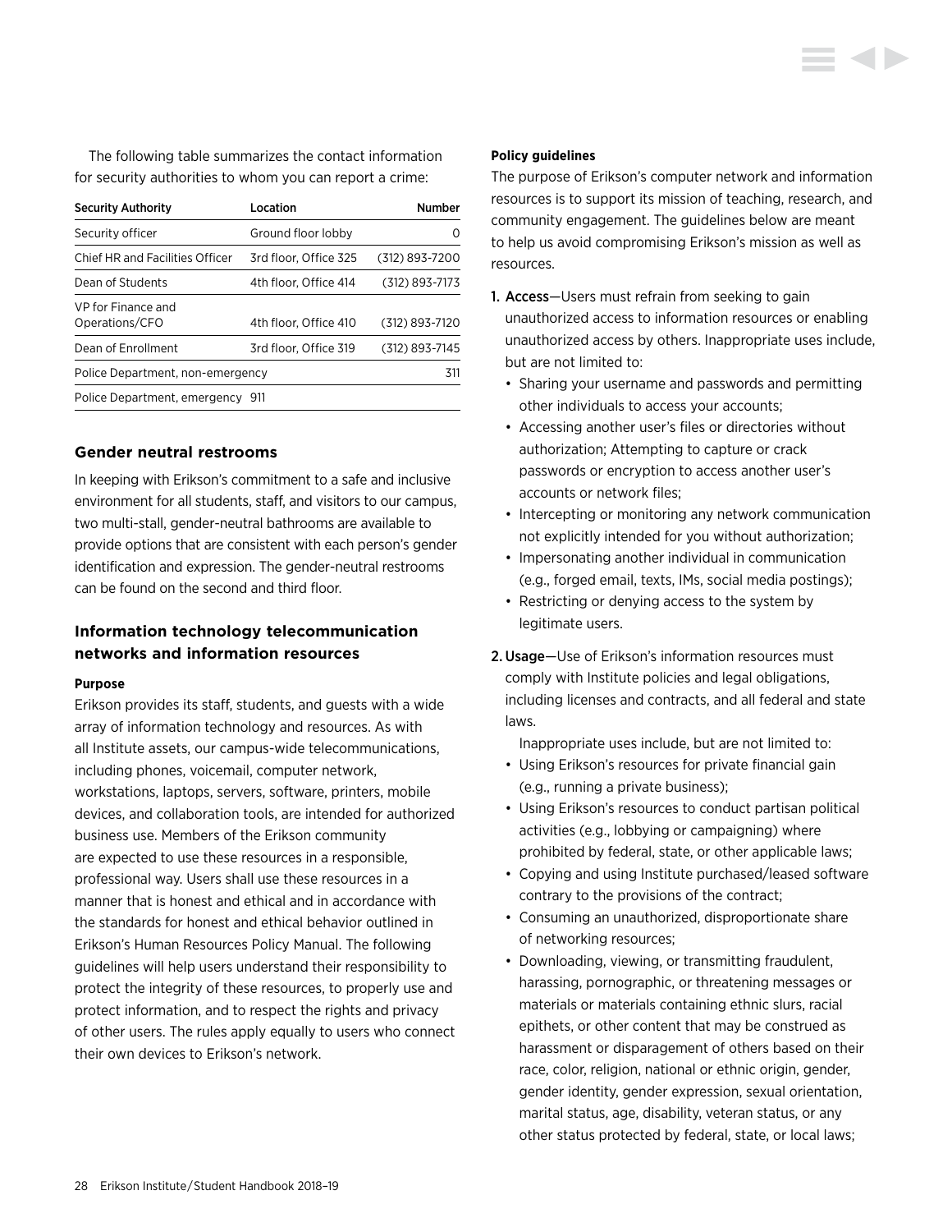The following table summarizes the contact information for security authorities to whom you can report a crime:

| Security Authority | Location | Number |
|---|---|---|
| Security officer | Ground floor lobby | 0 |
| Chief HR and Facilities Officer | 3rd floor, Office 325 | (312) 893-7200 |
| Dean of Students | 4th floor, Office 414 | (312) 893-7173 |
| VP for Finance and Operations/CFO | 4th floor, Office 410 | (312) 893-7120 |
| Dean of Enrollment | 3rd floor, Office 319 | (312) 893-7145 |
| Police Department, non-emergency | | 311 |
| Police Department, emergency | 911 | |

## Gender neutral restrooms

In keeping with Erikson's commitment to a safe and inclusive environment for all students, staff, and visitors to our campus, two multi-stall, gender-neutral bathrooms are available to provide options that are consistent with each person's gender identification and expression. The gender-neutral restrooms can be found on the second and third floor.

## Information technology telecommunication networks and information resources

#### Purpose

Erikson provides its staff, students, and guests with a wide array of information technology and resources. As with all Institute assets, our campus-wide telecommunications, including phones, voicemail, computer network, workstations, laptops, servers, software, printers, mobile devices, and collaboration tools, are intended for authorized business use. Members of the Erikson community are expected to use these resources in a responsible, professional way. Users shall use these resources in a manner that is honest and ethical and in accordance with the standards for honest and ethical behavior outlined in Erikson's Human Resources Policy Manual. The following guidelines will help users understand their responsibility to protect the integrity of these resources, to properly use and protect information, and to respect the rights and privacy of other users. The rules apply equally to users who connect their own devices to Erikson's network.

#### Policy guidelines

The purpose of Erikson's computer network and information resources is to support its mission of teaching, research, and community engagement. The guidelines below are meant to help us avoid compromising Erikson's mission as well as resources.

1. **Access**—Users must refrain from seeking to gain unauthorized access to information resources or enabling unauthorized access by others. Inappropriate uses include, but are not limited to:
   - Sharing your username and passwords and permitting other individuals to access your accounts;
   - Accessing another user's files or directories without authorization; Attempting to capture or crack passwords or encryption to access another user's accounts or network files;
   - Intercepting or monitoring any network communication not explicitly intended for you without authorization;
   - Impersonating another individual in communication (e.g., forged email, texts, IMs, social media postings);
   - Restricting or denying access to the system by legitimate users.
2. **Usage**—Use of Erikson's information resources must comply with Institute policies and legal obligations, including licenses and contracts, and all federal and state laws.

   Inappropriate uses include, but are not limited to:
   - Using Erikson's resources for private financial gain (e.g., running a private business);
   - Using Erikson's resources to conduct partisan political activities (e.g., lobbying or campaigning) where prohibited by federal, state, or other applicable laws;
   - Copying and using Institute purchased/leased software contrary to the provisions of the contract;
   - Consuming an unauthorized, disproportionate share of networking resources;
   - Downloading, viewing, or transmitting fraudulent, harassing, pornographic, or threatening messages or materials or materials containing ethnic slurs, racial epithets, or other content that may be construed as harassment or disparagement of others based on their race, color, religion, national or ethnic origin, gender, gender identity, gender expression, sexual orientation, marital status, age, disability, veteran status, or any other status protected by federal, state, or local laws;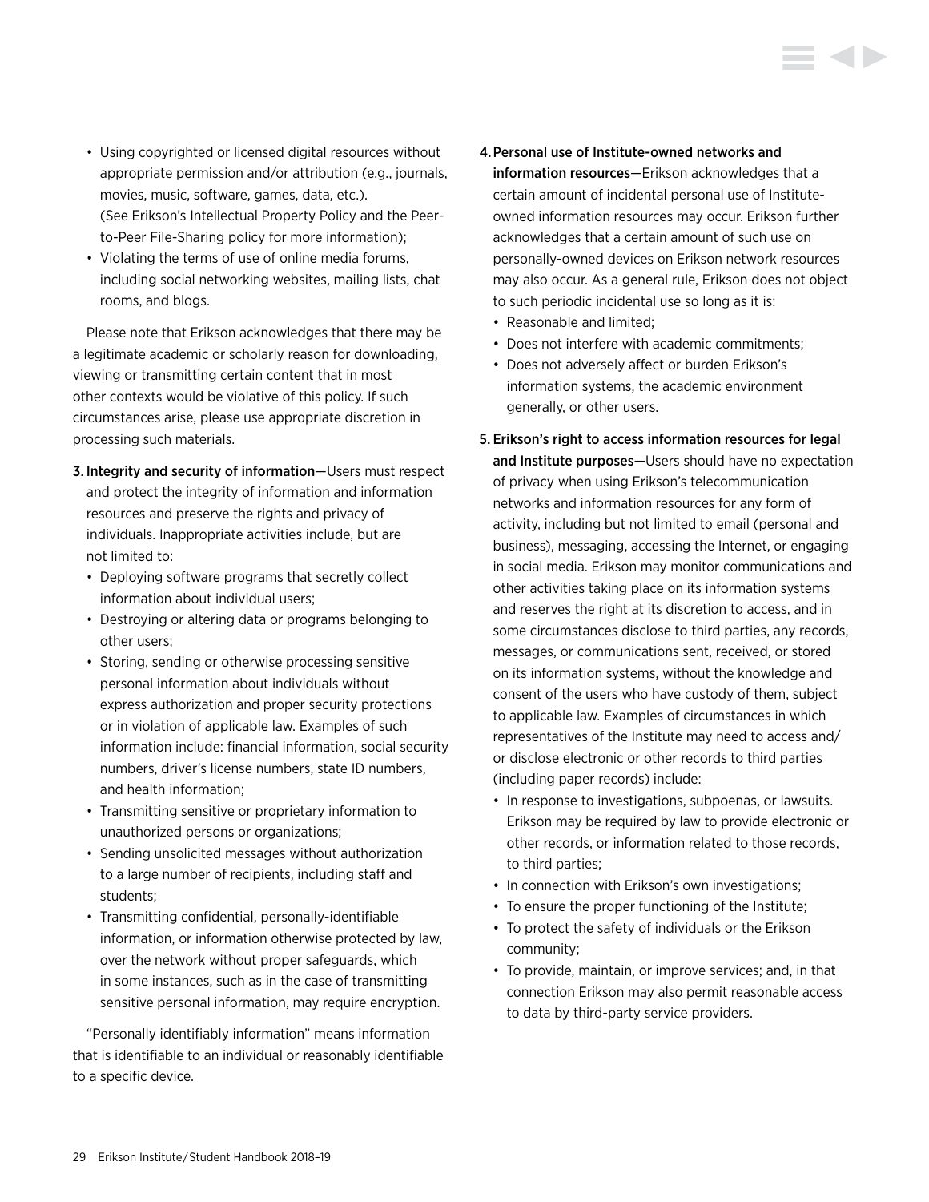- Using copyrighted or licensed digital resources without appropriate permission and/or attribution (e.g., journals, movies, music, software, games, data, etc.). (See Erikson's Intellectual Property Policy and the Peer-to-Peer File-Sharing policy for more information);
- Violating the terms of use of online media forums, including social networking websites, mailing lists, chat rooms, and blogs.

Please note that Erikson acknowledges that there may be a legitimate academic or scholarly reason for downloading, viewing or transmitting certain content that in most other contexts would be violative of this policy. If such circumstances arise, please use appropriate discretion in processing such materials.

3. **Integrity and security of information**—Users must respect and protect the integrity of information and information resources and preserve the rights and privacy of individuals. Inappropriate activities include, but are not limited to:
   - Deploying software programs that secretly collect information about individual users;
   - Destroying or altering data or programs belonging to other users;
   - Storing, sending or otherwise processing sensitive personal information about individuals without express authorization and proper security protections or in violation of applicable law. Examples of such information include: financial information, social security numbers, driver's license numbers, state ID numbers, and health information;
   - Transmitting sensitive or proprietary information to unauthorized persons or organizations;
   - Sending unsolicited messages without authorization to a large number of recipients, including staff and students;
   - Transmitting confidential, personally-identifiable information, or information otherwise protected by law, over the network without proper safeguards, which in some instances, such as in the case of transmitting sensitive personal information, may require encryption.

"Personally identifiably information" means information that is identifiable to an individual or reasonably identifiable to a specific device.

4. **Personal use of Institute-owned networks and information resources**—Erikson acknowledges that a certain amount of incidental personal use of Institute-owned information resources may occur. Erikson further acknowledges that a certain amount of such use on personally-owned devices on Erikson network resources may also occur. As a general rule, Erikson does not object to such periodic incidental use so long as it is:
   - Reasonable and limited;
   - Does not interfere with academic commitments;
   - Does not adversely affect or burden Erikson's information systems, the academic environment generally, or other users.
5. **Erikson's right to access information resources for legal and Institute purposes**—Users should have no expectation of privacy when using Erikson's telecommunication networks and information resources for any form of activity, including but not limited to email (personal and business), messaging, accessing the Internet, or engaging in social media. Erikson may monitor communications and other activities taking place on its information systems and reserves the right at its discretion to access, and in some circumstances disclose to third parties, any records, messages, or communications sent, received, or stored on its information systems, without the knowledge and consent of the users who have custody of them, subject to applicable law. Examples of circumstances in which representatives of the Institute may need to access and/or disclose electronic or other records to third parties (including paper records) include:
   - In response to investigations, subpoenas, or lawsuits. Erikson may be required by law to provide electronic or other records, or information related to those records, to third parties;
   - In connection with Erikson's own investigations;
   - To ensure the proper functioning of the Institute;
   - To protect the safety of individuals or the Erikson community;
   - To provide, maintain, or improve services; and, in that connection Erikson may also permit reasonable access to data by third-party service providers.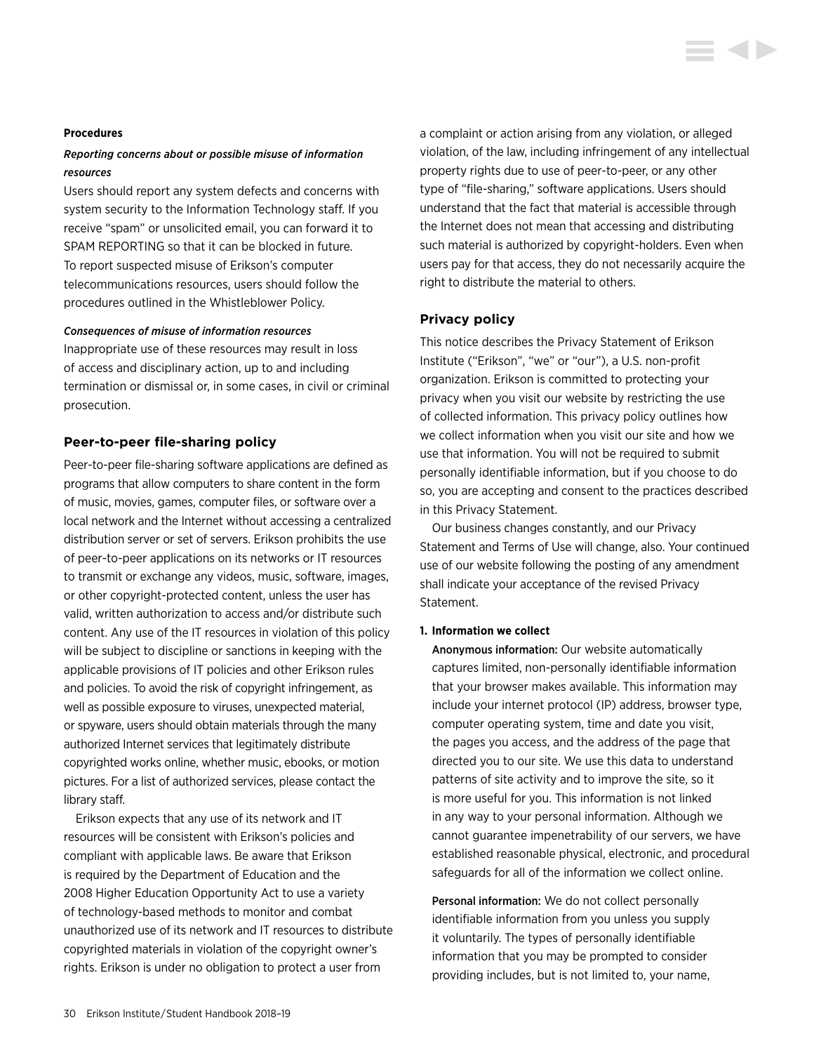**Procedures**

***Reporting concerns about or possible misuse of information resources***

Users should report any system defects and concerns with system security to the Information Technology staff. If you receive "spam" or unsolicited email, you can forward it to SPAM REPORTING so that it can be blocked in future. To report suspected misuse of Erikson's computer telecommunications resources, users should follow the procedures outlined in the Whistleblower Policy.

***Consequences of misuse of information resources***

Inappropriate use of these resources may result in loss of access and disciplinary action, up to and including termination or dismissal or, in some cases, in civil or criminal prosecution.

### Peer-to-peer file-sharing policy

Peer-to-peer file-sharing software applications are defined as programs that allow computers to share content in the form of music, movies, games, computer files, or software over a local network and the Internet without accessing a centralized distribution server or set of servers. Erikson prohibits the use of peer-to-peer applications on its networks or IT resources to transmit or exchange any videos, music, software, images, or other copyright-protected content, unless the user has valid, written authorization to access and/or distribute such content. Any use of the IT resources in violation of this policy will be subject to discipline or sanctions in keeping with the applicable provisions of IT policies and other Erikson rules and policies. To avoid the risk of copyright infringement, as well as possible exposure to viruses, unexpected material, or spyware, users should obtain materials through the many authorized Internet services that legitimately distribute copyrighted works online, whether music, ebooks, or motion pictures. For a list of authorized services, please contact the library staff.

Erikson expects that any use of its network and IT resources will be consistent with Erikson's policies and compliant with applicable laws. Be aware that Erikson is required by the Department of Education and the 2008 Higher Education Opportunity Act to use a variety of technology-based methods to monitor and combat unauthorized use of its network and IT resources to distribute copyrighted materials in violation of the copyright owner's rights. Erikson is under no obligation to protect a user from a complaint or action arising from any violation, or alleged violation, of the law, including infringement of any intellectual property rights due to use of peer-to-peer, or any other type of "file-sharing," software applications. Users should understand that the fact that material is accessible through the Internet does not mean that accessing and distributing such material is authorized by copyright-holders. Even when users pay for that access, they do not necessarily acquire the right to distribute the material to others.

### Privacy policy

This notice describes the Privacy Statement of Erikson Institute ("Erikson", "we" or "our"), a U.S. non-profit organization. Erikson is committed to protecting your privacy when you visit our website by restricting the use of collected information. This privacy policy outlines how we collect information when you visit our site and how we use that information. You will not be required to submit personally identifiable information, but if you choose to do so, you are accepting and consent to the practices described in this Privacy Statement.

Our business changes constantly, and our Privacy Statement and Terms of Use will change, also. Your continued use of our website following the posting of any amendment shall indicate your acceptance of the revised Privacy Statement.

**1. Information we collect**

Anonymous information: Our website automatically captures limited, non-personally identifiable information that your browser makes available. This information may include your internet protocol (IP) address, browser type, computer operating system, time and date you visit, the pages you access, and the address of the page that directed you to our site. We use this data to understand patterns of site activity and to improve the site, so it is more useful for you. This information is not linked in any way to your personal information. Although we cannot guarantee impenetrability of our servers, we have established reasonable physical, electronic, and procedural safeguards for all of the information we collect online.

Personal information: We do not collect personally identifiable information from you unless you supply it voluntarily. The types of personally identifiable information that you may be prompted to consider providing includes, but is not limited to, your name,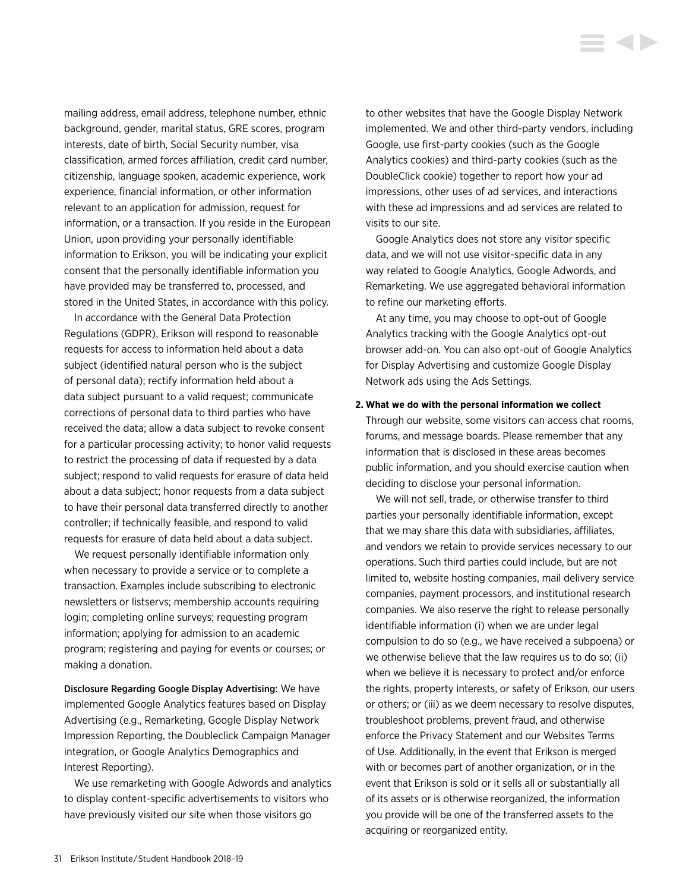mailing address, email address, telephone number, ethnic background, gender, marital status, GRE scores, program interests, date of birth, Social Security number, visa classification, armed forces affiliation, credit card number, citizenship, language spoken, academic experience, work experience, financial information, or other information relevant to an application for admission, request for information, or a transaction. If you reside in the European Union, upon providing your personally identifiable information to Erikson, you will be indicating your explicit consent that the personally identifiable information you have provided may be transferred to, processed, and stored in the United States, in accordance with this policy.

In accordance with the General Data Protection Regulations (GDPR), Erikson will respond to reasonable requests for access to information held about a data subject (identified natural person who is the subject of personal data); rectify information held about a data subject pursuant to a valid request; communicate corrections of personal data to third parties who have received the data; allow a data subject to revoke consent for a particular processing activity; to honor valid requests to restrict the processing of data if requested by a data subject; respond to valid requests for erasure of data held about a data subject; honor requests from a data subject to have their personal data transferred directly to another controller; if technically feasible, and respond to valid requests for erasure of data held about a data subject.

We request personally identifiable information only when necessary to provide a service or to complete a transaction. Examples include subscribing to electronic newsletters or listservs; membership accounts requiring login; completing online surveys; requesting program information; applying for admission to an academic program; registering and paying for events or courses; or making a donation.

Disclosure Regarding Google Display Advertising: We have implemented Google Analytics features based on Display Advertising (e.g., Remarketing, Google Display Network Impression Reporting, the Doubleclick Campaign Manager integration, or Google Analytics Demographics and Interest Reporting).

We use remarketing with Google Adwords and analytics to display content-specific advertisements to visitors who have previously visited our site when those visitors go to other websites that have the Google Display Network implemented. We and other third-party vendors, including Google, use first-party cookies (such as the Google Analytics cookies) and third-party cookies (such as the DoubleClick cookie) together to report how your ad impressions, other uses of ad services, and interactions with these ad impressions and ad services are related to visits to our site.

Google Analytics does not store any visitor specific data, and we will not use visitor-specific data in any way related to Google Analytics, Google Adwords, and Remarketing. We use aggregated behavioral information to refine our marketing efforts.

At any time, you may choose to opt-out of Google Analytics tracking with the Google Analytics opt-out browser add-on. You can also opt-out of Google Analytics for Display Advertising and customize Google Display Network ads using the Ads Settings.

**2. What we do with the personal information we collect**

Through our website, some visitors can access chat rooms, forums, and message boards. Please remember that any information that is disclosed in these areas becomes public information, and you should exercise caution when deciding to disclose your personal information.

We will not sell, trade, or otherwise transfer to third parties your personally identifiable information, except that we may share this data with subsidiaries, affiliates, and vendors we retain to provide services necessary to our operations. Such third parties could include, but are not limited to, website hosting companies, mail delivery service companies, payment processors, and institutional research companies. We also reserve the right to release personally identifiable information (i) when we are under legal compulsion to do so (e.g., we have received a subpoena) or we otherwise believe that the law requires us to do so; (ii) when we believe it is necessary to protect and/or enforce the rights, property interests, or safety of Erikson, our users or others; or (iii) as we deem necessary to resolve disputes, troubleshoot problems, prevent fraud, and otherwise enforce the Privacy Statement and our Websites Terms of Use. Additionally, in the event that Erikson is merged with or becomes part of another organization, or in the event that Erikson is sold or it sells all or substantially all of its assets or is otherwise reorganized, the information you provide will be one of the transferred assets to the acquiring or reorganized entity.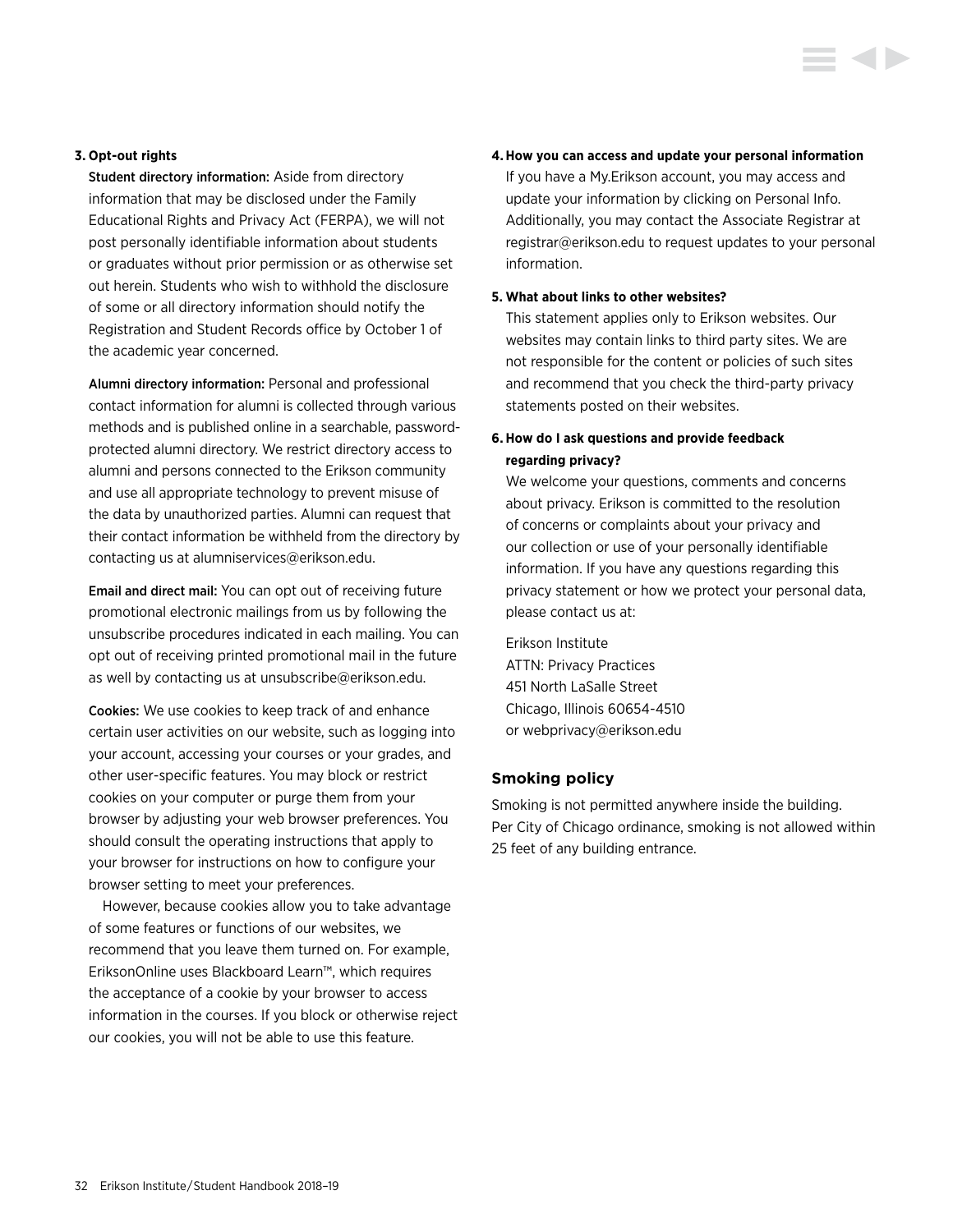**3. Opt-out rights**

Student directory information: Aside from directory information that may be disclosed under the Family Educational Rights and Privacy Act (FERPA), we will not post personally identifiable information about students or graduates without prior permission or as otherwise set out herein. Students who wish to withhold the disclosure of some or all directory information should notify the Registration and Student Records office by October 1 of the academic year concerned.

Alumni directory information: Personal and professional contact information for alumni is collected through various methods and is published online in a searchable, password-protected alumni directory. We restrict directory access to alumni and persons connected to the Erikson community and use all appropriate technology to prevent misuse of the data by unauthorized parties. Alumni can request that their contact information be withheld from the directory by contacting us at alumniservices@erikson.edu.

Email and direct mail: You can opt out of receiving future promotional electronic mailings from us by following the unsubscribe procedures indicated in each mailing. You can opt out of receiving printed promotional mail in the future as well by contacting us at unsubscribe@erikson.edu.

Cookies: We use cookies to keep track of and enhance certain user activities on our website, such as logging into your account, accessing your courses or your grades, and other user-specific features. You may block or restrict cookies on your computer or purge them from your browser by adjusting your web browser preferences. You should consult the operating instructions that apply to your browser for instructions on how to configure your browser setting to meet your preferences.

However, because cookies allow you to take advantage of some features or functions of our websites, we recommend that you leave them turned on. For example, EriksonOnline uses Blackboard Learn™, which requires the acceptance of a cookie by your browser to access information in the courses. If you block or otherwise reject our cookies, you will not be able to use this feature.

**4. How you can access and update your personal information**

If you have a My.Erikson account, you may access and update your information by clicking on Personal Info. Additionally, you may contact the Associate Registrar at registrar@erikson.edu to request updates to your personal information.

**5. What about links to other websites?**

This statement applies only to Erikson websites. Our websites may contain links to third party sites. We are not responsible for the content or policies of such sites and recommend that you check the third-party privacy statements posted on their websites.

**6. How do I ask questions and provide feedback regarding privacy?**

We welcome your questions, comments and concerns about privacy. Erikson is committed to the resolution of concerns or complaints about your privacy and our collection or use of your personally identifiable information. If you have any questions regarding this privacy statement or how we protect your personal data, please contact us at:

Erikson Institute
ATTN: Privacy Practices
451 North LaSalle Street
Chicago, Illinois 60654-4510
or webprivacy@erikson.edu

## Smoking policy

Smoking is not permitted anywhere inside the building. Per City of Chicago ordinance, smoking is not allowed within 25 feet of any building entrance.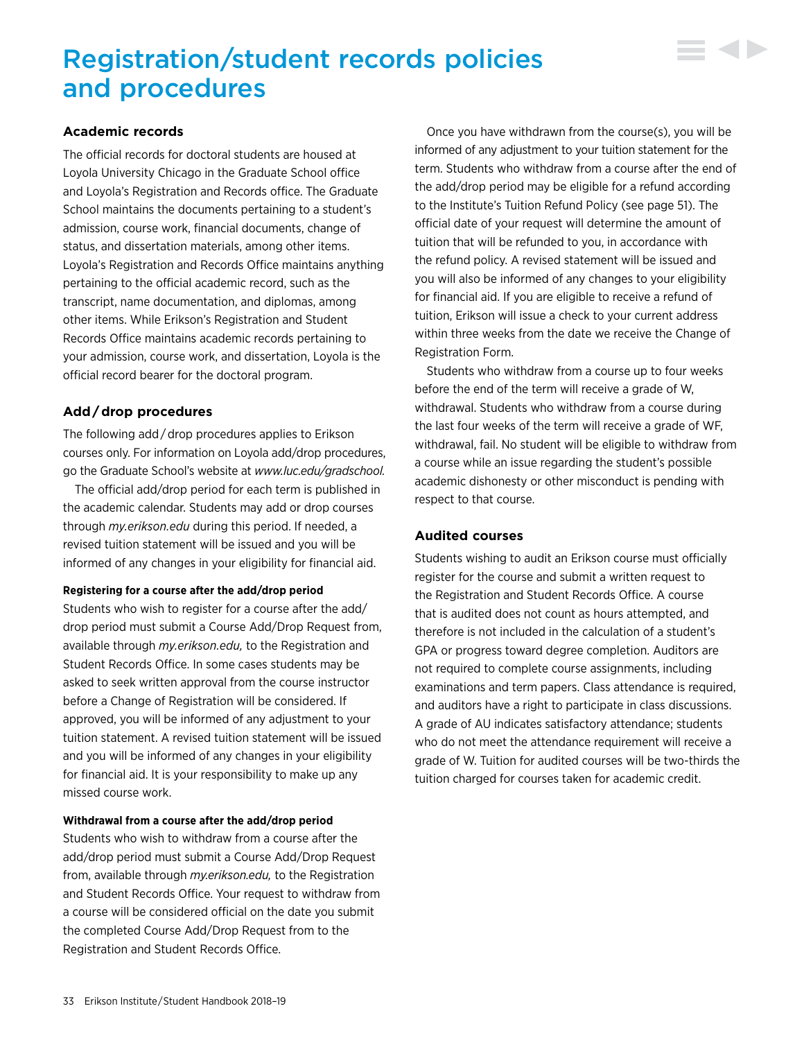# Registration/student records policies and procedures

### Academic records

The official records for doctoral students are housed at Loyola University Chicago in the Graduate School office and Loyola's Registration and Records office. The Graduate School maintains the documents pertaining to a student's admission, course work, financial documents, change of status, and dissertation materials, among other items. Loyola's Registration and Records Office maintains anything pertaining to the official academic record, such as the transcript, name documentation, and diplomas, among other items. While Erikson's Registration and Student Records Office maintains academic records pertaining to your admission, course work, and dissertation, Loyola is the official record bearer for the doctoral program.

### Add / drop procedures

The following add / drop procedures applies to Erikson courses only. For information on Loyola add/drop procedures, go the Graduate School's website at *www.luc.edu/gradschool.*

The official add/drop period for each term is published in the academic calendar. Students may add or drop courses through *my.erikson.edu* during this period. If needed, a revised tuition statement will be issued and you will be informed of any changes in your eligibility for financial aid.

**Registering for a course after the add/drop period**

Students who wish to register for a course after the add/drop period must submit a Course Add/Drop Request from, available through *my.erikson.edu,* to the Registration and Student Records Office. In some cases students may be asked to seek written approval from the course instructor before a Change of Registration will be considered. If approved, you will be informed of any adjustment to your tuition statement. A revised tuition statement will be issued and you will be informed of any changes in your eligibility for financial aid. It is your responsibility to make up any missed course work.

**Withdrawal from a course after the add/drop period**

Students who wish to withdraw from a course after the add/drop period must submit a Course Add/Drop Request from, available through *my.erikson.edu,* to the Registration and Student Records Office. Your request to withdraw from a course will be considered official on the date you submit the completed Course Add/Drop Request from to the Registration and Student Records Office.

Once you have withdrawn from the course(s), you will be informed of any adjustment to your tuition statement for the term. Students who withdraw from a course after the end of the add/drop period may be eligible for a refund according to the Institute's Tuition Refund Policy (see page 51). The official date of your request will determine the amount of tuition that will be refunded to you, in accordance with the refund policy. A revised statement will be issued and you will also be informed of any changes to your eligibility for financial aid. If you are eligible to receive a refund of tuition, Erikson will issue a check to your current address within three weeks from the date we receive the Change of Registration Form.

Students who withdraw from a course up to four weeks before the end of the term will receive a grade of W, withdrawal. Students who withdraw from a course during the last four weeks of the term will receive a grade of WF, withdrawal, fail. No student will be eligible to withdraw from a course while an issue regarding the student's possible academic dishonesty or other misconduct is pending with respect to that course.

### Audited courses

Students wishing to audit an Erikson course must officially register for the course and submit a written request to the Registration and Student Records Office. A course that is audited does not count as hours attempted, and therefore is not included in the calculation of a student's GPA or progress toward degree completion. Auditors are not required to complete course assignments, including examinations and term papers. Class attendance is required, and auditors have a right to participate in class discussions. A grade of AU indicates satisfactory attendance; students who do not meet the attendance requirement will receive a grade of W. Tuition for audited courses will be two-thirds the tuition charged for courses taken for academic credit.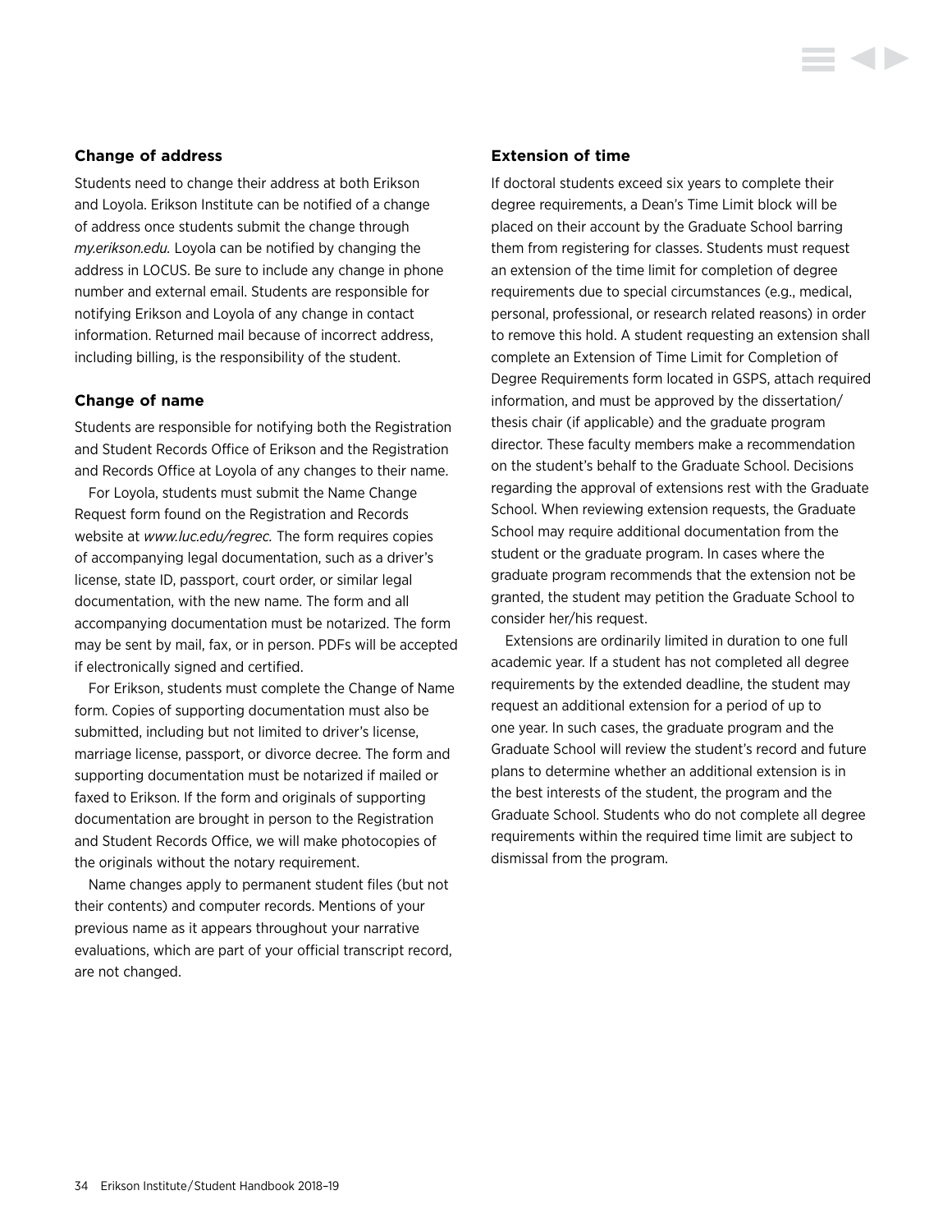### Change of address

Students need to change their address at both Erikson and Loyola. Erikson Institute can be notified of a change of address once students submit the change through *my.erikson.edu.* Loyola can be notified by changing the address in LOCUS. Be sure to include any change in phone number and external email. Students are responsible for notifying Erikson and Loyola of any change in contact information. Returned mail because of incorrect address, including billing, is the responsibility of the student.

### Change of name

Students are responsible for notifying both the Registration and Student Records Office of Erikson and the Registration and Records Office at Loyola of any changes to their name.

For Loyola, students must submit the Name Change Request form found on the Registration and Records website at *www.luc.edu/regrec.* The form requires copies of accompanying legal documentation, such as a driver's license, state ID, passport, court order, or similar legal documentation, with the new name. The form and all accompanying documentation must be notarized. The form may be sent by mail, fax, or in person. PDFs will be accepted if electronically signed and certified.

For Erikson, students must complete the Change of Name form. Copies of supporting documentation must also be submitted, including but not limited to driver's license, marriage license, passport, or divorce decree. The form and supporting documentation must be notarized if mailed or faxed to Erikson. If the form and originals of supporting documentation are brought in person to the Registration and Student Records Office, we will make photocopies of the originals without the notary requirement.

Name changes apply to permanent student files (but not their contents) and computer records. Mentions of your previous name as it appears throughout your narrative evaluations, which are part of your official transcript record, are not changed.

### Extension of time

If doctoral students exceed six years to complete their degree requirements, a Dean's Time Limit block will be placed on their account by the Graduate School barring them from registering for classes. Students must request an extension of the time limit for completion of degree requirements due to special circumstances (e.g., medical, personal, professional, or research related reasons) in order to remove this hold. A student requesting an extension shall complete an Extension of Time Limit for Completion of Degree Requirements form located in GSPS, attach required information, and must be approved by the dissertation/thesis chair (if applicable) and the graduate program director. These faculty members make a recommendation on the student's behalf to the Graduate School. Decisions regarding the approval of extensions rest with the Graduate School. When reviewing extension requests, the Graduate School may require additional documentation from the student or the graduate program. In cases where the graduate program recommends that the extension not be granted, the student may petition the Graduate School to consider her/his request.

Extensions are ordinarily limited in duration to one full academic year. If a student has not completed all degree requirements by the extended deadline, the student may request an additional extension for a period of up to one year. In such cases, the graduate program and the Graduate School will review the student's record and future plans to determine whether an additional extension is in the best interests of the student, the program and the Graduate School. Students who do not complete all degree requirements within the required time limit are subject to dismissal from the program.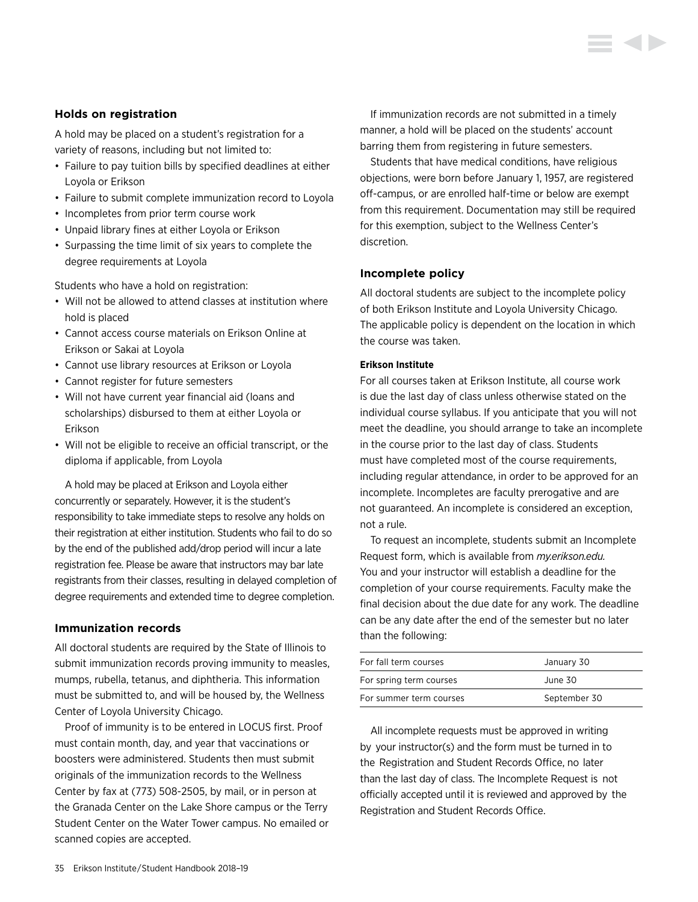## Holds on registration

A hold may be placed on a student's registration for a variety of reasons, including but not limited to:

- Failure to pay tuition bills by specified deadlines at either Loyola or Erikson
- Failure to submit complete immunization record to Loyola
- Incompletes from prior term course work
- Unpaid library fines at either Loyola or Erikson
- Surpassing the time limit of six years to complete the degree requirements at Loyola

Students who have a hold on registration:

- Will not be allowed to attend classes at institution where hold is placed
- Cannot access course materials on Erikson Online at Erikson or Sakai at Loyola
- Cannot use library resources at Erikson or Loyola
- Cannot register for future semesters
- Will not have current year financial aid (loans and scholarships) disbursed to them at either Loyola or Erikson
- Will not be eligible to receive an official transcript, or the diploma if applicable, from Loyola

A hold may be placed at Erikson and Loyola either concurrently or separately. However, it is the student's responsibility to take immediate steps to resolve any holds on their registration at either institution. Students who fail to do so by the end of the published add/drop period will incur a late registration fee. Please be aware that instructors may bar late registrants from their classes, resulting in delayed completion of degree requirements and extended time to degree completion.

## Immunization records

All doctoral students are required by the State of Illinois to submit immunization records proving immunity to measles, mumps, rubella, tetanus, and diphtheria. This information must be submitted to, and will be housed by, the Wellness Center of Loyola University Chicago.

Proof of immunity is to be entered in LOCUS first. Proof must contain month, day, and year that vaccinations or boosters were administered. Students then must submit originals of the immunization records to the Wellness Center by fax at (773) 508-2505, by mail, or in person at the Granada Center on the Lake Shore campus or the Terry Student Center on the Water Tower campus. No emailed or scanned copies are accepted.

If immunization records are not submitted in a timely manner, a hold will be placed on the students' account barring them from registering in future semesters.

Students that have medical conditions, have religious objections, were born before January 1, 1957, are registered off-campus, or are enrolled half-time or below are exempt from this requirement. Documentation may still be required for this exemption, subject to the Wellness Center's discretion.

## Incomplete policy

All doctoral students are subject to the incomplete policy of both Erikson Institute and Loyola University Chicago. The applicable policy is dependent on the location in which the course was taken.

#### Erikson Institute

For all courses taken at Erikson Institute, all course work is due the last day of class unless otherwise stated on the individual course syllabus. If you anticipate that you will not meet the deadline, you should arrange to take an incomplete in the course prior to the last day of class. Students must have completed most of the course requirements, including regular attendance, in order to be approved for an incomplete. Incompletes are faculty prerogative and are not guaranteed. An incomplete is considered an exception, not a rule.

To request an incomplete, students submit an Incomplete Request form, which is available from *my.erikson.edu.* You and your instructor will establish a deadline for the completion of your course requirements. Faculty make the final decision about the due date for any work. The deadline can be any date after the end of the semester but no later than the following:

| | |
|---|---|
| For fall term courses | January 30 |
| For spring term courses | June 30 |
| For summer term courses | September 30 |

All incomplete requests must be approved in writing by your instructor(s) and the form must be turned in to the Registration and Student Records Office, no later than the last day of class. The Incomplete Request is not officially accepted until it is reviewed and approved by the Registration and Student Records Office.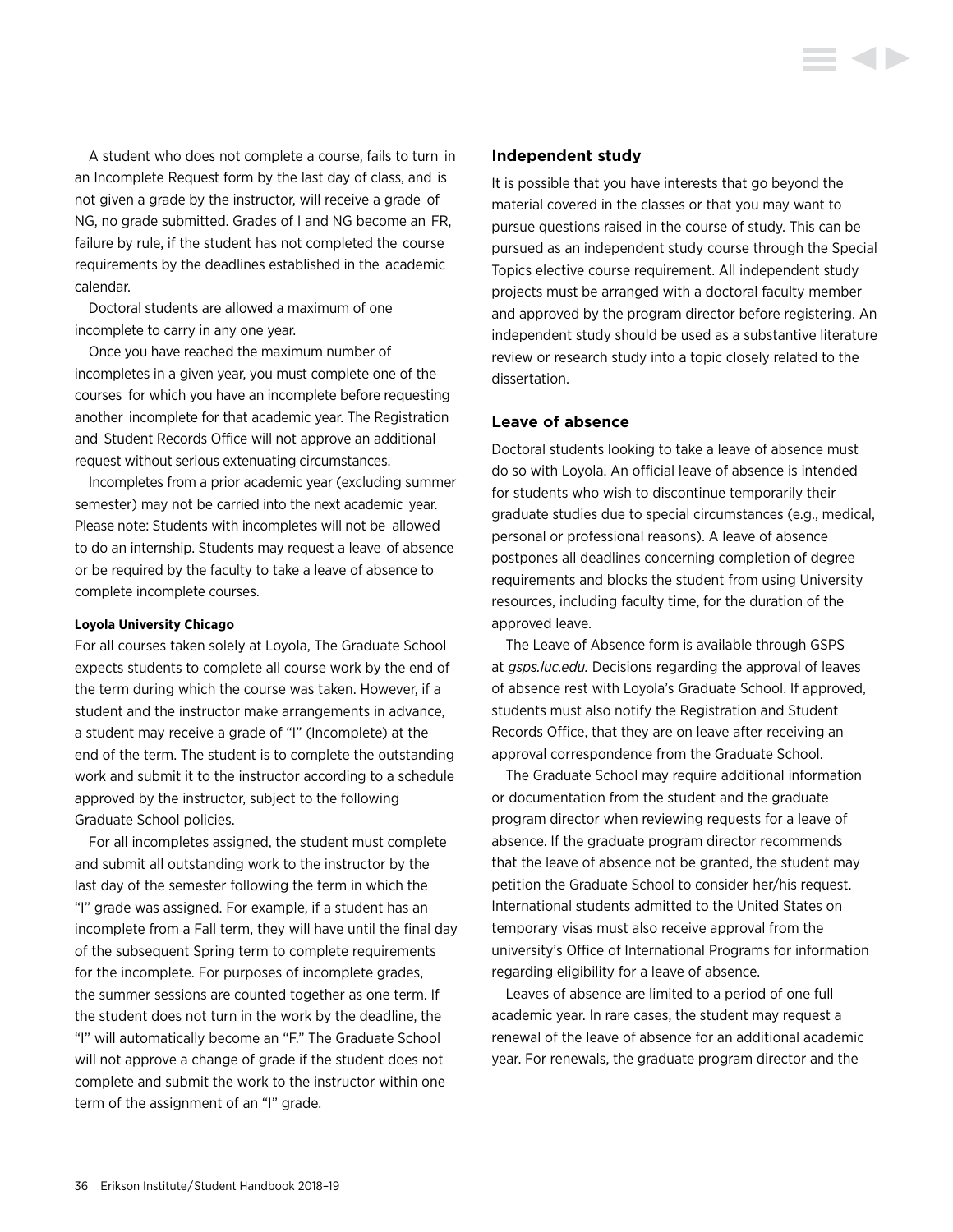A student who does not complete a course, fails to turn in an Incomplete Request form by the last day of class, and is not given a grade by the instructor, will receive a grade of NG, no grade submitted. Grades of I and NG become an FR, failure by rule, if the student has not completed the course requirements by the deadlines established in the academic calendar.

Doctoral students are allowed a maximum of one incomplete to carry in any one year.

Once you have reached the maximum number of incompletes in a given year, you must complete one of the courses for which you have an incomplete before requesting another incomplete for that academic year. The Registration and Student Records Office will not approve an additional request without serious extenuating circumstances.

Incompletes from a prior academic year (excluding summer semester) may not be carried into the next academic year. Please note: Students with incompletes will not be allowed to do an internship. Students may request a leave of absence or be required by the faculty to take a leave of absence to complete incomplete courses.

#### Loyola University Chicago

For all courses taken solely at Loyola, The Graduate School expects students to complete all course work by the end of the term during which the course was taken. However, if a student and the instructor make arrangements in advance, a student may receive a grade of "I" (Incomplete) at the end of the term. The student is to complete the outstanding work and submit it to the instructor according to a schedule approved by the instructor, subject to the following Graduate School policies.

For all incompletes assigned, the student must complete and submit all outstanding work to the instructor by the last day of the semester following the term in which the "I" grade was assigned. For example, if a student has an incomplete from a Fall term, they will have until the final day of the subsequent Spring term to complete requirements for the incomplete. For purposes of incomplete grades, the summer sessions are counted together as one term. If the student does not turn in the work by the deadline, the "I" will automatically become an "F." The Graduate School will not approve a change of grade if the student does not complete and submit the work to the instructor within one term of the assignment of an "I" grade.

### Independent study

It is possible that you have interests that go beyond the material covered in the classes or that you may want to pursue questions raised in the course of study. This can be pursued as an independent study course through the Special Topics elective course requirement. All independent study projects must be arranged with a doctoral faculty member and approved by the program director before registering. An independent study should be used as a substantive literature review or research study into a topic closely related to the dissertation.

### Leave of absence

Doctoral students looking to take a leave of absence must do so with Loyola. An official leave of absence is intended for students who wish to discontinue temporarily their graduate studies due to special circumstances (e.g., medical, personal or professional reasons). A leave of absence postpones all deadlines concerning completion of degree requirements and blocks the student from using University resources, including faculty time, for the duration of the approved leave.

The Leave of Absence form is available through GSPS at *gsps.luc.edu.* Decisions regarding the approval of leaves of absence rest with Loyola's Graduate School. If approved, students must also notify the Registration and Student Records Office, that they are on leave after receiving an approval correspondence from the Graduate School.

The Graduate School may require additional information or documentation from the student and the graduate program director when reviewing requests for a leave of absence. If the graduate program director recommends that the leave of absence not be granted, the student may petition the Graduate School to consider her/his request. International students admitted to the United States on temporary visas must also receive approval from the university's Office of International Programs for information regarding eligibility for a leave of absence.

Leaves of absence are limited to a period of one full academic year. In rare cases, the student may request a renewal of the leave of absence for an additional academic year. For renewals, the graduate program director and the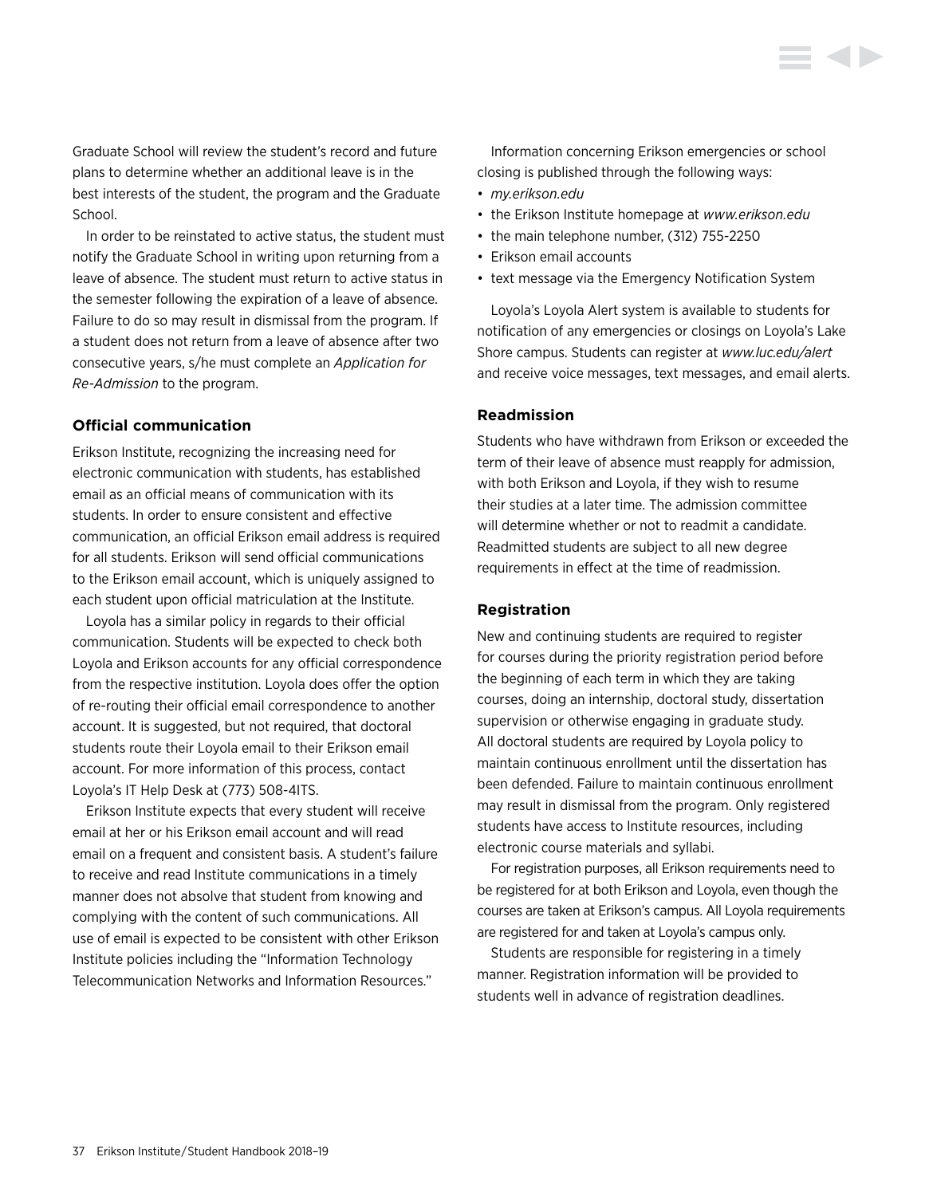Graduate School will review the student's record and future plans to determine whether an additional leave is in the best interests of the student, the program and the Graduate School.

In order to be reinstated to active status, the student must notify the Graduate School in writing upon returning from a leave of absence. The student must return to active status in the semester following the expiration of a leave of absence. Failure to do so may result in dismissal from the program. If a student does not return from a leave of absence after two consecutive years, s/he must complete an *Application for Re-Admission* to the program.

### Official communication

Erikson Institute, recognizing the increasing need for electronic communication with students, has established email as an official means of communication with its students. In order to ensure consistent and effective communication, an official Erikson email address is required for all students. Erikson will send official communications to the Erikson email account, which is uniquely assigned to each student upon official matriculation at the Institute.

Loyola has a similar policy in regards to their official communication. Students will be expected to check both Loyola and Erikson accounts for any official correspondence from the respective institution. Loyola does offer the option of re-routing their official email correspondence to another account. It is suggested, but not required, that doctoral students route their Loyola email to their Erikson email account. For more information of this process, contact Loyola's IT Help Desk at (773) 508-4ITS.

Erikson Institute expects that every student will receive email at her or his Erikson email account and will read email on a frequent and consistent basis. A student's failure to receive and read Institute communications in a timely manner does not absolve that student from knowing and complying with the content of such communications. All use of email is expected to be consistent with other Erikson Institute policies including the "Information Technology Telecommunication Networks and Information Resources."

Information concerning Erikson emergencies or school closing is published through the following ways:

- *my.erikson.edu*
- the Erikson Institute homepage at *www.erikson.edu*
- the main telephone number, (312) 755-2250
- Erikson email accounts
- text message via the Emergency Notification System

Loyola's Loyola Alert system is available to students for notification of any emergencies or closings on Loyola's Lake Shore campus. Students can register at *www.luc.edu/alert* and receive voice messages, text messages, and email alerts.

### Readmission

Students who have withdrawn from Erikson or exceeded the term of their leave of absence must reapply for admission, with both Erikson and Loyola, if they wish to resume their studies at a later time. The admission committee will determine whether or not to readmit a candidate. Readmitted students are subject to all new degree requirements in effect at the time of readmission.

### Registration

New and continuing students are required to register for courses during the priority registration period before the beginning of each term in which they are taking courses, doing an internship, doctoral study, dissertation supervision or otherwise engaging in graduate study. All doctoral students are required by Loyola policy to maintain continuous enrollment until the dissertation has been defended. Failure to maintain continuous enrollment may result in dismissal from the program. Only registered students have access to Institute resources, including electronic course materials and syllabi.

For registration purposes, all Erikson requirements need to be registered for at both Erikson and Loyola, even though the courses are taken at Erikson's campus. All Loyola requirements are registered for and taken at Loyola's campus only.

Students are responsible for registering in a timely manner. Registration information will be provided to students well in advance of registration deadlines.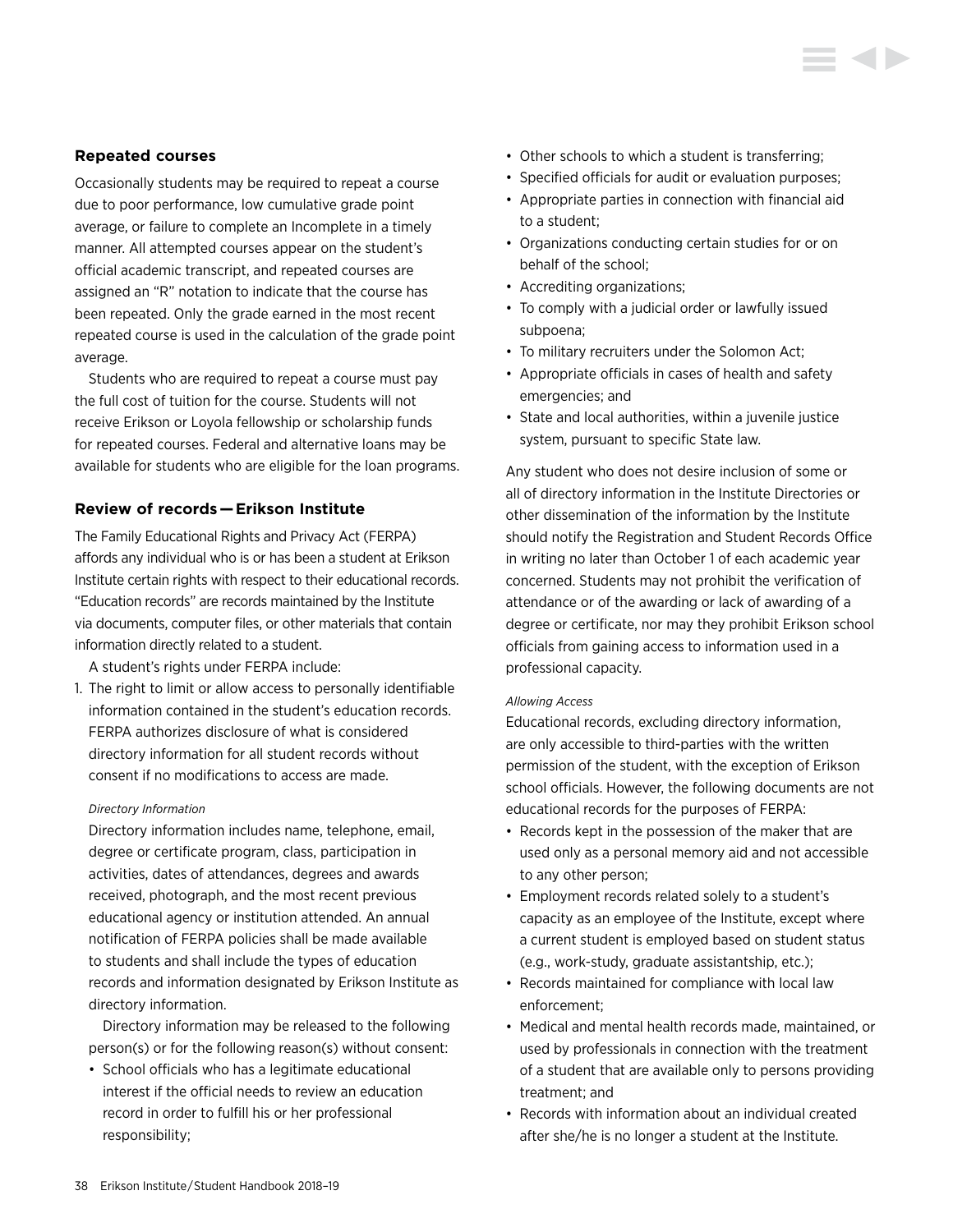### Repeated courses

Occasionally students may be required to repeat a course due to poor performance, low cumulative grade point average, or failure to complete an Incomplete in a timely manner. All attempted courses appear on the student's official academic transcript, and repeated courses are assigned an "R" notation to indicate that the course has been repeated. Only the grade earned in the most recent repeated course is used in the calculation of the grade point average.

Students who are required to repeat a course must pay the full cost of tuition for the course. Students will not receive Erikson or Loyola fellowship or scholarship funds for repeated courses. Federal and alternative loans may be available for students who are eligible for the loan programs.

### Review of records — Erikson Institute

The Family Educational Rights and Privacy Act (FERPA) affords any individual who is or has been a student at Erikson Institute certain rights with respect to their educational records. "Education records" are records maintained by the Institute via documents, computer files, or other materials that contain information directly related to a student.

A student's rights under FERPA include:

1. The right to limit or allow access to personally identifiable information contained in the student's education records. FERPA authorizes disclosure of what is considered directory information for all student records without consent if no modifications to access are made.

   *Directory Information*

   Directory information includes name, telephone, email, degree or certificate program, class, participation in activities, dates of attendances, degrees and awards received, photograph, and the most recent previous educational agency or institution attended. An annual notification of FERPA policies shall be made available to students and shall include the types of education records and information designated by Erikson Institute as directory information.

   Directory information may be released to the following person(s) or for the following reason(s) without consent:

   - School officials who has a legitimate educational interest if the official needs to review an education record in order to fulfill his or her professional responsibility;
   - Other schools to which a student is transferring;
   - Specified officials for audit or evaluation purposes;
   - Appropriate parties in connection with financial aid to a student;
   - Organizations conducting certain studies for or on behalf of the school;
   - Accrediting organizations;
   - To comply with a judicial order or lawfully issued subpoena;
   - To military recruiters under the Solomon Act;
   - Appropriate officials in cases of health and safety emergencies; and
   - State and local authorities, within a juvenile justice system, pursuant to specific State law.

   Any student who does not desire inclusion of some or all of directory information in the Institute Directories or other dissemination of the information by the Institute should notify the Registration and Student Records Office in writing no later than October 1 of each academic year concerned. Students may not prohibit the verification of attendance or of the awarding or lack of awarding of a degree or certificate, nor may they prohibit Erikson school officials from gaining access to information used in a professional capacity.

   *Allowing Access*

   Educational records, excluding directory information, are only accessible to third-parties with the written permission of the student, with the exception of Erikson school officials. However, the following documents are not educational records for the purposes of FERPA:

   - Records kept in the possession of the maker that are used only as a personal memory aid and not accessible to any other person;
   - Employment records related solely to a student's capacity as an employee of the Institute, except where a current student is employed based on student status (e.g., work-study, graduate assistantship, etc.);
   - Records maintained for compliance with local law enforcement;
   - Medical and mental health records made, maintained, or used by professionals in connection with the treatment of a student that are available only to persons providing treatment; and
   - Records with information about an individual created after she/he is no longer a student at the Institute.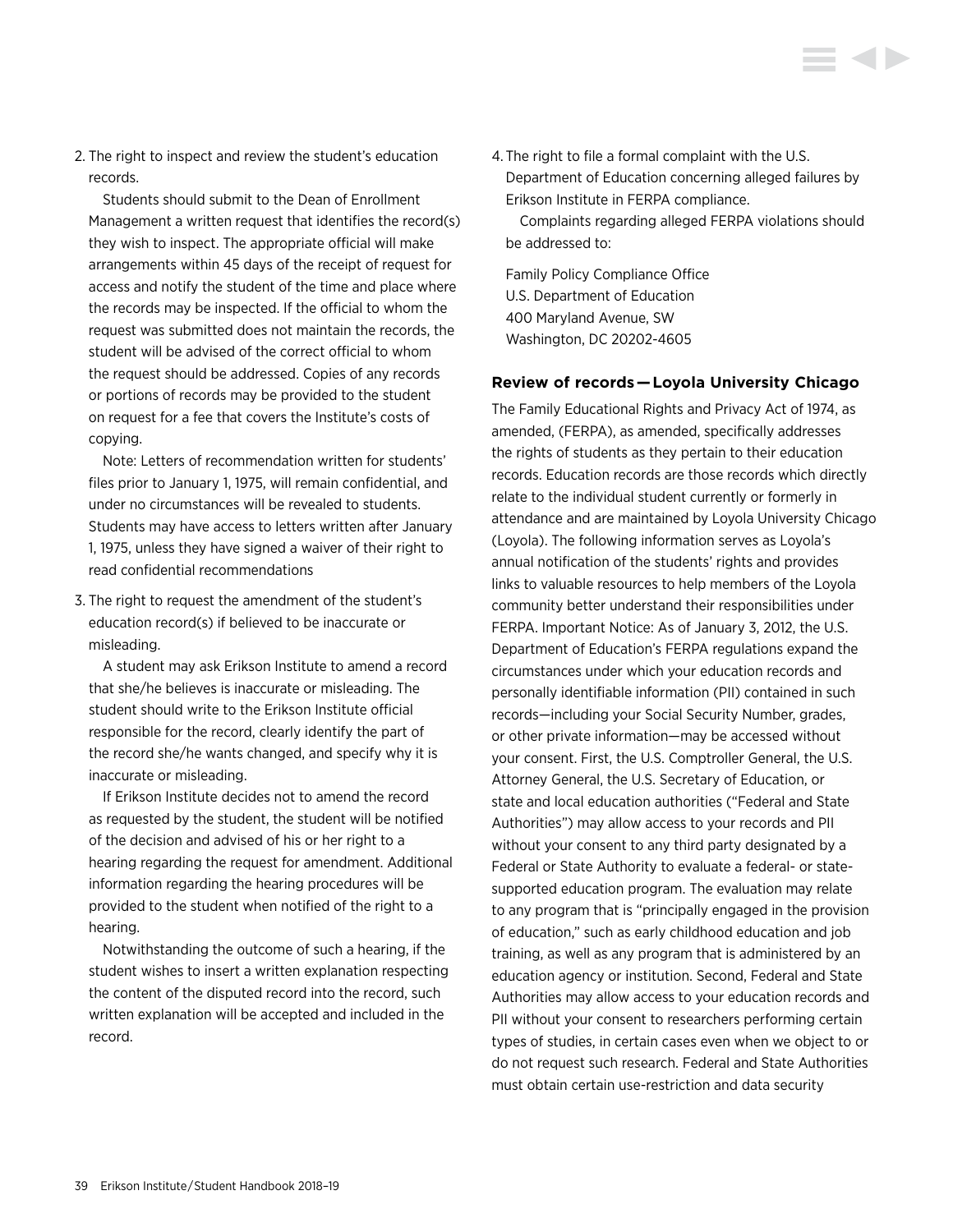2. The right to inspect and review the student's education records.

   Students should submit to the Dean of Enrollment Management a written request that identifies the record(s) they wish to inspect. The appropriate official will make arrangements within 45 days of the receipt of request for access and notify the student of the time and place where the records may be inspected. If the official to whom the request was submitted does not maintain the records, the student will be advised of the correct official to whom the request should be addressed. Copies of any records or portions of records may be provided to the student on request for a fee that covers the Institute's costs of copying.

   Note: Letters of recommendation written for students' files prior to January 1, 1975, will remain confidential, and under no circumstances will be revealed to students. Students may have access to letters written after January 1, 1975, unless they have signed a waiver of their right to read confidential recommendations

3. The right to request the amendment of the student's education record(s) if believed to be inaccurate or misleading.

   A student may ask Erikson Institute to amend a record that she/he believes is inaccurate or misleading. The student should write to the Erikson Institute official responsible for the record, clearly identify the part of the record she/he wants changed, and specify why it is inaccurate or misleading.

   If Erikson Institute decides not to amend the record as requested by the student, the student will be notified of the decision and advised of his or her right to a hearing regarding the request for amendment. Additional information regarding the hearing procedures will be provided to the student when notified of the right to a hearing.

   Notwithstanding the outcome of such a hearing, if the student wishes to insert a written explanation respecting the content of the disputed record into the record, such written explanation will be accepted and included in the record.

4. The right to file a formal complaint with the U.S. Department of Education concerning alleged failures by Erikson Institute in FERPA compliance.

   Complaints regarding alleged FERPA violations should be addressed to:

   Family Policy Compliance Office
   U.S. Department of Education
   400 Maryland Avenue, SW
   Washington, DC 20202-4605

### Review of records — Loyola University Chicago

The Family Educational Rights and Privacy Act of 1974, as amended, (FERPA), as amended, specifically addresses the rights of students as they pertain to their education records. Education records are those records which directly relate to the individual student currently or formerly in attendance and are maintained by Loyola University Chicago (Loyola). The following information serves as Loyola's annual notification of the students' rights and provides links to valuable resources to help members of the Loyola community better understand their responsibilities under FERPA. Important Notice: As of January 3, 2012, the U.S. Department of Education's FERPA regulations expand the circumstances under which your education records and personally identifiable information (PII) contained in such records—including your Social Security Number, grades, or other private information—may be accessed without your consent. First, the U.S. Comptroller General, the U.S. Attorney General, the U.S. Secretary of Education, or state and local education authorities ("Federal and State Authorities") may allow access to your records and PII without your consent to any third party designated by a Federal or State Authority to evaluate a federal- or state-supported education program. The evaluation may relate to any program that is "principally engaged in the provision of education," such as early childhood education and job training, as well as any program that is administered by an education agency or institution. Second, Federal and State Authorities may allow access to your education records and PII without your consent to researchers performing certain types of studies, in certain cases even when we object to or do not request such research. Federal and State Authorities must obtain certain use-restriction and data security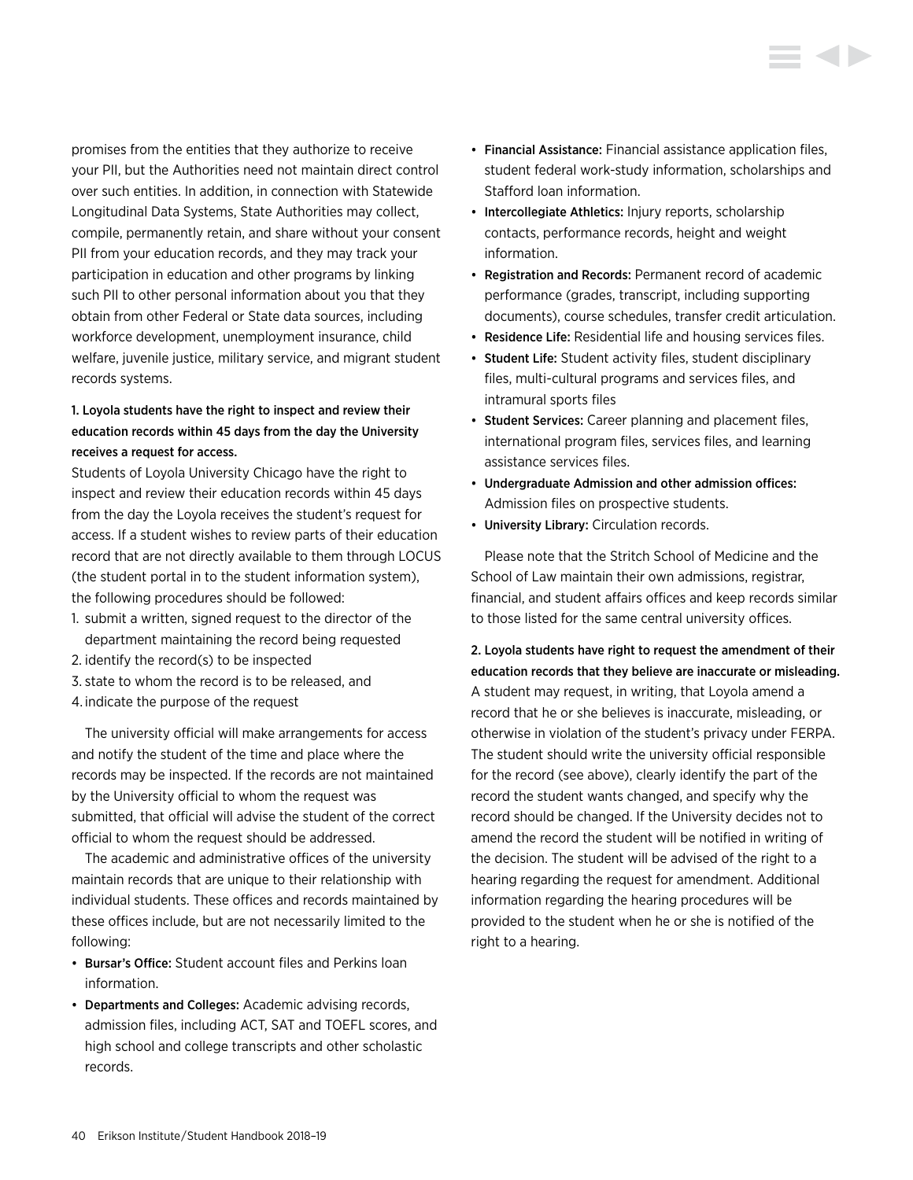promises from the entities that they authorize to receive your PII, but the Authorities need not maintain direct control over such entities. In addition, in connection with Statewide Longitudinal Data Systems, State Authorities may collect, compile, permanently retain, and share without your consent PII from your education records, and they may track your participation in education and other programs by linking such PII to other personal information about you that they obtain from other Federal or State data sources, including workforce development, unemployment insurance, child welfare, juvenile justice, military service, and migrant student records systems.

**1. Loyola students have the right to inspect and review their education records within 45 days from the day the University receives a request for access.**

Students of Loyola University Chicago have the right to inspect and review their education records within 45 days from the day the Loyola receives the student's request for access. If a student wishes to review parts of their education record that are not directly available to them through LOCUS (the student portal in to the student information system), the following procedures should be followed:

1. submit a written, signed request to the director of the department maintaining the record being requested
2. identify the record(s) to be inspected
3. state to whom the record is to be released, and
4. indicate the purpose of the request

The university official will make arrangements for access and notify the student of the time and place where the records may be inspected. If the records are not maintained by the University official to whom the request was submitted, that official will advise the student of the correct official to whom the request should be addressed.

The academic and administrative offices of the university maintain records that are unique to their relationship with individual students. These offices and records maintained by these offices include, but are not necessarily limited to the following:

- **Bursar's Office:** Student account files and Perkins loan information.
- **Departments and Colleges:** Academic advising records, admission files, including ACT, SAT and TOEFL scores, and high school and college transcripts and other scholastic records.
- **Financial Assistance:** Financial assistance application files, student federal work-study information, scholarships and Stafford loan information.
- **Intercollegiate Athletics:** Injury reports, scholarship contacts, performance records, height and weight information.
- **Registration and Records:** Permanent record of academic performance (grades, transcript, including supporting documents), course schedules, transfer credit articulation.
- **Residence Life:** Residential life and housing services files.
- **Student Life:** Student activity files, student disciplinary files, multi-cultural programs and services files, and intramural sports files
- **Student Services:** Career planning and placement files, international program files, services files, and learning assistance services files.
- **Undergraduate Admission and other admission offices:** Admission files on prospective students.
- **University Library:** Circulation records.

Please note that the Stritch School of Medicine and the School of Law maintain their own admissions, registrar, financial, and student affairs offices and keep records similar to those listed for the same central university offices.

**2. Loyola students have right to request the amendment of their education records that they believe are inaccurate or misleading.**

A student may request, in writing, that Loyola amend a record that he or she believes is inaccurate, misleading, or otherwise in violation of the student's privacy under FERPA. The student should write the university official responsible for the record (see above), clearly identify the part of the record the student wants changed, and specify why the record should be changed. If the University decides not to amend the record the student will be notified in writing of the decision. The student will be advised of the right to a hearing regarding the request for amendment. Additional information regarding the hearing procedures will be provided to the student when he or she is notified of the right to a hearing.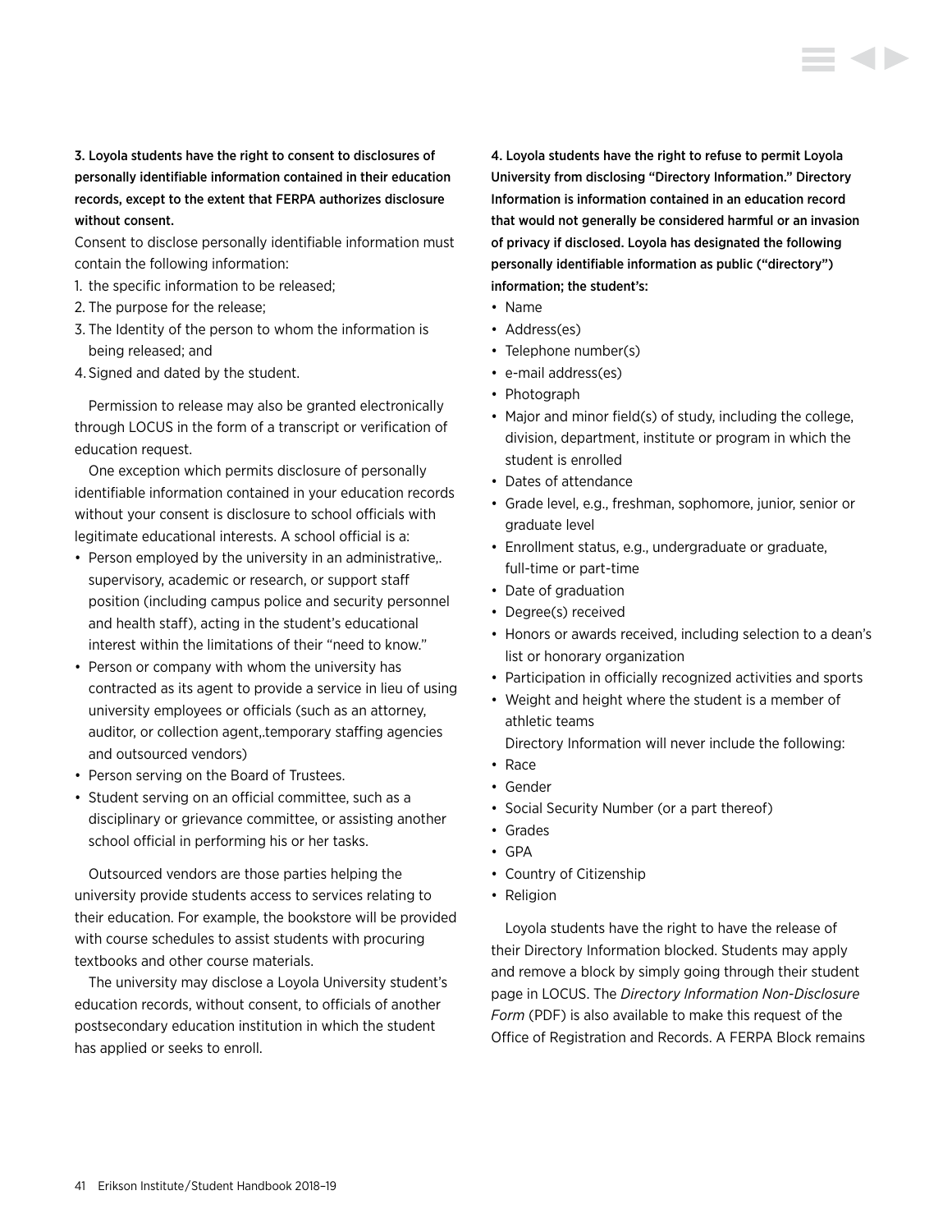**3. Loyola students have the right to consent to disclosures of personally identifiable information contained in their education records, except to the extent that FERPA authorizes disclosure without consent.**

Consent to disclose personally identifiable information must contain the following information:

1. the specific information to be released;
2. The purpose for the release;
3. The Identity of the person to whom the information is being released; and
4. Signed and dated by the student.

Permission to release may also be granted electronically through LOCUS in the form of a transcript or verification of education request.

One exception which permits disclosure of personally identifiable information contained in your education records without your consent is disclosure to school officials with legitimate educational interests. A school official is a:

- Person employed by the university in an administrative,. supervisory, academic or research, or support staff position (including campus police and security personnel and health staff), acting in the student's educational interest within the limitations of their "need to know."
- Person or company with whom the university has contracted as its agent to provide a service in lieu of using university employees or officials (such as an attorney, auditor, or collection agent,.temporary staffing agencies and outsourced vendors)
- Person serving on the Board of Trustees.
- Student serving on an official committee, such as a disciplinary or grievance committee, or assisting another school official in performing his or her tasks.

Outsourced vendors are those parties helping the university provide students access to services relating to their education. For example, the bookstore will be provided with course schedules to assist students with procuring textbooks and other course materials.

The university may disclose a Loyola University student's education records, without consent, to officials of another postsecondary education institution in which the student has applied or seeks to enroll.

**4. Loyola students have the right to refuse to permit Loyola University from disclosing "Directory Information." Directory Information is information contained in an education record that would not generally be considered harmful or an invasion of privacy if disclosed. Loyola has designated the following personally identifiable information as public ("directory") information; the student's:**

- Name
- Address(es)
- Telephone number(s)
- e-mail address(es)
- Photograph
- Major and minor field(s) of study, including the college, division, department, institute or program in which the student is enrolled
- Dates of attendance
- Grade level, e.g., freshman, sophomore, junior, senior or graduate level
- Enrollment status, e.g., undergraduate or graduate, full-time or part-time
- Date of graduation
- Degree(s) received
- Honors or awards received, including selection to a dean's list or honorary organization
- Participation in officially recognized activities and sports
- Weight and height where the student is a member of athletic teams

Directory Information will never include the following:

- Race
- Gender
- Social Security Number (or a part thereof)
- Grades
- GPA
- Country of Citizenship
- Religion

Loyola students have the right to have the release of their Directory Information blocked. Students may apply and remove a block by simply going through their student page in LOCUS. The *Directory Information Non-Disclosure Form* (PDF) is also available to make this request of the Office of Registration and Records. A FERPA Block remains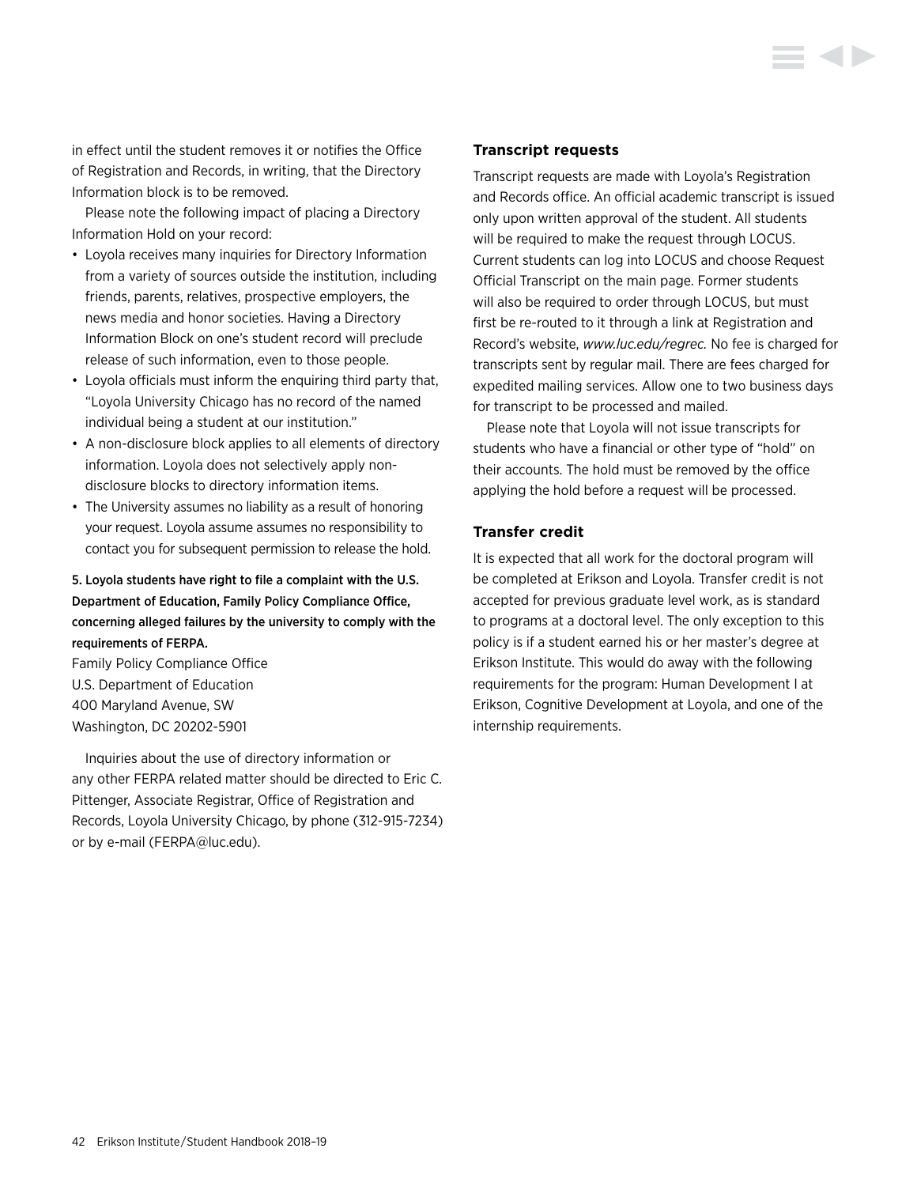in effect until the student removes it or notifies the Office of Registration and Records, in writing, that the Directory Information block is to be removed.

Please note the following impact of placing a Directory Information Hold on your record:

- Loyola receives many inquiries for Directory Information from a variety of sources outside the institution, including friends, parents, relatives, prospective employers, the news media and honor societies. Having a Directory Information Block on one's student record will preclude release of such information, even to those people.
- Loyola officials must inform the enquiring third party that, "Loyola University Chicago has no record of the named individual being a student at our institution."
- A non-disclosure block applies to all elements of directory information. Loyola does not selectively apply non-disclosure blocks to directory information items.
- The University assumes no liability as a result of honoring your request. Loyola assume assumes no responsibility to contact you for subsequent permission to release the hold.

5. Loyola students have right to file a complaint with the U.S. Department of Education, Family Policy Compliance Office, concerning alleged failures by the university to comply with the requirements of FERPA.

Family Policy Compliance Office
U.S. Department of Education
400 Maryland Avenue, SW
Washington, DC 20202-5901

Inquiries about the use of directory information or any other FERPA related matter should be directed to Eric C. Pittenger, Associate Registrar, Office of Registration and Records, Loyola University Chicago, by phone (312-915-7234) or by e-mail (FERPA@luc.edu).

### Transcript requests

Transcript requests are made with Loyola's Registration and Records office. An official academic transcript is issued only upon written approval of the student. All students will be required to make the request through LOCUS. Current students can log into LOCUS and choose Request Official Transcript on the main page. Former students will also be required to order through LOCUS, but must first be re-routed to it through a link at Registration and Record's website, *www.luc.edu/regrec.* No fee is charged for transcripts sent by regular mail. There are fees charged for expedited mailing services. Allow one to two business days for transcript to be processed and mailed.

Please note that Loyola will not issue transcripts for students who have a financial or other type of "hold" on their accounts. The hold must be removed by the office applying the hold before a request will be processed.

### Transfer credit

It is expected that all work for the doctoral program will be completed at Erikson and Loyola. Transfer credit is not accepted for previous graduate level work, as is standard to programs at a doctoral level. The only exception to this policy is if a student earned his or her master's degree at Erikson Institute. This would do away with the following requirements for the program: Human Development I at Erikson, Cognitive Development at Loyola, and one of the internship requirements.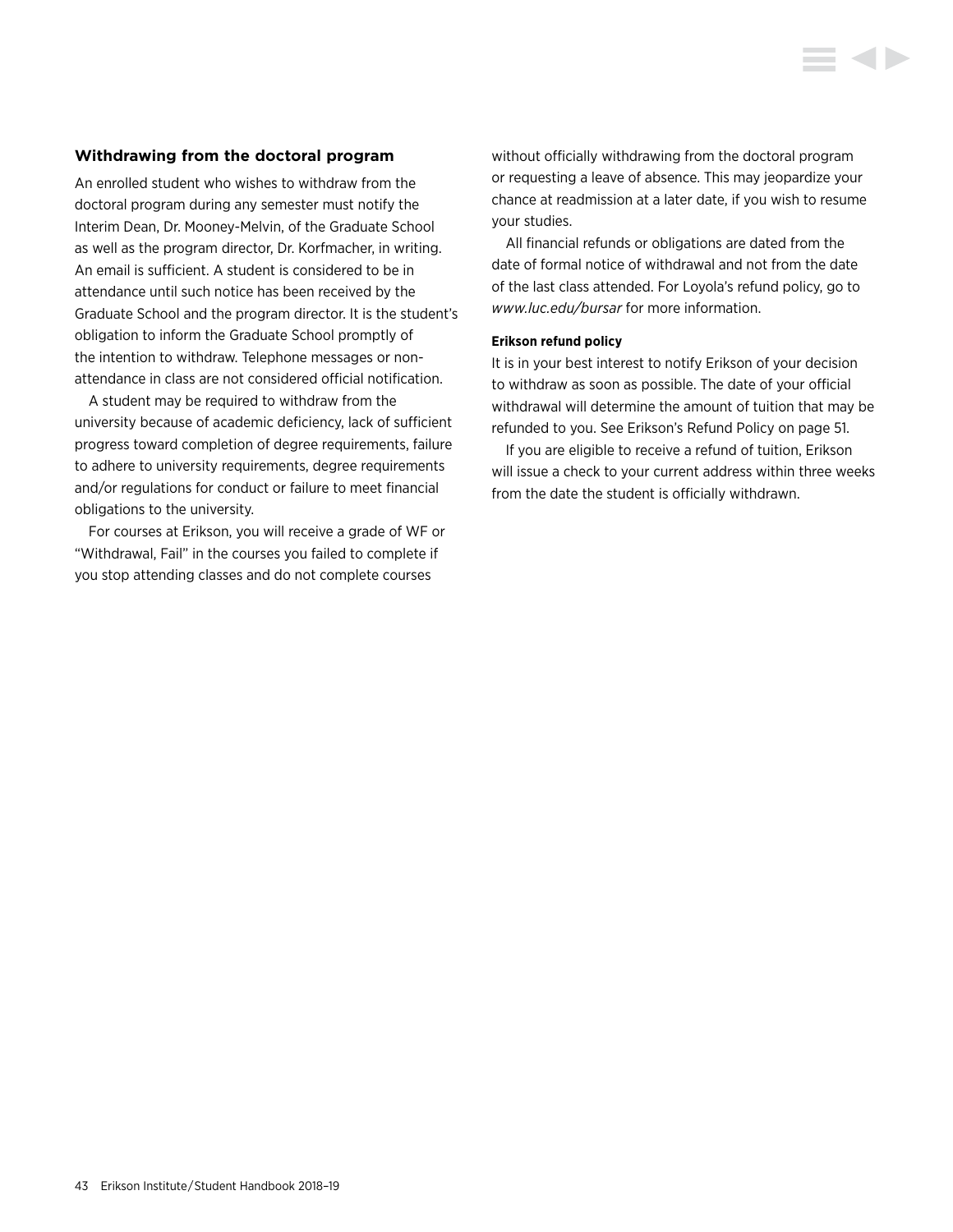### Withdrawing from the doctoral program

An enrolled student who wishes to withdraw from the doctoral program during any semester must notify the Interim Dean, Dr. Mooney-Melvin, of the Graduate School as well as the program director, Dr. Korfmacher, in writing. An email is sufficient. A student is considered to be in attendance until such notice has been received by the Graduate School and the program director. It is the student's obligation to inform the Graduate School promptly of the intention to withdraw. Telephone messages or non-attendance in class are not considered official notification.

A student may be required to withdraw from the university because of academic deficiency, lack of sufficient progress toward completion of degree requirements, failure to adhere to university requirements, degree requirements and/or regulations for conduct or failure to meet financial obligations to the university.

For courses at Erikson, you will receive a grade of WF or "Withdrawal, Fail" in the courses you failed to complete if you stop attending classes and do not complete courses without officially withdrawing from the doctoral program or requesting a leave of absence. This may jeopardize your chance at readmission at a later date, if you wish to resume your studies.

All financial refunds or obligations are dated from the date of formal notice of withdrawal and not from the date of the last class attended. For Loyola's refund policy, go to *www.luc.edu/bursar* for more information.

#### Erikson refund policy

It is in your best interest to notify Erikson of your decision to withdraw as soon as possible. The date of your official withdrawal will determine the amount of tuition that may be refunded to you. See Erikson's Refund Policy on page 51.

If you are eligible to receive a refund of tuition, Erikson will issue a check to your current address within three weeks from the date the student is officially withdrawn.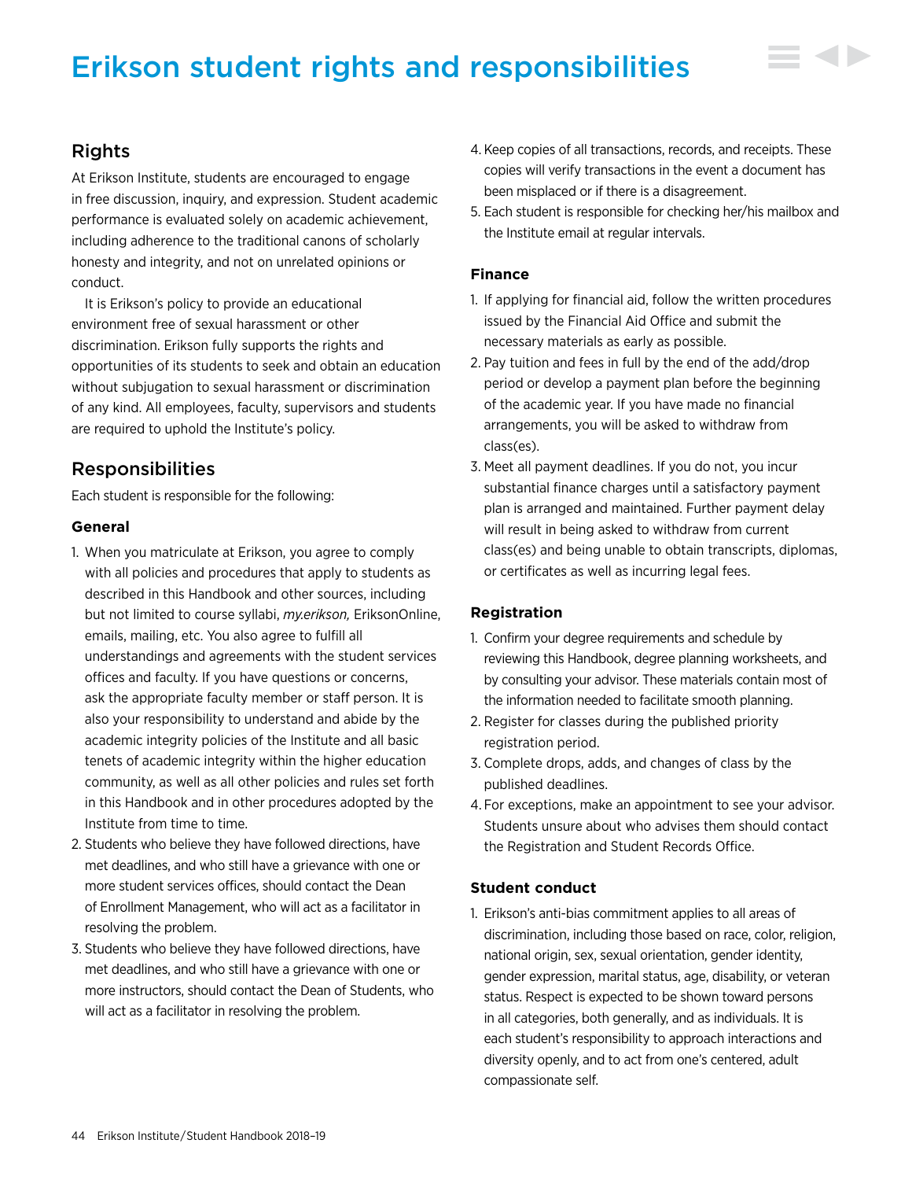# Erikson student rights and responsibilities

## Rights

At Erikson Institute, students are encouraged to engage in free discussion, inquiry, and expression. Student academic performance is evaluated solely on academic achievement, including adherence to the traditional canons of scholarly honesty and integrity, and not on unrelated opinions or conduct.

It is Erikson's policy to provide an educational environment free of sexual harassment or other discrimination. Erikson fully supports the rights and opportunities of its students to seek and obtain an education without subjugation to sexual harassment or discrimination of any kind. All employees, faculty, supervisors and students are required to uphold the Institute's policy.

## Responsibilities

Each student is responsible for the following:

### General

1. When you matriculate at Erikson, you agree to comply with all policies and procedures that apply to students as described in this Handbook and other sources, including but not limited to course syllabi, *my.erikson,* EriksonOnline, emails, mailing, etc. You also agree to fulfill all understandings and agreements with the student services offices and faculty. If you have questions or concerns, ask the appropriate faculty member or staff person. It is also your responsibility to understand and abide by the academic integrity policies of the Institute and all basic tenets of academic integrity within the higher education community, as well as all other policies and rules set forth in this Handbook and in other procedures adopted by the Institute from time to time.
2. Students who believe they have followed directions, have met deadlines, and who still have a grievance with one or more student services offices, should contact the Dean of Enrollment Management, who will act as a facilitator in resolving the problem.
3. Students who believe they have followed directions, have met deadlines, and who still have a grievance with one or more instructors, should contact the Dean of Students, who will act as a facilitator in resolving the problem.
4. Keep copies of all transactions, records, and receipts. These copies will verify transactions in the event a document has been misplaced or if there is a disagreement.
5. Each student is responsible for checking her/his mailbox and the Institute email at regular intervals.

### Finance

1. If applying for financial aid, follow the written procedures issued by the Financial Aid Office and submit the necessary materials as early as possible.
2. Pay tuition and fees in full by the end of the add/drop period or develop a payment plan before the beginning of the academic year. If you have made no financial arrangements, you will be asked to withdraw from class(es).
3. Meet all payment deadlines. If you do not, you incur substantial finance charges until a satisfactory payment plan is arranged and maintained. Further payment delay will result in being asked to withdraw from current class(es) and being unable to obtain transcripts, diplomas, or certificates as well as incurring legal fees.

### Registration

1. Confirm your degree requirements and schedule by reviewing this Handbook, degree planning worksheets, and by consulting your advisor. These materials contain most of the information needed to facilitate smooth planning.
2. Register for classes during the published priority registration period.
3. Complete drops, adds, and changes of class by the published deadlines.
4. For exceptions, make an appointment to see your advisor. Students unsure about who advises them should contact the Registration and Student Records Office.

### Student conduct

1. Erikson's anti-bias commitment applies to all areas of discrimination, including those based on race, color, religion, national origin, sex, sexual orientation, gender identity, gender expression, marital status, age, disability, or veteran status. Respect is expected to be shown toward persons in all categories, both generally, and as individuals. It is each student's responsibility to approach interactions and diversity openly, and to act from one's centered, adult compassionate self.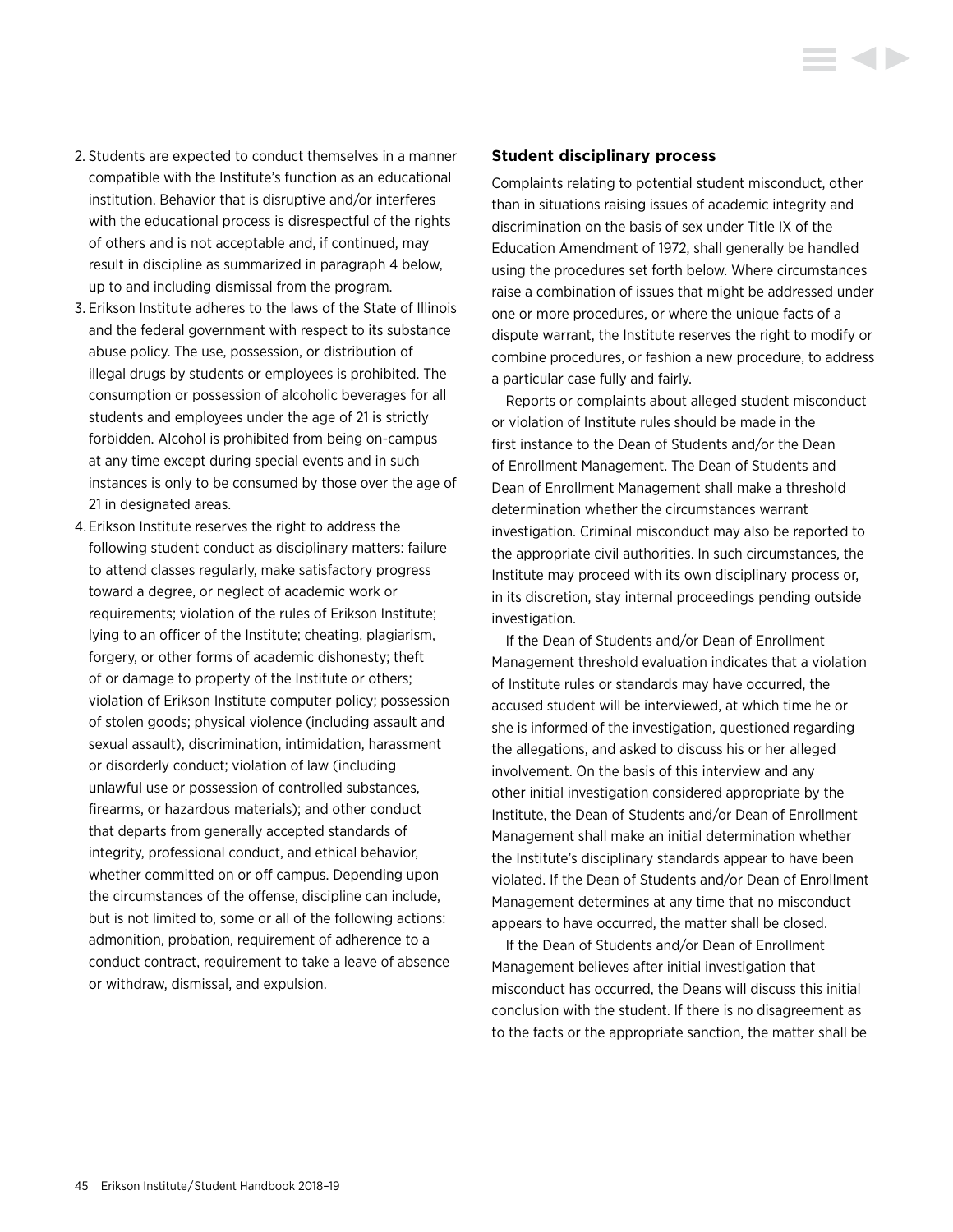2. Students are expected to conduct themselves in a manner compatible with the Institute's function as an educational institution. Behavior that is disruptive and/or interferes with the educational process is disrespectful of the rights of others and is not acceptable and, if continued, may result in discipline as summarized in paragraph 4 below, up to and including dismissal from the program.
3. Erikson Institute adheres to the laws of the State of Illinois and the federal government with respect to its substance abuse policy. The use, possession, or distribution of illegal drugs by students or employees is prohibited. The consumption or possession of alcoholic beverages for all students and employees under the age of 21 is strictly forbidden. Alcohol is prohibited from being on-campus at any time except during special events and in such instances is only to be consumed by those over the age of 21 in designated areas.
4. Erikson Institute reserves the right to address the following student conduct as disciplinary matters: failure to attend classes regularly, make satisfactory progress toward a degree, or neglect of academic work or requirements; violation of the rules of Erikson Institute; lying to an officer of the Institute; cheating, plagiarism, forgery, or other forms of academic dishonesty; theft of or damage to property of the Institute or others; violation of Erikson Institute computer policy; possession of stolen goods; physical violence (including assault and sexual assault), discrimination, intimidation, harassment or disorderly conduct; violation of law (including unlawful use or possession of controlled substances, firearms, or hazardous materials); and other conduct that departs from generally accepted standards of integrity, professional conduct, and ethical behavior, whether committed on or off campus. Depending upon the circumstances of the offense, discipline can include, but is not limited to, some or all of the following actions: admonition, probation, requirement of adherence to a conduct contract, requirement to take a leave of absence or withdraw, dismissal, and expulsion.

### Student disciplinary process

Complaints relating to potential student misconduct, other than in situations raising issues of academic integrity and discrimination on the basis of sex under Title IX of the Education Amendment of 1972, shall generally be handled using the procedures set forth below. Where circumstances raise a combination of issues that might be addressed under one or more procedures, or where the unique facts of a dispute warrant, the Institute reserves the right to modify or combine procedures, or fashion a new procedure, to address a particular case fully and fairly.

Reports or complaints about alleged student misconduct or violation of Institute rules should be made in the first instance to the Dean of Students and/or the Dean of Enrollment Management. The Dean of Students and Dean of Enrollment Management shall make a threshold determination whether the circumstances warrant investigation. Criminal misconduct may also be reported to the appropriate civil authorities. In such circumstances, the Institute may proceed with its own disciplinary process or, in its discretion, stay internal proceedings pending outside investigation.

If the Dean of Students and/or Dean of Enrollment Management threshold evaluation indicates that a violation of Institute rules or standards may have occurred, the accused student will be interviewed, at which time he or she is informed of the investigation, questioned regarding the allegations, and asked to discuss his or her alleged involvement. On the basis of this interview and any other initial investigation considered appropriate by the Institute, the Dean of Students and/or Dean of Enrollment Management shall make an initial determination whether the Institute's disciplinary standards appear to have been violated. If the Dean of Students and/or Dean of Enrollment Management determines at any time that no misconduct appears to have occurred, the matter shall be closed.

If the Dean of Students and/or Dean of Enrollment Management believes after initial investigation that misconduct has occurred, the Deans will discuss this initial conclusion with the student. If there is no disagreement as to the facts or the appropriate sanction, the matter shall be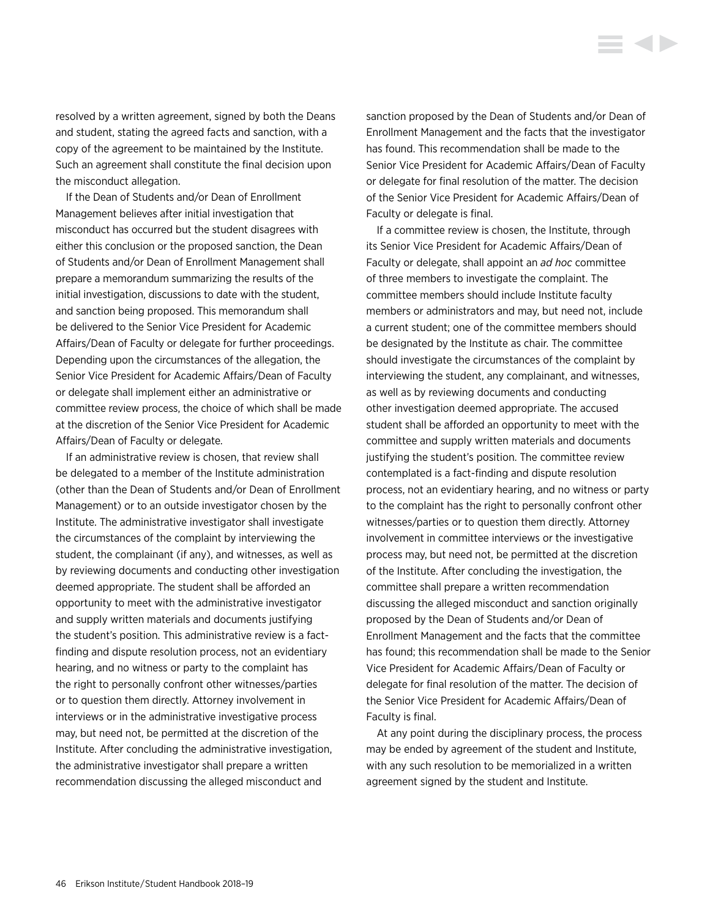resolved by a written agreement, signed by both the Deans and student, stating the agreed facts and sanction, with a copy of the agreement to be maintained by the Institute. Such an agreement shall constitute the final decision upon the misconduct allegation.

If the Dean of Students and/or Dean of Enrollment Management believes after initial investigation that misconduct has occurred but the student disagrees with either this conclusion or the proposed sanction, the Dean of Students and/or Dean of Enrollment Management shall prepare a memorandum summarizing the results of the initial investigation, discussions to date with the student, and sanction being proposed. This memorandum shall be delivered to the Senior Vice President for Academic Affairs/Dean of Faculty or delegate for further proceedings. Depending upon the circumstances of the allegation, the Senior Vice President for Academic Affairs/Dean of Faculty or delegate shall implement either an administrative or committee review process, the choice of which shall be made at the discretion of the Senior Vice President for Academic Affairs/Dean of Faculty or delegate.

If an administrative review is chosen, that review shall be delegated to a member of the Institute administration (other than the Dean of Students and/or Dean of Enrollment Management) or to an outside investigator chosen by the Institute. The administrative investigator shall investigate the circumstances of the complaint by interviewing the student, the complainant (if any), and witnesses, as well as by reviewing documents and conducting other investigation deemed appropriate. The student shall be afforded an opportunity to meet with the administrative investigator and supply written materials and documents justifying the student's position. This administrative review is a fact-finding and dispute resolution process, not an evidentiary hearing, and no witness or party to the complaint has the right to personally confront other witnesses/parties or to question them directly. Attorney involvement in interviews or in the administrative investigative process may, but need not, be permitted at the discretion of the Institute. After concluding the administrative investigation, the administrative investigator shall prepare a written recommendation discussing the alleged misconduct and sanction proposed by the Dean of Students and/or Dean of Enrollment Management and the facts that the investigator has found. This recommendation shall be made to the Senior Vice President for Academic Affairs/Dean of Faculty or delegate for final resolution of the matter. The decision of the Senior Vice President for Academic Affairs/Dean of Faculty or delegate is final.

If a committee review is chosen, the Institute, through its Senior Vice President for Academic Affairs/Dean of Faculty or delegate, shall appoint an *ad hoc* committee of three members to investigate the complaint. The committee members should include Institute faculty members or administrators and may, but need not, include a current student; one of the committee members should be designated by the Institute as chair. The committee should investigate the circumstances of the complaint by interviewing the student, any complainant, and witnesses, as well as by reviewing documents and conducting other investigation deemed appropriate. The accused student shall be afforded an opportunity to meet with the committee and supply written materials and documents justifying the student's position. The committee review contemplated is a fact-finding and dispute resolution process, not an evidentiary hearing, and no witness or party to the complaint has the right to personally confront other witnesses/parties or to question them directly. Attorney involvement in committee interviews or the investigative process may, but need not, be permitted at the discretion of the Institute. After concluding the investigation, the committee shall prepare a written recommendation discussing the alleged misconduct and sanction originally proposed by the Dean of Students and/or Dean of Enrollment Management and the facts that the committee has found; this recommendation shall be made to the Senior Vice President for Academic Affairs/Dean of Faculty or delegate for final resolution of the matter. The decision of the Senior Vice President for Academic Affairs/Dean of Faculty is final.

At any point during the disciplinary process, the process may be ended by agreement of the student and Institute, with any such resolution to be memorialized in a written agreement signed by the student and Institute.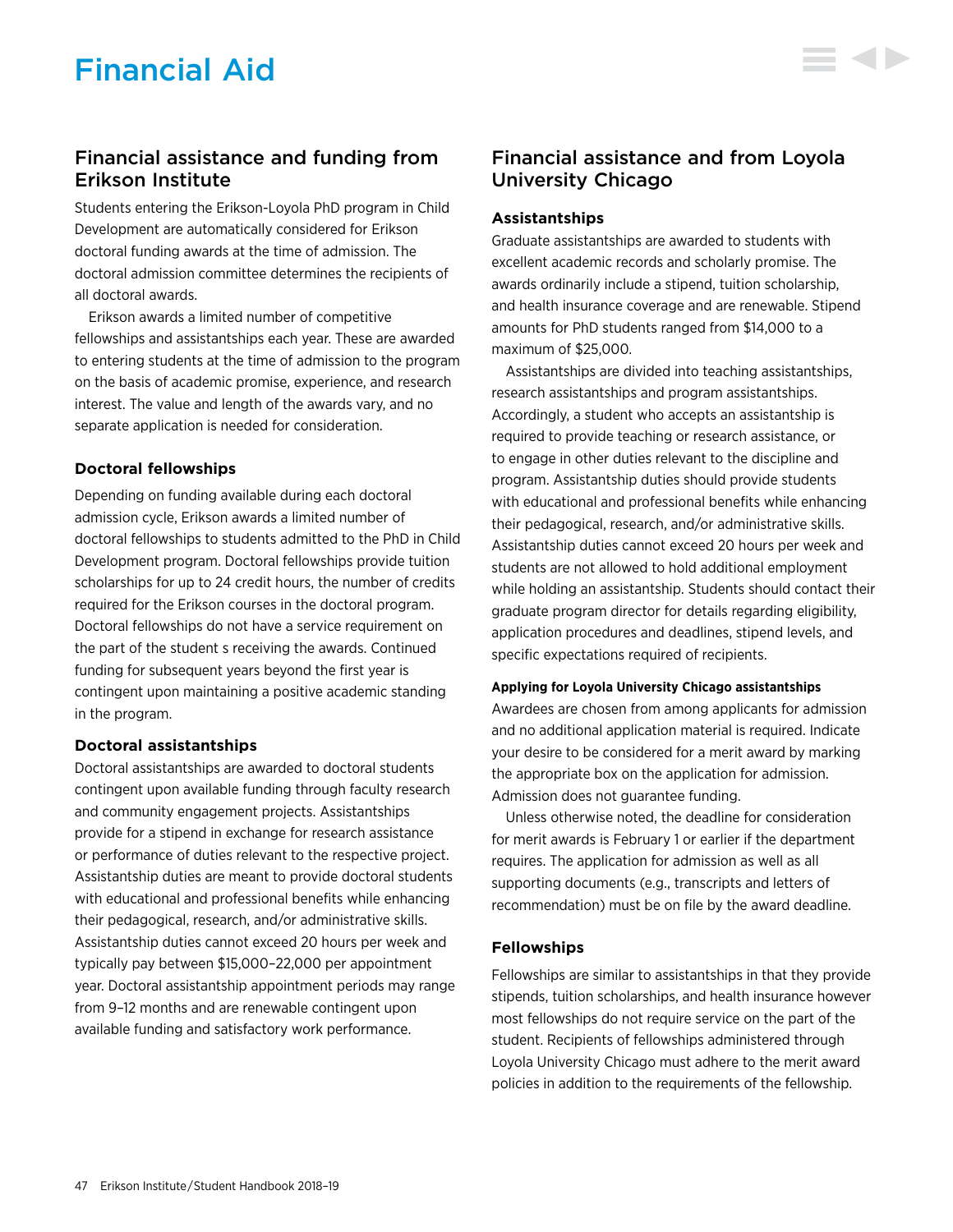# Financial Aid

## Financial assistance and funding from Erikson Institute

Students entering the Erikson-Loyola PhD program in Child Development are automatically considered for Erikson doctoral funding awards at the time of admission. The doctoral admission committee determines the recipients of all doctoral awards.

Erikson awards a limited number of competitive fellowships and assistantships each year. These are awarded to entering students at the time of admission to the program on the basis of academic promise, experience, and research interest. The value and length of the awards vary, and no separate application is needed for consideration.

### Doctoral fellowships

Depending on funding available during each doctoral admission cycle, Erikson awards a limited number of doctoral fellowships to students admitted to the PhD in Child Development program. Doctoral fellowships provide tuition scholarships for up to 24 credit hours, the number of credits required for the Erikson courses in the doctoral program. Doctoral fellowships do not have a service requirement on the part of the student s receiving the awards. Continued funding for subsequent years beyond the first year is contingent upon maintaining a positive academic standing in the program.

### Doctoral assistantships

Doctoral assistantships are awarded to doctoral students contingent upon available funding through faculty research and community engagement projects. Assistantships provide for a stipend in exchange for research assistance or performance of duties relevant to the respective project. Assistantship duties are meant to provide doctoral students with educational and professional benefits while enhancing their pedagogical, research, and/or administrative skills. Assistantship duties cannot exceed 20 hours per week and typically pay between $15,000–22,000 per appointment year. Doctoral assistantship appointment periods may range from 9–12 months and are renewable contingent upon available funding and satisfactory work performance.

## Financial assistance and from Loyola University Chicago

### Assistantships

Graduate assistantships are awarded to students with excellent academic records and scholarly promise. The awards ordinarily include a stipend, tuition scholarship, and health insurance coverage and are renewable. Stipend amounts for PhD students ranged from $14,000 to a maximum of $25,000.

Assistantships are divided into teaching assistantships, research assistantships and program assistantships. Accordingly, a student who accepts an assistantship is required to provide teaching or research assistance, or to engage in other duties relevant to the discipline and program. Assistantship duties should provide students with educational and professional benefits while enhancing their pedagogical, research, and/or administrative skills. Assistantship duties cannot exceed 20 hours per week and students are not allowed to hold additional employment while holding an assistantship. Students should contact their graduate program director for details regarding eligibility, application procedures and deadlines, stipend levels, and specific expectations required of recipients.

#### Applying for Loyola University Chicago assistantships

Awardees are chosen from among applicants for admission and no additional application material is required. Indicate your desire to be considered for a merit award by marking the appropriate box on the application for admission. Admission does not guarantee funding.

Unless otherwise noted, the deadline for consideration for merit awards is February 1 or earlier if the department requires. The application for admission as well as all supporting documents (e.g., transcripts and letters of recommendation) must be on file by the award deadline.

### Fellowships

Fellowships are similar to assistantships in that they provide stipends, tuition scholarships, and health insurance however most fellowships do not require service on the part of the student. Recipients of fellowships administered through Loyola University Chicago must adhere to the merit award policies in addition to the requirements of the fellowship.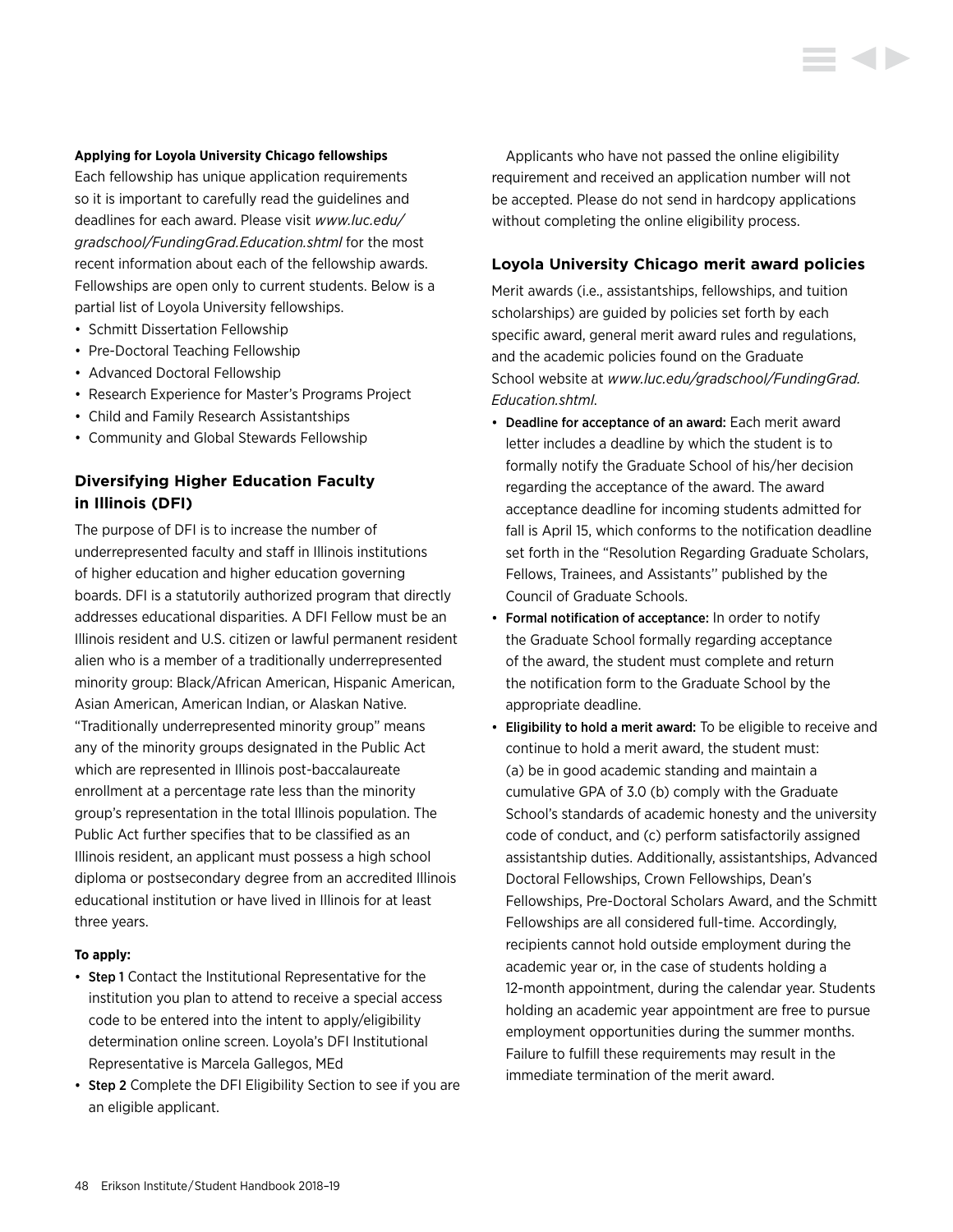**Applying for Loyola University Chicago fellowships**

Each fellowship has unique application requirements so it is important to carefully read the guidelines and deadlines for each award. Please visit *www.luc.edu/gradschool/FundingGrad.Education.shtml* for the most recent information about each of the fellowship awards. Fellowships are open only to current students. Below is a partial list of Loyola University fellowships.

- Schmitt Dissertation Fellowship
- Pre-Doctoral Teaching Fellowship
- Advanced Doctoral Fellowship
- Research Experience for Master's Programs Project
- Child and Family Research Assistantships
- Community and Global Stewards Fellowship

## Diversifying Higher Education Faculty in Illinois (DFI)

The purpose of DFI is to increase the number of underrepresented faculty and staff in Illinois institutions of higher education and higher education governing boards. DFI is a statutorily authorized program that directly addresses educational disparities. A DFI Fellow must be an Illinois resident and U.S. citizen or lawful permanent resident alien who is a member of a traditionally underrepresented minority group: Black/African American, Hispanic American, Asian American, American Indian, or Alaskan Native. "Traditionally underrepresented minority group" means any of the minority groups designated in the Public Act which are represented in Illinois post-baccalaureate enrollment at a percentage rate less than the minority group's representation in the total Illinois population. The Public Act further specifies that to be classified as an Illinois resident, an applicant must possess a high school diploma or postsecondary degree from an accredited Illinois educational institution or have lived in Illinois for at least three years.

**To apply:**

- **Step 1** Contact the Institutional Representative for the institution you plan to attend to receive a special access code to be entered into the intent to apply/eligibility determination online screen. Loyola's DFI Institutional Representative is Marcela Gallegos, MEd
- **Step 2** Complete the DFI Eligibility Section to see if you are an eligible applicant.

Applicants who have not passed the online eligibility requirement and received an application number will not be accepted. Please do not send in hardcopy applications without completing the online eligibility process.

## Loyola University Chicago merit award policies

Merit awards (i.e., assistantships, fellowships, and tuition scholarships) are guided by policies set forth by each specific award, general merit award rules and regulations, and the academic policies found on the Graduate School website at *www.luc.edu/gradschool/FundingGrad.Education.shtml.*

- **Deadline for acceptance of an award:** Each merit award letter includes a deadline by which the student is to formally notify the Graduate School of his/her decision regarding the acceptance of the award. The award acceptance deadline for incoming students admitted for fall is April 15, which conforms to the notification deadline set forth in the "Resolution Regarding Graduate Scholars, Fellows, Trainees, and Assistants" published by the Council of Graduate Schools.
- **Formal notification of acceptance:** In order to notify the Graduate School formally regarding acceptance of the award, the student must complete and return the notification form to the Graduate School by the appropriate deadline.
- **Eligibility to hold a merit award:** To be eligible to receive and continue to hold a merit award, the student must: (a) be in good academic standing and maintain a cumulative GPA of 3.0 (b) comply with the Graduate School's standards of academic honesty and the university code of conduct, and (c) perform satisfactorily assigned assistantship duties. Additionally, assistantships, Advanced Doctoral Fellowships, Crown Fellowships, Dean's Fellowships, Pre-Doctoral Scholars Award, and the Schmitt Fellowships are all considered full-time. Accordingly, recipients cannot hold outside employment during the academic year or, in the case of students holding a 12-month appointment, during the calendar year. Students holding an academic year appointment are free to pursue employment opportunities during the summer months. Failure to fulfill these requirements may result in the immediate termination of the merit award.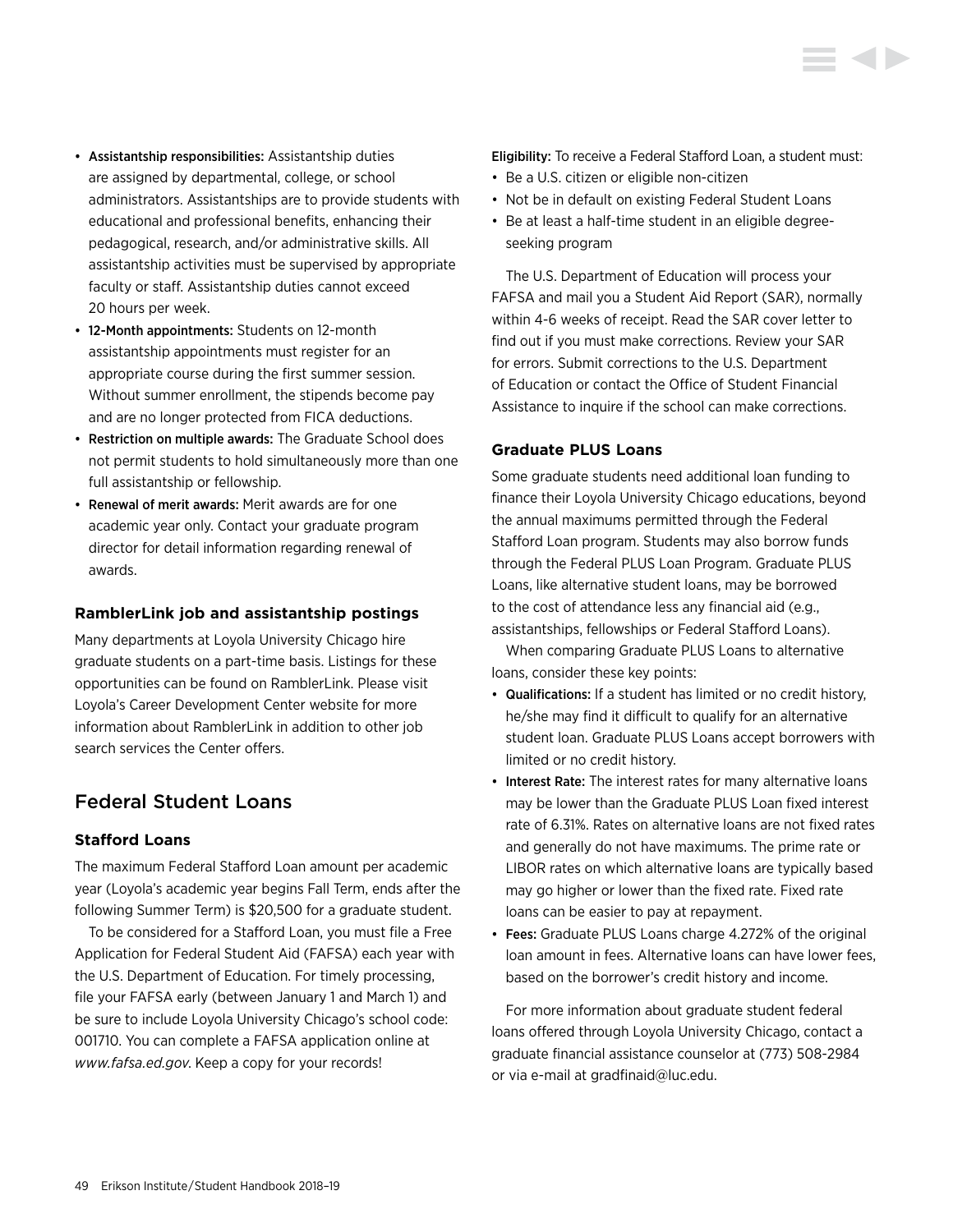- **Assistantship responsibilities:** Assistantship duties are assigned by departmental, college, or school administrators. Assistantships are to provide students with educational and professional benefits, enhancing their pedagogical, research, and/or administrative skills. All assistantship activities must be supervised by appropriate faculty or staff. Assistantship duties cannot exceed 20 hours per week.
- **12-Month appointments:** Students on 12-month assistantship appointments must register for an appropriate course during the first summer session. Without summer enrollment, the stipends become pay and are no longer protected from FICA deductions.
- **Restriction on multiple awards:** The Graduate School does not permit students to hold simultaneously more than one full assistantship or fellowship.
- **Renewal of merit awards:** Merit awards are for one academic year only. Contact your graduate program director for detail information regarding renewal of awards.

### RamblerLink job and assistantship postings

Many departments at Loyola University Chicago hire graduate students on a part-time basis. Listings for these opportunities can be found on RamblerLink. Please visit Loyola's Career Development Center website for more information about RamblerLink in addition to other job search services the Center offers.

## Federal Student Loans

### Stafford Loans

The maximum Federal Stafford Loan amount per academic year (Loyola's academic year begins Fall Term, ends after the following Summer Term) is $20,500 for a graduate student.

To be considered for a Stafford Loan, you must file a Free Application for Federal Student Aid (FAFSA) each year with the U.S. Department of Education. For timely processing, file your FAFSA early (between January 1 and March 1) and be sure to include Loyola University Chicago's school code: 001710. You can complete a FAFSA application online at *www.fafsa.ed.gov*. Keep a copy for your records!

**Eligibility:** To receive a Federal Stafford Loan, a student must:

- Be a U.S. citizen or eligible non-citizen
- Not be in default on existing Federal Student Loans
- Be at least a half-time student in an eligible degree-seeking program

The U.S. Department of Education will process your FAFSA and mail you a Student Aid Report (SAR), normally within 4-6 weeks of receipt. Read the SAR cover letter to find out if you must make corrections. Review your SAR for errors. Submit corrections to the U.S. Department of Education or contact the Office of Student Financial Assistance to inquire if the school can make corrections.

### Graduate PLUS Loans

Some graduate students need additional loan funding to finance their Loyola University Chicago educations, beyond the annual maximums permitted through the Federal Stafford Loan program. Students may also borrow funds through the Federal PLUS Loan Program. Graduate PLUS Loans, like alternative student loans, may be borrowed to the cost of attendance less any financial aid (e.g., assistantships, fellowships or Federal Stafford Loans).

When comparing Graduate PLUS Loans to alternative loans, consider these key points:

- **Qualifications:** If a student has limited or no credit history, he/she may find it difficult to qualify for an alternative student loan. Graduate PLUS Loans accept borrowers with limited or no credit history.
- **Interest Rate:** The interest rates for many alternative loans may be lower than the Graduate PLUS Loan fixed interest rate of 6.31%. Rates on alternative loans are not fixed rates and generally do not have maximums. The prime rate or LIBOR rates on which alternative loans are typically based may go higher or lower than the fixed rate. Fixed rate loans can be easier to pay at repayment.
- **Fees:** Graduate PLUS Loans charge 4.272% of the original loan amount in fees. Alternative loans can have lower fees, based on the borrower's credit history and income.

For more information about graduate student federal loans offered through Loyola University Chicago, contact a graduate financial assistance counselor at (773) 508-2984 or via e-mail at gradfinaid@luc.edu.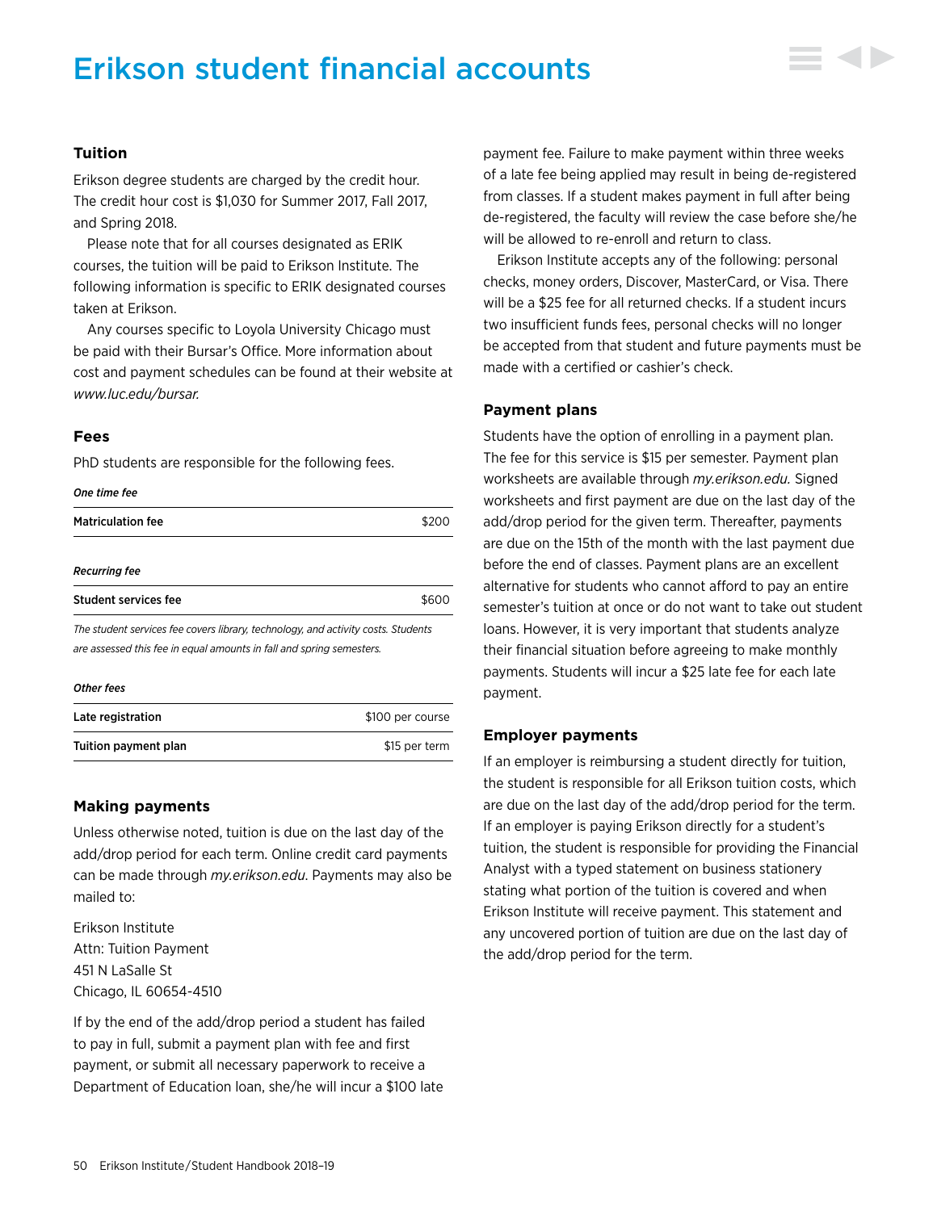# Erikson student financial accounts

### Tuition

Erikson degree students are charged by the credit hour. The credit hour cost is $1,030 for Summer 2017, Fall 2017, and Spring 2018.

Please note that for all courses designated as ERIK courses, the tuition will be paid to Erikson Institute. The following information is specific to ERIK designated courses taken at Erikson.

Any courses specific to Loyola University Chicago must be paid with their Bursar's Office. More information about cost and payment schedules can be found at their website at *www.luc.edu/bursar.*

### Fees

PhD students are responsible for the following fees.

***One time fee***

| | |
|---|---|
| **Matriculation fee** | $200 |

***Recurring fee***

| | |
|---|---|
| **Student services fee** | $600 |

*The student services fee covers library, technology, and activity costs. Students are assessed this fee in equal amounts in fall and spring semesters.*

***Other fees***

| | |
|---|---|
| **Late registration** | $100 per course |
| **Tuition payment plan** | $15 per term |

### Making payments

Unless otherwise noted, tuition is due on the last day of the add/drop period for each term. Online credit card payments can be made through *my.erikson.edu.* Payments may also be mailed to:

Erikson Institute
Attn: Tuition Payment
451 N LaSalle St
Chicago, IL 60654-4510

If by the end of the add/drop period a student has failed to pay in full, submit a payment plan with fee and first payment, or submit all necessary paperwork to receive a Department of Education loan, she/he will incur a $100 late payment fee. Failure to make payment within three weeks of a late fee being applied may result in being de-registered from classes. If a student makes payment in full after being de-registered, the faculty will review the case before she/he will be allowed to re-enroll and return to class.

Erikson Institute accepts any of the following: personal checks, money orders, Discover, MasterCard, or Visa. There will be a $25 fee for all returned checks. If a student incurs two insufficient funds fees, personal checks will no longer be accepted from that student and future payments must be made with a certified or cashier's check.

### Payment plans

Students have the option of enrolling in a payment plan. The fee for this service is $15 per semester. Payment plan worksheets are available through *my.erikson.edu.* Signed worksheets and first payment are due on the last day of the add/drop period for the given term. Thereafter, payments are due on the 15th of the month with the last payment due before the end of classes. Payment plans are an excellent alternative for students who cannot afford to pay an entire semester's tuition at once or do not want to take out student loans. However, it is very important that students analyze their financial situation before agreeing to make monthly payments. Students will incur a $25 late fee for each late payment.

### Employer payments

If an employer is reimbursing a student directly for tuition, the student is responsible for all Erikson tuition costs, which are due on the last day of the add/drop period for the term. If an employer is paying Erikson directly for a student's tuition, the student is responsible for providing the Financial Analyst with a typed statement on business stationery stating what portion of the tuition is covered and when Erikson Institute will receive payment. This statement and any uncovered portion of tuition are due on the last day of the add/drop period for the term.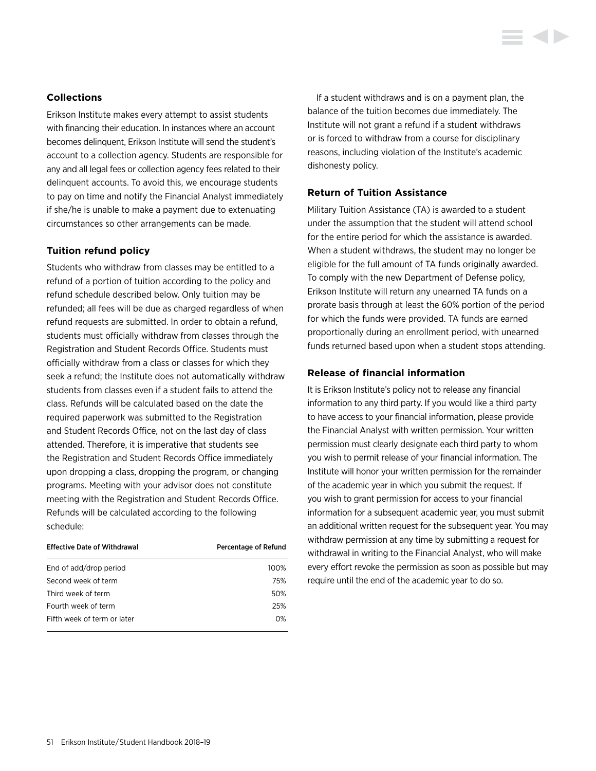### Collections

Erikson Institute makes every attempt to assist students with financing their education. In instances where an account becomes delinquent, Erikson Institute will send the student's account to a collection agency. Students are responsible for any and all legal fees or collection agency fees related to their delinquent accounts. To avoid this, we encourage students to pay on time and notify the Financial Analyst immediately if she/he is unable to make a payment due to extenuating circumstances so other arrangements can be made.

### Tuition refund policy

Students who withdraw from classes may be entitled to a refund of a portion of tuition according to the policy and refund schedule described below. Only tuition may be refunded; all fees will be due as charged regardless of when refund requests are submitted. In order to obtain a refund, students must officially withdraw from classes through the Registration and Student Records Office. Students must officially withdraw from a class or classes for which they seek a refund; the Institute does not automatically withdraw students from classes even if a student fails to attend the class. Refunds will be calculated based on the date the required paperwork was submitted to the Registration and Student Records Office, not on the last day of class attended. Therefore, it is imperative that students see the Registration and Student Records Office immediately upon dropping a class, dropping the program, or changing programs. Meeting with your advisor does not constitute meeting with the Registration and Student Records Office. Refunds will be calculated according to the following schedule:

| Effective Date of Withdrawal | Percentage of Refund |
|---|---|
| End of add/drop period | 100% |
| Second week of term | 75% |
| Third week of term | 50% |
| Fourth week of term | 25% |
| Fifth week of term or later | 0% |

If a student withdraws and is on a payment plan, the balance of the tuition becomes due immediately. The Institute will not grant a refund if a student withdraws or is forced to withdraw from a course for disciplinary reasons, including violation of the Institute's academic dishonesty policy.

### Return of Tuition Assistance

Military Tuition Assistance (TA) is awarded to a student under the assumption that the student will attend school for the entire period for which the assistance is awarded. When a student withdraws, the student may no longer be eligible for the full amount of TA funds originally awarded. To comply with the new Department of Defense policy, Erikson Institute will return any unearned TA funds on a prorate basis through at least the 60% portion of the period for which the funds were provided. TA funds are earned proportionally during an enrollment period, with unearned funds returned based upon when a student stops attending.

### Release of financial information

It is Erikson Institute's policy not to release any financial information to any third party. If you would like a third party to have access to your financial information, please provide the Financial Analyst with written permission. Your written permission must clearly designate each third party to whom you wish to permit release of your financial information. The Institute will honor your written permission for the remainder of the academic year in which you submit the request. If you wish to grant permission for access to your financial information for a subsequent academic year, you must submit an additional written request for the subsequent year. You may withdraw permission at any time by submitting a request for withdrawal in writing to the Financial Analyst, who will make every effort revoke the permission as soon as possible but may require until the end of the academic year to do so.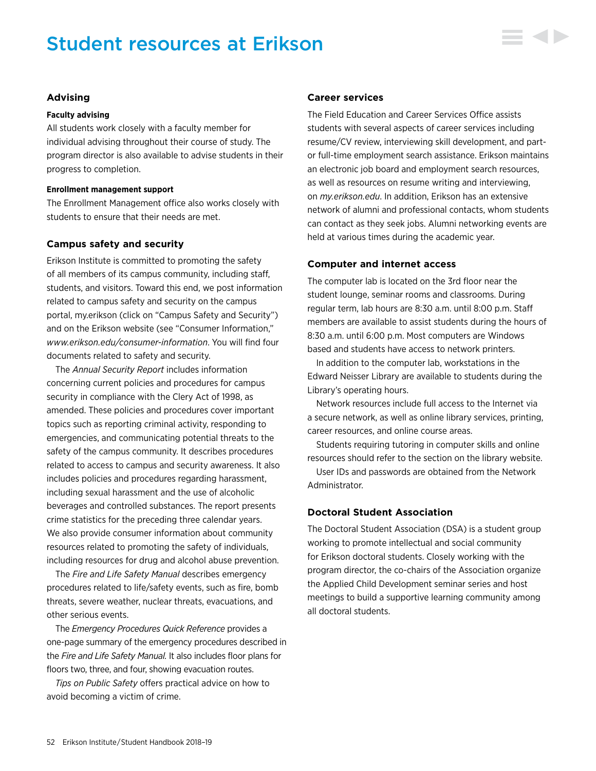# Student resources at Erikson

## Advising

### Faculty advising

All students work closely with a faculty member for individual advising throughout their course of study. The program director is also available to advise students in their progress to completion.

### Enrollment management support

The Enrollment Management office also works closely with students to ensure that their needs are met.

## Campus safety and security

Erikson Institute is committed to promoting the safety of all members of its campus community, including staff, students, and visitors. Toward this end, we post information related to campus safety and security on the campus portal, my.erikson (click on "Campus Safety and Security") and on the Erikson website (see "Consumer Information," *www.erikson.edu/consumer-information*. You will find four documents related to safety and security.

The *Annual Security Report* includes information concerning current policies and procedures for campus security in compliance with the Clery Act of 1998, as amended. These policies and procedures cover important topics such as reporting criminal activity, responding to emergencies, and communicating potential threats to the safety of the campus community. It describes procedures related to access to campus and security awareness. It also includes policies and procedures regarding harassment, including sexual harassment and the use of alcoholic beverages and controlled substances. The report presents crime statistics for the preceding three calendar years. We also provide consumer information about community resources related to promoting the safety of individuals, including resources for drug and alcohol abuse prevention.

The *Fire and Life Safety Manual* describes emergency procedures related to life/safety events, such as fire, bomb threats, severe weather, nuclear threats, evacuations, and other serious events.

The *Emergency Procedures Quick Reference* provides a one-page summary of the emergency procedures described in the *Fire and Life Safety Manual.* It also includes floor plans for floors two, three, and four, showing evacuation routes.

*Tips on Public Safety* offers practical advice on how to avoid becoming a victim of crime.

## Career services

The Field Education and Career Services Office assists students with several aspects of career services including resume/CV review, interviewing skill development, and part- or full-time employment search assistance. Erikson maintains an electronic job board and employment search resources, as well as resources on resume writing and interviewing, on *my.erikson.edu*. In addition, Erikson has an extensive network of alumni and professional contacts, whom students can contact as they seek jobs. Alumni networking events are held at various times during the academic year.

## Computer and internet access

The computer lab is located on the 3rd floor near the student lounge, seminar rooms and classrooms. During regular term, lab hours are 8:30 a.m. until 8:00 p.m. Staff members are available to assist students during the hours of 8:30 a.m. until 6:00 p.m. Most computers are Windows based and students have access to network printers.

In addition to the computer lab, workstations in the Edward Neisser Library are available to students during the Library's operating hours.

Network resources include full access to the Internet via a secure network, as well as online library services, printing, career resources, and online course areas.

Students requiring tutoring in computer skills and online resources should refer to the section on the library website.

User IDs and passwords are obtained from the Network Administrator.

## Doctoral Student Association

The Doctoral Student Association (DSA) is a student group working to promote intellectual and social community for Erikson doctoral students. Closely working with the program director, the co-chairs of the Association organize the Applied Child Development seminar series and host meetings to build a supportive learning community among all doctoral students.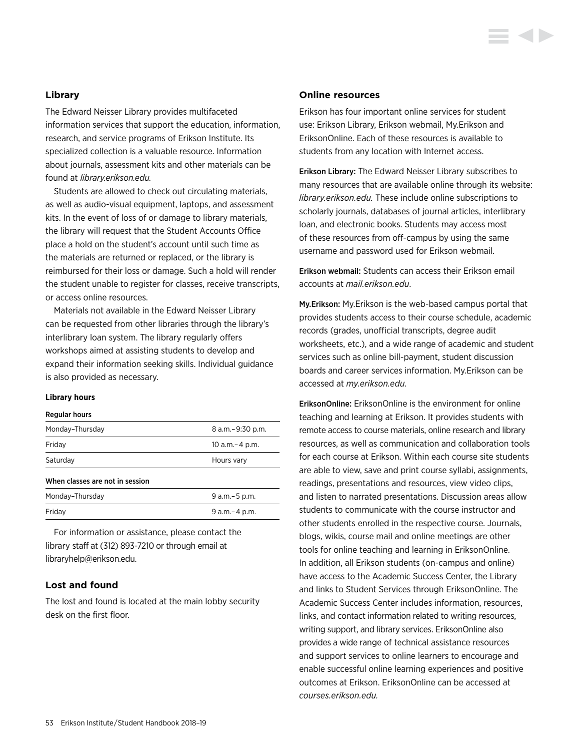## Library

The Edward Neisser Library provides multifaceted information services that support the education, information, research, and service programs of Erikson Institute. Its specialized collection is a valuable resource. Information about journals, assessment kits and other materials can be found at *library.erikson.edu.*

Students are allowed to check out circulating materials, as well as audio-visual equipment, laptops, and assessment kits. In the event of loss of or damage to library materials, the library will request that the Student Accounts Office place a hold on the student's account until such time as the materials are returned or replaced, or the library is reimbursed for their loss or damage. Such a hold will render the student unable to register for classes, receive transcripts, or access online resources.

Materials not available in the Edward Neisser Library can be requested from other libraries through the library's interlibrary loan system. The library regularly offers workshops aimed at assisting students to develop and expand their information seeking skills. Individual guidance is also provided as necessary.

**Library hours**

| Regular hours | |
|---|---|
| Monday–Thursday | 8 a.m.–9:30 p.m. |
| Friday | 10 a.m.–4 p.m. |
| Saturday | Hours vary |
| **When classes are not in session** | |
| Monday–Thursday | 9 a.m.–5 p.m. |
| Friday | 9 a.m.–4 p.m. |

For information or assistance, please contact the library staff at (312) 893-7210 or through email at libraryhelp@erikson.edu.

## Lost and found

The lost and found is located at the main lobby security desk on the first floor.

## Online resources

Erikson has four important online services for student use: Erikson Library, Erikson webmail, My.Erikson and EriksonOnline. Each of these resources is available to students from any location with Internet access.

**Erikson Library:** The Edward Neisser Library subscribes to many resources that are available online through its website: *library.erikson.edu.* These include online subscriptions to scholarly journals, databases of journal articles, interlibrary loan, and electronic books. Students may access most of these resources from off-campus by using the same username and password used for Erikson webmail.

**Erikson webmail:** Students can access their Erikson email accounts at *mail.erikson.edu*.

**My.Erikson:** My.Erikson is the web-based campus portal that provides students access to their course schedule, academic records (grades, unofficial transcripts, degree audit worksheets, etc.), and a wide range of academic and student services such as online bill-payment, student discussion boards and career services information. My.Erikson can be accessed at *my.erikson.edu*.

**EriksonOnline:** EriksonOnline is the environment for online teaching and learning at Erikson. It provides students with remote access to course materials, online research and library resources, as well as communication and collaboration tools for each course at Erikson. Within each course site students are able to view, save and print course syllabi, assignments, readings, presentations and resources, view video clips, and listen to narrated presentations. Discussion areas allow students to communicate with the course instructor and other students enrolled in the respective course. Journals, blogs, wikis, course mail and online meetings are other tools for online teaching and learning in EriksonOnline. In addition, all Erikson students (on-campus and online) have access to the Academic Success Center, the Library and links to Student Services through EriksonOnline. The Academic Success Center includes information, resources, links, and contact information related to writing resources, writing support, and library services. EriksonOnline also provides a wide range of technical assistance resources and support services to online learners to encourage and enable successful online learning experiences and positive outcomes at Erikson. EriksonOnline can be accessed at *courses.erikson.edu.*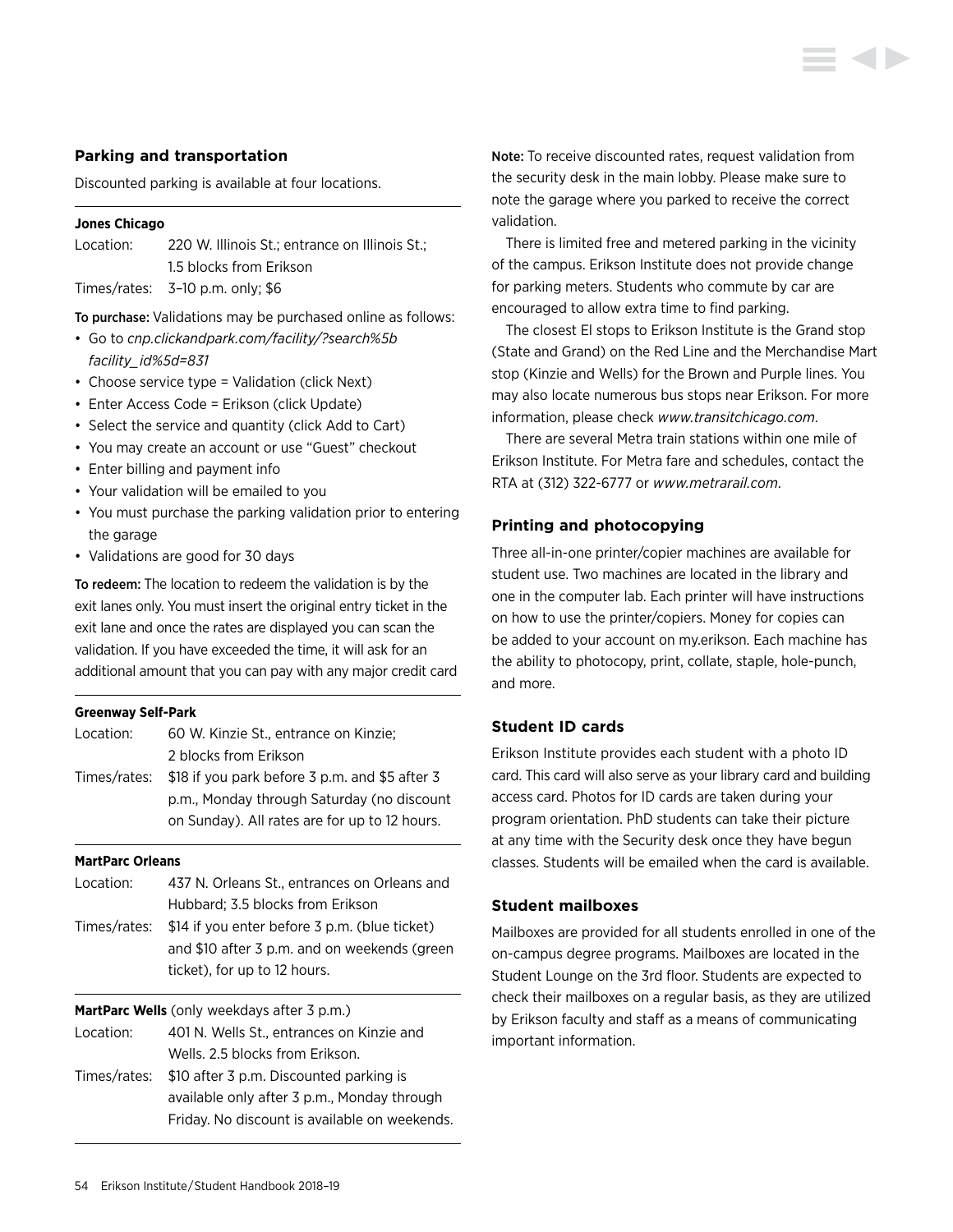## Parking and transportation

Discounted parking is available at four locations.

**Jones Chicago**

Location: 220 W. Illinois St.; entrance on Illinois St.; 1.5 blocks from Erikson

Times/rates: 3–10 p.m. only; $6

**To purchase:** Validations may be purchased online as follows:

- Go to *cnp.clickandpark.com/facility/?search%5b facility_id%5d=831*
- Choose service type = Validation (click Next)
- Enter Access Code = Erikson (click Update)
- Select the service and quantity (click Add to Cart)
- You may create an account or use "Guest" checkout
- Enter billing and payment info
- Your validation will be emailed to you
- You must purchase the parking validation prior to entering the garage
- Validations are good for 30 days

**To redeem:** The location to redeem the validation is by the exit lanes only. You must insert the original entry ticket in the exit lane and once the rates are displayed you can scan the validation. If you have exceeded the time, it will ask for an additional amount that you can pay with any major credit card

**Greenway Self-Park**

Location: 60 W. Kinzie St., entrance on Kinzie; 2 blocks from Erikson

Times/rates: $18 if you park before 3 p.m. and $5 after 3 p.m., Monday through Saturday (no discount on Sunday). All rates are for up to 12 hours.

**MartParc Orleans**

Location: 437 N. Orleans St., entrances on Orleans and Hubbard; 3.5 blocks from Erikson

Times/rates: $14 if you enter before 3 p.m. (blue ticket) and $10 after 3 p.m. and on weekends (green ticket), for up to 12 hours.

**MartParc Wells** (only weekdays after 3 p.m.)

Location: 401 N. Wells St., entrances on Kinzie and Wells. 2.5 blocks from Erikson.

Times/rates: $10 after 3 p.m. Discounted parking is available only after 3 p.m., Monday through Friday. No discount is available on weekends.

**Note:** To receive discounted rates, request validation from the security desk in the main lobby. Please make sure to note the garage where you parked to receive the correct validation.

There is limited free and metered parking in the vicinity of the campus. Erikson Institute does not provide change for parking meters. Students who commute by car are encouraged to allow extra time to find parking.

The closest El stops to Erikson Institute is the Grand stop (State and Grand) on the Red Line and the Merchandise Mart stop (Kinzie and Wells) for the Brown and Purple lines. You may also locate numerous bus stops near Erikson. For more information, please check *www.transitchicago.com*.

There are several Metra train stations within one mile of Erikson Institute. For Metra fare and schedules, contact the RTA at (312) 322-6777 or *www.metrarail.com*.

## Printing and photocopying

Three all-in-one printer/copier machines are available for student use. Two machines are located in the library and one in the computer lab. Each printer will have instructions on how to use the printer/copiers. Money for copies can be added to your account on my.erikson. Each machine has the ability to photocopy, print, collate, staple, hole-punch, and more.

## Student ID cards

Erikson Institute provides each student with a photo ID card. This card will also serve as your library card and building access card. Photos for ID cards are taken during your program orientation. PhD students can take their picture at any time with the Security desk once they have begun classes. Students will be emailed when the card is available.

## Student mailboxes

Mailboxes are provided for all students enrolled in one of the on-campus degree programs. Mailboxes are located in the Student Lounge on the 3rd floor. Students are expected to check their mailboxes on a regular basis, as they are utilized by Erikson faculty and staff as a means of communicating important information.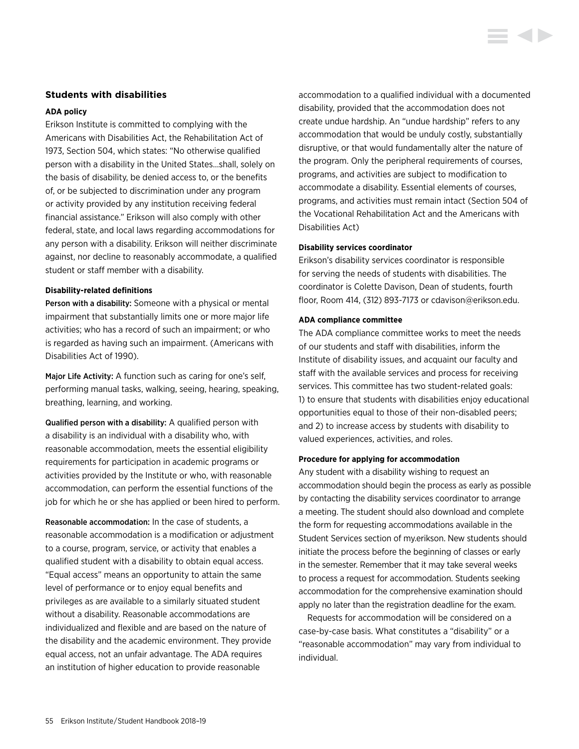## Students with disabilities

### ADA policy

Erikson Institute is committed to complying with the Americans with Disabilities Act, the Rehabilitation Act of 1973, Section 504, which states: "No otherwise qualified person with a disability in the United States…shall, solely on the basis of disability, be denied access to, or the benefits of, or be subjected to discrimination under any program or activity provided by any institution receiving federal financial assistance." Erikson will also comply with other federal, state, and local laws regarding accommodations for any person with a disability. Erikson will neither discriminate against, nor decline to reasonably accommodate, a qualified student or staff member with a disability.

### Disability-related definitions

**Person with a disability:** Someone with a physical or mental impairment that substantially limits one or more major life activities; who has a record of such an impairment; or who is regarded as having such an impairment. (Americans with Disabilities Act of 1990).

**Major Life Activity:** A function such as caring for one's self, performing manual tasks, walking, seeing, hearing, speaking, breathing, learning, and working.

**Qualified person with a disability:** A qualified person with a disability is an individual with a disability who, with reasonable accommodation, meets the essential eligibility requirements for participation in academic programs or activities provided by the Institute or who, with reasonable accommodation, can perform the essential functions of the job for which he or she has applied or been hired to perform.

**Reasonable accommodation:** In the case of students, a reasonable accommodation is a modification or adjustment to a course, program, service, or activity that enables a qualified student with a disability to obtain equal access. "Equal access" means an opportunity to attain the same level of performance or to enjoy equal benefits and privileges as are available to a similarly situated student without a disability. Reasonable accommodations are individualized and flexible and are based on the nature of the disability and the academic environment. They provide equal access, not an unfair advantage. The ADA requires an institution of higher education to provide reasonable accommodation to a qualified individual with a documented disability, provided that the accommodation does not create undue hardship. An "undue hardship" refers to any accommodation that would be unduly costly, substantially disruptive, or that would fundamentally alter the nature of the program. Only the peripheral requirements of courses, programs, and activities are subject to modification to accommodate a disability. Essential elements of courses, programs, and activities must remain intact (Section 504 of the Vocational Rehabilitation Act and the Americans with Disabilities Act)

### Disability services coordinator

Erikson's disability services coordinator is responsible for serving the needs of students with disabilities. The coordinator is Colette Davison, Dean of students, fourth floor, Room 414, (312) 893-7173 or cdavison@erikson.edu.

### ADA compliance committee

The ADA compliance committee works to meet the needs of our students and staff with disabilities, inform the Institute of disability issues, and acquaint our faculty and staff with the available services and process for receiving services. This committee has two student-related goals: 1) to ensure that students with disabilities enjoy educational opportunities equal to those of their non-disabled peers; and 2) to increase access by students with disability to valued experiences, activities, and roles.

### Procedure for applying for accommodation

Any student with a disability wishing to request an accommodation should begin the process as early as possible by contacting the disability services coordinator to arrange a meeting. The student should also download and complete the form for requesting accommodations available in the Student Services section of my.erikson. New students should initiate the process before the beginning of classes or early in the semester. Remember that it may take several weeks to process a request for accommodation. Students seeking accommodation for the comprehensive examination should apply no later than the registration deadline for the exam.

Requests for accommodation will be considered on a case-by-case basis. What constitutes a "disability" or a "reasonable accommodation" may vary from individual to individual.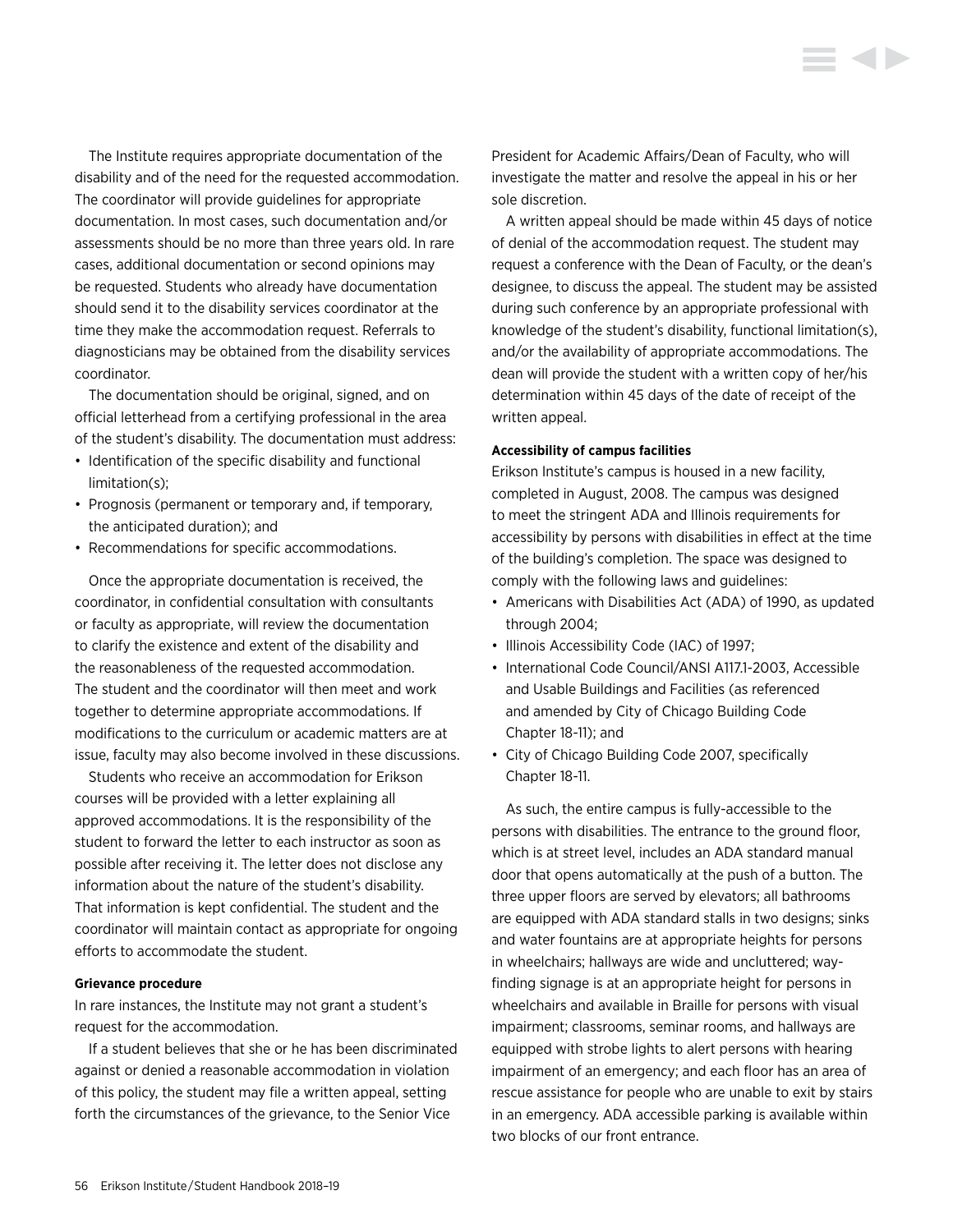The Institute requires appropriate documentation of the disability and of the need for the requested accommodation. The coordinator will provide guidelines for appropriate documentation. In most cases, such documentation and/or assessments should be no more than three years old. In rare cases, additional documentation or second opinions may be requested. Students who already have documentation should send it to the disability services coordinator at the time they make the accommodation request. Referrals to diagnosticians may be obtained from the disability services coordinator.

The documentation should be original, signed, and on official letterhead from a certifying professional in the area of the student's disability. The documentation must address:

- Identification of the specific disability and functional limitation(s);
- Prognosis (permanent or temporary and, if temporary, the anticipated duration); and
- Recommendations for specific accommodations.

Once the appropriate documentation is received, the coordinator, in confidential consultation with consultants or faculty as appropriate, will review the documentation to clarify the existence and extent of the disability and the reasonableness of the requested accommodation. The student and the coordinator will then meet and work together to determine appropriate accommodations. If modifications to the curriculum or academic matters are at issue, faculty may also become involved in these discussions.

Students who receive an accommodation for Erikson courses will be provided with a letter explaining all approved accommodations. It is the responsibility of the student to forward the letter to each instructor as soon as possible after receiving it. The letter does not disclose any information about the nature of the student's disability. That information is kept confidential. The student and the coordinator will maintain contact as appropriate for ongoing efforts to accommodate the student.

**Grievance procedure**

In rare instances, the Institute may not grant a student's request for the accommodation.

If a student believes that she or he has been discriminated against or denied a reasonable accommodation in violation of this policy, the student may file a written appeal, setting forth the circumstances of the grievance, to the Senior Vice President for Academic Affairs/Dean of Faculty, who will investigate the matter and resolve the appeal in his or her sole discretion.

A written appeal should be made within 45 days of notice of denial of the accommodation request. The student may request a conference with the Dean of Faculty, or the dean's designee, to discuss the appeal. The student may be assisted during such conference by an appropriate professional with knowledge of the student's disability, functional limitation(s), and/or the availability of appropriate accommodations. The dean will provide the student with a written copy of her/his determination within 45 days of the date of receipt of the written appeal.

**Accessibility of campus facilities**

Erikson Institute's campus is housed in a new facility, completed in August, 2008. The campus was designed to meet the stringent ADA and Illinois requirements for accessibility by persons with disabilities in effect at the time of the building's completion. The space was designed to comply with the following laws and guidelines:

- Americans with Disabilities Act (ADA) of 1990, as updated through 2004;
- Illinois Accessibility Code (IAC) of 1997;
- International Code Council/ANSI A117.1-2003, Accessible and Usable Buildings and Facilities (as referenced and amended by City of Chicago Building Code Chapter 18-11); and
- City of Chicago Building Code 2007, specifically Chapter 18-11.

As such, the entire campus is fully-accessible to the persons with disabilities. The entrance to the ground floor, which is at street level, includes an ADA standard manual door that opens automatically at the push of a button. The three upper floors are served by elevators; all bathrooms are equipped with ADA standard stalls in two designs; sinks and water fountains are at appropriate heights for persons in wheelchairs; hallways are wide and uncluttered; way-finding signage is at an appropriate height for persons in wheelchairs and available in Braille for persons with visual impairment; classrooms, seminar rooms, and hallways are equipped with strobe lights to alert persons with hearing impairment of an emergency; and each floor has an area of rescue assistance for people who are unable to exit by stairs in an emergency. ADA accessible parking is available within two blocks of our front entrance.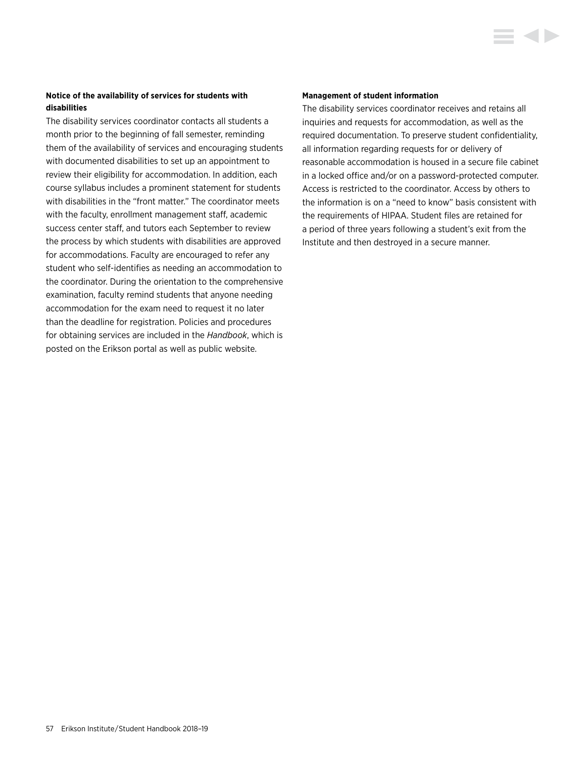**Notice of the availability of services for students with disabilities**

The disability services coordinator contacts all students a month prior to the beginning of fall semester, reminding them of the availability of services and encouraging students with documented disabilities to set up an appointment to review their eligibility for accommodation. In addition, each course syllabus includes a prominent statement for students with disabilities in the "front matter." The coordinator meets with the faculty, enrollment management staff, academic success center staff, and tutors each September to review the process by which students with disabilities are approved for accommodations. Faculty are encouraged to refer any student who self-identifies as needing an accommodation to the coordinator. During the orientation to the comprehensive examination, faculty remind students that anyone needing accommodation for the exam need to request it no later than the deadline for registration. Policies and procedures for obtaining services are included in the *Handbook*, which is posted on the Erikson portal as well as public website.

**Management of student information**

The disability services coordinator receives and retains all inquiries and requests for accommodation, as well as the required documentation. To preserve student confidentiality, all information regarding requests for or delivery of reasonable accommodation is housed in a secure file cabinet in a locked office and/or on a password-protected computer. Access is restricted to the coordinator. Access by others to the information is on a "need to know" basis consistent with the requirements of HIPAA. Student files are retained for a period of three years following a student's exit from the Institute and then destroyed in a secure manner.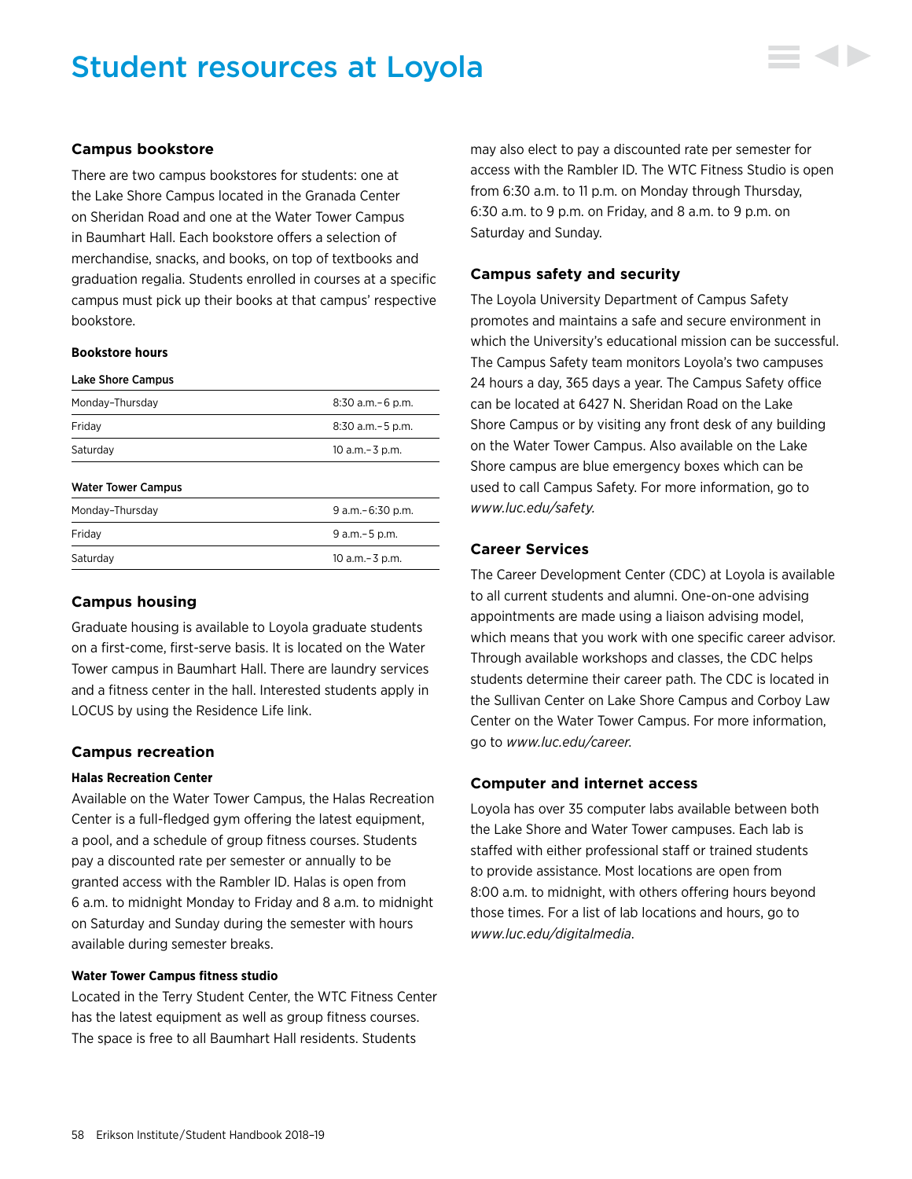# Student resources at Loyola

## Campus bookstore

There are two campus bookstores for students: one at the Lake Shore Campus located in the Granada Center on Sheridan Road and one at the Water Tower Campus in Baumhart Hall. Each bookstore offers a selection of merchandise, snacks, and books, on top of textbooks and graduation regalia. Students enrolled in courses at a specific campus must pick up their books at that campus' respective bookstore.

#### Bookstore hours

**Lake Shore Campus**

| | |
|---|---|
| Monday–Thursday | 8:30 a.m.–6 p.m. |
| Friday | 8:30 a.m.–5 p.m. |
| Saturday | 10 a.m.–3 p.m. |

**Water Tower Campus**

| | |
|---|---|
| Monday–Thursday | 9 a.m.–6:30 p.m. |
| Friday | 9 a.m.–5 p.m. |
| Saturday | 10 a.m.–3 p.m. |

## Campus housing

Graduate housing is available to Loyola graduate students on a first-come, first-serve basis. It is located on the Water Tower campus in Baumhart Hall. There are laundry services and a fitness center in the hall. Interested students apply in LOCUS by using the Residence Life link.

## Campus recreation

#### Halas Recreation Center

Available on the Water Tower Campus, the Halas Recreation Center is a full-fledged gym offering the latest equipment, a pool, and a schedule of group fitness courses. Students pay a discounted rate per semester or annually to be granted access with the Rambler ID. Halas is open from 6 a.m. to midnight Monday to Friday and 8 a.m. to midnight on Saturday and Sunday during the semester with hours available during semester breaks.

#### Water Tower Campus fitness studio

Located in the Terry Student Center, the WTC Fitness Center has the latest equipment as well as group fitness courses. The space is free to all Baumhart Hall residents. Students may also elect to pay a discounted rate per semester for access with the Rambler ID. The WTC Fitness Studio is open from 6:30 a.m. to 11 p.m. on Monday through Thursday, 6:30 a.m. to 9 p.m. on Friday, and 8 a.m. to 9 p.m. on Saturday and Sunday.

## Campus safety and security

The Loyola University Department of Campus Safety promotes and maintains a safe and secure environment in which the University's educational mission can be successful. The Campus Safety team monitors Loyola's two campuses 24 hours a day, 365 days a year. The Campus Safety office can be located at 6427 N. Sheridan Road on the Lake Shore Campus or by visiting any front desk of any building on the Water Tower Campus. Also available on the Lake Shore campus are blue emergency boxes which can be used to call Campus Safety. For more information, go to *www.luc.edu/safety.*

## Career Services

The Career Development Center (CDC) at Loyola is available to all current students and alumni. One-on-one advising appointments are made using a liaison advising model, which means that you work with one specific career advisor. Through available workshops and classes, the CDC helps students determine their career path. The CDC is located in the Sullivan Center on Lake Shore Campus and Corboy Law Center on the Water Tower Campus. For more information, go to *www.luc.edu/career.*

## Computer and internet access

Loyola has over 35 computer labs available between both the Lake Shore and Water Tower campuses. Each lab is staffed with either professional staff or trained students to provide assistance. Most locations are open from 8:00 a.m. to midnight, with others offering hours beyond those times. For a list of lab locations and hours, go to *www.luc.edu/digitalmedia.*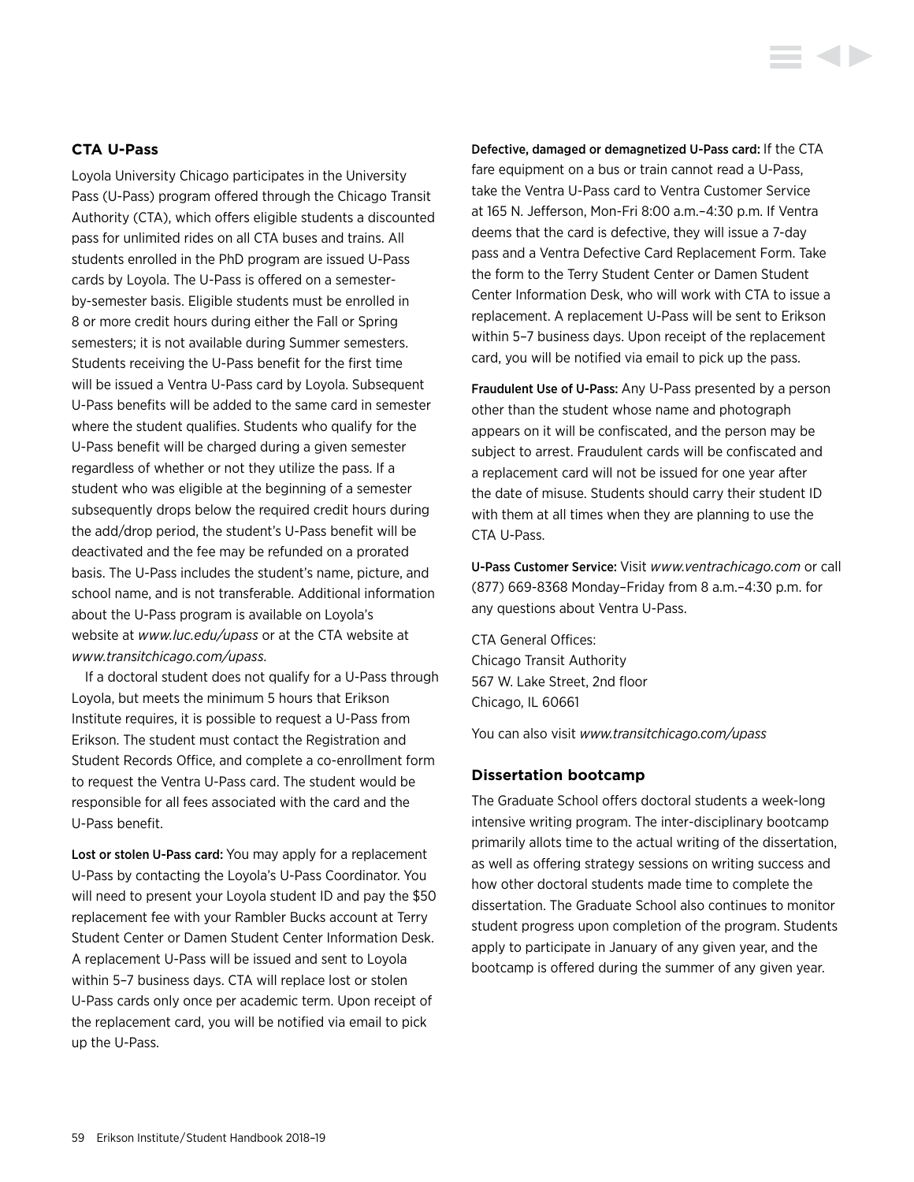### CTA U-Pass

Loyola University Chicago participates in the University Pass (U-Pass) program offered through the Chicago Transit Authority (CTA), which offers eligible students a discounted pass for unlimited rides on all CTA buses and trains. All students enrolled in the PhD program are issued U-Pass cards by Loyola. The U-Pass is offered on a semester-by-semester basis. Eligible students must be enrolled in 8 or more credit hours during either the Fall or Spring semesters; it is not available during Summer semesters. Students receiving the U-Pass benefit for the first time will be issued a Ventra U-Pass card by Loyola. Subsequent U-Pass benefits will be added to the same card in semester where the student qualifies. Students who qualify for the U-Pass benefit will be charged during a given semester regardless of whether or not they utilize the pass. If a student who was eligible at the beginning of a semester subsequently drops below the required credit hours during the add/drop period, the student's U-Pass benefit will be deactivated and the fee may be refunded on a prorated basis. The U-Pass includes the student's name, picture, and school name, and is not transferable. Additional information about the U-Pass program is available on Loyola's website at *www.luc.edu/upass* or at the CTA website at *www.transitchicago.com/upass*.

If a doctoral student does not qualify for a U-Pass through Loyola, but meets the minimum 5 hours that Erikson Institute requires, it is possible to request a U-Pass from Erikson. The student must contact the Registration and Student Records Office, and complete a co-enrollment form to request the Ventra U-Pass card. The student would be responsible for all fees associated with the card and the U-Pass benefit.

**Lost or stolen U-Pass card:** You may apply for a replacement U-Pass by contacting the Loyola's U-Pass Coordinator. You will need to present your Loyola student ID and pay the $50 replacement fee with your Rambler Bucks account at Terry Student Center or Damen Student Center Information Desk. A replacement U-Pass will be issued and sent to Loyola within 5–7 business days. CTA will replace lost or stolen U-Pass cards only once per academic term. Upon receipt of the replacement card, you will be notified via email to pick up the U-Pass.

**Defective, damaged or demagnetized U-Pass card:** If the CTA fare equipment on a bus or train cannot read a U-Pass, take the Ventra U-Pass card to Ventra Customer Service at 165 N. Jefferson, Mon-Fri 8:00 a.m.–4:30 p.m. If Ventra deems that the card is defective, they will issue a 7-day pass and a Ventra Defective Card Replacement Form. Take the form to the Terry Student Center or Damen Student Center Information Desk, who will work with CTA to issue a replacement. A replacement U-Pass will be sent to Erikson within 5–7 business days. Upon receipt of the replacement card, you will be notified via email to pick up the pass.

**Fraudulent Use of U-Pass:** Any U-Pass presented by a person other than the student whose name and photograph appears on it will be confiscated, and the person may be subject to arrest. Fraudulent cards will be confiscated and a replacement card will not be issued for one year after the date of misuse. Students should carry their student ID with them at all times when they are planning to use the CTA U-Pass.

**U-Pass Customer Service:** Visit *www.ventrachicago.com* or call (877) 669-8368 Monday–Friday from 8 a.m.–4:30 p.m. for any questions about Ventra U-Pass.

CTA General Offices:
Chicago Transit Authority
567 W. Lake Street, 2nd floor
Chicago, IL 60661

You can also visit *www.transitchicago.com/upass*

### Dissertation bootcamp

The Graduate School offers doctoral students a week-long intensive writing program. The inter-disciplinary bootcamp primarily allots time to the actual writing of the dissertation, as well as offering strategy sessions on writing success and how other doctoral students made time to complete the dissertation. The Graduate School also continues to monitor student progress upon completion of the program. Students apply to participate in January of any given year, and the bootcamp is offered during the summer of any given year.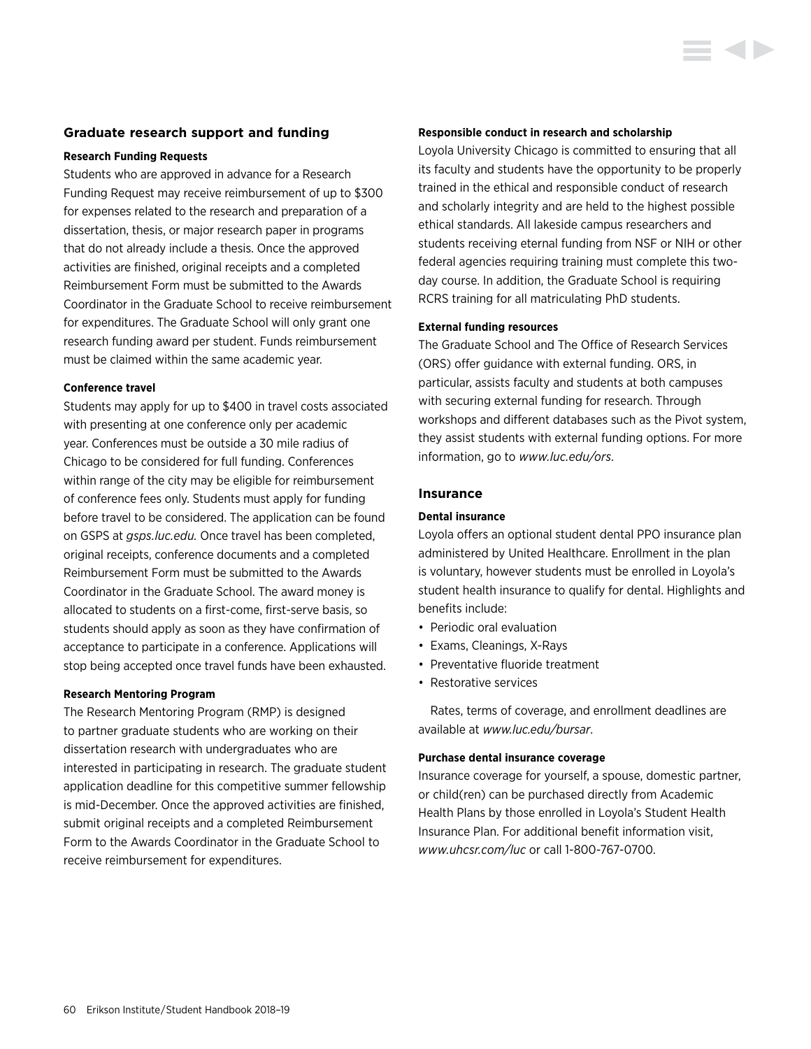## Graduate research support and funding

### Research Funding Requests

Students who are approved in advance for a Research Funding Request may receive reimbursement of up to $300 for expenses related to the research and preparation of a dissertation, thesis, or major research paper in programs that do not already include a thesis. Once the approved activities are finished, original receipts and a completed Reimbursement Form must be submitted to the Awards Coordinator in the Graduate School to receive reimbursement for expenditures. The Graduate School will only grant one research funding award per student. Funds reimbursement must be claimed within the same academic year.

### Conference travel

Students may apply for up to $400 in travel costs associated with presenting at one conference only per academic year. Conferences must be outside a 30 mile radius of Chicago to be considered for full funding. Conferences within range of the city may be eligible for reimbursement of conference fees only. Students must apply for funding before travel to be considered. The application can be found on GSPS at *gsps.luc.edu.* Once travel has been completed, original receipts, conference documents and a completed Reimbursement Form must be submitted to the Awards Coordinator in the Graduate School. The award money is allocated to students on a first-come, first-serve basis, so students should apply as soon as they have confirmation of acceptance to participate in a conference. Applications will stop being accepted once travel funds have been exhausted.

### Research Mentoring Program

The Research Mentoring Program (RMP) is designed to partner graduate students who are working on their dissertation research with undergraduates who are interested in participating in research. The graduate student application deadline for this competitive summer fellowship is mid-December. Once the approved activities are finished, submit original receipts and a completed Reimbursement Form to the Awards Coordinator in the Graduate School to receive reimbursement for expenditures.

### Responsible conduct in research and scholarship

Loyola University Chicago is committed to ensuring that all its faculty and students have the opportunity to be properly trained in the ethical and responsible conduct of research and scholarly integrity and are held to the highest possible ethical standards. All lakeside campus researchers and students receiving eternal funding from NSF or NIH or other federal agencies requiring training must complete this two-day course. In addition, the Graduate School is requiring RCRS training for all matriculating PhD students.

### External funding resources

The Graduate School and The Office of Research Services (ORS) offer guidance with external funding. ORS, in particular, assists faculty and students at both campuses with securing external funding for research. Through workshops and different databases such as the Pivot system, they assist students with external funding options. For more information, go to *www.luc.edu/ors*.

## Insurance

### Dental insurance

Loyola offers an optional student dental PPO insurance plan administered by United Healthcare. Enrollment in the plan is voluntary, however students must be enrolled in Loyola's student health insurance to qualify for dental. Highlights and benefits include:

- Periodic oral evaluation
- Exams, Cleanings, X-Rays
- Preventative fluoride treatment
- Restorative services

Rates, terms of coverage, and enrollment deadlines are available at *www.luc.edu/bursar*.

### Purchase dental insurance coverage

Insurance coverage for yourself, a spouse, domestic partner, or child(ren) can be purchased directly from Academic Health Plans by those enrolled in Loyola's Student Health Insurance Plan. For additional benefit information visit, *www.uhcsr.com/luc* or call 1-800-767-0700.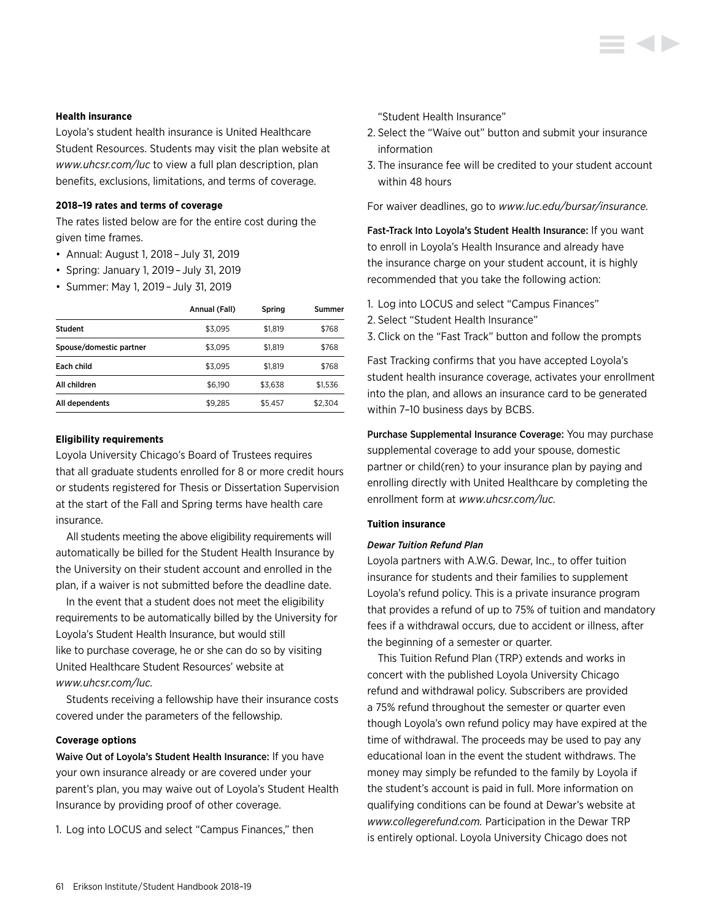### Health insurance

Loyola's student health insurance is United Healthcare Student Resources. Students may visit the plan website at *www.uhcsr.com/luc* to view a full plan description, plan benefits, exclusions, limitations, and terms of coverage.

#### 2018–19 rates and terms of coverage

The rates listed below are for the entire cost during the given time frames.

- Annual: August 1, 2018 – July 31, 2019
- Spring: January 1, 2019 – July 31, 2019
- Summer: May 1, 2019 – July 31, 2019

| | Annual (Fall) | Spring | Summer |
|---|---|---|---|
| Student | $3,095 | $1,819 | $768 |
| Spouse/domestic partner | $3,095 | $1,819 | $768 |
| Each child | $3,095 | $1,819 | $768 |
| All children | $6,190 | $3,638 | $1,536 |
| All dependents | $9,285 | $5,457 | $2,304 |

#### Eligibility requirements

Loyola University Chicago's Board of Trustees requires that all graduate students enrolled for 8 or more credit hours or students registered for Thesis or Dissertation Supervision at the start of the Fall and Spring terms have health care insurance.

All students meeting the above eligibility requirements will automatically be billed for the Student Health Insurance by the University on their student account and enrolled in the plan, if a waiver is not submitted before the deadline date.

In the event that a student does not meet the eligibility requirements to be automatically billed by the University for Loyola's Student Health Insurance, but would still like to purchase coverage, he or she can do so by visiting United Healthcare Student Resources' website at *www.uhcsr.com/luc.*

Students receiving a fellowship have their insurance costs covered under the parameters of the fellowship.

#### Coverage options

Waive Out of Loyola's Student Health Insurance: If you have your own insurance already or are covered under your parent's plan, you may waive out of Loyola's Student Health Insurance by providing proof of other coverage.

1. Log into LOCUS and select "Campus Finances," then "Student Health Insurance"
2. Select the "Waive out" button and submit your insurance information
3. The insurance fee will be credited to your student account within 48 hours

For waiver deadlines, go to *www.luc.edu/bursar/insurance.*

Fast-Track Into Loyola's Student Health Insurance: If you want to enroll in Loyola's Health Insurance and already have the insurance charge on your student account, it is highly recommended that you take the following action:

1. Log into LOCUS and select "Campus Finances"
2. Select "Student Health Insurance"
3. Click on the "Fast Track" button and follow the prompts

Fast Tracking confirms that you have accepted Loyola's student health insurance coverage, activates your enrollment into the plan, and allows an insurance card to be generated within 7–10 business days by BCBS.

Purchase Supplemental Insurance Coverage: You may purchase supplemental coverage to add your spouse, domestic partner or child(ren) to your insurance plan by paying and enrolling directly with United Healthcare by completing the enrollment form at *www.uhcsr.com/luc.*

### Tuition insurance

#### *Dewar Tuition Refund Plan*

Loyola partners with A.W.G. Dewar, Inc., to offer tuition insurance for students and their families to supplement Loyola's refund policy. This is a private insurance program that provides a refund of up to 75% of tuition and mandatory fees if a withdrawal occurs, due to accident or illness, after the beginning of a semester or quarter.

This Tuition Refund Plan (TRP) extends and works in concert with the published Loyola University Chicago refund and withdrawal policy. Subscribers are provided a 75% refund throughout the semester or quarter even though Loyola's own refund policy may have expired at the time of withdrawal. The proceeds may be used to pay any educational loan in the event the student withdraws. The money may simply be refunded to the family by Loyola if the student's account is paid in full. More information on qualifying conditions can be found at Dewar's website at *www.collegerefund.com.* Participation in the Dewar TRP is entirely optional. Loyola University Chicago does not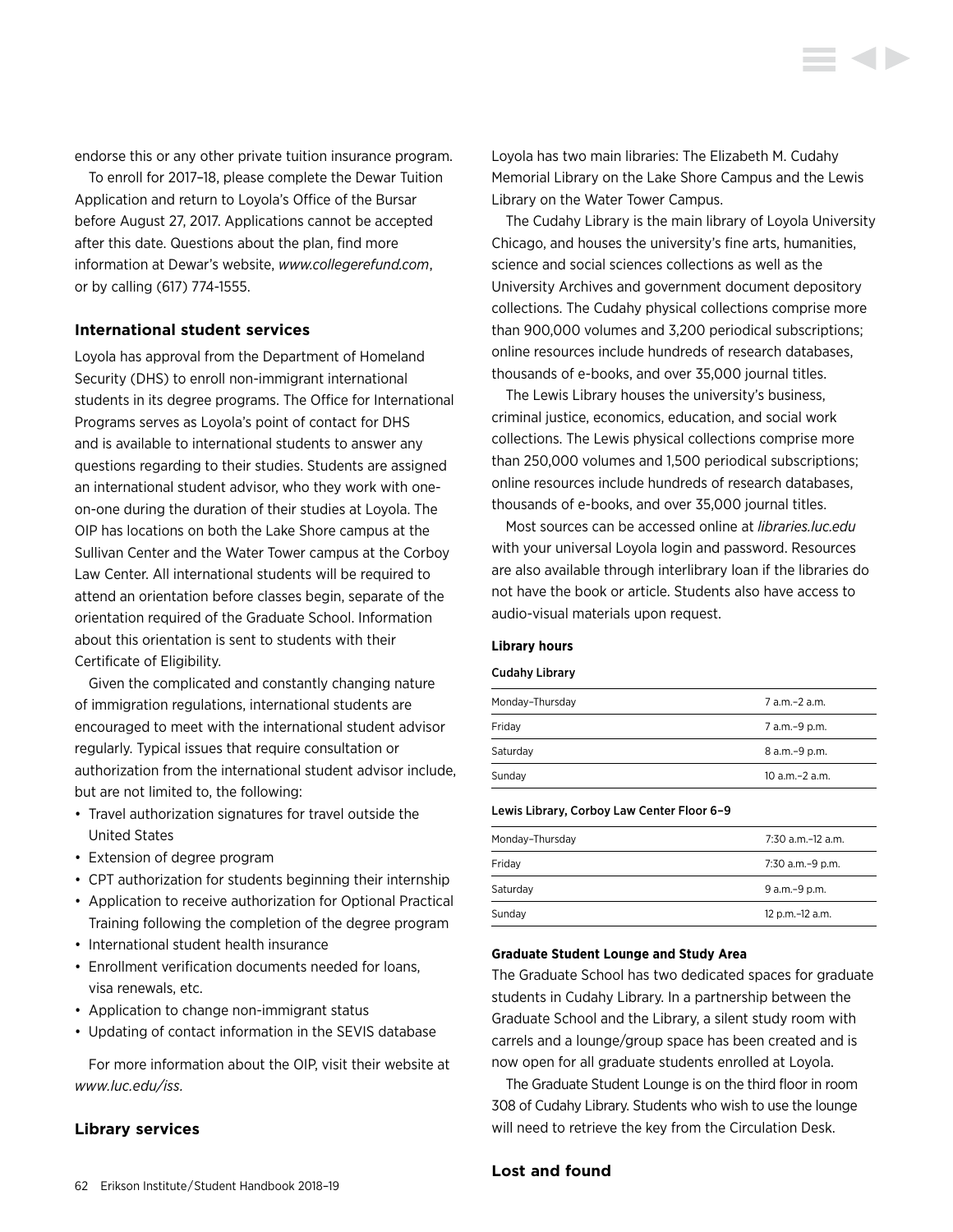endorse this or any other private tuition insurance program.

To enroll for 2017–18, please complete the Dewar Tuition Application and return to Loyola's Office of the Bursar before August 27, 2017. Applications cannot be accepted after this date. Questions about the plan, find more information at Dewar's website, *www.collegerefund.com*, or by calling (617) 774-1555.

### International student services

Loyola has approval from the Department of Homeland Security (DHS) to enroll non-immigrant international students in its degree programs. The Office for International Programs serves as Loyola's point of contact for DHS and is available to international students to answer any questions regarding to their studies. Students are assigned an international student advisor, who they work with one-on-one during the duration of their studies at Loyola. The OIP has locations on both the Lake Shore campus at the Sullivan Center and the Water Tower campus at the Corboy Law Center. All international students will be required to attend an orientation before classes begin, separate of the orientation required of the Graduate School. Information about this orientation is sent to students with their Certificate of Eligibility.

Given the complicated and constantly changing nature of immigration regulations, international students are encouraged to meet with the international student advisor regularly. Typical issues that require consultation or authorization from the international student advisor include, but are not limited to, the following:

- Travel authorization signatures for travel outside the United States
- Extension of degree program
- CPT authorization for students beginning their internship
- Application to receive authorization for Optional Practical Training following the completion of the degree program
- International student health insurance
- Enrollment verification documents needed for loans, visa renewals, etc.
- Application to change non-immigrant status
- Updating of contact information in the SEVIS database

For more information about the OIP, visit their website at *www.luc.edu/iss.*

### Library services

Loyola has two main libraries: The Elizabeth M. Cudahy Memorial Library on the Lake Shore Campus and the Lewis Library on the Water Tower Campus.

The Cudahy Library is the main library of Loyola University Chicago, and houses the university's fine arts, humanities, science and social sciences collections as well as the University Archives and government document depository collections. The Cudahy physical collections comprise more than 900,000 volumes and 3,200 periodical subscriptions; online resources include hundreds of research databases, thousands of e-books, and over 35,000 journal titles.

The Lewis Library houses the university's business, criminal justice, economics, education, and social work collections. The Lewis physical collections comprise more than 250,000 volumes and 1,500 periodical subscriptions; online resources include hundreds of research databases, thousands of e-books, and over 35,000 journal titles.

Most sources can be accessed online at *libraries.luc.edu* with your universal Loyola login and password. Resources are also available through interlibrary loan if the libraries do not have the book or article. Students also have access to audio-visual materials upon request.

#### Library hours

**Cudahy Library**

| | |
|---|---|
| Monday–Thursday | 7 a.m.–2 a.m. |
| Friday | 7 a.m.–9 p.m. |
| Saturday | 8 a.m.–9 p.m. |
| Sunday | 10 a.m.–2 a.m. |

**Lewis Library, Corboy Law Center Floor 6–9**

| | |
|---|---|
| Monday–Thursday | 7:30 a.m.–12 a.m. |
| Friday | 7:30 a.m.–9 p.m. |
| Saturday | 9 a.m.–9 p.m. |
| Sunday | 12 p.m.–12 a.m. |

#### Graduate Student Lounge and Study Area

The Graduate School has two dedicated spaces for graduate students in Cudahy Library. In a partnership between the Graduate School and the Library, a silent study room with carrels and a lounge/group space has been created and is now open for all graduate students enrolled at Loyola.

The Graduate Student Lounge is on the third floor in room 308 of Cudahy Library. Students who wish to use the lounge will need to retrieve the key from the Circulation Desk.

### Lost and found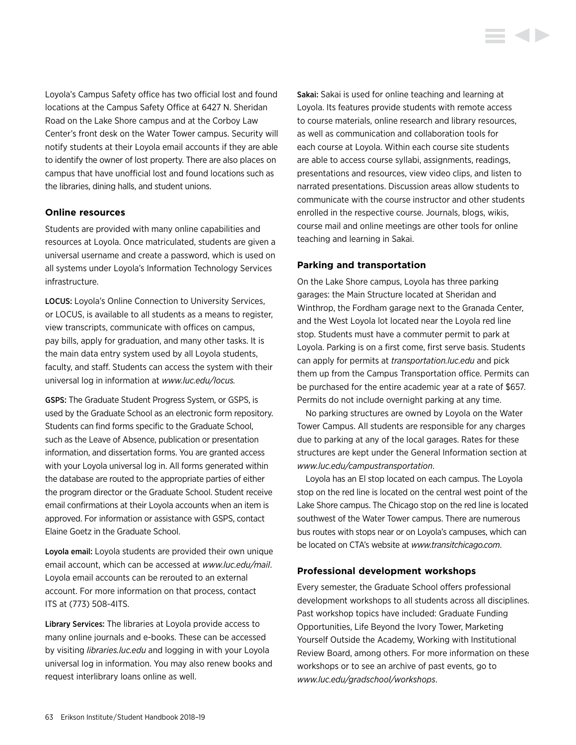Loyola's Campus Safety office has two official lost and found locations at the Campus Safety Office at 6427 N. Sheridan Road on the Lake Shore campus and at the Corboy Law Center's front desk on the Water Tower campus. Security will notify students at their Loyola email accounts if they are able to identify the owner of lost property. There are also places on campus that have unofficial lost and found locations such as the libraries, dining halls, and student unions.

### Online resources

Students are provided with many online capabilities and resources at Loyola. Once matriculated, students are given a universal username and create a password, which is used on all systems under Loyola's Information Technology Services infrastructure.

**LOCUS:** Loyola's Online Connection to University Services, or LOCUS, is available to all students as a means to register, view transcripts, communicate with offices on campus, pay bills, apply for graduation, and many other tasks. It is the main data entry system used by all Loyola students, faculty, and staff. Students can access the system with their universal log in information at *www.luc.edu/locus.*

**GSPS:** The Graduate Student Progress System, or GSPS, is used by the Graduate School as an electronic form repository. Students can find forms specific to the Graduate School, such as the Leave of Absence, publication or presentation information, and dissertation forms. You are granted access with your Loyola universal log in. All forms generated within the database are routed to the appropriate parties of either the program director or the Graduate School. Student receive email confirmations at their Loyola accounts when an item is approved. For information or assistance with GSPS, contact Elaine Goetz in the Graduate School.

**Loyola email:** Loyola students are provided their own unique email account, which can be accessed at *www.luc.edu/mail*. Loyola email accounts can be rerouted to an external account. For more information on that process, contact ITS at (773) 508-4ITS.

**Library Services:** The libraries at Loyola provide access to many online journals and e-books. These can be accessed by visiting *libraries.luc.edu* and logging in with your Loyola universal log in information. You may also renew books and request interlibrary loans online as well.

**Sakai:** Sakai is used for online teaching and learning at Loyola. Its features provide students with remote access to course materials, online research and library resources, as well as communication and collaboration tools for each course at Loyola. Within each course site students are able to access course syllabi, assignments, readings, presentations and resources, view video clips, and listen to narrated presentations. Discussion areas allow students to communicate with the course instructor and other students enrolled in the respective course. Journals, blogs, wikis, course mail and online meetings are other tools for online teaching and learning in Sakai.

### Parking and transportation

On the Lake Shore campus, Loyola has three parking garages: the Main Structure located at Sheridan and Winthrop, the Fordham garage next to the Granada Center, and the West Loyola lot located near the Loyola red line stop. Students must have a commuter permit to park at Loyola. Parking is on a first come, first serve basis. Students can apply for permits at *transportation.luc.edu* and pick them up from the Campus Transportation office. Permits can be purchased for the entire academic year at a rate of $657. Permits do not include overnight parking at any time.

No parking structures are owned by Loyola on the Water Tower Campus. All students are responsible for any charges due to parking at any of the local garages. Rates for these structures are kept under the General Information section at *www.luc.edu/campustransportation*.

Loyola has an El stop located on each campus. The Loyola stop on the red line is located on the central west point of the Lake Shore campus. The Chicago stop on the red line is located southwest of the Water Tower campus. There are numerous bus routes with stops near or on Loyola's campuses, which can be located on CTA's website at *www.transitchicago.com*.

### Professional development workshops

Every semester, the Graduate School offers professional development workshops to all students across all disciplines. Past workshop topics have included: Graduate Funding Opportunities, Life Beyond the Ivory Tower, Marketing Yourself Outside the Academy, Working with Institutional Review Board, among others. For more information on these workshops or to see an archive of past events, go to *www.luc.edu/gradschool/workshops*.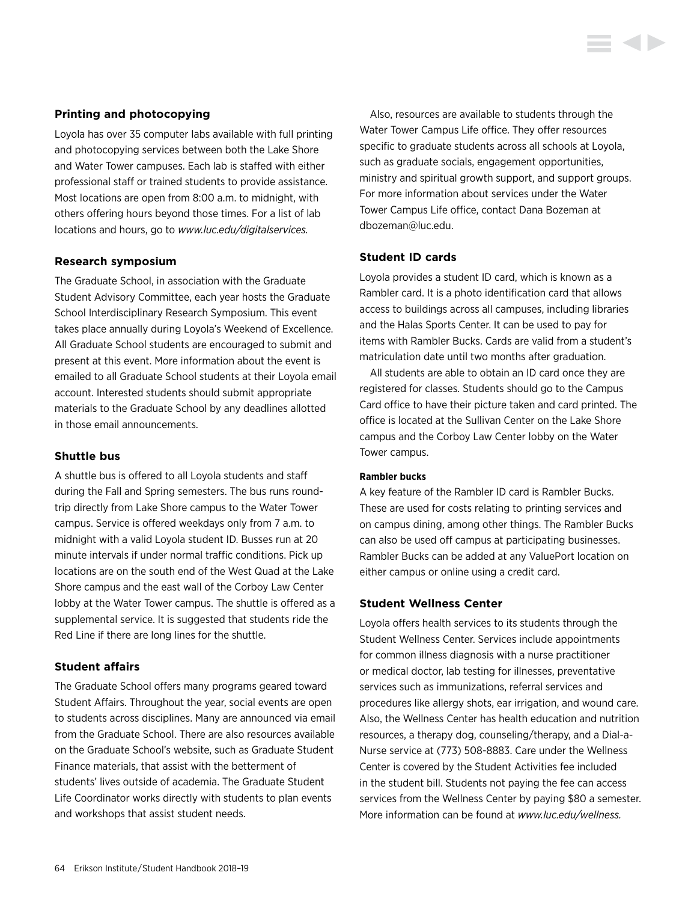### Printing and photocopying

Loyola has over 35 computer labs available with full printing and photocopying services between both the Lake Shore and Water Tower campuses. Each lab is staffed with either professional staff or trained students to provide assistance. Most locations are open from 8:00 a.m. to midnight, with others offering hours beyond those times. For a list of lab locations and hours, go to *www.luc.edu/digitalservices.*

### Research symposium

The Graduate School, in association with the Graduate Student Advisory Committee, each year hosts the Graduate School Interdisciplinary Research Symposium. This event takes place annually during Loyola's Weekend of Excellence. All Graduate School students are encouraged to submit and present at this event. More information about the event is emailed to all Graduate School students at their Loyola email account. Interested students should submit appropriate materials to the Graduate School by any deadlines allotted in those email announcements.

### Shuttle bus

A shuttle bus is offered to all Loyola students and staff during the Fall and Spring semesters. The bus runs round-trip directly from Lake Shore campus to the Water Tower campus. Service is offered weekdays only from 7 a.m. to midnight with a valid Loyola student ID. Busses run at 20 minute intervals if under normal traffic conditions. Pick up locations are on the south end of the West Quad at the Lake Shore campus and the east wall of the Corboy Law Center lobby at the Water Tower campus. The shuttle is offered as a supplemental service. It is suggested that students ride the Red Line if there are long lines for the shuttle.

### Student affairs

The Graduate School offers many programs geared toward Student Affairs. Throughout the year, social events are open to students across disciplines. Many are announced via email from the Graduate School. There are also resources available on the Graduate School's website, such as Graduate Student Finance materials, that assist with the betterment of students' lives outside of academia. The Graduate Student Life Coordinator works directly with students to plan events and workshops that assist student needs.

Also, resources are available to students through the Water Tower Campus Life office. They offer resources specific to graduate students across all schools at Loyola, such as graduate socials, engagement opportunities, ministry and spiritual growth support, and support groups. For more information about services under the Water Tower Campus Life office, contact Dana Bozeman at dbozeman@luc.edu.

### Student ID cards

Loyola provides a student ID card, which is known as a Rambler card. It is a photo identification card that allows access to buildings across all campuses, including libraries and the Halas Sports Center. It can be used to pay for items with Rambler Bucks. Cards are valid from a student's matriculation date until two months after graduation.

All students are able to obtain an ID card once they are registered for classes. Students should go to the Campus Card office to have their picture taken and card printed. The office is located at the Sullivan Center on the Lake Shore campus and the Corboy Law Center lobby on the Water Tower campus.

#### Rambler bucks

A key feature of the Rambler ID card is Rambler Bucks. These are used for costs relating to printing services and on campus dining, among other things. The Rambler Bucks can also be used off campus at participating businesses. Rambler Bucks can be added at any ValuePort location on either campus or online using a credit card.

### Student Wellness Center

Loyola offers health services to its students through the Student Wellness Center. Services include appointments for common illness diagnosis with a nurse practitioner or medical doctor, lab testing for illnesses, preventative services such as immunizations, referral services and procedures like allergy shots, ear irrigation, and wound care. Also, the Wellness Center has health education and nutrition resources, a therapy dog, counseling/therapy, and a Dial-a-Nurse service at (773) 508-8883. Care under the Wellness Center is covered by the Student Activities fee included in the student bill. Students not paying the fee can access services from the Wellness Center by paying $80 a semester. More information can be found at *www.luc.edu/wellness.*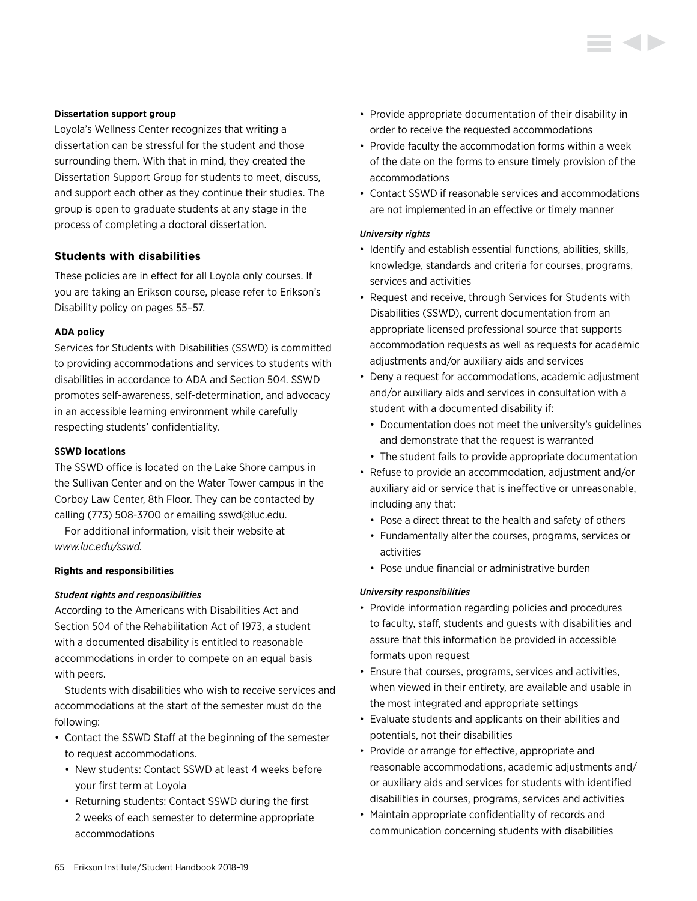#### Dissertation support group

Loyola's Wellness Center recognizes that writing a dissertation can be stressful for the student and those surrounding them. With that in mind, they created the Dissertation Support Group for students to meet, discuss, and support each other as they continue their studies. The group is open to graduate students at any stage in the process of completing a doctoral dissertation.

### Students with disabilities

These policies are in effect for all Loyola only courses. If you are taking an Erikson course, please refer to Erikson's Disability policy on pages 55–57.

#### ADA policy

Services for Students with Disabilities (SSWD) is committed to providing accommodations and services to students with disabilities in accordance to ADA and Section 504. SSWD promotes self-awareness, self-determination, and advocacy in an accessible learning environment while carefully respecting students' confidentiality.

#### SSWD locations

The SSWD office is located on the Lake Shore campus in the Sullivan Center and on the Water Tower campus in the Corboy Law Center, 8th Floor. They can be contacted by calling (773) 508-3700 or emailing sswd@luc.edu.

For additional information, visit their website at *www.luc.edu/sswd.*

#### Rights and responsibilities

***Student rights and responsibilities***

According to the Americans with Disabilities Act and Section 504 of the Rehabilitation Act of 1973, a student with a documented disability is entitled to reasonable accommodations in order to compete on an equal basis with peers.

Students with disabilities who wish to receive services and accommodations at the start of the semester must do the following:

- Contact the SSWD Staff at the beginning of the semester to request accommodations.
  - New students: Contact SSWD at least 4 weeks before your first term at Loyola
  - Returning students: Contact SSWD during the first 2 weeks of each semester to determine appropriate accommodations
- Provide appropriate documentation of their disability in order to receive the requested accommodations
- Provide faculty the accommodation forms within a week of the date on the forms to ensure timely provision of the accommodations
- Contact SSWD if reasonable services and accommodations are not implemented in an effective or timely manner

***University rights***

- Identify and establish essential functions, abilities, skills, knowledge, standards and criteria for courses, programs, services and activities
- Request and receive, through Services for Students with Disabilities (SSWD), current documentation from an appropriate licensed professional source that supports accommodation requests as well as requests for academic adjustments and/or auxiliary aids and services
- Deny a request for accommodations, academic adjustment and/or auxiliary aids and services in consultation with a student with a documented disability if:
  - Documentation does not meet the university's guidelines and demonstrate that the request is warranted
  - The student fails to provide appropriate documentation
- Refuse to provide an accommodation, adjustment and/or auxiliary aid or service that is ineffective or unreasonable, including any that:
  - Pose a direct threat to the health and safety of others
  - Fundamentally alter the courses, programs, services or activities
  - Pose undue financial or administrative burden

***University responsibilities***

- Provide information regarding policies and procedures to faculty, staff, students and guests with disabilities and assure that this information be provided in accessible formats upon request
- Ensure that courses, programs, services and activities, when viewed in their entirety, are available and usable in the most integrated and appropriate settings
- Evaluate students and applicants on their abilities and potentials, not their disabilities
- Provide or arrange for effective, appropriate and reasonable accommodations, academic adjustments and/or auxiliary aids and services for students with identified disabilities in courses, programs, services and activities
- Maintain appropriate confidentiality of records and communication concerning students with disabilities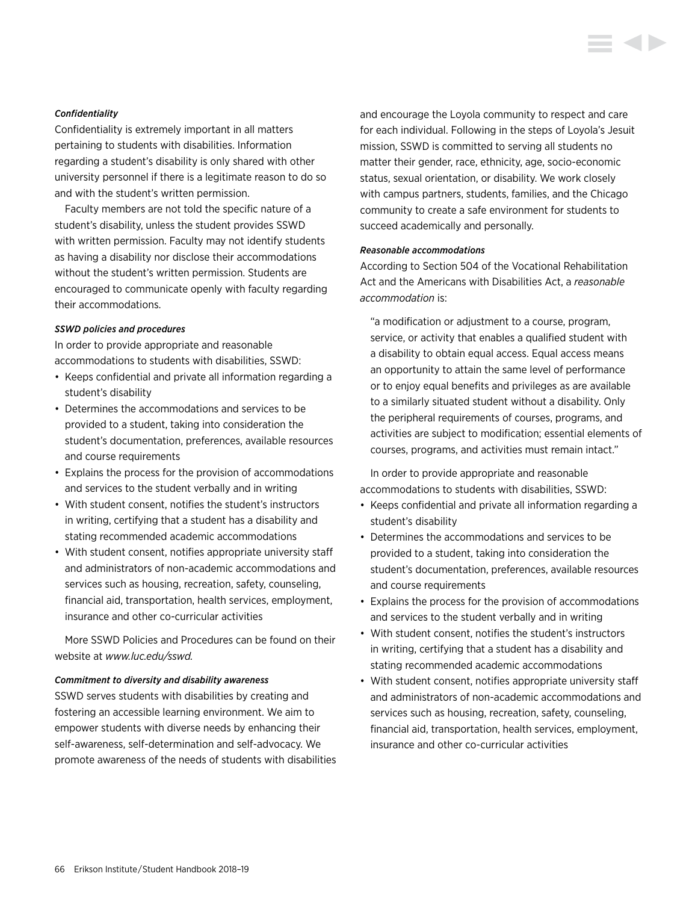*Confidentiality*

Confidentiality is extremely important in all matters pertaining to students with disabilities. Information regarding a student's disability is only shared with other university personnel if there is a legitimate reason to do so and with the student's written permission.

Faculty members are not told the specific nature of a student's disability, unless the student provides SSWD with written permission. Faculty may not identify students as having a disability nor disclose their accommodations without the student's written permission. Students are encouraged to communicate openly with faculty regarding their accommodations.

*SSWD policies and procedures*

In order to provide appropriate and reasonable accommodations to students with disabilities, SSWD:

- Keeps confidential and private all information regarding a student's disability
- Determines the accommodations and services to be provided to a student, taking into consideration the student's documentation, preferences, available resources and course requirements
- Explains the process for the provision of accommodations and services to the student verbally and in writing
- With student consent, notifies the student's instructors in writing, certifying that a student has a disability and stating recommended academic accommodations
- With student consent, notifies appropriate university staff and administrators of non-academic accommodations and services such as housing, recreation, safety, counseling, financial aid, transportation, health services, employment, insurance and other co-curricular activities

More SSWD Policies and Procedures can be found on their website at *www.luc.edu/sswd.*

*Commitment to diversity and disability awareness*

SSWD serves students with disabilities by creating and fostering an accessible learning environment. We aim to empower students with diverse needs by enhancing their self-awareness, self-determination and self-advocacy. We promote awareness of the needs of students with disabilities and encourage the Loyola community to respect and care for each individual. Following in the steps of Loyola's Jesuit mission, SSWD is committed to serving all students no matter their gender, race, ethnicity, age, socio-economic status, sexual orientation, or disability. We work closely with campus partners, students, families, and the Chicago community to create a safe environment for students to succeed academically and personally.

*Reasonable accommodations*

According to Section 504 of the Vocational Rehabilitation Act and the Americans with Disabilities Act, a *reasonable accommodation* is:

> "a modification or adjustment to a course, program, service, or activity that enables a qualified student with a disability to obtain equal access. Equal access means an opportunity to attain the same level of performance or to enjoy equal benefits and privileges as are available to a similarly situated student without a disability. Only the peripheral requirements of courses, programs, and activities are subject to modification; essential elements of courses, programs, and activities must remain intact."

In order to provide appropriate and reasonable accommodations to students with disabilities, SSWD:

- Keeps confidential and private all information regarding a student's disability
- Determines the accommodations and services to be provided to a student, taking into consideration the student's documentation, preferences, available resources and course requirements
- Explains the process for the provision of accommodations and services to the student verbally and in writing
- With student consent, notifies the student's instructors in writing, certifying that a student has a disability and stating recommended academic accommodations
- With student consent, notifies appropriate university staff and administrators of non-academic accommodations and services such as housing, recreation, safety, counseling, financial aid, transportation, health services, employment, insurance and other co-curricular activities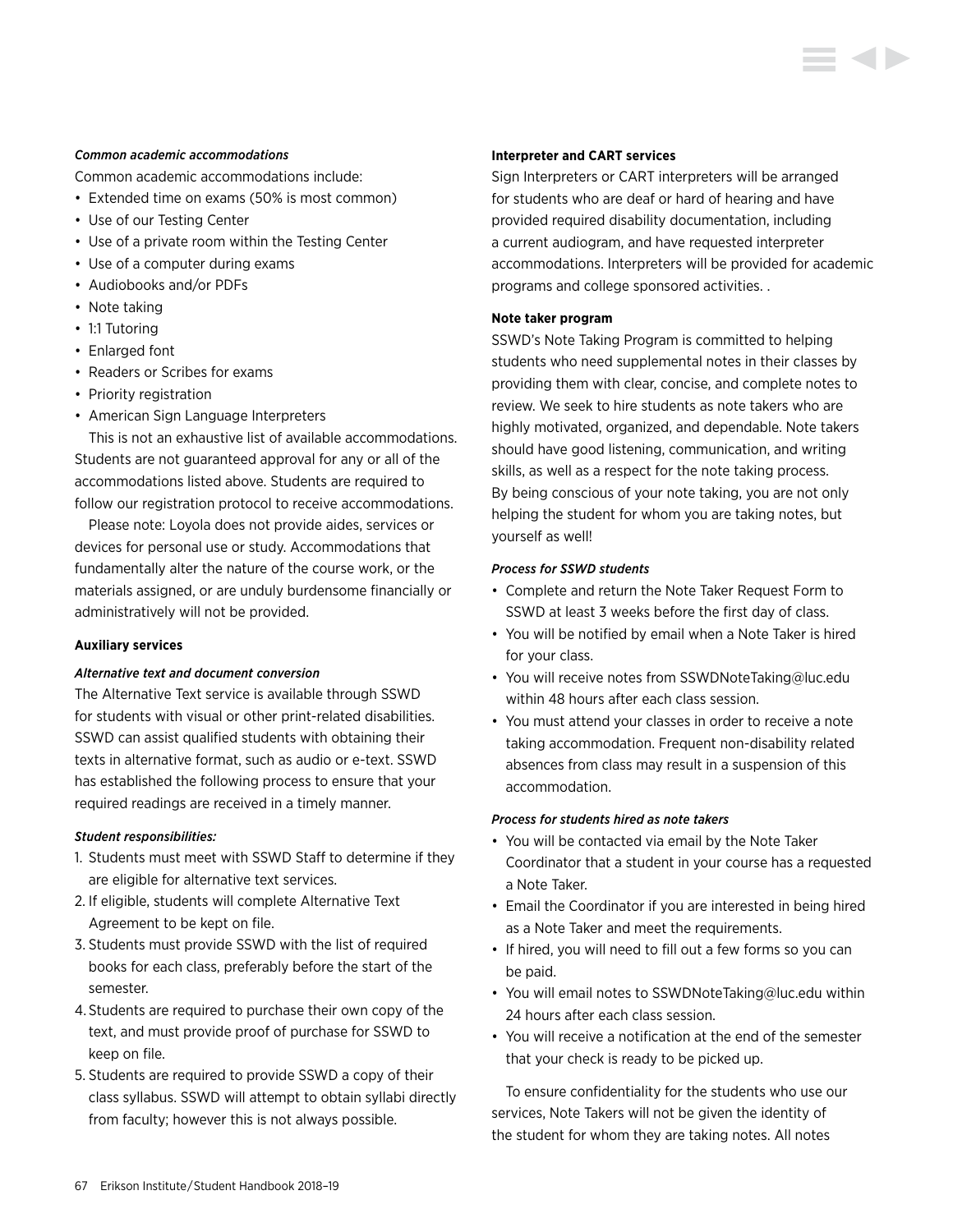*Common academic accommodations*

Common academic accommodations include:

- Extended time on exams (50% is most common)
- Use of our Testing Center
- Use of a private room within the Testing Center
- Use of a computer during exams
- Audiobooks and/or PDFs
- Note taking
- 1:1 Tutoring
- Enlarged font
- Readers or Scribes for exams
- Priority registration
- American Sign Language Interpreters

This is not an exhaustive list of available accommodations. Students are not guaranteed approval for any or all of the accommodations listed above. Students are required to follow our registration protocol to receive accommodations.

Please note: Loyola does not provide aides, services or devices for personal use or study. Accommodations that fundamentally alter the nature of the course work, or the materials assigned, or are unduly burdensome financially or administratively will not be provided.

**Auxiliary services**

*Alternative text and document conversion*

The Alternative Text service is available through SSWD for students with visual or other print-related disabilities. SSWD can assist qualified students with obtaining their texts in alternative format, such as audio or e-text. SSWD has established the following process to ensure that your required readings are received in a timely manner.

*Student responsibilities:*

1. Students must meet with SSWD Staff to determine if they are eligible for alternative text services.
2. If eligible, students will complete Alternative Text Agreement to be kept on file.
3. Students must provide SSWD with the list of required books for each class, preferably before the start of the semester.
4. Students are required to purchase their own copy of the text, and must provide proof of purchase for SSWD to keep on file.
5. Students are required to provide SSWD a copy of their class syllabus. SSWD will attempt to obtain syllabi directly from faculty; however this is not always possible.

**Interpreter and CART services**

Sign Interpreters or CART interpreters will be arranged for students who are deaf or hard of hearing and have provided required disability documentation, including a current audiogram, and have requested interpreter accommodations. Interpreters will be provided for academic programs and college sponsored activities. .

**Note taker program**

SSWD's Note Taking Program is committed to helping students who need supplemental notes in their classes by providing them with clear, concise, and complete notes to review. We seek to hire students as note takers who are highly motivated, organized, and dependable. Note takers should have good listening, communication, and writing skills, as well as a respect for the note taking process. By being conscious of your note taking, you are not only helping the student for whom you are taking notes, but yourself as well!

*Process for SSWD students*

- Complete and return the Note Taker Request Form to SSWD at least 3 weeks before the first day of class.
- You will be notified by email when a Note Taker is hired for your class.
- You will receive notes from SSWDNoteTaking@luc.edu within 48 hours after each class session.
- You must attend your classes in order to receive a note taking accommodation. Frequent non-disability related absences from class may result in a suspension of this accommodation.

*Process for students hired as note takers*

- You will be contacted via email by the Note Taker Coordinator that a student in your course has a requested a Note Taker.
- Email the Coordinator if you are interested in being hired as a Note Taker and meet the requirements.
- If hired, you will need to fill out a few forms so you can be paid.
- You will email notes to SSWDNoteTaking@luc.edu within 24 hours after each class session.
- You will receive a notification at the end of the semester that your check is ready to be picked up.

To ensure confidentiality for the students who use our services, Note Takers will not be given the identity of the student for whom they are taking notes. All notes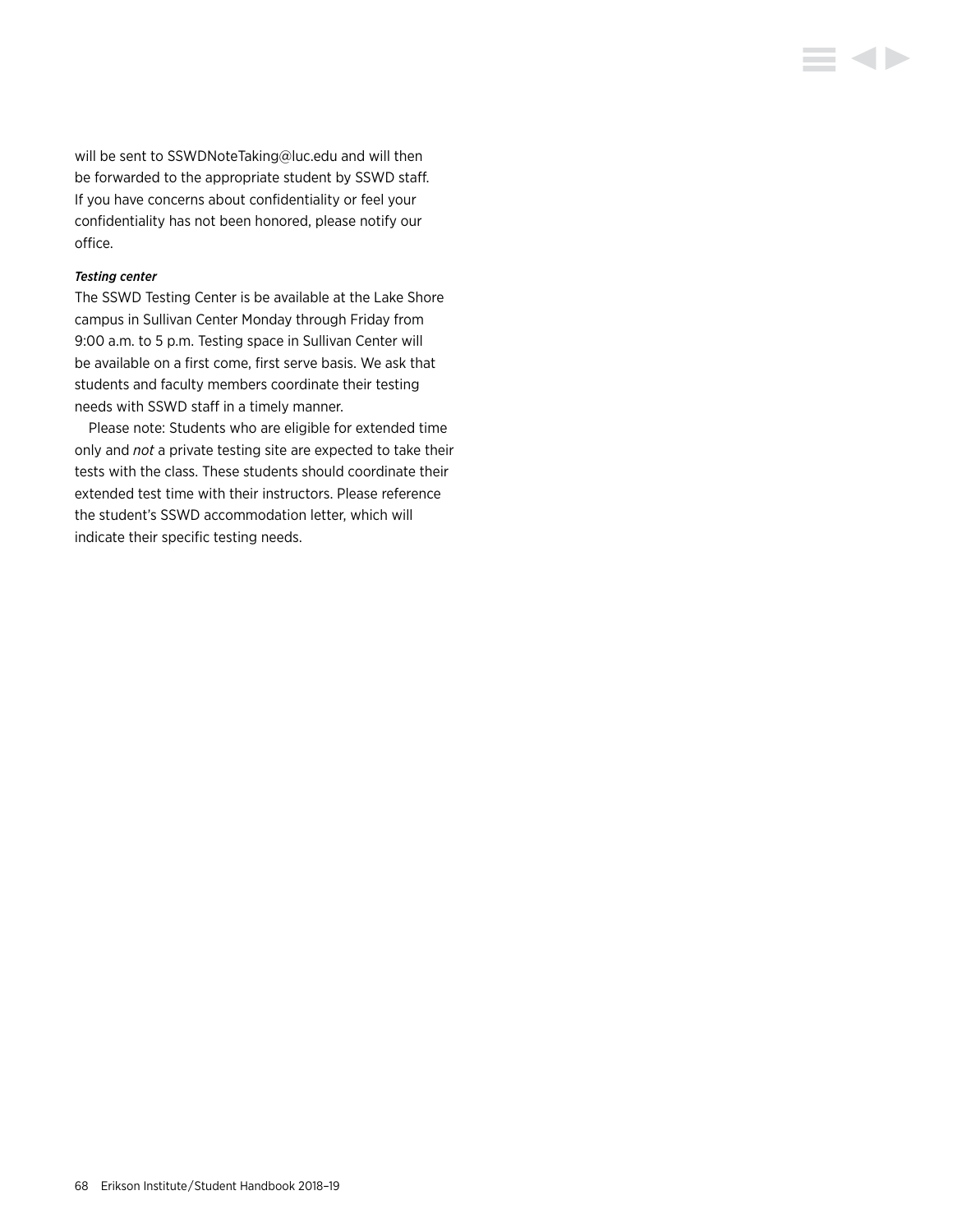will be sent to SSWDNoteTaking@luc.edu and will then be forwarded to the appropriate student by SSWD staff. If you have concerns about confidentiality or feel your confidentiality has not been honored, please notify our office.

***Testing center***

The SSWD Testing Center is be available at the Lake Shore campus in Sullivan Center Monday through Friday from 9:00 a.m. to 5 p.m. Testing space in Sullivan Center will be available on a first come, first serve basis. We ask that students and faculty members coordinate their testing needs with SSWD staff in a timely manner.

Please note: Students who are eligible for extended time only and *not* a private testing site are expected to take their tests with the class. These students should coordinate their extended test time with their instructors. Please reference the student's SSWD accommodation letter, which will indicate their specific testing needs.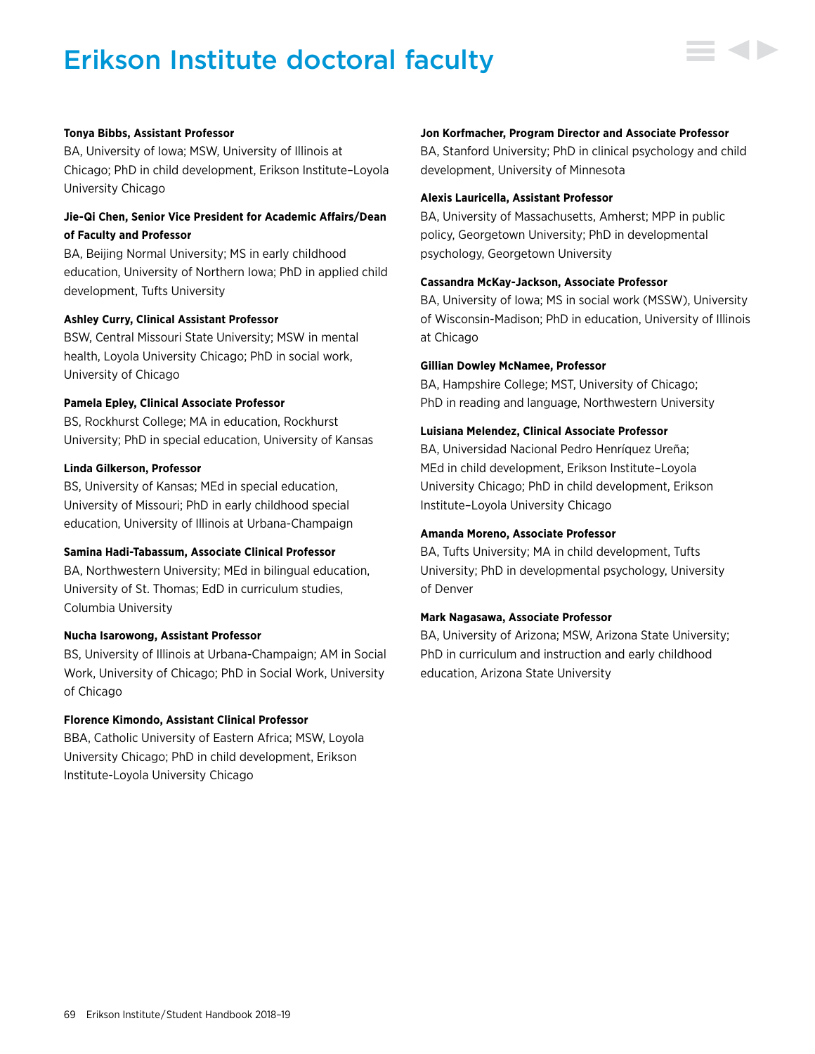# Erikson Institute doctoral faculty

**Tonya Bibbs, Assistant Professor**
BA, University of Iowa; MSW, University of Illinois at Chicago; PhD in child development, Erikson Institute–Loyola University Chicago

**Jie-Qi Chen, Senior Vice President for Academic Affairs/Dean of Faculty and Professor**
BA, Beijing Normal University; MS in early childhood education, University of Northern Iowa; PhD in applied child development, Tufts University

**Ashley Curry, Clinical Assistant Professor**
BSW, Central Missouri State University; MSW in mental health, Loyola University Chicago; PhD in social work, University of Chicago

**Pamela Epley, Clinical Associate Professor**
BS, Rockhurst College; MA in education, Rockhurst University; PhD in special education, University of Kansas

**Linda Gilkerson, Professor**
BS, University of Kansas; MEd in special education, University of Missouri; PhD in early childhood special education, University of Illinois at Urbana-Champaign

**Samina Hadi-Tabassum, Associate Clinical Professor**
BA, Northwestern University; MEd in bilingual education, University of St. Thomas; EdD in curriculum studies, Columbia University

**Nucha Isarowong, Assistant Professor**
BS, University of Illinois at Urbana-Champaign; AM in Social Work, University of Chicago; PhD in Social Work, University of Chicago

**Florence Kimondo, Assistant Clinical Professor**
BBA, Catholic University of Eastern Africa; MSW, Loyola University Chicago; PhD in child development, Erikson Institute-Loyola University Chicago

**Jon Korfmacher, Program Director and Associate Professor**
BA, Stanford University; PhD in clinical psychology and child development, University of Minnesota

**Alexis Lauricella, Assistant Professor**
BA, University of Massachusetts, Amherst; MPP in public policy, Georgetown University; PhD in developmental psychology, Georgetown University

**Cassandra McKay-Jackson, Associate Professor**
BA, University of Iowa; MS in social work (MSSW), University of Wisconsin-Madison; PhD in education, University of Illinois at Chicago

**Gillian Dowley McNamee, Professor**
BA, Hampshire College; MST, University of Chicago; PhD in reading and language, Northwestern University

**Luisiana Melendez, Clinical Associate Professor**
BA, Universidad Nacional Pedro Henríquez Ureña; MEd in child development, Erikson Institute–Loyola University Chicago; PhD in child development, Erikson Institute–Loyola University Chicago

**Amanda Moreno, Associate Professor**
BA, Tufts University; MA in child development, Tufts University; PhD in developmental psychology, University of Denver

**Mark Nagasawa, Associate Professor**
BA, University of Arizona; MSW, Arizona State University; PhD in curriculum and instruction and early childhood education, Arizona State University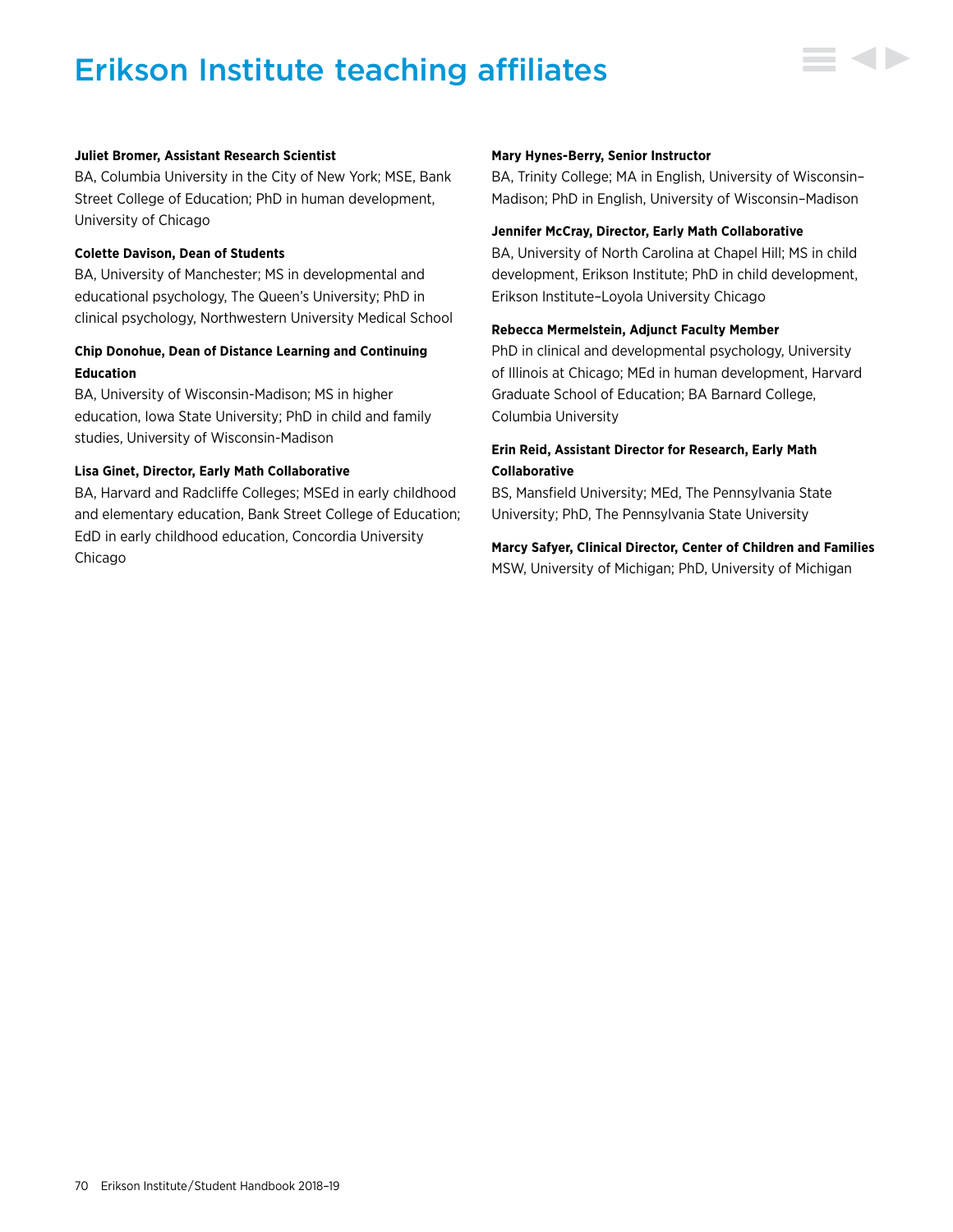# Erikson Institute teaching affiliates

**Juliet Bromer, Assistant Research Scientist**
BA, Columbia University in the City of New York; MSE, Bank Street College of Education; PhD in human development, University of Chicago

**Colette Davison, Dean of Students**
BA, University of Manchester; MS in developmental and educational psychology, The Queen's University; PhD in clinical psychology, Northwestern University Medical School

**Chip Donohue, Dean of Distance Learning and Continuing Education**
BA, University of Wisconsin-Madison; MS in higher education, Iowa State University; PhD in child and family studies, University of Wisconsin-Madison

**Lisa Ginet, Director, Early Math Collaborative**
BA, Harvard and Radcliffe Colleges; MSEd in early childhood and elementary education, Bank Street College of Education; EdD in early childhood education, Concordia University Chicago

**Mary Hynes-Berry, Senior Instructor**
BA, Trinity College; MA in English, University of Wisconsin–Madison; PhD in English, University of Wisconsin–Madison

**Jennifer McCray, Director, Early Math Collaborative**
BA, University of North Carolina at Chapel Hill; MS in child development, Erikson Institute; PhD in child development, Erikson Institute–Loyola University Chicago

**Rebecca Mermelstein, Adjunct Faculty Member**
PhD in clinical and developmental psychology, University of Illinois at Chicago; MEd in human development, Harvard Graduate School of Education; BA Barnard College, Columbia University

**Erin Reid, Assistant Director for Research, Early Math Collaborative**
BS, Mansfield University; MEd, The Pennsylvania State University; PhD, The Pennsylvania State University

**Marcy Safyer, Clinical Director, Center of Children and Families**
MSW, University of Michigan; PhD, University of Michigan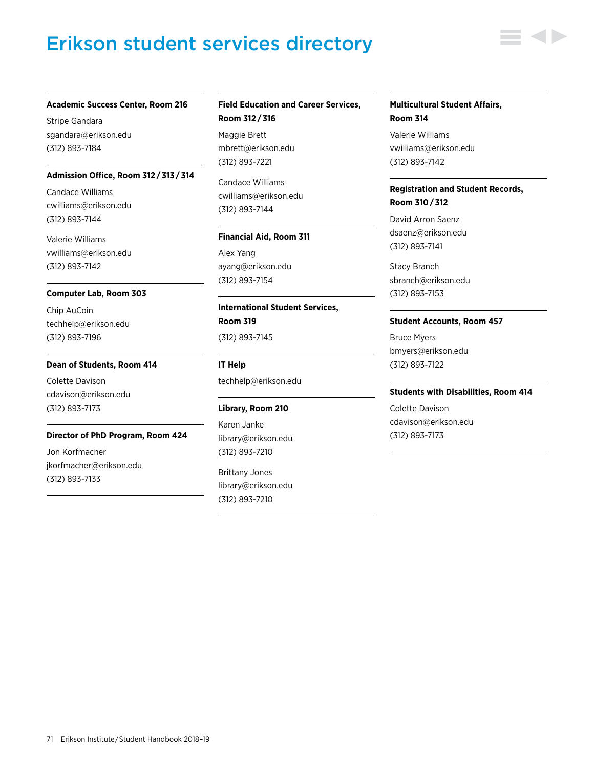# Erikson student services directory

**Academic Success Center, Room 216**

Stripe Gandara
sgandara@erikson.edu
(312) 893-7184

**Admission Office, Room 312 / 313 / 314**

Candace Williams
cwilliams@erikson.edu
(312) 893-7144

Valerie Williams
vwilliams@erikson.edu
(312) 893-7142

**Computer Lab, Room 303**

Chip AuCoin
techhelp@erikson.edu
(312) 893-7196

**Dean of Students, Room 414**

Colette Davison
cdavison@erikson.edu
(312) 893-7173

**Director of PhD Program, Room 424**

Jon Korfmacher
jkorfmacher@erikson.edu
(312) 893-7133

**Field Education and Career Services, Room 312 / 316**

Maggie Brett
mbrett@erikson.edu
(312) 893-7221

Candace Williams
cwilliams@erikson.edu
(312) 893-7144

**Financial Aid, Room 311**

Alex Yang
ayang@erikson.edu
(312) 893-7154

**International Student Services, Room 319**

(312) 893-7145

**IT Help**

techhelp@erikson.edu

**Library, Room 210**

Karen Janke
library@erikson.edu
(312) 893-7210

Brittany Jones
library@erikson.edu
(312) 893-7210

**Multicultural Student Affairs, Room 314**

Valerie Williams
vwilliams@erikson.edu
(312) 893-7142

**Registration and Student Records, Room 310 / 312**

David Arron Saenz
dsaenz@erikson.edu
(312) 893-7141

Stacy Branch
sbranch@erikson.edu
(312) 893-7153

**Student Accounts, Room 457**

Bruce Myers
bmyers@erikson.edu
(312) 893-7122

**Students with Disabilities, Room 414**

Colette Davison
cdavison@erikson.edu
(312) 893-7173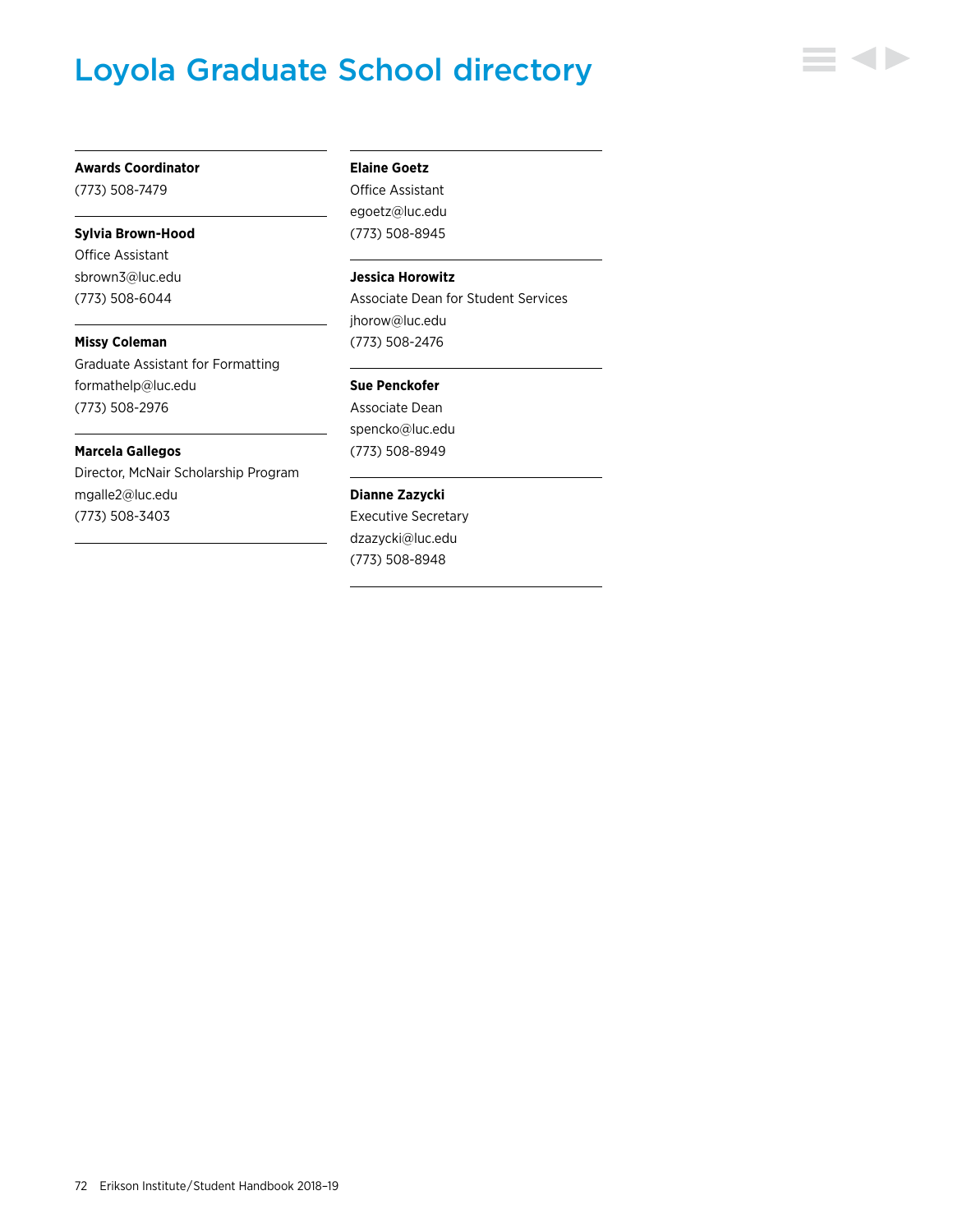# Loyola Graduate School directory

**Awards Coordinator**
(773) 508-7479

**Sylvia Brown-Hood**
Office Assistant
sbrown3@luc.edu
(773) 508-6044

**Missy Coleman**
Graduate Assistant for Formatting
formathelp@luc.edu
(773) 508-2976

**Marcela Gallegos**
Director, McNair Scholarship Program
mgalle2@luc.edu
(773) 508-3403

**Elaine Goetz**
Office Assistant
egoetz@luc.edu
(773) 508-8945

**Jessica Horowitz**
Associate Dean for Student Services
jhorow@luc.edu
(773) 508-2476

**Sue Penckofer**
Associate Dean
spencko@luc.edu
(773) 508-8949

**Dianne Zazycki**
Executive Secretary
dzazycki@luc.edu
(773) 508-8948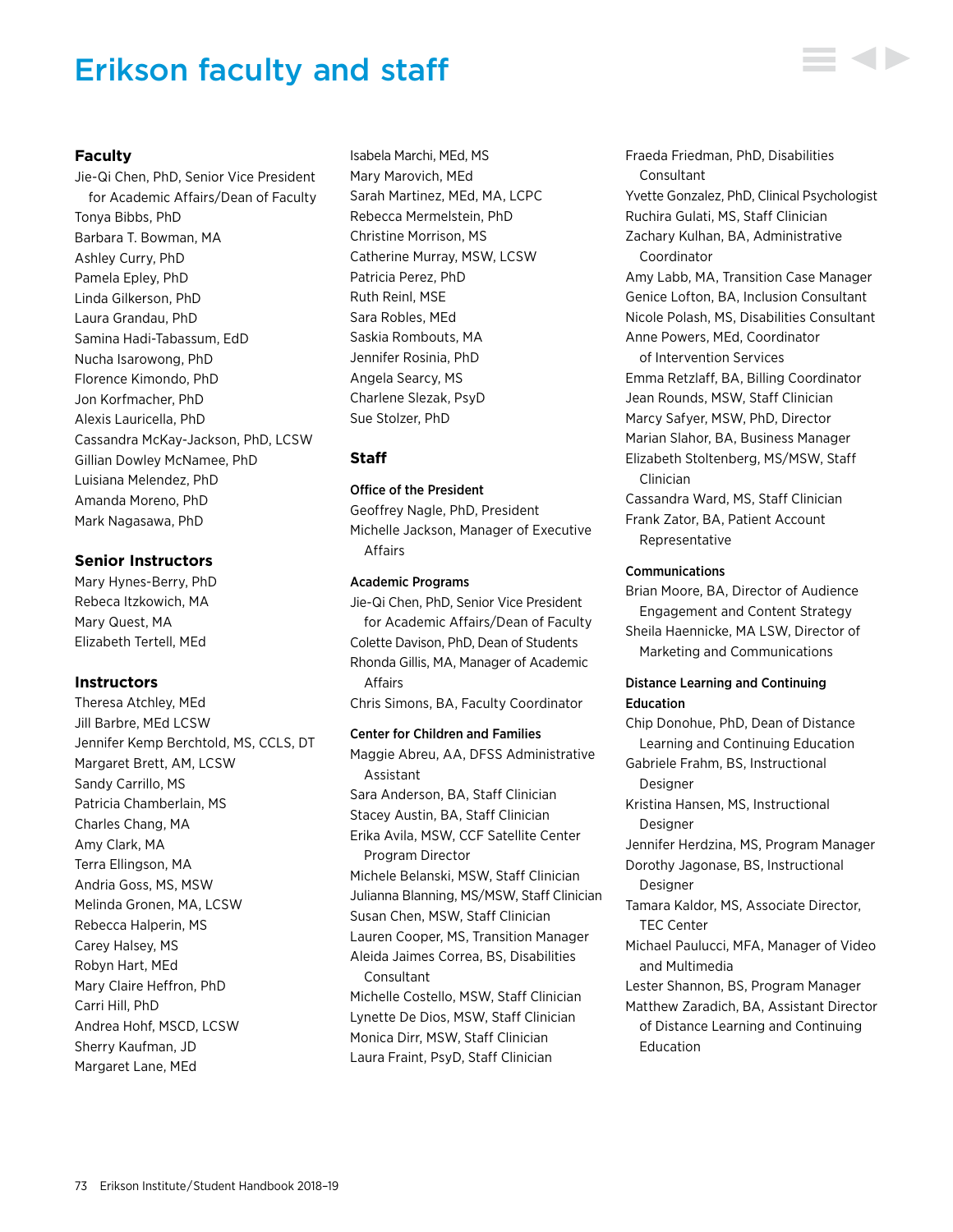# Erikson faculty and staff

## Faculty

Jie-Qi Chen, PhD, Senior Vice President for Academic Affairs/Dean of Faculty
Tonya Bibbs, PhD
Barbara T. Bowman, MA
Ashley Curry, PhD
Pamela Epley, PhD
Linda Gilkerson, PhD
Laura Grandau, PhD
Samina Hadi-Tabassum, EdD
Nucha Isarowong, PhD
Florence Kimondo, PhD
Jon Korfmacher, PhD
Alexis Lauricella, PhD
Cassandra McKay-Jackson, PhD, LCSW
Gillian Dowley McNamee, PhD
Luisiana Melendez, PhD
Amanda Moreno, PhD
Mark Nagasawa, PhD

## Senior Instructors

Mary Hynes-Berry, PhD
Rebeca Itzkowich, MA
Mary Quest, MA
Elizabeth Tertell, MEd

## Instructors

Theresa Atchley, MEd
Jill Barbre, MEd LCSW
Jennifer Kemp Berchtold, MS, CCLS, DT
Margaret Brett, AM, LCSW
Sandy Carrillo, MS
Patricia Chamberlain, MS
Charles Chang, MA
Amy Clark, MA
Terra Ellingson, MA
Andria Goss, MS, MSW
Melinda Gronen, MA, LCSW
Rebecca Halperin, MS
Carey Halsey, MS
Robyn Hart, MEd
Mary Claire Heffron, PhD
Carri Hill, PhD
Andrea Hohf, MSCD, LCSW
Sherry Kaufman, JD
Margaret Lane, MEd
Isabela Marchi, MEd, MS
Mary Marovich, MEd
Sarah Martinez, MEd, MA, LCPC
Rebecca Mermelstein, PhD
Christine Morrison, MS
Catherine Murray, MSW, LCSW
Patricia Perez, PhD
Ruth Reinl, MSE
Sara Robles, MEd
Saskia Rombouts, MA
Jennifer Rosinia, PhD
Angela Searcy, MS
Charlene Slezak, PsyD
Sue Stolzer, PhD

## Staff

### Office of the President

Geoffrey Nagle, PhD, President
Michelle Jackson, Manager of Executive Affairs

### Academic Programs

Jie-Qi Chen, PhD, Senior Vice President for Academic Affairs/Dean of Faculty
Colette Davison, PhD, Dean of Students
Rhonda Gillis, MA, Manager of Academic Affairs
Chris Simons, BA, Faculty Coordinator

### Center for Children and Families

Maggie Abreu, AA, DFSS Administrative Assistant
Sara Anderson, BA, Staff Clinician
Stacey Austin, BA, Staff Clinician
Erika Avila, MSW, CCF Satellite Center Program Director
Michele Belanski, MSW, Staff Clinician
Julianna Blanning, MS/MSW, Staff Clinician
Susan Chen, MSW, Staff Clinician
Lauren Cooper, MS, Transition Manager
Aleida Jaimes Correa, BS, Disabilities Consultant
Michelle Costello, MSW, Staff Clinician
Lynette De Dios, MSW, Staff Clinician
Monica Dirr, MSW, Staff Clinician
Laura Fraint, PsyD, Staff Clinician
Fraeda Friedman, PhD, Disabilities Consultant
Yvette Gonzalez, PhD, Clinical Psychologist
Ruchira Gulati, MS, Staff Clinician
Zachary Kulhan, BA, Administrative Coordinator
Amy Labb, MA, Transition Case Manager
Genice Lofton, BA, Inclusion Consultant
Nicole Polash, MS, Disabilities Consultant
Anne Powers, MEd, Coordinator of Intervention Services
Emma Retzlaff, BA, Billing Coordinator
Jean Rounds, MSW, Staff Clinician
Marcy Safyer, MSW, PhD, Director
Marian Slahor, BA, Business Manager
Elizabeth Stoltenberg, MS/MSW, Staff Clinician
Cassandra Ward, MS, Staff Clinician
Frank Zator, BA, Patient Account Representative

### Communications

Brian Moore, BA, Director of Audience Engagement and Content Strategy
Sheila Haennicke, MA LSW, Director of Marketing and Communications

### Distance Learning and Continuing Education

Chip Donohue, PhD, Dean of Distance Learning and Continuing Education
Gabriele Frahm, BS, Instructional Designer
Kristina Hansen, MS, Instructional Designer
Jennifer Herdzina, MS, Program Manager
Dorothy Jagonase, BS, Instructional Designer
Tamara Kaldor, MS, Associate Director, TEC Center
Michael Paulucci, MFA, Manager of Video and Multimedia
Lester Shannon, BS, Program Manager
Matthew Zaradich, BA, Assistant Director of Distance Learning and Continuing Education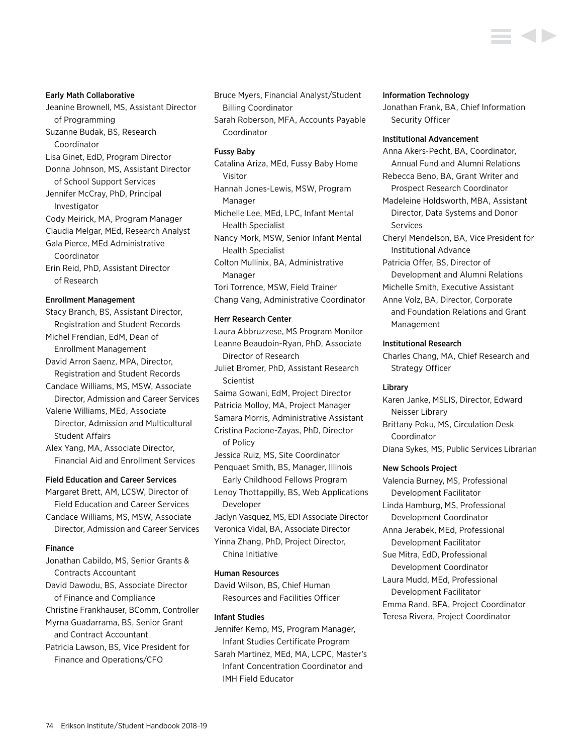### Early Math Collaborative

Jeanine Brownell, MS, Assistant Director of Programming
Suzanne Budak, BS, Research Coordinator
Lisa Ginet, EdD, Program Director
Donna Johnson, MS, Assistant Director of School Support Services
Jennifer McCray, PhD, Principal Investigator
Cody Meirick, MA, Program Manager
Claudia Melgar, MEd, Research Analyst
Gala Pierce, MEd Administrative Coordinator
Erin Reid, PhD, Assistant Director of Research

### Enrollment Management

Stacy Branch, BS, Assistant Director, Registration and Student Records
Michel Frendian, EdM, Dean of Enrollment Management
David Arron Saenz, MPA, Director, Registration and Student Records
Candace Williams, MS, MSW, Associate Director, Admission and Career Services
Valerie Williams, MEd, Associate Director, Admission and Multicultural Student Affairs
Alex Yang, MA, Associate Director, Financial Aid and Enrollment Services

### Field Education and Career Services

Margaret Brett, AM, LCSW, Director of Field Education and Career Services
Candace Williams, MS, MSW, Associate Director, Admission and Career Services

### Finance

Jonathan Cabildo, MS, Senior Grants & Contracts Accountant
David Dawodu, BS, Associate Director of Finance and Compliance
Christine Frankhauser, BComm, Controller
Myrna Guadarrama, BS, Senior Grant and Contract Accountant
Patricia Lawson, BS, Vice President for Finance and Operations/CFO
Bruce Myers, Financial Analyst/Student Billing Coordinator
Sarah Roberson, MFA, Accounts Payable Coordinator

### Fussy Baby

Catalina Ariza, MEd, Fussy Baby Home Visitor
Hannah Jones-Lewis, MSW, Program Manager
Michelle Lee, MEd, LPC, Infant Mental Health Specialist
Nancy Mork, MSW, Senior Infant Mental Health Specialist
Colton Mullinix, BA, Administrative Manager
Tori Torrence, MSW, Field Trainer
Chang Vang, Administrative Coordinator

### Herr Research Center

Laura Abbruzzese, MS Program Monitor
Leanne Beaudoin-Ryan, PhD, Associate Director of Research
Juliet Bromer, PhD, Assistant Research Scientist
Saima Gowani, EdM, Project Director
Patricia Molloy, MA, Project Manager
Samara Morris, Administrative Assistant
Cristina Pacione-Zayas, PhD, Director of Policy
Jessica Ruiz, MS, Site Coordinator
Penquaet Smith, BS, Manager, Illinois Early Childhood Fellows Program
Lenoy Thottappilly, BS, Web Applications Developer
Jaclyn Vasquez, MS, EDI Associate Director
Veronica Vidal, BA, Associate Director
Yinna Zhang, PhD, Project Director, China Initiative

### Human Resources

David Wilson, BS, Chief Human Resources and Facilities Officer

### Infant Studies

Jennifer Kemp, MS, Program Manager, Infant Studies Certificate Program
Sarah Martinez, MEd, MA, LCPC, Master's Infant Concentration Coordinator and IMH Field Educator

### Information Technology

Jonathan Frank, BA, Chief Information Security Officer

### Institutional Advancement

Anna Akers-Pecht, BA, Coordinator, Annual Fund and Alumni Relations
Rebecca Beno, BA, Grant Writer and Prospect Research Coordinator
Madeleine Holdsworth, MBA, Assistant Director, Data Systems and Donor Services
Cheryl Mendelson, BA, Vice President for Institutional Advance
Patricia Offer, BS, Director of Development and Alumni Relations
Michelle Smith, Executive Assistant
Anne Volz, BA, Director, Corporate and Foundation Relations and Grant Management

### Institutional Research

Charles Chang, MA, Chief Research and Strategy Officer

### Library

Karen Janke, MSLIS, Director, Edward Neisser Library
Brittany Poku, MS, Circulation Desk Coordinator
Diana Sykes, MS, Public Services Librarian

### New Schools Project

Valencia Burney, MS, Professional Development Facilitator
Linda Hamburg, MS, Professional Development Coordinator
Anna Jerabek, MEd, Professional Development Facilitator
Sue Mitra, EdD, Professional Development Coordinator
Laura Mudd, MEd, Professional Development Facilitator
Emma Rand, BFA, Project Coordinator
Teresa Rivera, Project Coordinator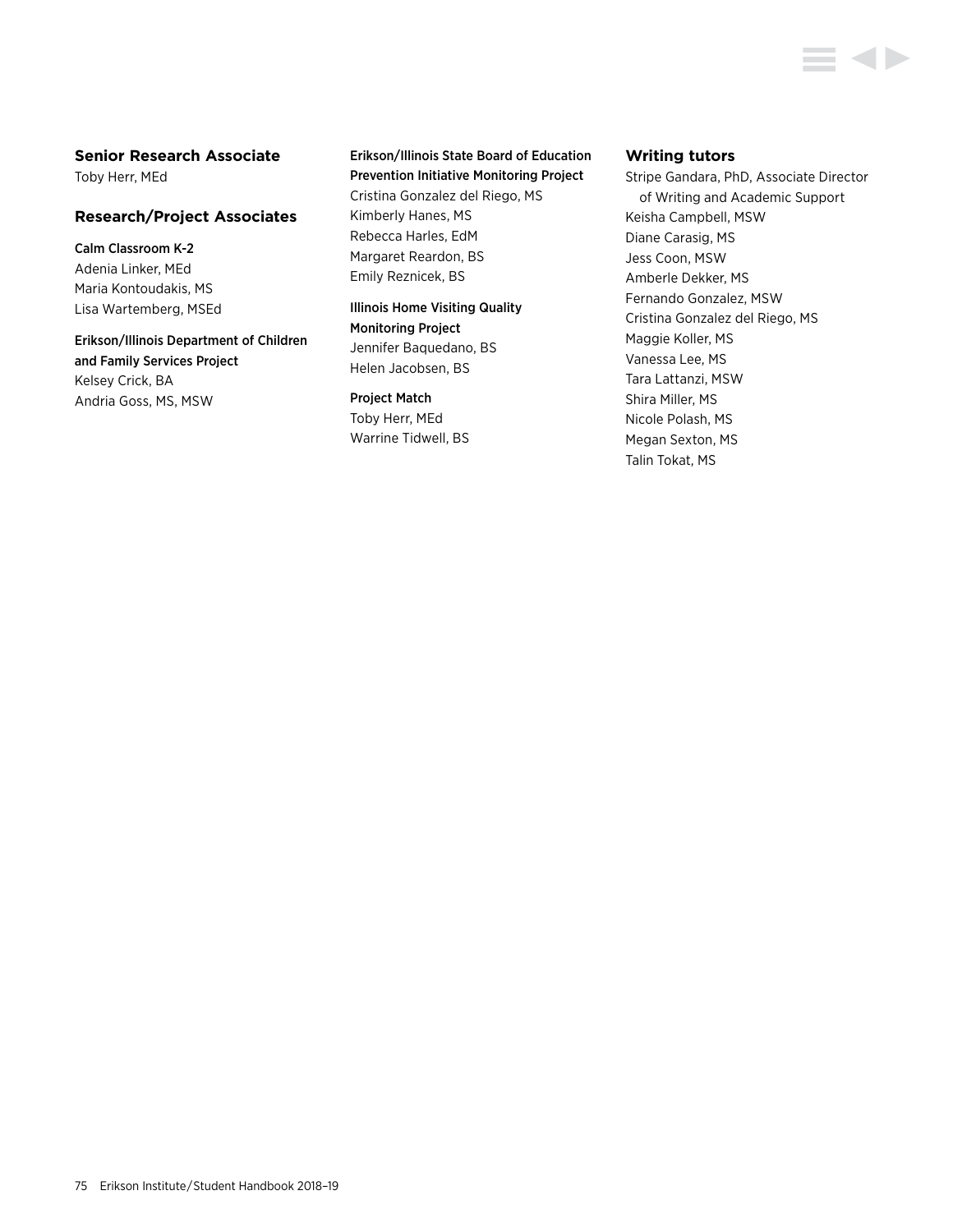## Senior Research Associate

Toby Herr, MEd

## Research/Project Associates

### Calm Classroom K-2

Adenia Linker, MEd
Maria Kontoudakis, MS
Lisa Wartemberg, MSEd

### Erikson/Illinois Department of Children and Family Services Project

Kelsey Crick, BA
Andria Goss, MS, MSW

### Erikson/Illinois State Board of Education Prevention Initiative Monitoring Project

Cristina Gonzalez del Riego, MS
Kimberly Hanes, MS
Rebecca Harles, EdM
Margaret Reardon, BS
Emily Reznicek, BS

### Illinois Home Visiting Quality Monitoring Project

Jennifer Baquedano, BS
Helen Jacobsen, BS

### Project Match

Toby Herr, MEd
Warrine Tidwell, BS

## Writing tutors

Stripe Gandara, PhD, Associate Director of Writing and Academic Support
Keisha Campbell, MSW
Diane Carasig, MS
Jess Coon, MSW
Amberle Dekker, MS
Fernando Gonzalez, MSW
Cristina Gonzalez del Riego, MS
Maggie Koller, MS
Vanessa Lee, MS
Tara Lattanzi, MSW
Shira Miller, MS
Nicole Polash, MS
Megan Sexton, MS
Talin Tokat, MS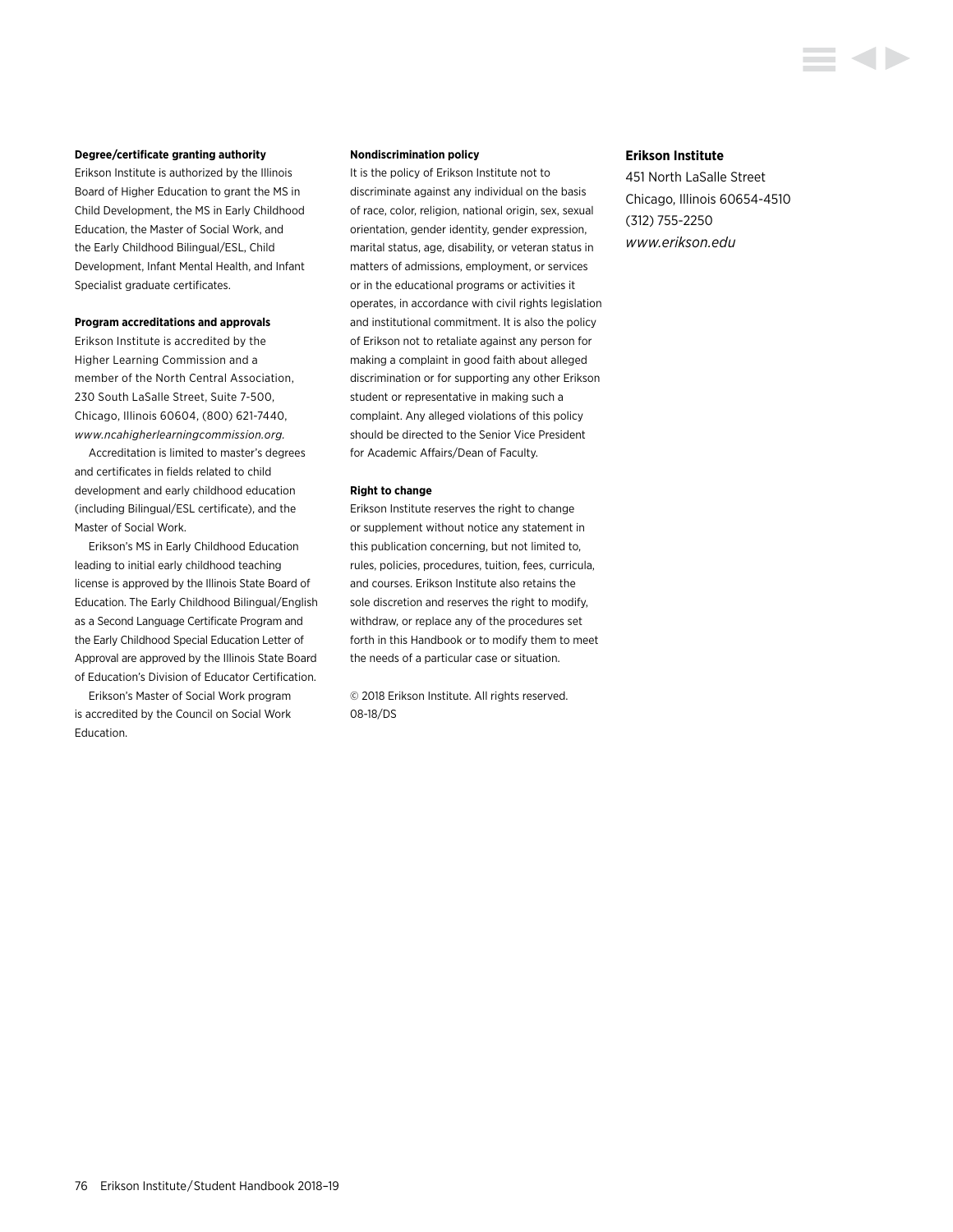**Degree/certificate granting authority**

Erikson Institute is authorized by the Illinois Board of Higher Education to grant the MS in Child Development, the MS in Early Childhood Education, the Master of Social Work, and the Early Childhood Bilingual/ESL, Child Development, Infant Mental Health, and Infant Specialist graduate certificates.

**Program accreditations and approvals**

Erikson Institute is accredited by the Higher Learning Commission and a member of the North Central Association, 230 South LaSalle Street, Suite 7-500, Chicago, Illinois 60604, (800) 621-7440, *www.ncahigherlearningcommission.org.*

Accreditation is limited to master's degrees and certificates in fields related to child development and early childhood education (including Bilingual/ESL certificate), and the Master of Social Work.

Erikson's MS in Early Childhood Education leading to initial early childhood teaching license is approved by the Illinois State Board of Education. The Early Childhood Bilingual/English as a Second Language Certificate Program and the Early Childhood Special Education Letter of Approval are approved by the Illinois State Board of Education's Division of Educator Certification.

Erikson's Master of Social Work program is accredited by the Council on Social Work Education.

**Nondiscrimination policy**

It is the policy of Erikson Institute not to discriminate against any individual on the basis of race, color, religion, national origin, sex, sexual orientation, gender identity, gender expression, marital status, age, disability, or veteran status in matters of admissions, employment, or services or in the educational programs or activities it operates, in accordance with civil rights legislation and institutional commitment. It is also the policy of Erikson not to retaliate against any person for making a complaint in good faith about alleged discrimination or for supporting any other Erikson student or representative in making such a complaint. Any alleged violations of this policy should be directed to the Senior Vice President for Academic Affairs/Dean of Faculty.

**Right to change**

Erikson Institute reserves the right to change or supplement without notice any statement in this publication concerning, but not limited to, rules, policies, procedures, tuition, fees, curricula, and courses. Erikson Institute also retains the sole discretion and reserves the right to modify, withdraw, or replace any of the procedures set forth in this Handbook or to modify them to meet the needs of a particular case or situation.

© 2018 Erikson Institute. All rights reserved.
08-18/DS

**Erikson Institute**

451 North LaSalle Street
Chicago, Illinois 60654-4510
(312) 755-2250
*www.erikson.edu*